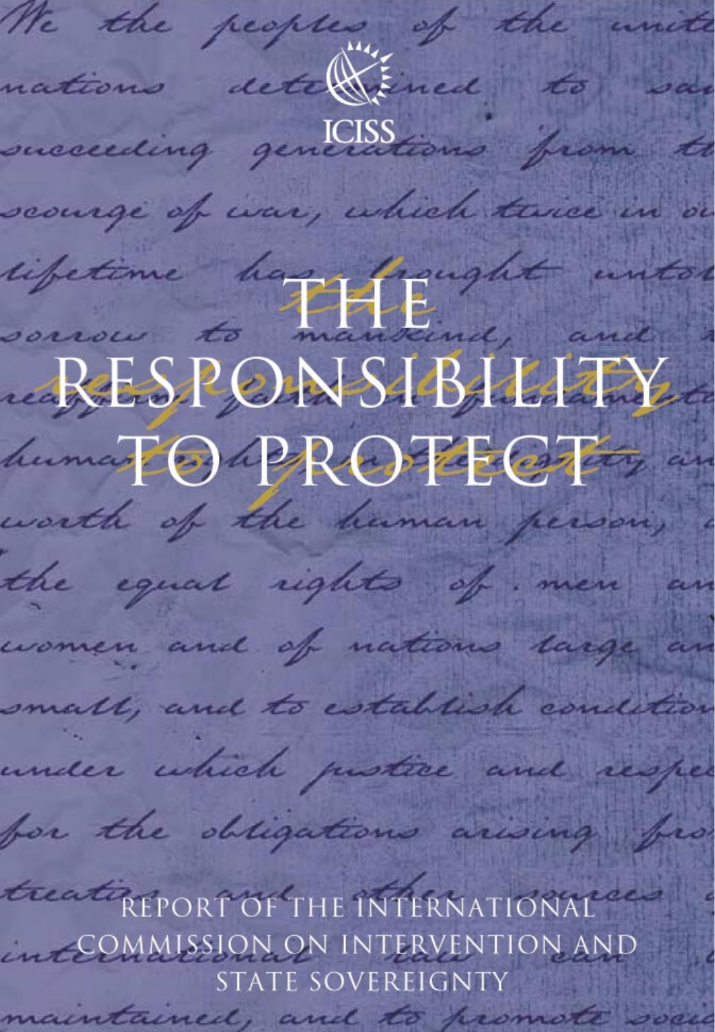ICISS

# THE RESPONSIBILITY TO PROTECT

REPORT OF THE INTERNATIONAL COMMISSION ON INTERVENTION AND STATE SOVEREIGNTY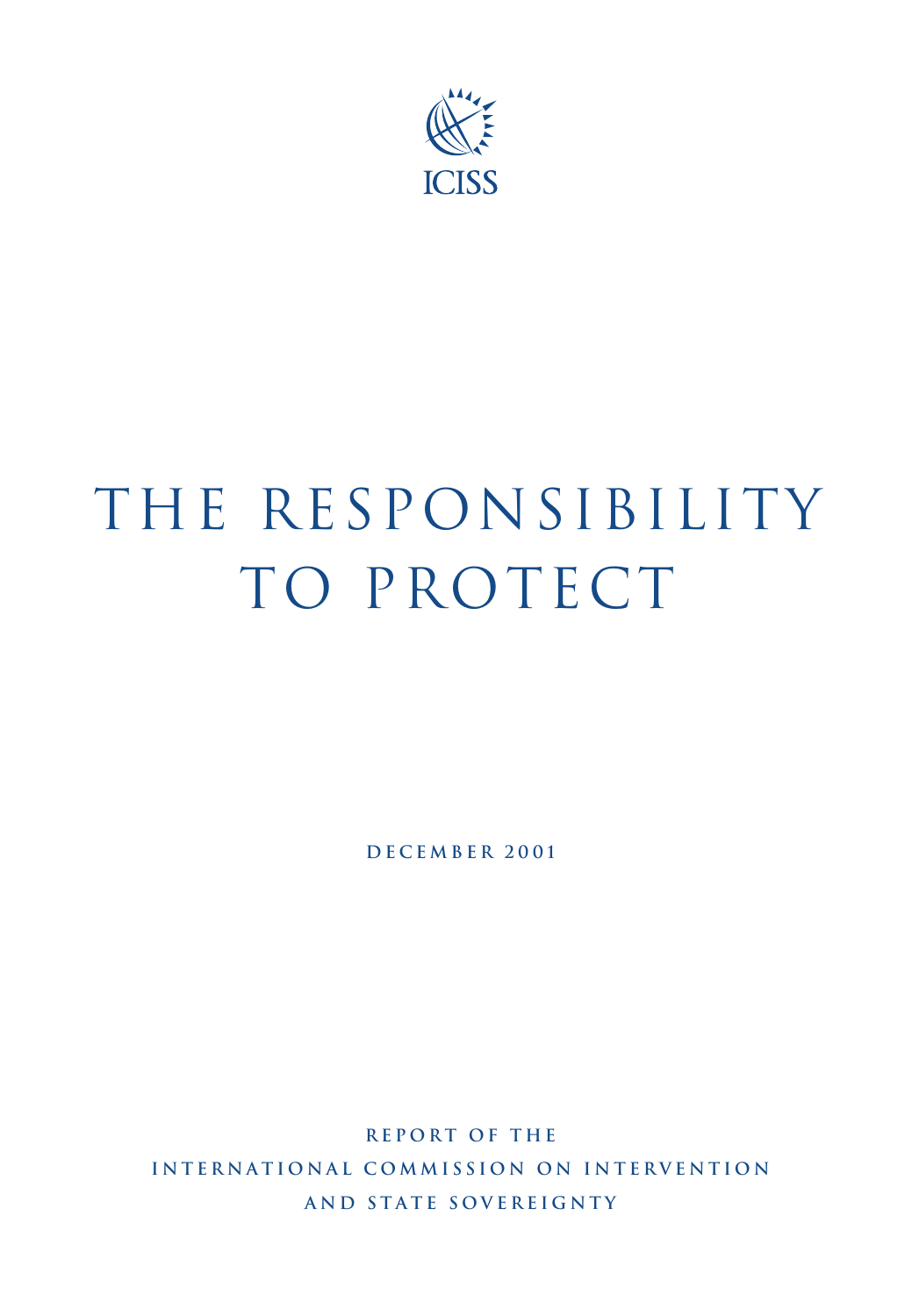ICISS

# THE RESPONSIBILITY TO PROTECT

**DECEMBER 2001**

**REPORT OF THE**
**INTERNATIONAL COMMISSION ON INTERVENTION**
**AND STATE SOVEREIGNTY**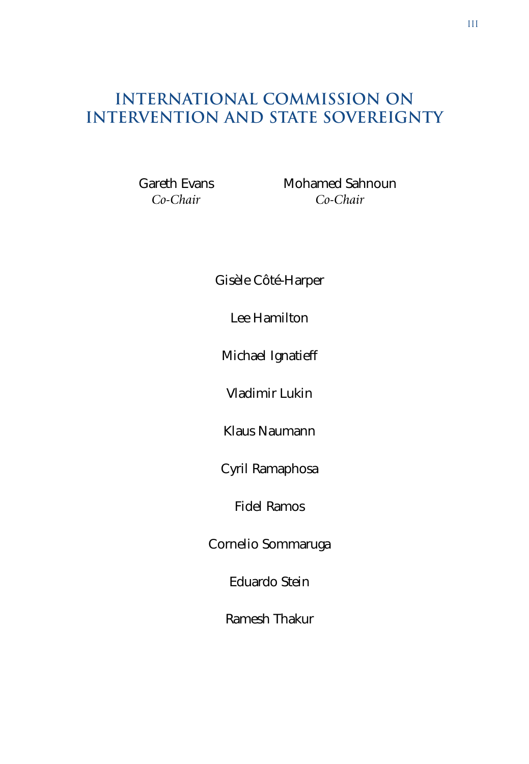# INTERNATIONAL COMMISSION ON INTERVENTION AND STATE SOVEREIGNTY

Gareth Evans
*Co-Chair*

Mohamed Sahnoun
*Co-Chair*

Gisèle Côté-Harper

Lee Hamilton

Michael Ignatieff

Vladimir Lukin

Klaus Naumann

Cyril Ramaphosa

Fidel Ramos

Cornelio Sommaruga

Eduardo Stein

Ramesh Thakur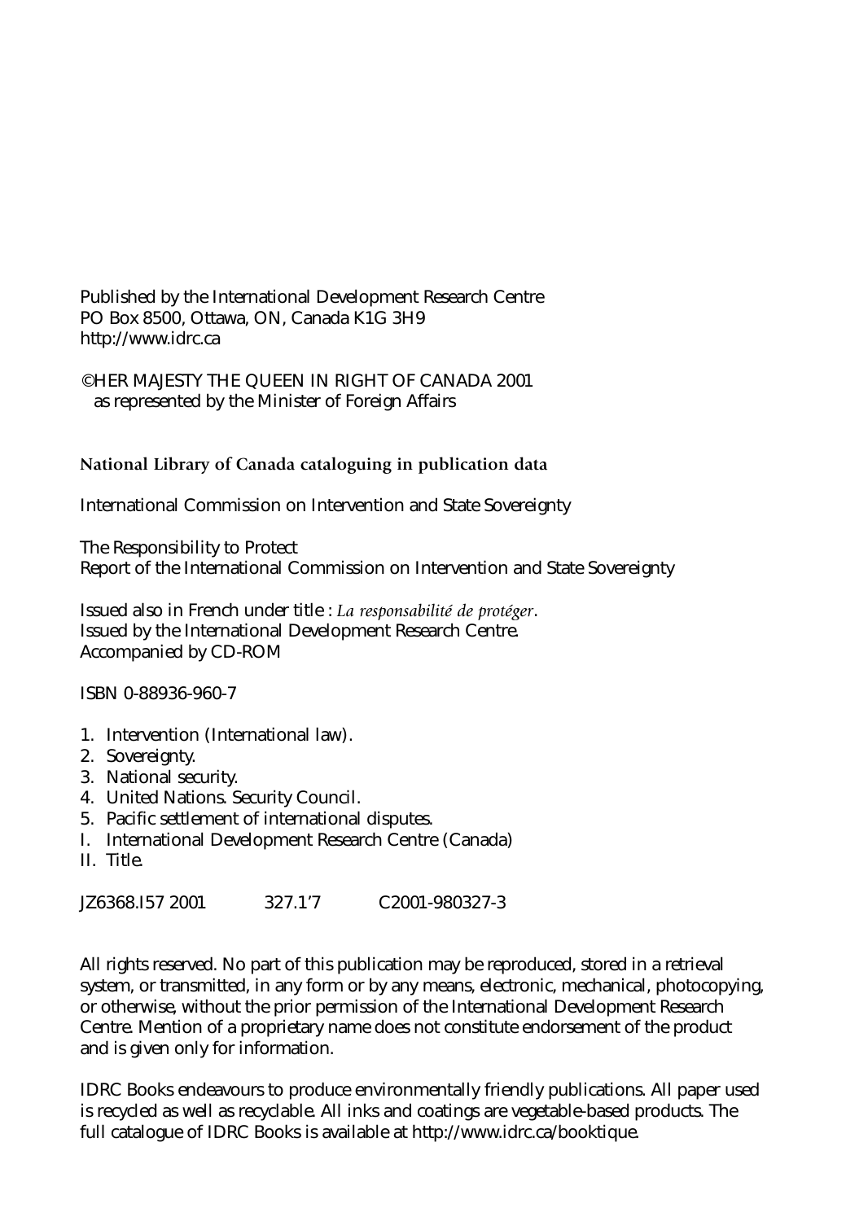Published by the International Development Research Centre
PO Box 8500, Ottawa, ON, Canada K1G 3H9
http://www.idrc.ca

©HER MAJESTY THE QUEEN IN RIGHT OF CANADA 2001
as represented by the Minister of Foreign Affairs

**National Library of Canada cataloguing in publication data**

International Commission on Intervention and State Sovereignty

The Responsibility to Protect
Report of the International Commission on Intervention and State Sovereignty

Issued also in French under title : *La responsabilité de protéger*.
Issued by the International Development Research Centre.
Accompanied by CD-ROM

ISBN 0-88936-960-7

1. Intervention (International law).
2. Sovereignty.
3. National security.
4. United Nations. Security Council.
5. Pacific settlement of international disputes.

I. International Development Research Centre (Canada)
II. Title.

JZ6368.I57 2001 327.1'7 C2001-980327-3

All rights reserved. No part of this publication may be reproduced, stored in a retrieval system, or transmitted, in any form or by any means, electronic, mechanical, photocopying, or otherwise, without the prior permission of the International Development Research Centre. Mention of a proprietary name does not constitute endorsement of the product and is given only for information.

IDRC Books endeavours to produce environmentally friendly publications. All paper used is recycled as well as recyclable. All inks and coatings are vegetable-based products. The full catalogue of IDRC Books is available at http://www.idrc.ca/booktique.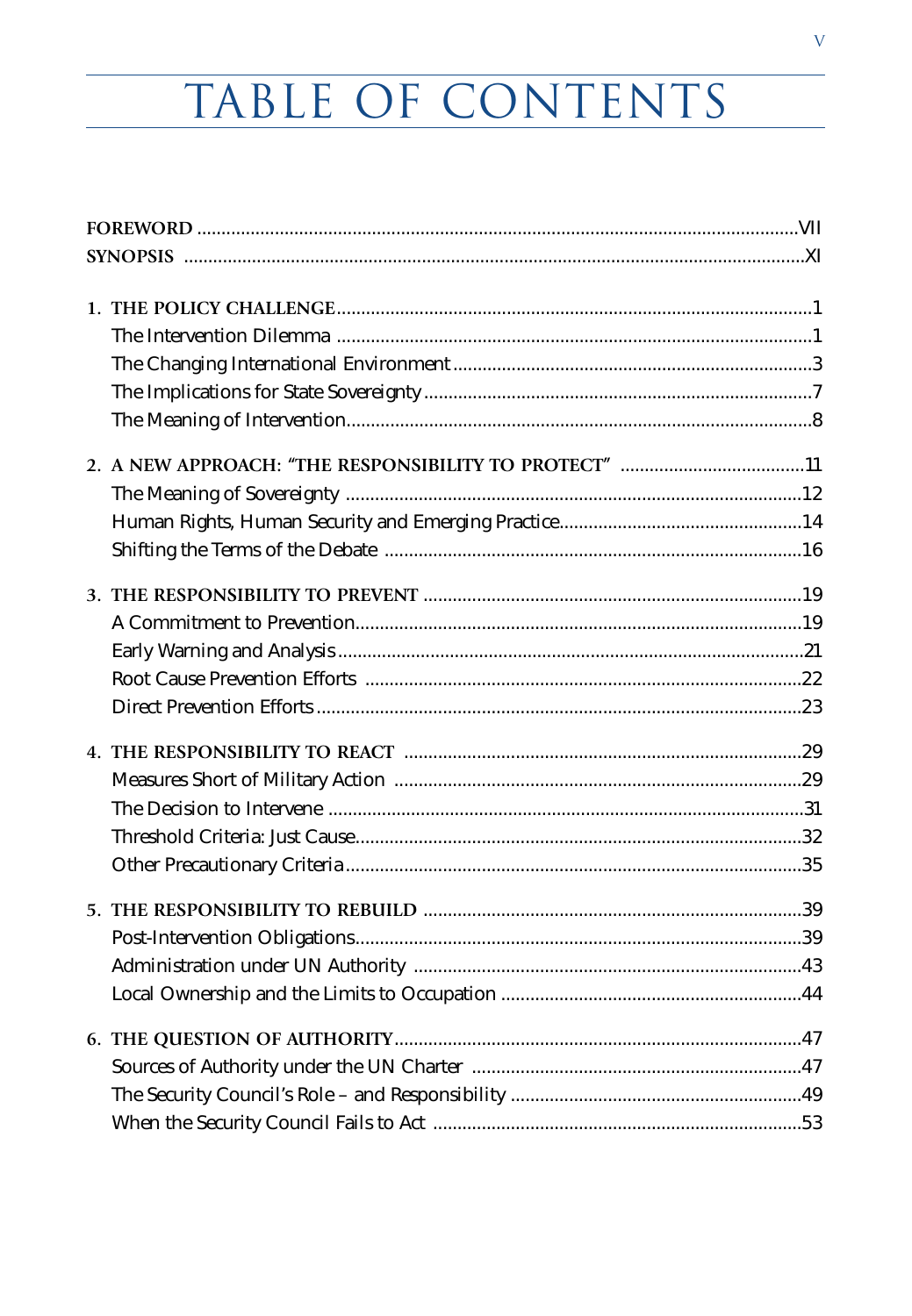# TABLE OF CONTENTS

**FOREWORD** ............ VII

**SYNOPSIS** ............ XI

**1. THE POLICY CHALLENGE** ............ 1

- The Intervention Dilemma ............ 1
- The Changing International Environment ............ 3
- The Implications for State Sovereignty ............ 7
- The Meaning of Intervention ............ 8

**2. A NEW APPROACH: "THE RESPONSIBILITY TO PROTECT"** ............ 11

- The Meaning of Sovereignty ............ 12
- Human Rights, Human Security and Emerging Practice ............ 14
- Shifting the Terms of the Debate ............ 16

**3. THE RESPONSIBILITY TO PREVENT** ............ 19

- A Commitment to Prevention ............ 19
- Early Warning and Analysis ............ 21
- Root Cause Prevention Efforts ............ 22
- Direct Prevention Efforts ............ 23

**4. THE RESPONSIBILITY TO REACT** ............ 29

- Measures Short of Military Action ............ 29
- The Decision to Intervene ............ 31
- Threshold Criteria: Just Cause ............ 32
- Other Precautionary Criteria ............ 35

**5. THE RESPONSIBILITY TO REBUILD** ............ 39

- Post-Intervention Obligations ............ 39
- Administration under UN Authority ............ 43
- Local Ownership and the Limits to Occupation ............ 44

**6. THE QUESTION OF AUTHORITY** ............ 47

- Sources of Authority under the UN Charter ............ 47
- The Security Council's Role – and Responsibility ............ 49
- When the Security Council Fails to Act ............ 53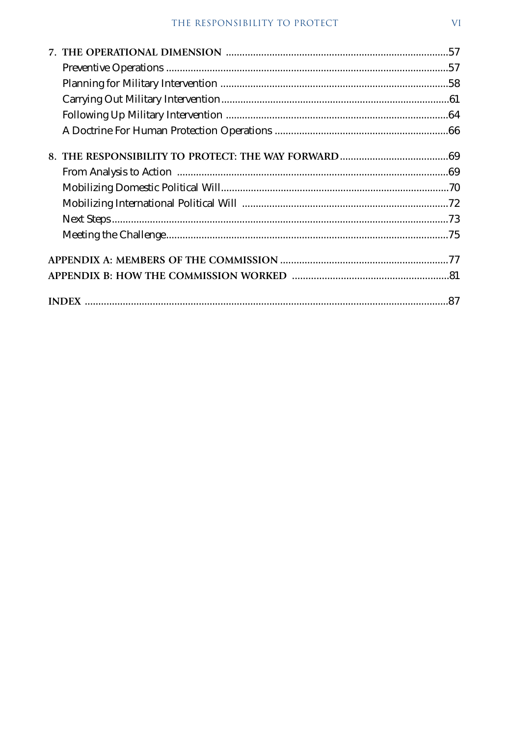7. THE OPERATIONAL DIMENSION .....57
   - Preventive Operations .....57
   - Planning for Military Intervention .....58
   - Carrying Out Military Intervention .....61
   - Following Up Military Intervention .....64
   - A Doctrine For Human Protection Operations .....66

8. THE RESPONSIBILITY TO PROTECT: THE WAY FORWARD .....69
   - From Analysis to Action .....69
   - Mobilizing Domestic Political Will .....70
   - Mobilizing International Political Will .....72
   - Next Steps .....73
   - Meeting the Challenge .....75

APPENDIX A: MEMBERS OF THE COMMISSION .....77

APPENDIX B: HOW THE COMMISSION WORKED .....81

INDEX .....87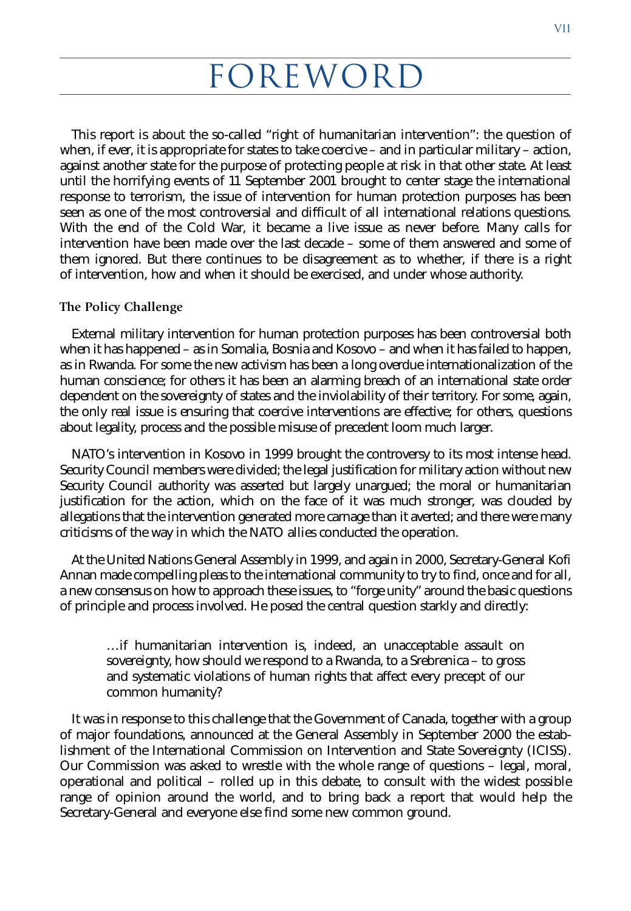# FOREWORD

This report is about the so-called "right of humanitarian intervention": the question of when, if ever, it is appropriate for states to take coercive – and in particular military – action, against another state for the purpose of protecting people at risk in that other state. At least until the horrifying events of 11 September 2001 brought to center stage the international response to terrorism, the issue of intervention for human protection purposes has been seen as one of the most controversial and difficult of all international relations questions. With the end of the Cold War, it became a live issue as never before. Many calls for intervention have been made over the last decade – some of them answered and some of them ignored. But there continues to be disagreement as to whether, if there is a right of intervention, how and when it should be exercised, and under whose authority.

### The Policy Challenge

External military intervention for human protection purposes has been controversial both when it has happened – as in Somalia, Bosnia and Kosovo – and when it has failed to happen, as in Rwanda. For some the new activism has been a long overdue internationalization of the human conscience; for others it has been an alarming breach of an international state order dependent on the sovereignty of states and the inviolability of their territory. For some, again, the only real issue is ensuring that coercive interventions are effective; for others, questions about legality, process and the possible misuse of precedent loom much larger.

NATO's intervention in Kosovo in 1999 brought the controversy to its most intense head. Security Council members were divided; the legal justification for military action without new Security Council authority was asserted but largely unargued; the moral or humanitarian justification for the action, which on the face of it was much stronger, was clouded by allegations that the intervention generated more carnage than it averted; and there were many criticisms of the way in which the NATO allies conducted the operation.

At the United Nations General Assembly in 1999, and again in 2000, Secretary-General Kofi Annan made compelling pleas to the international community to try to find, once and for all, a new consensus on how to approach these issues, to "forge unity" around the basic questions of principle and process involved. He posed the central question starkly and directly:

> …if humanitarian intervention is, indeed, an unacceptable assault on sovereignty, how should we respond to a Rwanda, to a Srebrenica – to gross and systematic violations of human rights that affect every precept of our common humanity?

It was in response to this challenge that the Government of Canada, together with a group of major foundations, announced at the General Assembly in September 2000 the establishment of the International Commission on Intervention and State Sovereignty (ICISS). Our Commission was asked to wrestle with the whole range of questions – legal, moral, operational and political – rolled up in this debate, to consult with the widest possible range of opinion around the world, and to bring back a report that would help the Secretary-General and everyone else find some new common ground.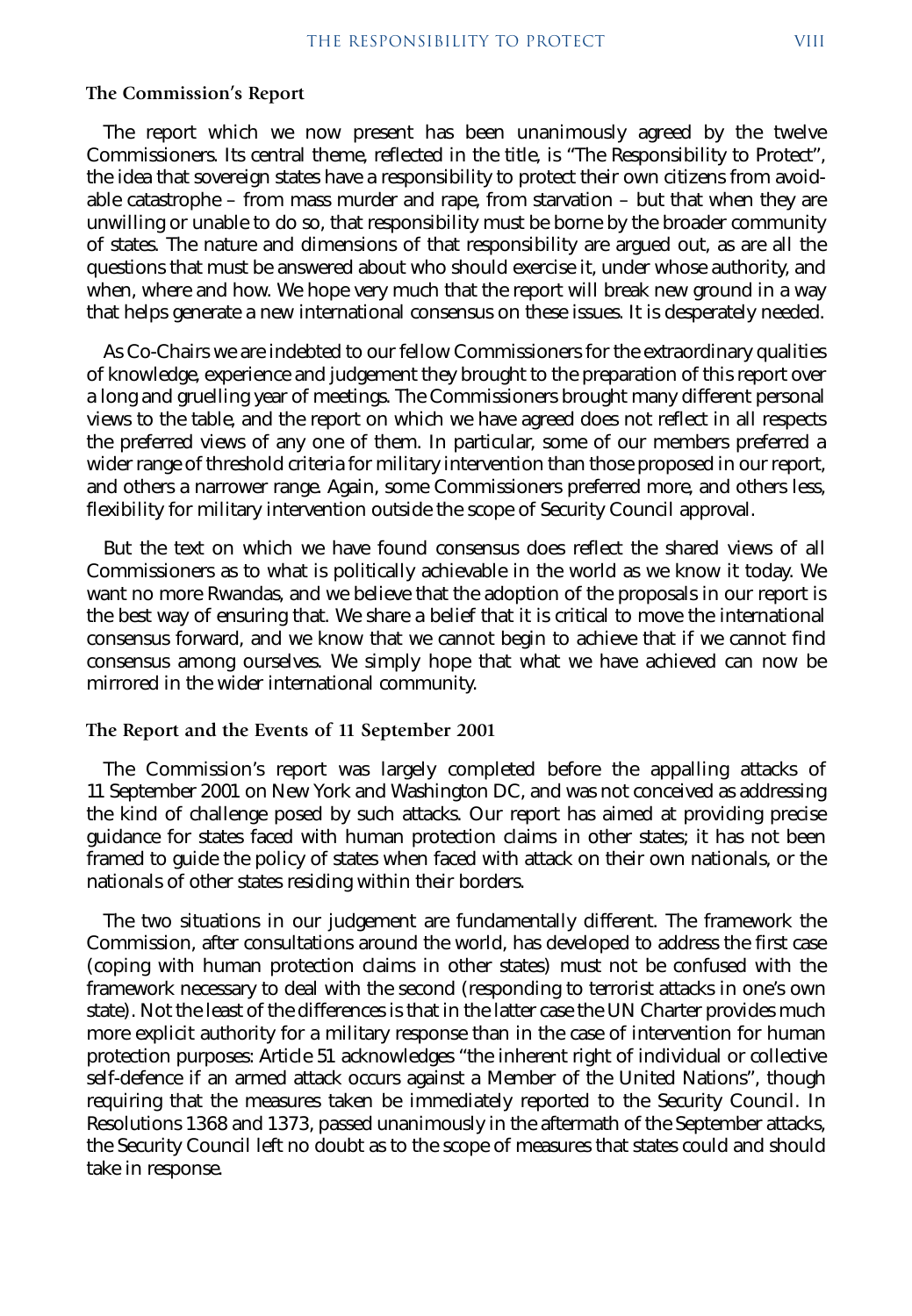### The Commission's Report

The report which we now present has been unanimously agreed by the twelve Commissioners. Its central theme, reflected in the title, is "The Responsibility to Protect", the idea that sovereign states have a responsibility to protect their own citizens from avoidable catastrophe – from mass murder and rape, from starvation – but that when they are unwilling or unable to do so, that responsibility must be borne by the broader community of states. The nature and dimensions of that responsibility are argued out, as are all the questions that must be answered about who should exercise it, under whose authority, and when, where and how. We hope very much that the report will break new ground in a way that helps generate a new international consensus on these issues. It is desperately needed.

As Co-Chairs we are indebted to our fellow Commissioners for the extraordinary qualities of knowledge, experience and judgement they brought to the preparation of this report over a long and gruelling year of meetings. The Commissioners brought many different personal views to the table, and the report on which we have agreed does not reflect in all respects the preferred views of any one of them. In particular, some of our members preferred a wider range of threshold criteria for military intervention than those proposed in our report, and others a narrower range. Again, some Commissioners preferred more, and others less, flexibility for military intervention outside the scope of Security Council approval.

But the text on which we have found consensus does reflect the shared views of all Commissioners as to what is politically achievable in the world as we know it today. We want no more Rwandas, and we believe that the adoption of the proposals in our report is the best way of ensuring that. We share a belief that it is critical to move the international consensus forward, and we know that we cannot begin to achieve that if we cannot find consensus among ourselves. We simply hope that what we have achieved can now be mirrored in the wider international community.

### The Report and the Events of 11 September 2001

The Commission's report was largely completed before the appalling attacks of 11 September 2001 on New York and Washington DC, and was not conceived as addressing the kind of challenge posed by such attacks. Our report has aimed at providing precise guidance for states faced with human protection claims in other states; it has not been framed to guide the policy of states when faced with attack on their own nationals, or the nationals of other states residing within their borders.

The two situations in our judgement are fundamentally different. The framework the Commission, after consultations around the world, has developed to address the first case (coping with human protection claims in other states) must not be confused with the framework necessary to deal with the second (responding to terrorist attacks in one's own state). Not the least of the differences is that in the latter case the UN Charter provides much more explicit authority for a military response than in the case of intervention for human protection purposes: Article 51 acknowledges "the inherent right of individual or collective self-defence if an armed attack occurs against a Member of the United Nations", though requiring that the measures taken be immediately reported to the Security Council. In Resolutions 1368 and 1373, passed unanimously in the aftermath of the September attacks, the Security Council left no doubt as to the scope of measures that states could and should take in response.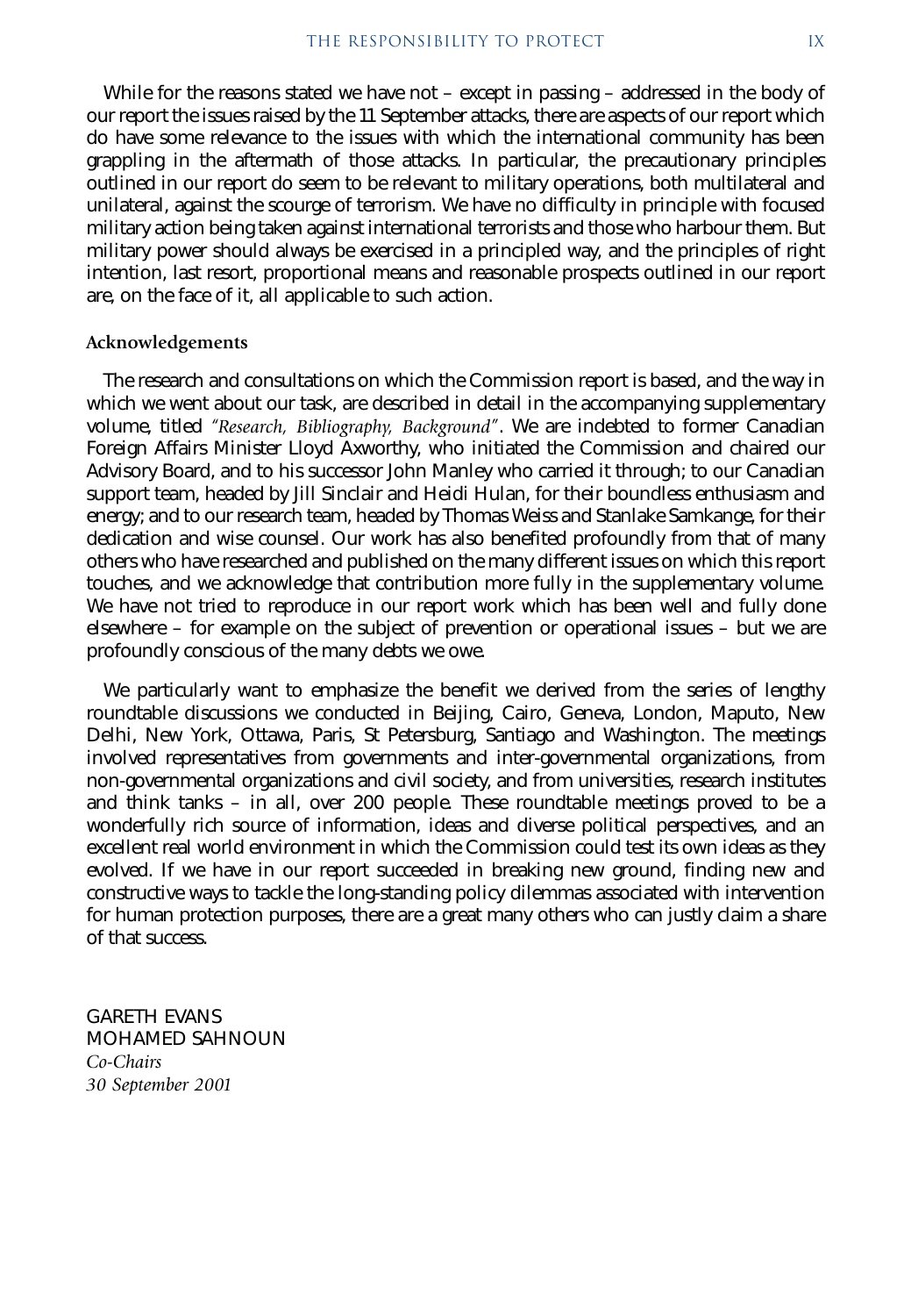While for the reasons stated we have not – except in passing – addressed in the body of our report the issues raised by the 11 September attacks, there are aspects of our report which do have some relevance to the issues with which the international community has been grappling in the aftermath of those attacks. In particular, the precautionary principles outlined in our report do seem to be relevant to military operations, both multilateral and unilateral, against the scourge of terrorism. We have no difficulty in principle with focused military action being taken against international terrorists and those who harbour them. But military power should always be exercised in a principled way, and the principles of right intention, last resort, proportional means and reasonable prospects outlined in our report are, on the face of it, all applicable to such action.

### Acknowledgements

The research and consultations on which the Commission report is based, and the way in which we went about our task, are described in detail in the accompanying supplementary volume, titled *"Research, Bibliography, Background"*. We are indebted to former Canadian Foreign Affairs Minister Lloyd Axworthy, who initiated the Commission and chaired our Advisory Board, and to his successor John Manley who carried it through; to our Canadian support team, headed by Jill Sinclair and Heidi Hulan, for their boundless enthusiasm and energy; and to our research team, headed by Thomas Weiss and Stanlake Samkange, for their dedication and wise counsel. Our work has also benefited profoundly from that of many others who have researched and published on the many different issues on which this report touches, and we acknowledge that contribution more fully in the supplementary volume. We have not tried to reproduce in our report work which has been well and fully done elsewhere – for example on the subject of prevention or operational issues – but we are profoundly conscious of the many debts we owe.

We particularly want to emphasize the benefit we derived from the series of lengthy roundtable discussions we conducted in Beijing, Cairo, Geneva, London, Maputo, New Delhi, New York, Ottawa, Paris, St Petersburg, Santiago and Washington. The meetings involved representatives from governments and inter-governmental organizations, from non-governmental organizations and civil society, and from universities, research institutes and think tanks – in all, over 200 people. These roundtable meetings proved to be a wonderfully rich source of information, ideas and diverse political perspectives, and an excellent real world environment in which the Commission could test its own ideas as they evolved. If we have in our report succeeded in breaking new ground, finding new and constructive ways to tackle the long-standing policy dilemmas associated with intervention for human protection purposes, there are a great many others who can justly claim a share of that success.

GARETH EVANS
MOHAMED SAHNOUN
*Co-Chairs*
*30 September 2001*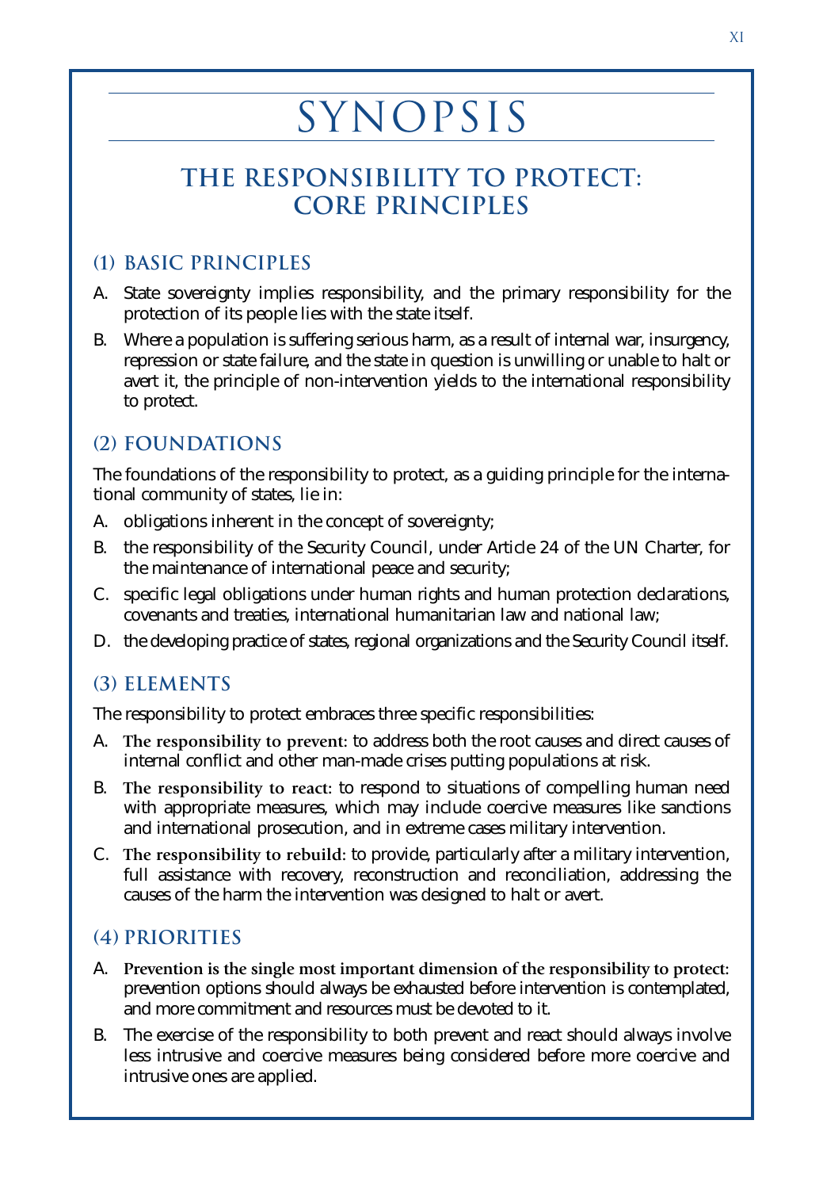# SYNOPSIS

## THE RESPONSIBILITY TO PROTECT: CORE PRINCIPLES

### (1) BASIC PRINCIPLES

A. State sovereignty implies responsibility, and the primary responsibility for the protection of its people lies with the state itself.

B. Where a population is suffering serious harm, as a result of internal war, insurgency, repression or state failure, and the state in question is unwilling or unable to halt or avert it, the principle of non-intervention yields to the international responsibility to protect.

### (2) FOUNDATIONS

The foundations of the responsibility to protect, as a guiding principle for the international community of states, lie in:

A. obligations inherent in the concept of sovereignty;

B. the responsibility of the Security Council, under Article 24 of the UN Charter, for the maintenance of international peace and security;

C. specific legal obligations under human rights and human protection declarations, covenants and treaties, international humanitarian law and national law;

D. the developing practice of states, regional organizations and the Security Council itself.

### (3) ELEMENTS

The responsibility to protect embraces three specific responsibilities:

A. **The responsibility to prevent**: to address both the root causes and direct causes of internal conflict and other man-made crises putting populations at risk.

B. **The responsibility to react**: to respond to situations of compelling human need with appropriate measures, which may include coercive measures like sanctions and international prosecution, and in extreme cases military intervention.

C. **The responsibility to rebuild**: to provide, particularly after a military intervention, full assistance with recovery, reconstruction and reconciliation, addressing the causes of the harm the intervention was designed to halt or avert.

### (4) PRIORITIES

A. **Prevention is the single most important dimension of the responsibility to protect**: prevention options should always be exhausted before intervention is contemplated, and more commitment and resources must be devoted to it.

B. The exercise of the responsibility to both prevent and react should always involve less intrusive and coercive measures being considered before more coercive and intrusive ones are applied.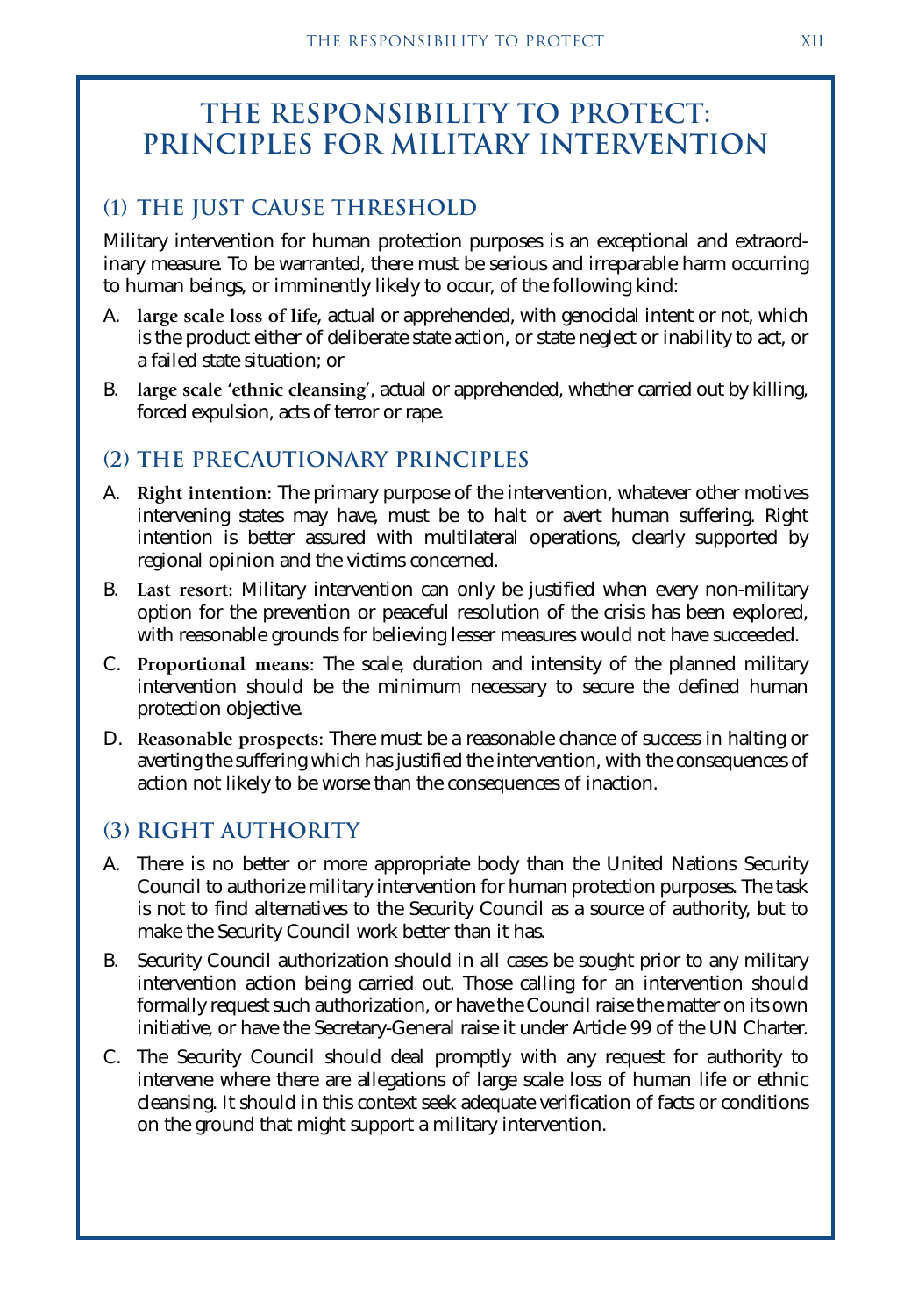# THE RESPONSIBILITY TO PROTECT: PRINCIPLES FOR MILITARY INTERVENTION

## (1) THE JUST CAUSE THRESHOLD

Military intervention for human protection purposes is an exceptional and extraordinary measure. To be warranted, there must be serious and irreparable harm occurring to human beings, or imminently likely to occur, of the following kind:

A. **large scale loss of life**, actual or apprehended, with genocidal intent or not, which is the product either of deliberate state action, or state neglect or inability to act, or a failed state situation; or

B. **large scale 'ethnic cleansing'**, actual or apprehended, whether carried out by killing, forced expulsion, acts of terror or rape.

## (2) THE PRECAUTIONARY PRINCIPLES

A. **Right intention:** The primary purpose of the intervention, whatever other motives intervening states may have, must be to halt or avert human suffering. Right intention is better assured with multilateral operations, clearly supported by regional opinion and the victims concerned.

B. **Last resort:** Military intervention can only be justified when every non-military option for the prevention or peaceful resolution of the crisis has been explored, with reasonable grounds for believing lesser measures would not have succeeded.

C. **Proportional means:** The scale, duration and intensity of the planned military intervention should be the minimum necessary to secure the defined human protection objective.

D. **Reasonable prospects:** There must be a reasonable chance of success in halting or averting the suffering which has justified the intervention, with the consequences of action not likely to be worse than the consequences of inaction.

## (3) RIGHT AUTHORITY

A. There is no better or more appropriate body than the United Nations Security Council to authorize military intervention for human protection purposes. The task is not to find alternatives to the Security Council as a source of authority, but to make the Security Council work better than it has.

B. Security Council authorization should in all cases be sought prior to any military intervention action being carried out. Those calling for an intervention should formally request such authorization, or have the Council raise the matter on its own initiative, or have the Secretary-General raise it under Article 99 of the UN Charter.

C. The Security Council should deal promptly with any request for authority to intervene where there are allegations of large scale loss of human life or ethnic cleansing. It should in this context seek adequate verification of facts or conditions on the ground that might support a military intervention.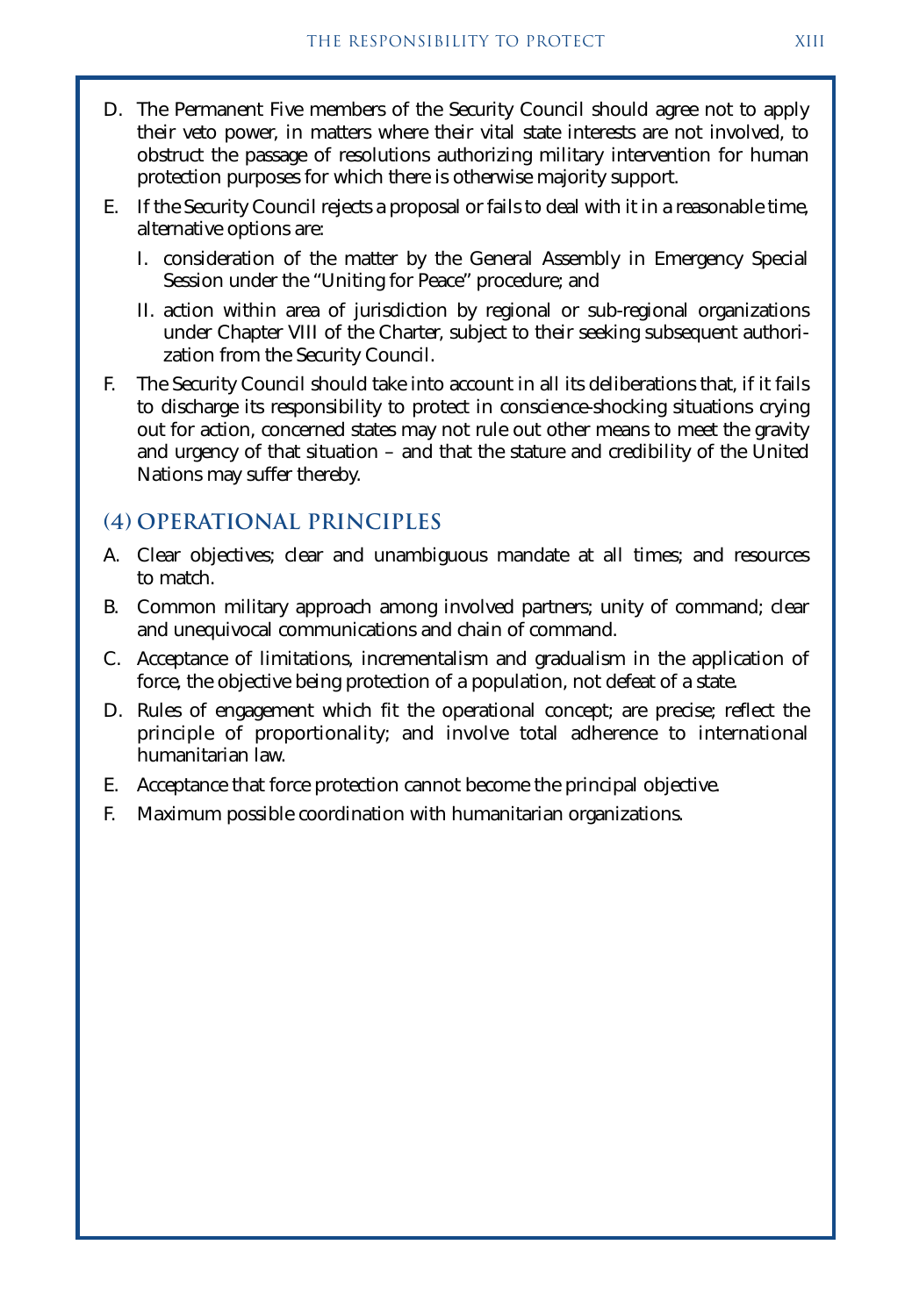D. The Permanent Five members of the Security Council should agree not to apply their veto power, in matters where their vital state interests are not involved, to obstruct the passage of resolutions authorizing military intervention for human protection purposes for which there is otherwise majority support.

E. If the Security Council rejects a proposal or fails to deal with it in a reasonable time, alternative options are:

   I. consideration of the matter by the General Assembly in Emergency Special Session under the "Uniting for Peace" procedure; and

   II. action within area of jurisdiction by regional or sub-regional organizations under Chapter VIII of the Charter, subject to their seeking subsequent authorization from the Security Council.

F. The Security Council should take into account in all its deliberations that, if it fails to discharge its responsibility to protect in conscience-shocking situations crying out for action, concerned states may not rule out other means to meet the gravity and urgency of that situation – and that the stature and credibility of the United Nations may suffer thereby.

## (4) OPERATIONAL PRINCIPLES

A. Clear objectives; clear and unambiguous mandate at all times; and resources to match.

B. Common military approach among involved partners; unity of command; clear and unequivocal communications and chain of command.

C. Acceptance of limitations, incrementalism and gradualism in the application of force, the objective being protection of a population, not defeat of a state.

D. Rules of engagement which fit the operational concept; are precise; reflect the principle of proportionality; and involve total adherence to international humanitarian law.

E. Acceptance that force protection cannot become the principal objective.

F. Maximum possible coordination with humanitarian organizations.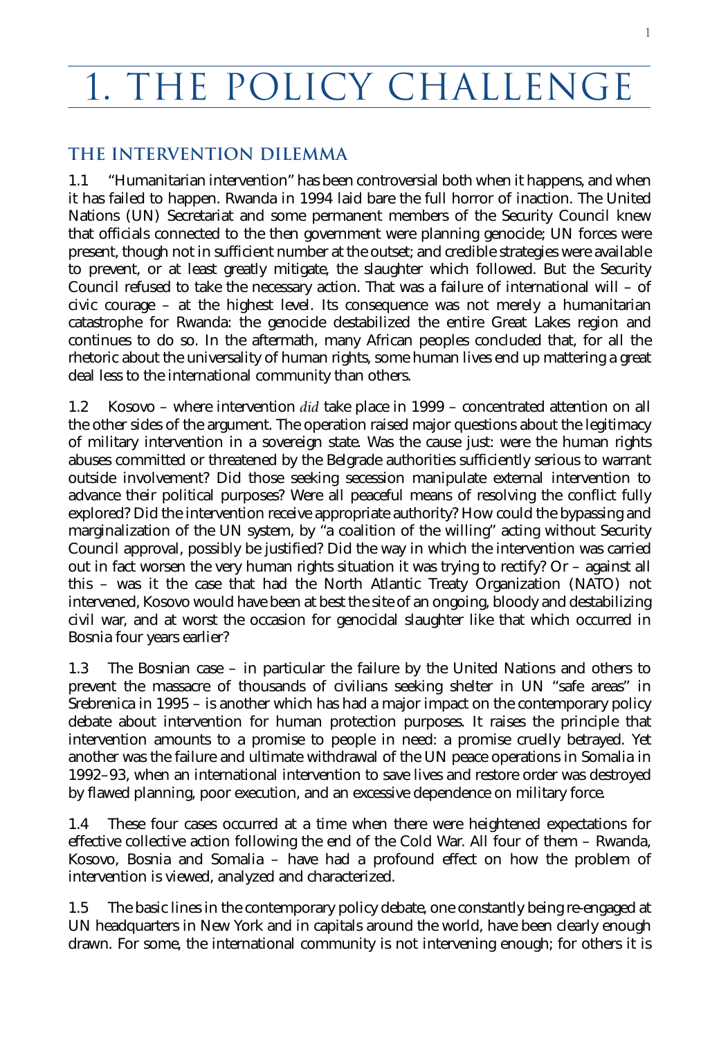# 1. THE POLICY CHALLENGE

## THE INTERVENTION DILEMMA

1.1 "Humanitarian intervention" has been controversial both when it happens, and when it has failed to happen. Rwanda in 1994 laid bare the full horror of inaction. The United Nations (UN) Secretariat and some permanent members of the Security Council knew that officials connected to the then government were planning genocide; UN forces were present, though not in sufficient number at the outset; and credible strategies were available to prevent, or at least greatly mitigate, the slaughter which followed. But the Security Council refused to take the necessary action. That was a failure of international will – of civic courage – at the highest level. Its consequence was not merely a humanitarian catastrophe for Rwanda: the genocide destabilized the entire Great Lakes region and continues to do so. In the aftermath, many African peoples concluded that, for all the rhetoric about the universality of human rights, some human lives end up mattering a great deal less to the international community than others.

1.2 Kosovo – where intervention *did* take place in 1999 – concentrated attention on all the other sides of the argument. The operation raised major questions about the legitimacy of military intervention in a sovereign state. Was the cause just: were the human rights abuses committed or threatened by the Belgrade authorities sufficiently serious to warrant outside involvement? Did those seeking secession manipulate external intervention to advance their political purposes? Were all peaceful means of resolving the conflict fully explored? Did the intervention receive appropriate authority? How could the bypassing and marginalization of the UN system, by "a coalition of the willing" acting without Security Council approval, possibly be justified? Did the way in which the intervention was carried out in fact worsen the very human rights situation it was trying to rectify? Or – against all this – was it the case that had the North Atlantic Treaty Organization (NATO) not intervened, Kosovo would have been at best the site of an ongoing, bloody and destabilizing civil war, and at worst the occasion for genocidal slaughter like that which occurred in Bosnia four years earlier?

1.3 The Bosnian case – in particular the failure by the United Nations and others to prevent the massacre of thousands of civilians seeking shelter in UN "safe areas" in Srebrenica in 1995 – is another which has had a major impact on the contemporary policy debate about intervention for human protection purposes. It raises the principle that intervention amounts to a promise to people in need: a promise cruelly betrayed. Yet another was the failure and ultimate withdrawal of the UN peace operations in Somalia in 1992–93, when an international intervention to save lives and restore order was destroyed by flawed planning, poor execution, and an excessive dependence on military force.

1.4 These four cases occurred at a time when there were heightened expectations for effective collective action following the end of the Cold War. All four of them – Rwanda, Kosovo, Bosnia and Somalia – have had a profound effect on how the problem of intervention is viewed, analyzed and characterized.

1.5 The basic lines in the contemporary policy debate, one constantly being re-engaged at UN headquarters in New York and in capitals around the world, have been clearly enough drawn. For some, the international community is not intervening enough; for others it is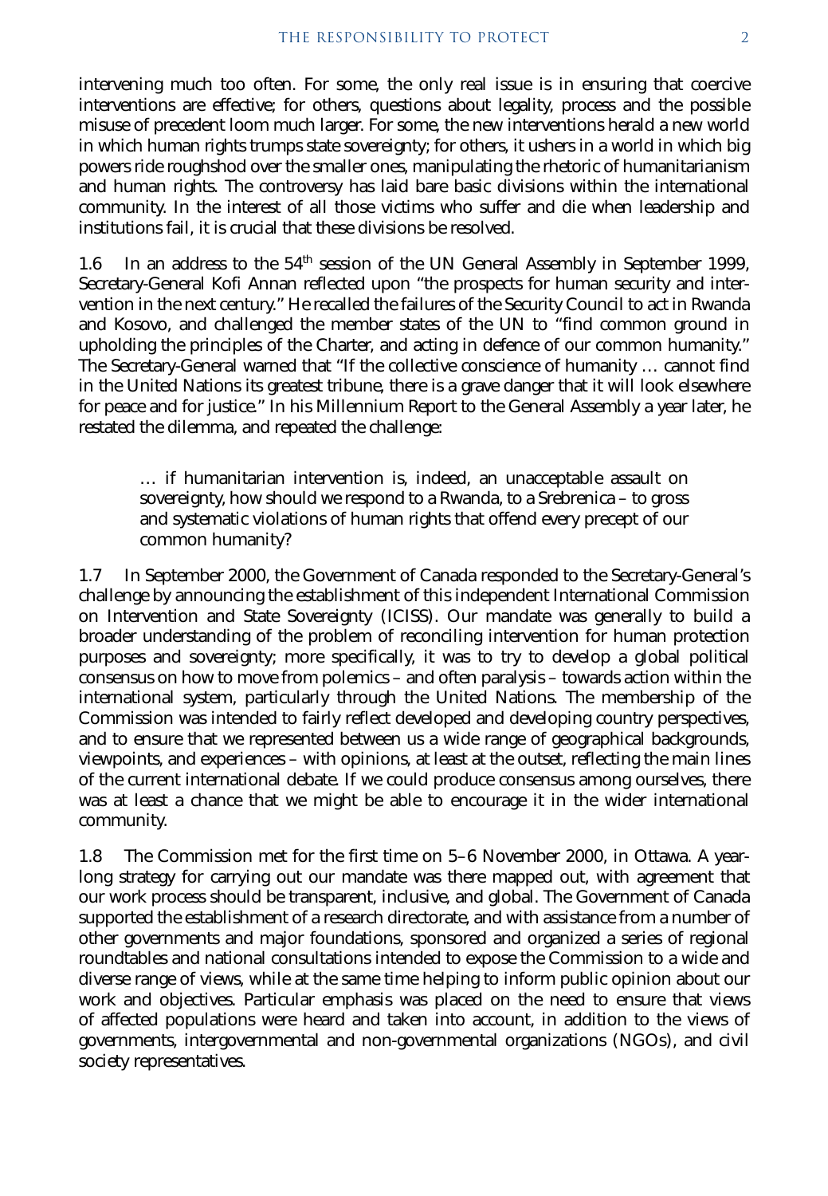intervening much too often. For some, the only real issue is in ensuring that coercive interventions are effective; for others, questions about legality, process and the possible misuse of precedent loom much larger. For some, the new interventions herald a new world in which human rights trumps state sovereignty; for others, it ushers in a world in which big powers ride roughshod over the smaller ones, manipulating the rhetoric of humanitarianism and human rights. The controversy has laid bare basic divisions within the international community. In the interest of all those victims who suffer and die when leadership and institutions fail, it is crucial that these divisions be resolved.

1.6 In an address to the 54th session of the UN General Assembly in September 1999, Secretary-General Kofi Annan reflected upon "the prospects for human security and intervention in the next century." He recalled the failures of the Security Council to act in Rwanda and Kosovo, and challenged the member states of the UN to "find common ground in upholding the principles of the Charter, and acting in defence of our common humanity." The Secretary-General warned that "If the collective conscience of humanity … cannot find in the United Nations its greatest tribune, there is a grave danger that it will look elsewhere for peace and for justice." In his Millennium Report to the General Assembly a year later, he restated the dilemma, and repeated the challenge:

> … if humanitarian intervention is, indeed, an unacceptable assault on sovereignty, how should we respond to a Rwanda, to a Srebrenica – to gross and systematic violations of human rights that offend every precept of our common humanity?

1.7 In September 2000, the Government of Canada responded to the Secretary-General's challenge by announcing the establishment of this independent International Commission on Intervention and State Sovereignty (ICISS). Our mandate was generally to build a broader understanding of the problem of reconciling intervention for human protection purposes and sovereignty; more specifically, it was to try to develop a global political consensus on how to move from polemics – and often paralysis – towards action within the international system, particularly through the United Nations. The membership of the Commission was intended to fairly reflect developed and developing country perspectives, and to ensure that we represented between us a wide range of geographical backgrounds, viewpoints, and experiences – with opinions, at least at the outset, reflecting the main lines of the current international debate. If we could produce consensus among ourselves, there was at least a chance that we might be able to encourage it in the wider international community.

1.8 The Commission met for the first time on 5–6 November 2000, in Ottawa. A year-long strategy for carrying out our mandate was there mapped out, with agreement that our work process should be transparent, inclusive, and global. The Government of Canada supported the establishment of a research directorate, and with assistance from a number of other governments and major foundations, sponsored and organized a series of regional roundtables and national consultations intended to expose the Commission to a wide and diverse range of views, while at the same time helping to inform public opinion about our work and objectives. Particular emphasis was placed on the need to ensure that views of affected populations were heard and taken into account, in addition to the views of governments, intergovernmental and non-governmental organizations (NGOs), and civil society representatives.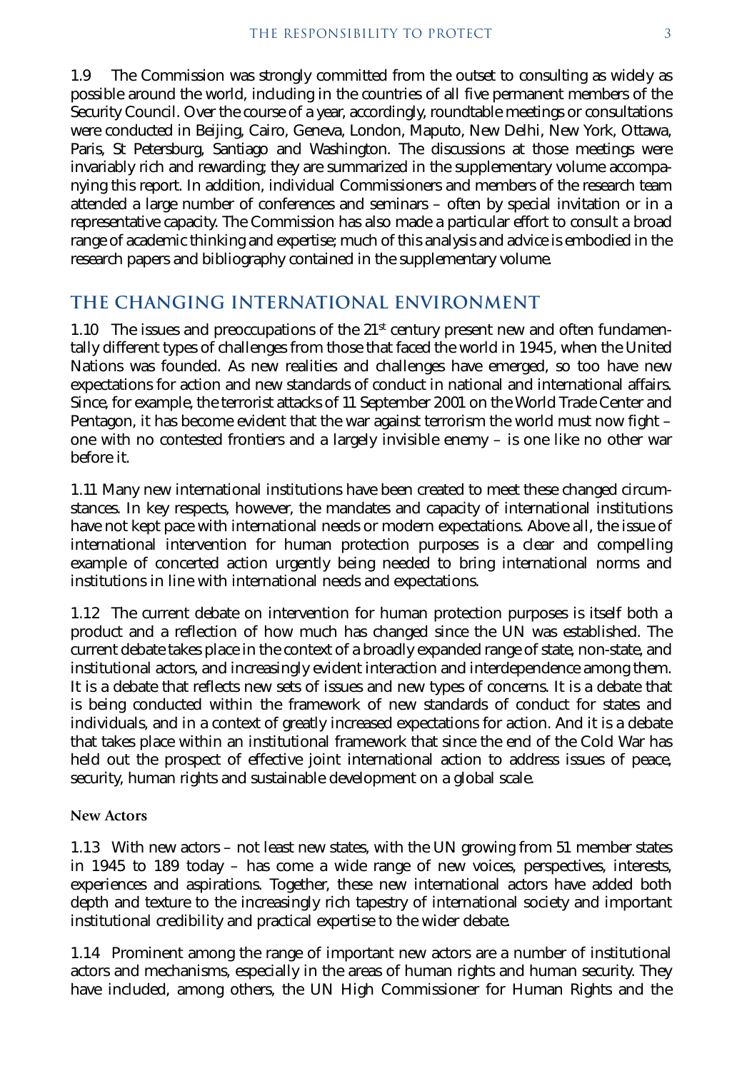1.9 The Commission was strongly committed from the outset to consulting as widely as possible around the world, including in the countries of all five permanent members of the Security Council. Over the course of a year, accordingly, roundtable meetings or consultations were conducted in Beijing, Cairo, Geneva, London, Maputo, New Delhi, New York, Ottawa, Paris, St Petersburg, Santiago and Washington. The discussions at those meetings were invariably rich and rewarding; they are summarized in the supplementary volume accompanying this report. In addition, individual Commissioners and members of the research team attended a large number of conferences and seminars – often by special invitation or in a representative capacity. The Commission has also made a particular effort to consult a broad range of academic thinking and expertise; much of this analysis and advice is embodied in the research papers and bibliography contained in the supplementary volume.

## THE CHANGING INTERNATIONAL ENVIRONMENT

1.10 The issues and preoccupations of the 21st century present new and often fundamentally different types of challenges from those that faced the world in 1945, when the United Nations was founded. As new realities and challenges have emerged, so too have new expectations for action and new standards of conduct in national and international affairs. Since, for example, the terrorist attacks of 11 September 2001 on the World Trade Center and Pentagon, it has become evident that the war against terrorism the world must now fight – one with no contested frontiers and a largely invisible enemy – is one like no other war before it.

1.11 Many new international institutions have been created to meet these changed circumstances. In key respects, however, the mandates and capacity of international institutions have not kept pace with international needs or modern expectations. Above all, the issue of international intervention for human protection purposes is a clear and compelling example of concerted action urgently being needed to bring international norms and institutions in line with international needs and expectations.

1.12 The current debate on intervention for human protection purposes is itself both a product and a reflection of how much has changed since the UN was established. The current debate takes place in the context of a broadly expanded range of state, non-state, and institutional actors, and increasingly evident interaction and interdependence among them. It is a debate that reflects new sets of issues and new types of concerns. It is a debate that is being conducted within the framework of new standards of conduct for states and individuals, and in a context of greatly increased expectations for action. And it is a debate that takes place within an institutional framework that since the end of the Cold War has held out the prospect of effective joint international action to address issues of peace, security, human rights and sustainable development on a global scale.

### New Actors

1.13 With new actors – not least new states, with the UN growing from 51 member states in 1945 to 189 today – has come a wide range of new voices, perspectives, interests, experiences and aspirations. Together, these new international actors have added both depth and texture to the increasingly rich tapestry of international society and important institutional credibility and practical expertise to the wider debate.

1.14 Prominent among the range of important new actors are a number of institutional actors and mechanisms, especially in the areas of human rights and human security. They have included, among others, the UN High Commissioner for Human Rights and the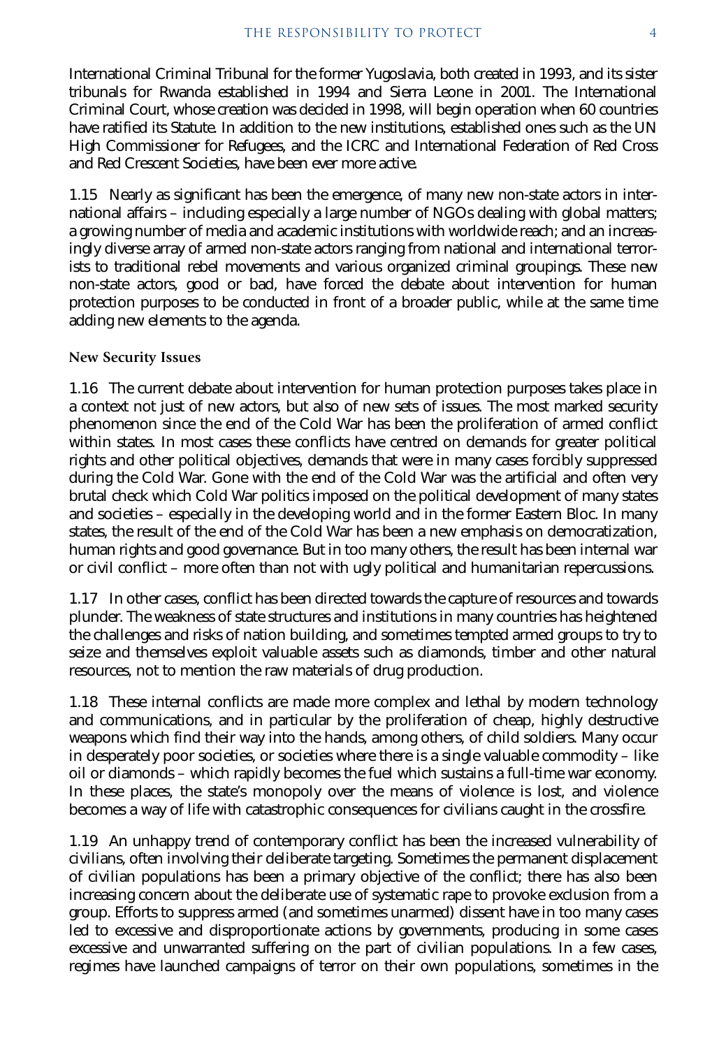International Criminal Tribunal for the former Yugoslavia, both created in 1993, and its sister tribunals for Rwanda established in 1994 and Sierra Leone in 2001. The International Criminal Court, whose creation was decided in 1998, will begin operation when 60 countries have ratified its Statute. In addition to the new institutions, established ones such as the UN High Commissioner for Refugees, and the ICRC and International Federation of Red Cross and Red Crescent Societies, have been ever more active.

1.15 Nearly as significant has been the emergence, of many new non-state actors in international affairs – including especially a large number of NGOs dealing with global matters; a growing number of media and academic institutions with worldwide reach; and an increasingly diverse array of armed non-state actors ranging from national and international terrorists to traditional rebel movements and various organized criminal groupings. These new non-state actors, good or bad, have forced the debate about intervention for human protection purposes to be conducted in front of a broader public, while at the same time adding new elements to the agenda.

### New Security Issues

1.16 The current debate about intervention for human protection purposes takes place in a context not just of new actors, but also of new sets of issues. The most marked security phenomenon since the end of the Cold War has been the proliferation of armed conflict within states. In most cases these conflicts have centred on demands for greater political rights and other political objectives, demands that were in many cases forcibly suppressed during the Cold War. Gone with the end of the Cold War was the artificial and often very brutal check which Cold War politics imposed on the political development of many states and societies – especially in the developing world and in the former Eastern Bloc. In many states, the result of the end of the Cold War has been a new emphasis on democratization, human rights and good governance. But in too many others, the result has been internal war or civil conflict – more often than not with ugly political and humanitarian repercussions.

1.17 In other cases, conflict has been directed towards the capture of resources and towards plunder. The weakness of state structures and institutions in many countries has heightened the challenges and risks of nation building, and sometimes tempted armed groups to try to seize and themselves exploit valuable assets such as diamonds, timber and other natural resources, not to mention the raw materials of drug production.

1.18 These internal conflicts are made more complex and lethal by modern technology and communications, and in particular by the proliferation of cheap, highly destructive weapons which find their way into the hands, among others, of child soldiers. Many occur in desperately poor societies, or societies where there is a single valuable commodity – like oil or diamonds – which rapidly becomes the fuel which sustains a full-time war economy. In these places, the state's monopoly over the means of violence is lost, and violence becomes a way of life with catastrophic consequences for civilians caught in the crossfire.

1.19 An unhappy trend of contemporary conflict has been the increased vulnerability of civilians, often involving their deliberate targeting. Sometimes the permanent displacement of civilian populations has been a primary objective of the conflict; there has also been increasing concern about the deliberate use of systematic rape to provoke exclusion from a group. Efforts to suppress armed (and sometimes unarmed) dissent have in too many cases led to excessive and disproportionate actions by governments, producing in some cases excessive and unwarranted suffering on the part of civilian populations. In a few cases, regimes have launched campaigns of terror on their own populations, sometimes in the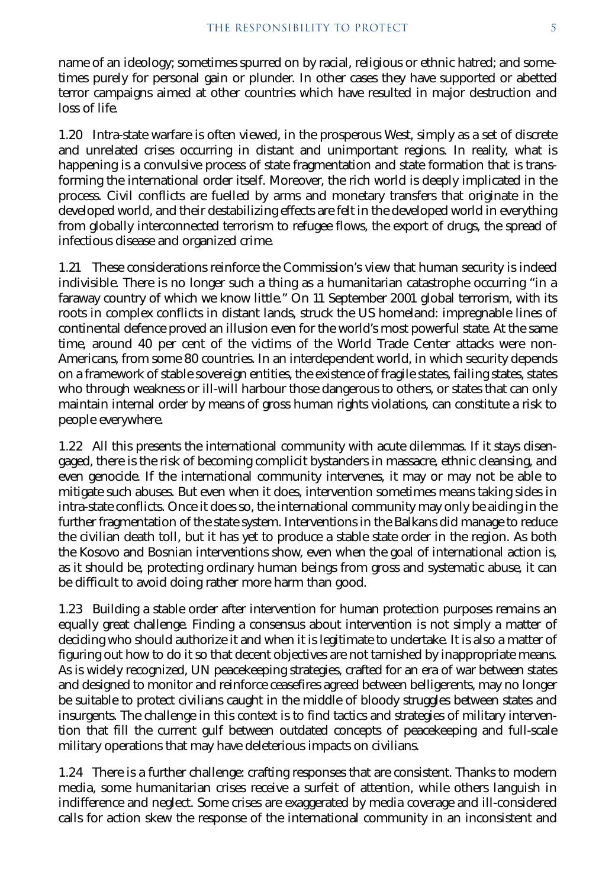name of an ideology; sometimes spurred on by racial, religious or ethnic hatred; and sometimes purely for personal gain or plunder. In other cases they have supported or abetted terror campaigns aimed at other countries which have resulted in major destruction and loss of life.

1.20 Intra-state warfare is often viewed, in the prosperous West, simply as a set of discrete and unrelated crises occurring in distant and unimportant regions. In reality, what is happening is a convulsive process of state fragmentation and state formation that is transforming the international order itself. Moreover, the rich world is deeply implicated in the process. Civil conflicts are fuelled by arms and monetary transfers that originate in the developed world, and their destabilizing effects are felt in the developed world in everything from globally interconnected terrorism to refugee flows, the export of drugs, the spread of infectious disease and organized crime.

1.21 These considerations reinforce the Commission's view that human security is indeed indivisible. There is no longer such a thing as a humanitarian catastrophe occurring "in a faraway country of which we know little." On 11 September 2001 global terrorism, with its roots in complex conflicts in distant lands, struck the US homeland: impregnable lines of continental defence proved an illusion even for the world's most powerful state. At the same time, around 40 per cent of the victims of the World Trade Center attacks were non-Americans, from some 80 countries. In an interdependent world, in which security depends on a framework of stable sovereign entities, the existence of fragile states, failing states, states who through weakness or ill-will harbour those dangerous to others, or states that can only maintain internal order by means of gross human rights violations, can constitute a risk to people everywhere.

1.22 All this presents the international community with acute dilemmas. If it stays disengaged, there is the risk of becoming complicit bystanders in massacre, ethnic cleansing, and even genocide. If the international community intervenes, it may or may not be able to mitigate such abuses. But even when it does, intervention sometimes means taking sides in intra-state conflicts. Once it does so, the international community may only be aiding in the further fragmentation of the state system. Interventions in the Balkans did manage to reduce the civilian death toll, but it has yet to produce a stable state order in the region. As both the Kosovo and Bosnian interventions show, even when the goal of international action is, as it should be, protecting ordinary human beings from gross and systematic abuse, it can be difficult to avoid doing rather more harm than good.

1.23 Building a stable order after intervention for human protection purposes remains an equally great challenge. Finding a consensus about intervention is not simply a matter of deciding who should authorize it and when it is legitimate to undertake. It is also a matter of figuring out how to do it so that decent objectives are not tarnished by inappropriate means. As is widely recognized, UN peacekeeping strategies, crafted for an era of war between states and designed to monitor and reinforce ceasefires agreed between belligerents, may no longer be suitable to protect civilians caught in the middle of bloody struggles between states and insurgents. The challenge in this context is to find tactics and strategies of military intervention that fill the current gulf between outdated concepts of peacekeeping and full-scale military operations that may have deleterious impacts on civilians.

1.24 There is a further challenge: crafting responses that are consistent. Thanks to modern media, some humanitarian crises receive a surfeit of attention, while others languish in indifference and neglect. Some crises are exaggerated by media coverage and ill-considered calls for action skew the response of the international community in an inconsistent and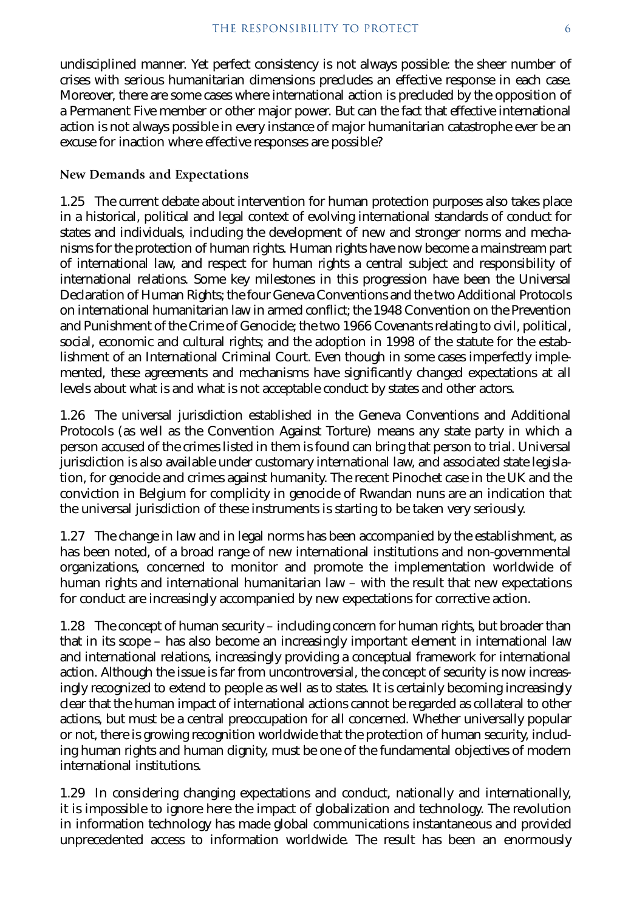undisciplined manner. Yet perfect consistency is not always possible: the sheer number of crises with serious humanitarian dimensions precludes an effective response in each case. Moreover, there are some cases where international action is precluded by the opposition of a Permanent Five member or other major power. But can the fact that effective international action is not always possible in every instance of major humanitarian catastrophe ever be an excuse for inaction where effective responses are possible?

### New Demands and Expectations

1.25 The current debate about intervention for human protection purposes also takes place in a historical, political and legal context of evolving international standards of conduct for states and individuals, including the development of new and stronger norms and mechanisms for the protection of human rights. Human rights have now become a mainstream part of international law, and respect for human rights a central subject and responsibility of international relations. Some key milestones in this progression have been the Universal Declaration of Human Rights; the four Geneva Conventions and the two Additional Protocols on international humanitarian law in armed conflict; the 1948 Convention on the Prevention and Punishment of the Crime of Genocide; the two 1966 Covenants relating to civil, political, social, economic and cultural rights; and the adoption in 1998 of the statute for the establishment of an International Criminal Court. Even though in some cases imperfectly implemented, these agreements and mechanisms have significantly changed expectations at all levels about what is and what is not acceptable conduct by states and other actors.

1.26 The universal jurisdiction established in the Geneva Conventions and Additional Protocols (as well as the Convention Against Torture) means any state party in which a person accused of the crimes listed in them is found can bring that person to trial. Universal jurisdiction is also available under customary international law, and associated state legislation, for genocide and crimes against humanity. The recent Pinochet case in the UK and the conviction in Belgium for complicity in genocide of Rwandan nuns are an indication that the universal jurisdiction of these instruments is starting to be taken very seriously.

1.27 The change in law and in legal norms has been accompanied by the establishment, as has been noted, of a broad range of new international institutions and non-governmental organizations, concerned to monitor and promote the implementation worldwide of human rights and international humanitarian law – with the result that new expectations for conduct are increasingly accompanied by new expectations for corrective action.

1.28 The concept of human security – including concern for human rights, but broader than that in its scope – has also become an increasingly important element in international law and international relations, increasingly providing a conceptual framework for international action. Although the issue is far from uncontroversial, the concept of security is now increasingly recognized to extend to people as well as to states. It is certainly becoming increasingly clear that the human impact of international actions cannot be regarded as collateral to other actions, but must be a central preoccupation for all concerned. Whether universally popular or not, there is growing recognition worldwide that the protection of human security, including human rights and human dignity, must be one of the fundamental objectives of modern international institutions.

1.29 In considering changing expectations and conduct, nationally and internationally, it is impossible to ignore here the impact of globalization and technology. The revolution in information technology has made global communications instantaneous and provided unprecedented access to information worldwide. The result has been an enormously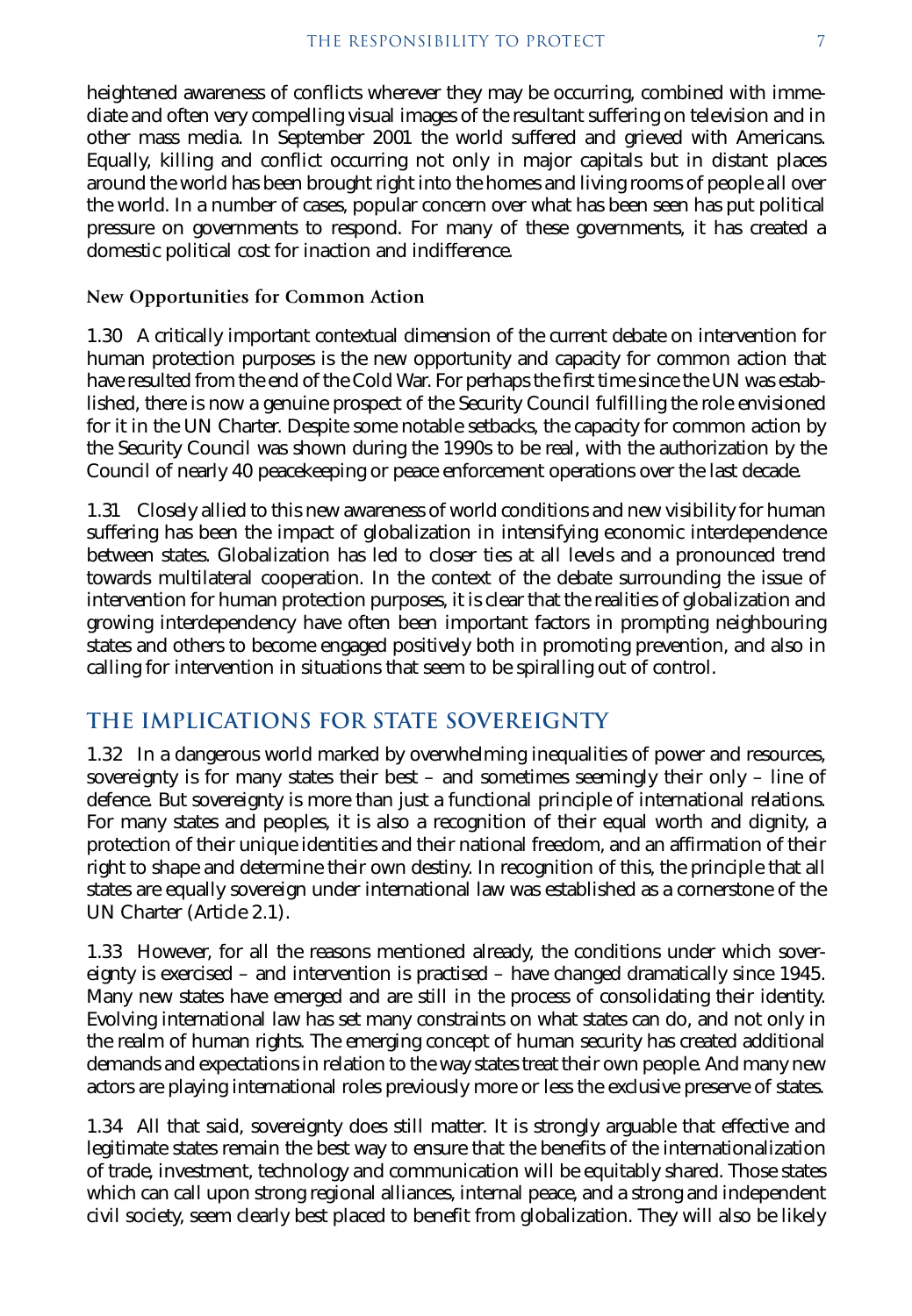heightened awareness of conflicts wherever they may be occurring, combined with immediate and often very compelling visual images of the resultant suffering on television and in other mass media. In September 2001 the world suffered and grieved with Americans. Equally, killing and conflict occurring not only in major capitals but in distant places around the world has been brought right into the homes and living rooms of people all over the world. In a number of cases, popular concern over what has been seen has put political pressure on governments to respond. For many of these governments, it has created a domestic political cost for inaction and indifference.

### New Opportunities for Common Action

1.30 A critically important contextual dimension of the current debate on intervention for human protection purposes is the new opportunity and capacity for common action that have resulted from the end of the Cold War. For perhaps the first time since the UN was established, there is now a genuine prospect of the Security Council fulfilling the role envisioned for it in the UN Charter. Despite some notable setbacks, the capacity for common action by the Security Council was shown during the 1990s to be real, with the authorization by the Council of nearly 40 peacekeeping or peace enforcement operations over the last decade.

1.31 Closely allied to this new awareness of world conditions and new visibility for human suffering has been the impact of globalization in intensifying economic interdependence between states. Globalization has led to closer ties at all levels and a pronounced trend towards multilateral cooperation. In the context of the debate surrounding the issue of intervention for human protection purposes, it is clear that the realities of globalization and growing interdependency have often been important factors in prompting neighbouring states and others to become engaged positively both in promoting prevention, and also in calling for intervention in situations that seem to be spiralling out of control.

## THE IMPLICATIONS FOR STATE SOVEREIGNTY

1.32 In a dangerous world marked by overwhelming inequalities of power and resources, sovereignty is for many states their best – and sometimes seemingly their only – line of defence. But sovereignty is more than just a functional principle of international relations. For many states and peoples, it is also a recognition of their equal worth and dignity, a protection of their unique identities and their national freedom, and an affirmation of their right to shape and determine their own destiny. In recognition of this, the principle that all states are equally sovereign under international law was established as a cornerstone of the UN Charter (Article 2.1).

1.33 However, for all the reasons mentioned already, the conditions under which sovereignty is exercised – and intervention is practised – have changed dramatically since 1945. Many new states have emerged and are still in the process of consolidating their identity. Evolving international law has set many constraints on what states can do, and not only in the realm of human rights. The emerging concept of human security has created additional demands and expectations in relation to the way states treat their own people. And many new actors are playing international roles previously more or less the exclusive preserve of states.

1.34 All that said, sovereignty does still matter. It is strongly arguable that effective and legitimate states remain the best way to ensure that the benefits of the internationalization of trade, investment, technology and communication will be equitably shared. Those states which can call upon strong regional alliances, internal peace, and a strong and independent civil society, seem clearly best placed to benefit from globalization. They will also be likely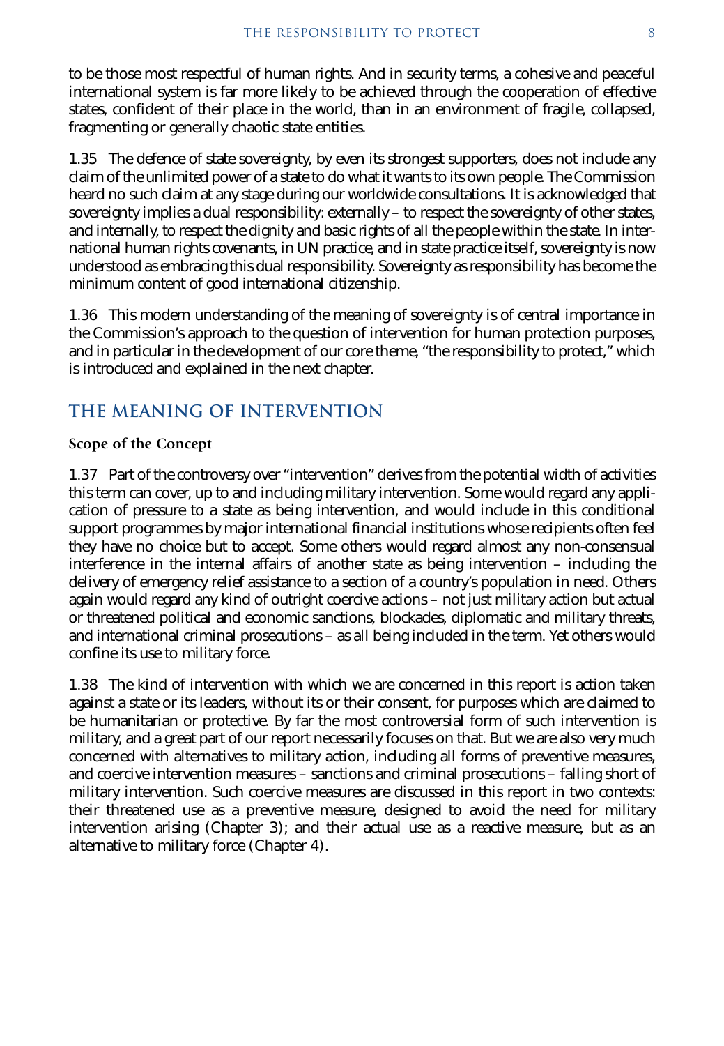to be those most respectful of human rights. And in security terms, a cohesive and peaceful international system is far more likely to be achieved through the cooperation of effective states, confident of their place in the world, than in an environment of fragile, collapsed, fragmenting or generally chaotic state entities.

1.35 The defence of state sovereignty, by even its strongest supporters, does not include any claim of the unlimited power of a state to do what it wants to its own people. The Commission heard no such claim at any stage during our worldwide consultations. It is acknowledged that sovereignty implies a dual responsibility: externally – to respect the sovereignty of other states, and internally, to respect the dignity and basic rights of all the people within the state. In international human rights covenants, in UN practice, and in state practice itself, sovereignty is now understood as embracing this dual responsibility. Sovereignty as responsibility has become the minimum content of good international citizenship.

1.36 This modern understanding of the meaning of sovereignty is of central importance in the Commission's approach to the question of intervention for human protection purposes, and in particular in the development of our core theme, "the responsibility to protect," which is introduced and explained in the next chapter.

## THE MEANING OF INTERVENTION

### Scope of the Concept

1.37 Part of the controversy over "intervention" derives from the potential width of activities this term can cover, up to and including military intervention. Some would regard any application of pressure to a state as being intervention, and would include in this conditional support programmes by major international financial institutions whose recipients often feel they have no choice but to accept. Some others would regard almost any non-consensual interference in the internal affairs of another state as being intervention – including the delivery of emergency relief assistance to a section of a country's population in need. Others again would regard any kind of outright coercive actions – not just military action but actual or threatened political and economic sanctions, blockades, diplomatic and military threats, and international criminal prosecutions – as all being included in the term. Yet others would confine its use to military force.

1.38 The kind of intervention with which we are concerned in this report is action taken against a state or its leaders, without its or their consent, for purposes which are claimed to be humanitarian or protective. By far the most controversial form of such intervention is military, and a great part of our report necessarily focuses on that. But we are also very much concerned with alternatives to military action, including all forms of preventive measures, and coercive intervention measures – sanctions and criminal prosecutions – falling short of military intervention. Such coercive measures are discussed in this report in two contexts: their threatened use as a preventive measure, designed to avoid the need for military intervention arising (Chapter 3); and their actual use as a reactive measure, but as an alternative to military force (Chapter 4).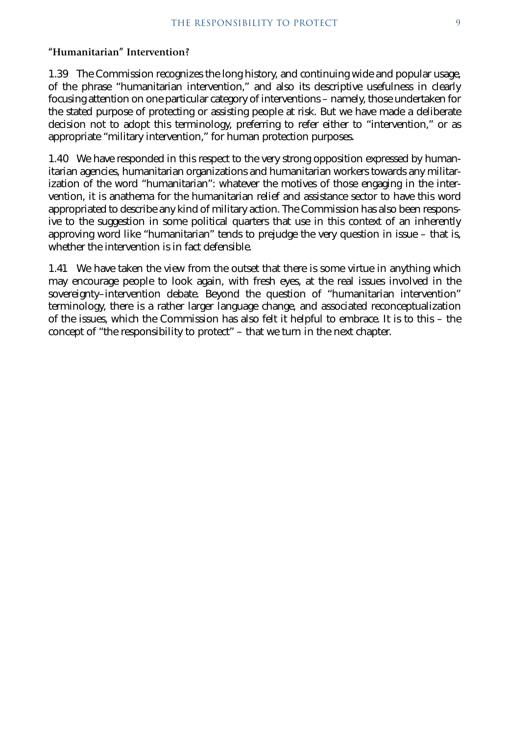### "Humanitarian" Intervention?

1.39 The Commission recognizes the long history, and continuing wide and popular usage, of the phrase "humanitarian intervention," and also its descriptive usefulness in clearly focusing attention on one particular category of interventions – namely, those undertaken for the stated purpose of protecting or assisting people at risk. But we have made a deliberate decision not to adopt this terminology, preferring to refer either to "intervention," or as appropriate "military intervention," for human protection purposes.

1.40 We have responded in this respect to the very strong opposition expressed by humanitarian agencies, humanitarian organizations and humanitarian workers towards any militarization of the word "humanitarian": whatever the motives of those engaging in the intervention, it is anathema for the humanitarian relief and assistance sector to have this word appropriated to describe any kind of military action. The Commission has also been responsive to the suggestion in some political quarters that use in this context of an inherently approving word like "humanitarian" tends to prejudge the very question in issue – that is, whether the intervention is in fact defensible.

1.41 We have taken the view from the outset that there is some virtue in anything which may encourage people to look again, with fresh eyes, at the real issues involved in the sovereignty–intervention debate. Beyond the question of "humanitarian intervention" terminology, there is a rather larger language change, and associated reconceptualization of the issues, which the Commission has also felt it helpful to embrace. It is to this – the concept of "the responsibility to protect" – that we turn in the next chapter.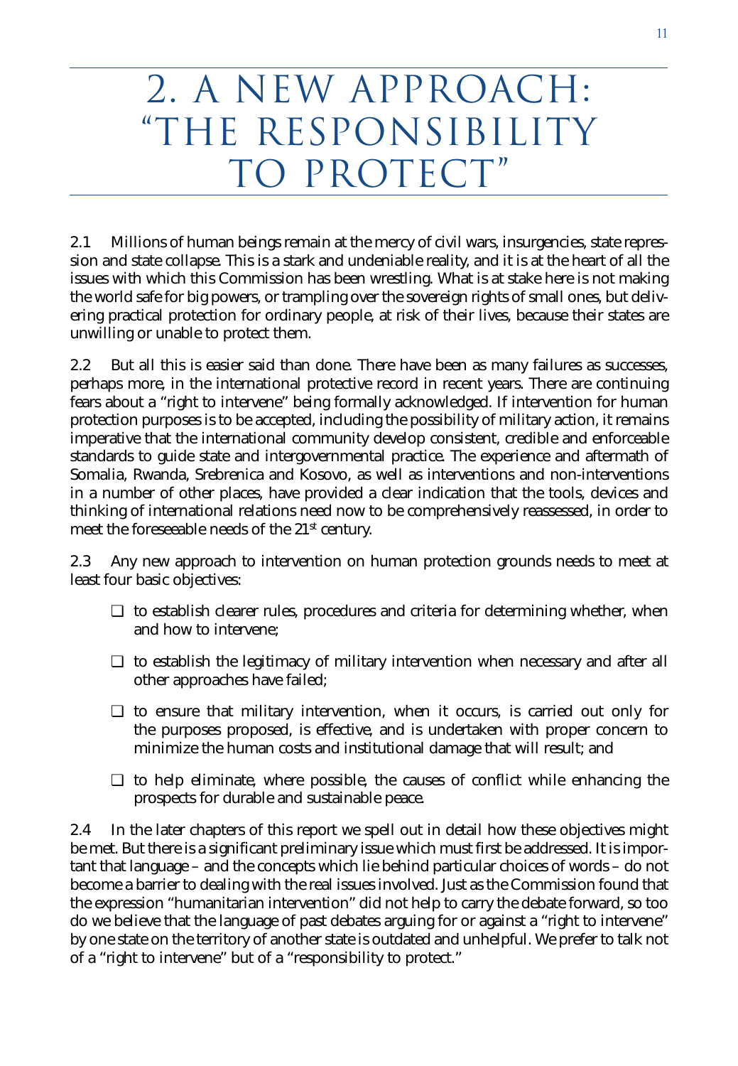# 2. A NEW APPROACH: "THE RESPONSIBILITY TO PROTECT"

2.1 Millions of human beings remain at the mercy of civil wars, insurgencies, state repression and state collapse. This is a stark and undeniable reality, and it is at the heart of all the issues with which this Commission has been wrestling. What is at stake here is not making the world safe for big powers, or trampling over the sovereign rights of small ones, but delivering practical protection for ordinary people, at risk of their lives, because their states are unwilling or unable to protect them.

2.2 But all this is easier said than done. There have been as many failures as successes, perhaps more, in the international protective record in recent years. There are continuing fears about a "right to intervene" being formally acknowledged. If intervention for human protection purposes is to be accepted, including the possibility of military action, it remains imperative that the international community develop consistent, credible and enforceable standards to guide state and intergovernmental practice. The experience and aftermath of Somalia, Rwanda, Srebrenica and Kosovo, as well as interventions and non-interventions in a number of other places, have provided a clear indication that the tools, devices and thinking of international relations need now to be comprehensively reassessed, in order to meet the foreseeable needs of the 21st century.

2.3 Any new approach to intervention on human protection grounds needs to meet at least four basic objectives:

- to establish clearer rules, procedures and criteria for determining whether, when and how to intervene;
- to establish the legitimacy of military intervention when necessary and after all other approaches have failed;
- to ensure that military intervention, when it occurs, is carried out only for the purposes proposed, is effective, and is undertaken with proper concern to minimize the human costs and institutional damage that will result; and
- to help eliminate, where possible, the causes of conflict while enhancing the prospects for durable and sustainable peace.

2.4 In the later chapters of this report we spell out in detail how these objectives might be met. But there is a significant preliminary issue which must first be addressed. It is important that language – and the concepts which lie behind particular choices of words – do not become a barrier to dealing with the real issues involved. Just as the Commission found that the expression "humanitarian intervention" did not help to carry the debate forward, so too do we believe that the language of past debates arguing for or against a "right to intervene" by one state on the territory of another state is outdated and unhelpful. We prefer to talk not of a "right to intervene" but of a "responsibility to protect."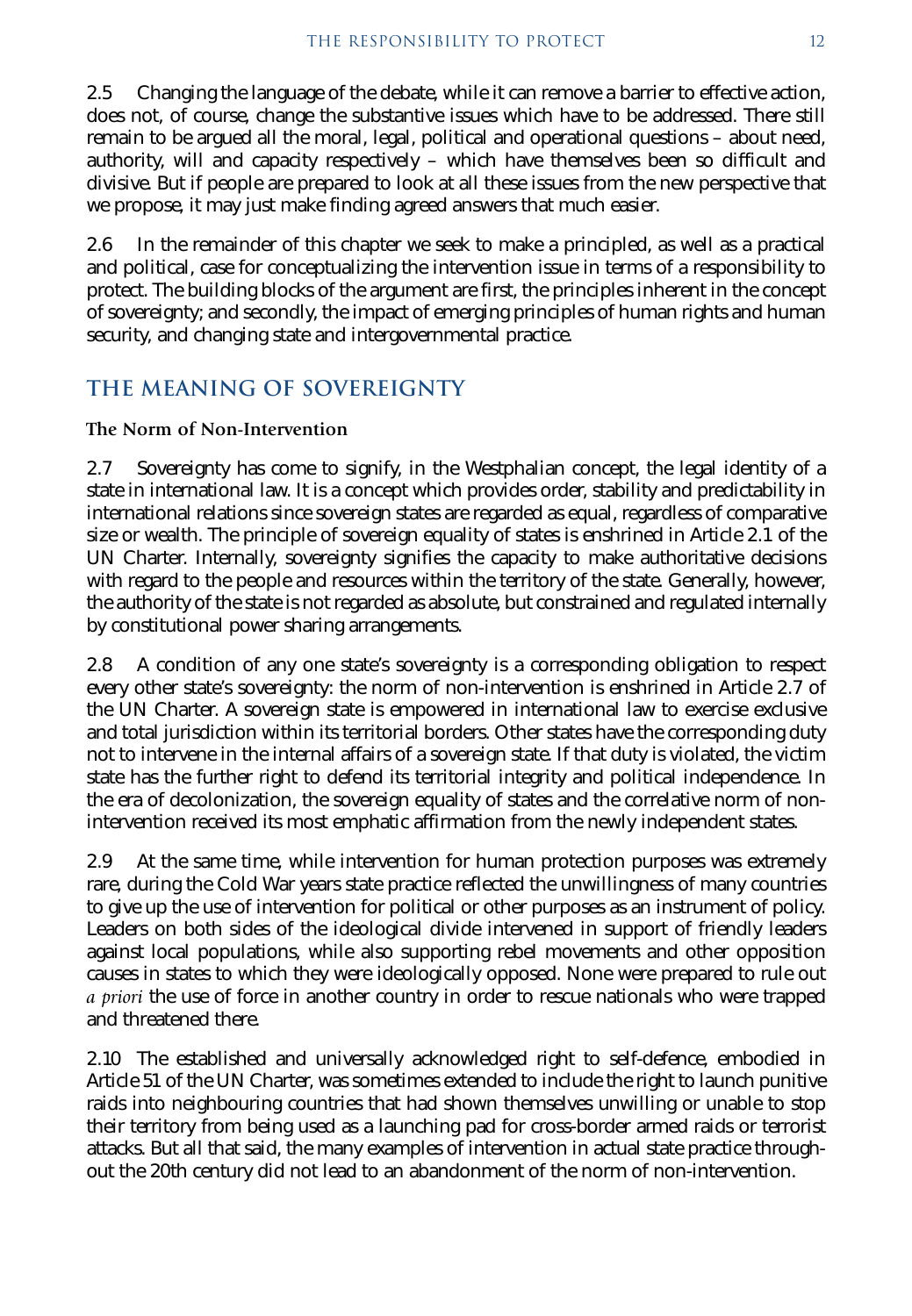2.5 Changing the language of the debate, while it can remove a barrier to effective action, does not, of course, change the substantive issues which have to be addressed. There still remain to be argued all the moral, legal, political and operational questions – about need, authority, will and capacity respectively – which have themselves been so difficult and divisive. But if people are prepared to look at all these issues from the new perspective that we propose, it may just make finding agreed answers that much easier.

2.6 In the remainder of this chapter we seek to make a principled, as well as a practical and political, case for conceptualizing the intervention issue in terms of a responsibility to protect. The building blocks of the argument are first, the principles inherent in the concept of sovereignty; and secondly, the impact of emerging principles of human rights and human security, and changing state and intergovernmental practice.

## THE MEANING OF SOVEREIGNTY

### The Norm of Non-Intervention

2.7 Sovereignty has come to signify, in the Westphalian concept, the legal identity of a state in international law. It is a concept which provides order, stability and predictability in international relations since sovereign states are regarded as equal, regardless of comparative size or wealth. The principle of sovereign equality of states is enshrined in Article 2.1 of the UN Charter. Internally, sovereignty signifies the capacity to make authoritative decisions with regard to the people and resources within the territory of the state. Generally, however, the authority of the state is not regarded as absolute, but constrained and regulated internally by constitutional power sharing arrangements.

2.8 A condition of any one state's sovereignty is a corresponding obligation to respect every other state's sovereignty: the norm of non-intervention is enshrined in Article 2.7 of the UN Charter. A sovereign state is empowered in international law to exercise exclusive and total jurisdiction within its territorial borders. Other states have the corresponding duty not to intervene in the internal affairs of a sovereign state. If that duty is violated, the victim state has the further right to defend its territorial integrity and political independence. In the era of decolonization, the sovereign equality of states and the correlative norm of non-intervention received its most emphatic affirmation from the newly independent states.

2.9 At the same time, while intervention for human protection purposes was extremely rare, during the Cold War years state practice reflected the unwillingness of many countries to give up the use of intervention for political or other purposes as an instrument of policy. Leaders on both sides of the ideological divide intervened in support of friendly leaders against local populations, while also supporting rebel movements and other opposition causes in states to which they were ideologically opposed. None were prepared to rule out *a priori* the use of force in another country in order to rescue nationals who were trapped and threatened there.

2.10 The established and universally acknowledged right to self-defence, embodied in Article 51 of the UN Charter, was sometimes extended to include the right to launch punitive raids into neighbouring countries that had shown themselves unwilling or unable to stop their territory from being used as a launching pad for cross-border armed raids or terrorist attacks. But all that said, the many examples of intervention in actual state practice throughout the 20th century did not lead to an abandonment of the norm of non-intervention.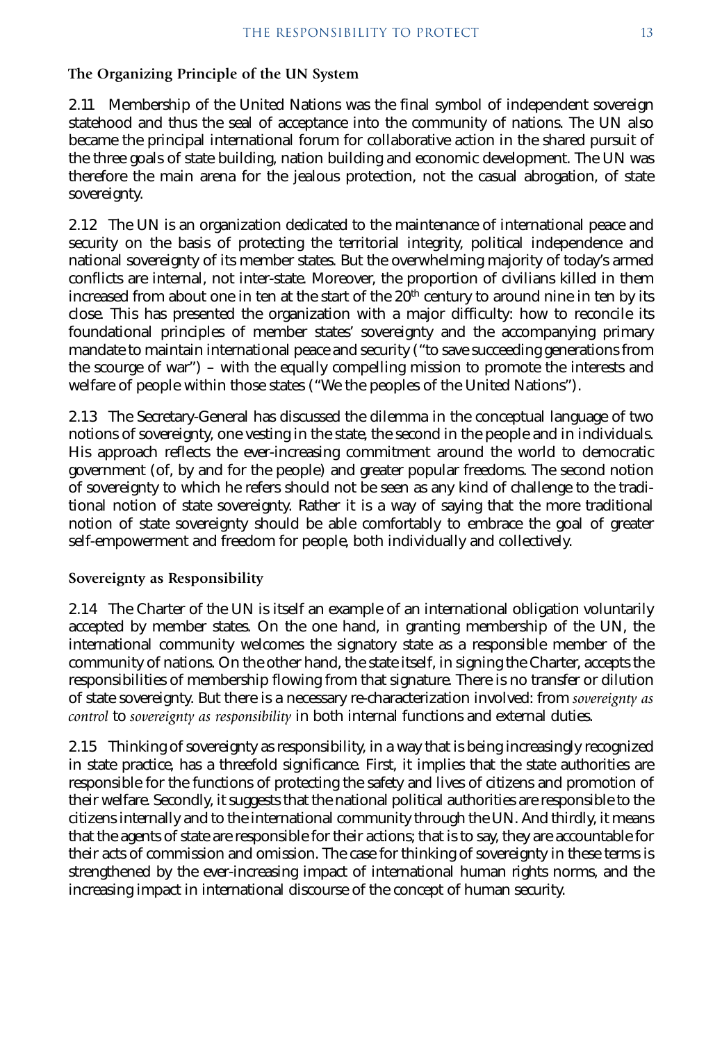### The Organizing Principle of the UN System

2.11 Membership of the United Nations was the final symbol of independent sovereign statehood and thus the seal of acceptance into the community of nations. The UN also became the principal international forum for collaborative action in the shared pursuit of the three goals of state building, nation building and economic development. The UN was therefore the main arena for the jealous protection, not the casual abrogation, of state sovereignty.

2.12 The UN is an organization dedicated to the maintenance of international peace and security on the basis of protecting the territorial integrity, political independence and national sovereignty of its member states. But the overwhelming majority of today's armed conflicts are internal, not inter-state. Moreover, the proportion of civilians killed in them increased from about one in ten at the start of the 20th century to around nine in ten by its close. This has presented the organization with a major difficulty: how to reconcile its foundational principles of member states' sovereignty and the accompanying primary mandate to maintain international peace and security ("to save succeeding generations from the scourge of war") – with the equally compelling mission to promote the interests and welfare of people within those states ("We the peoples of the United Nations").

2.13 The Secretary-General has discussed the dilemma in the conceptual language of two notions of sovereignty, one vesting in the state, the second in the people and in individuals. His approach reflects the ever-increasing commitment around the world to democratic government (of, by and for the people) and greater popular freedoms. The second notion of sovereignty to which he refers should not be seen as any kind of challenge to the traditional notion of state sovereignty. Rather it is a way of saying that the more traditional notion of state sovereignty should be able comfortably to embrace the goal of greater self-empowerment and freedom for people, both individually and collectively.

### Sovereignty as Responsibility

2.14 The Charter of the UN is itself an example of an international obligation voluntarily accepted by member states. On the one hand, in granting membership of the UN, the international community welcomes the signatory state as a responsible member of the community of nations. On the other hand, the state itself, in signing the Charter, accepts the responsibilities of membership flowing from that signature. There is no transfer or dilution of state sovereignty. But there is a necessary re-characterization involved: from *sovereignty as control* to *sovereignty as responsibility* in both internal functions and external duties.

2.15 Thinking of sovereignty as responsibility, in a way that is being increasingly recognized in state practice, has a threefold significance. First, it implies that the state authorities are responsible for the functions of protecting the safety and lives of citizens and promotion of their welfare. Secondly, it suggests that the national political authorities are responsible to the citizens internally and to the international community through the UN. And thirdly, it means that the agents of state are responsible for their actions; that is to say, they are accountable for their acts of commission and omission. The case for thinking of sovereignty in these terms is strengthened by the ever-increasing impact of international human rights norms, and the increasing impact in international discourse of the concept of human security.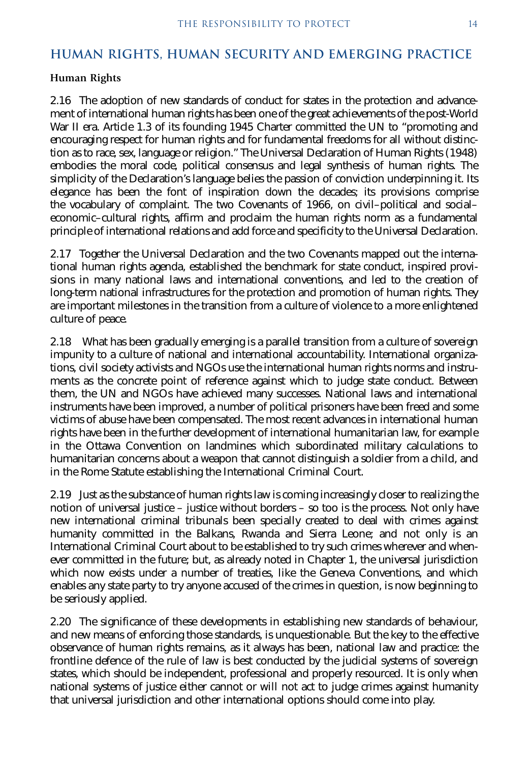## HUMAN RIGHTS, HUMAN SECURITY AND EMERGING PRACTICE

### Human Rights

2.16 The adoption of new standards of conduct for states in the protection and advancement of international human rights has been one of the great achievements of the post-World War II era. Article 1.3 of its founding 1945 Charter committed the UN to "promoting and encouraging respect for human rights and for fundamental freedoms for all without distinction as to race, sex, language or religion." The Universal Declaration of Human Rights (1948) embodies the moral code, political consensus and legal synthesis of human rights. The simplicity of the Declaration's language belies the passion of conviction underpinning it. Its elegance has been the font of inspiration down the decades; its provisions comprise the vocabulary of complaint. The two Covenants of 1966, on civil–political and social–economic–cultural rights, affirm and proclaim the human rights norm as a fundamental principle of international relations and add force and specificity to the Universal Declaration.

2.17 Together the Universal Declaration and the two Covenants mapped out the international human rights agenda, established the benchmark for state conduct, inspired provisions in many national laws and international conventions, and led to the creation of long-term national infrastructures for the protection and promotion of human rights. They are important milestones in the transition from a culture of violence to a more enlightened culture of peace.

2.18 What has been gradually emerging is a parallel transition from a culture of sovereign impunity to a culture of national and international accountability. International organizations, civil society activists and NGOs use the international human rights norms and instruments as the concrete point of reference against which to judge state conduct. Between them, the UN and NGOs have achieved many successes. National laws and international instruments have been improved, a number of political prisoners have been freed and some victims of abuse have been compensated. The most recent advances in international human rights have been in the further development of international humanitarian law, for example in the Ottawa Convention on landmines which subordinated military calculations to humanitarian concerns about a weapon that cannot distinguish a soldier from a child, and in the Rome Statute establishing the International Criminal Court.

2.19 Just as the substance of human rights law is coming increasingly closer to realizing the notion of universal justice – justice without borders – so too is the process. Not only have new international criminal tribunals been specially created to deal with crimes against humanity committed in the Balkans, Rwanda and Sierra Leone; and not only is an International Criminal Court about to be established to try such crimes wherever and whenever committed in the future; but, as already noted in Chapter 1, the universal jurisdiction which now exists under a number of treaties, like the Geneva Conventions, and which enables any state party to try anyone accused of the crimes in question, is now beginning to be seriously applied.

2.20 The significance of these developments in establishing new standards of behaviour, and new means of enforcing those standards, is unquestionable. But the key to the effective observance of human rights remains, as it always has been, national law and practice: the frontline defence of the rule of law is best conducted by the judicial systems of sovereign states, which should be independent, professional and properly resourced. It is only when national systems of justice either cannot or will not act to judge crimes against humanity that universal jurisdiction and other international options should come into play.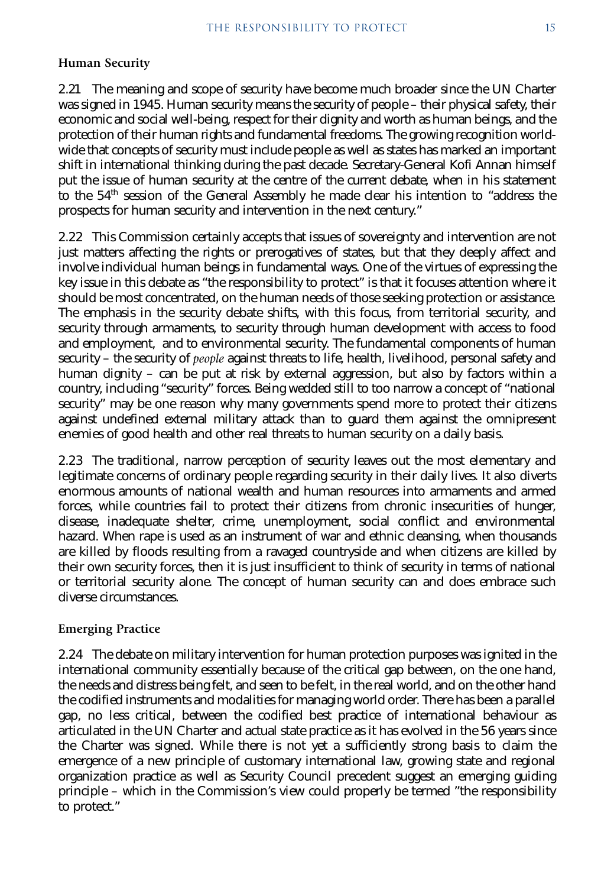### Human Security

2.21 The meaning and scope of security have become much broader since the UN Charter was signed in 1945. Human security means the security of people – their physical safety, their economic and social well-being, respect for their dignity and worth as human beings, and the protection of their human rights and fundamental freedoms. The growing recognition worldwide that concepts of security must include people as well as states has marked an important shift in international thinking during the past decade. Secretary-General Kofi Annan himself put the issue of human security at the centre of the current debate, when in his statement to the 54th session of the General Assembly he made clear his intention to "address the prospects for human security and intervention in the next century."

2.22 This Commission certainly accepts that issues of sovereignty and intervention are not just matters affecting the rights or prerogatives of states, but that they deeply affect and involve individual human beings in fundamental ways. One of the virtues of expressing the key issue in this debate as "the responsibility to protect" is that it focuses attention where it should be most concentrated, on the human needs of those seeking protection or assistance. The emphasis in the security debate shifts, with this focus, from territorial security, and security through armaments, to security through human development with access to food and employment, and to environmental security. The fundamental components of human security – the security of *people* against threats to life, health, livelihood, personal safety and human dignity – can be put at risk by external aggression, but also by factors within a country, including "security" forces. Being wedded still to too narrow a concept of "national security" may be one reason why many governments spend more to protect their citizens against undefined external military attack than to guard them against the omnipresent enemies of good health and other real threats to human security on a daily basis.

2.23 The traditional, narrow perception of security leaves out the most elementary and legitimate concerns of ordinary people regarding security in their daily lives. It also diverts enormous amounts of national wealth and human resources into armaments and armed forces, while countries fail to protect their citizens from chronic insecurities of hunger, disease, inadequate shelter, crime, unemployment, social conflict and environmental hazard. When rape is used as an instrument of war and ethnic cleansing, when thousands are killed by floods resulting from a ravaged countryside and when citizens are killed by their own security forces, then it is just insufficient to think of security in terms of national or territorial security alone. The concept of human security can and does embrace such diverse circumstances.

### Emerging Practice

2.24 The debate on military intervention for human protection purposes was ignited in the international community essentially because of the critical gap between, on the one hand, the needs and distress being felt, and seen to be felt, in the real world, and on the other hand the codified instruments and modalities for managing world order. There has been a parallel gap, no less critical, between the codified best practice of international behaviour as articulated in the UN Charter and actual state practice as it has evolved in the 56 years since the Charter was signed. While there is not yet a sufficiently strong basis to claim the emergence of a new principle of customary international law, growing state and regional organization practice as well as Security Council precedent suggest an emerging guiding principle – which in the Commission's view could properly be termed "the responsibility to protect."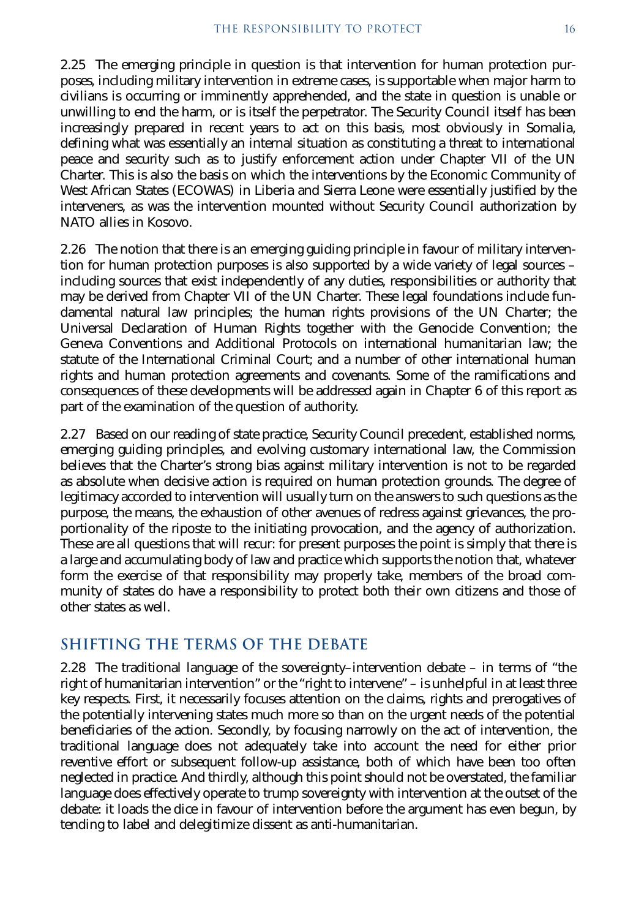2.25 The emerging principle in question is that intervention for human protection purposes, including military intervention in extreme cases, is supportable when major harm to civilians is occurring or imminently apprehended, and the state in question is unable or unwilling to end the harm, or is itself the perpetrator. The Security Council itself has been increasingly prepared in recent years to act on this basis, most obviously in Somalia, defining what was essentially an internal situation as constituting a threat to international peace and security such as to justify enforcement action under Chapter VII of the UN Charter. This is also the basis on which the interventions by the Economic Community of West African States (ECOWAS) in Liberia and Sierra Leone were essentially justified by the interveners, as was the intervention mounted without Security Council authorization by NATO allies in Kosovo.

2.26 The notion that there is an emerging guiding principle in favour of military intervention for human protection purposes is also supported by a wide variety of legal sources – including sources that exist independently of any duties, responsibilities or authority that may be derived from Chapter VII of the UN Charter. These legal foundations include fundamental natural law principles; the human rights provisions of the UN Charter; the Universal Declaration of Human Rights together with the Genocide Convention; the Geneva Conventions and Additional Protocols on international humanitarian law; the statute of the International Criminal Court; and a number of other international human rights and human protection agreements and covenants. Some of the ramifications and consequences of these developments will be addressed again in Chapter 6 of this report as part of the examination of the question of authority.

2.27 Based on our reading of state practice, Security Council precedent, established norms, emerging guiding principles, and evolving customary international law, the Commission believes that the Charter's strong bias against military intervention is not to be regarded as absolute when decisive action is required on human protection grounds. The degree of legitimacy accorded to intervention will usually turn on the answers to such questions as the purpose, the means, the exhaustion of other avenues of redress against grievances, the proportionality of the riposte to the initiating provocation, and the agency of authorization. These are all questions that will recur: for present purposes the point is simply that there is a large and accumulating body of law and practice which supports the notion that, whatever form the exercise of that responsibility may properly take, members of the broad community of states do have a responsibility to protect both their own citizens and those of other states as well.

## SHIFTING THE TERMS OF THE DEBATE

2.28 The traditional language of the sovereignty–intervention debate – in terms of "the right of humanitarian intervention" or the "right to intervene" – is unhelpful in at least three key respects. First, it necessarily focuses attention on the claims, rights and prerogatives of the potentially intervening states much more so than on the urgent needs of the potential beneficiaries of the action. Secondly, by focusing narrowly on the act of intervention, the traditional language does not adequately take into account the need for either prior reventive effort or subsequent follow-up assistance, both of which have been too often neglected in practice. And thirdly, although this point should not be overstated, the familiar language does effectively operate to trump sovereignty with intervention at the outset of the debate: it loads the dice in favour of intervention before the argument has even begun, by tending to label and delegitimize dissent as anti-humanitarian.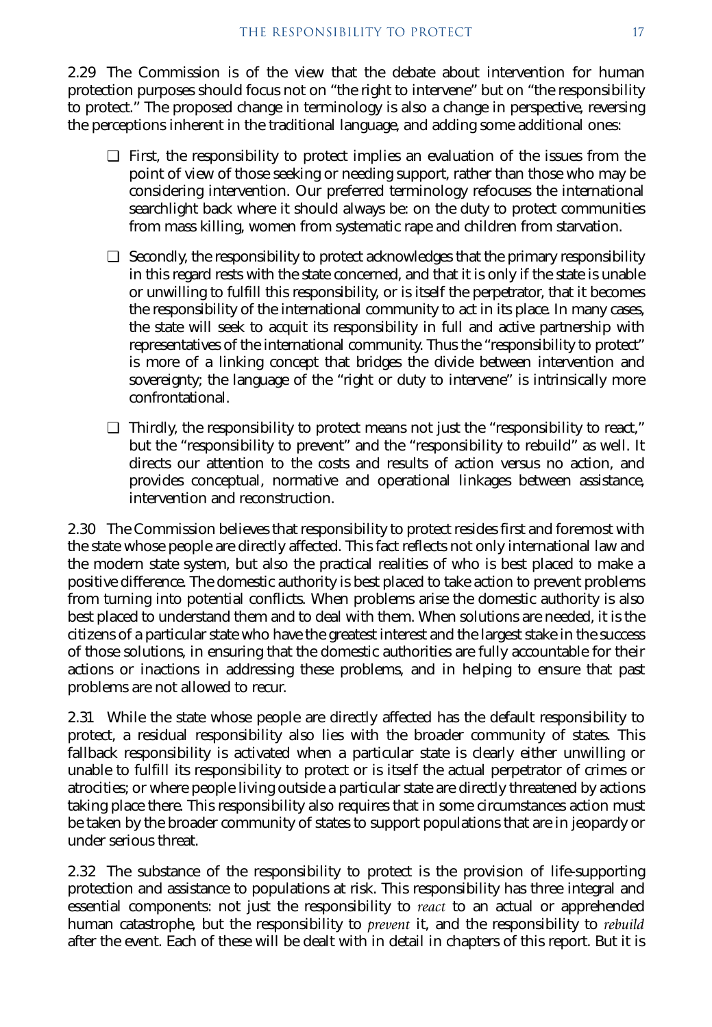2.29 The Commission is of the view that the debate about intervention for human protection purposes should focus not on "the right to intervene" but on "the responsibility to protect." The proposed change in terminology is also a change in perspective, reversing the perceptions inherent in the traditional language, and adding some additional ones:

- First, the responsibility to protect implies an evaluation of the issues from the point of view of those seeking or needing support, rather than those who may be considering intervention. Our preferred terminology refocuses the international searchlight back where it should always be: on the duty to protect communities from mass killing, women from systematic rape and children from starvation.

- Secondly, the responsibility to protect acknowledges that the primary responsibility in this regard rests with the state concerned, and that it is only if the state is unable or unwilling to fulfill this responsibility, or is itself the perpetrator, that it becomes the responsibility of the international community to act in its place. In many cases, the state will seek to acquit its responsibility in full and active partnership with representatives of the international community. Thus the "responsibility to protect" is more of a linking concept that bridges the divide between intervention and sovereignty; the language of the "right or duty to intervene" is intrinsically more confrontational.

- Thirdly, the responsibility to protect means not just the "responsibility to react," but the "responsibility to prevent" and the "responsibility to rebuild" as well. It directs our attention to the costs and results of action versus no action, and provides conceptual, normative and operational linkages between assistance, intervention and reconstruction.

2.30 The Commission believes that responsibility to protect resides first and foremost with the state whose people are directly affected. This fact reflects not only international law and the modern state system, but also the practical realities of who is best placed to make a positive difference. The domestic authority is best placed to take action to prevent problems from turning into potential conflicts. When problems arise the domestic authority is also best placed to understand them and to deal with them. When solutions are needed, it is the citizens of a particular state who have the greatest interest and the largest stake in the success of those solutions, in ensuring that the domestic authorities are fully accountable for their actions or inactions in addressing these problems, and in helping to ensure that past problems are not allowed to recur.

2.31 While the state whose people are directly affected has the default responsibility to protect, a residual responsibility also lies with the broader community of states. This fallback responsibility is activated when a particular state is clearly either unwilling or unable to fulfill its responsibility to protect or is itself the actual perpetrator of crimes or atrocities; or where people living outside a particular state are directly threatened by actions taking place there. This responsibility also requires that in some circumstances action must be taken by the broader community of states to support populations that are in jeopardy or under serious threat.

2.32 The substance of the responsibility to protect is the provision of life-supporting protection and assistance to populations at risk. This responsibility has three integral and essential components: not just the responsibility to *react* to an actual or apprehended human catastrophe, but the responsibility to *prevent* it, and the responsibility to *rebuild* after the event. Each of these will be dealt with in detail in chapters of this report. But it is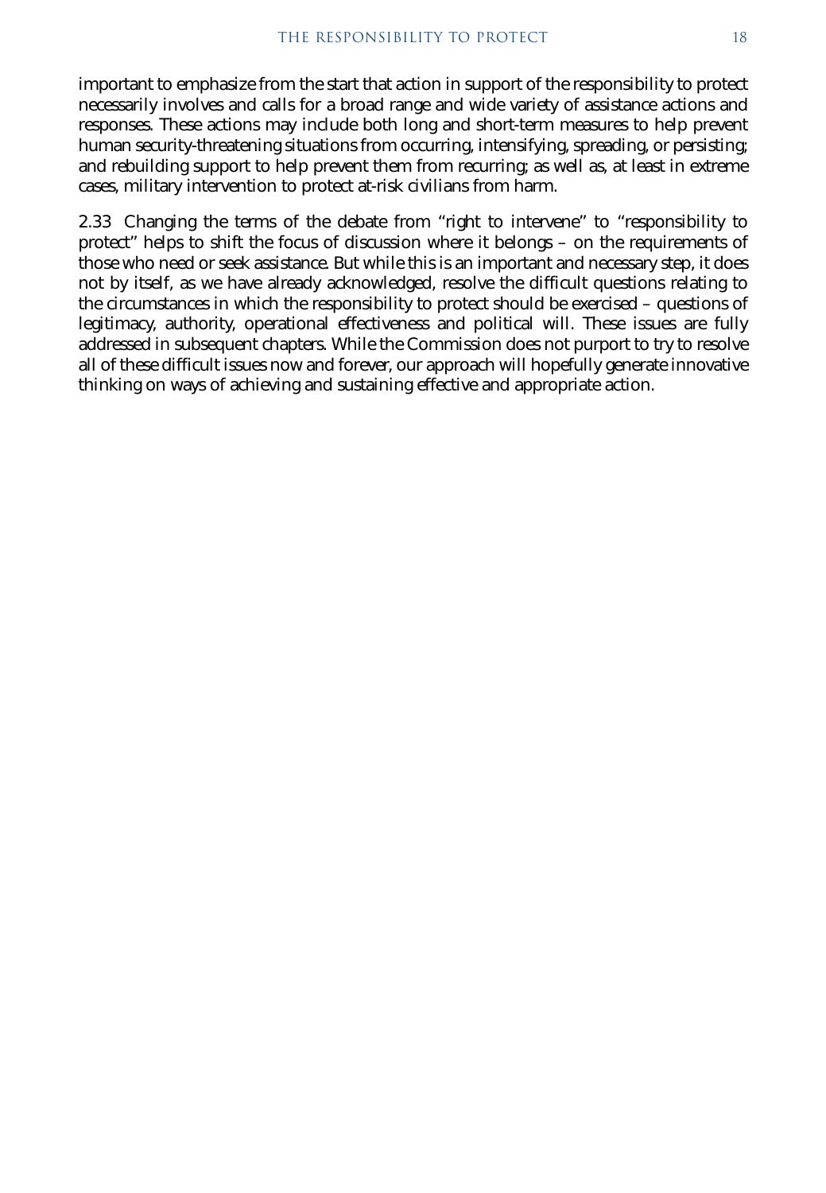important to emphasize from the start that action in support of the responsibility to protect necessarily involves and calls for a broad range and wide variety of assistance actions and responses. These actions may include both long and short-term measures to help prevent human security-threatening situations from occurring, intensifying, spreading, or persisting; and rebuilding support to help prevent them from recurring; as well as, at least in extreme cases, military intervention to protect at-risk civilians from harm.

2.33 Changing the terms of the debate from "right to intervene" to "responsibility to protect" helps to shift the focus of discussion where it belongs – on the requirements of those who need or seek assistance. But while this is an important and necessary step, it does not by itself, as we have already acknowledged, resolve the difficult questions relating to the circumstances in which the responsibility to protect should be exercised – questions of legitimacy, authority, operational effectiveness and political will. These issues are fully addressed in subsequent chapters. While the Commission does not purport to try to resolve all of these difficult issues now and forever, our approach will hopefully generate innovative thinking on ways of achieving and sustaining effective and appropriate action.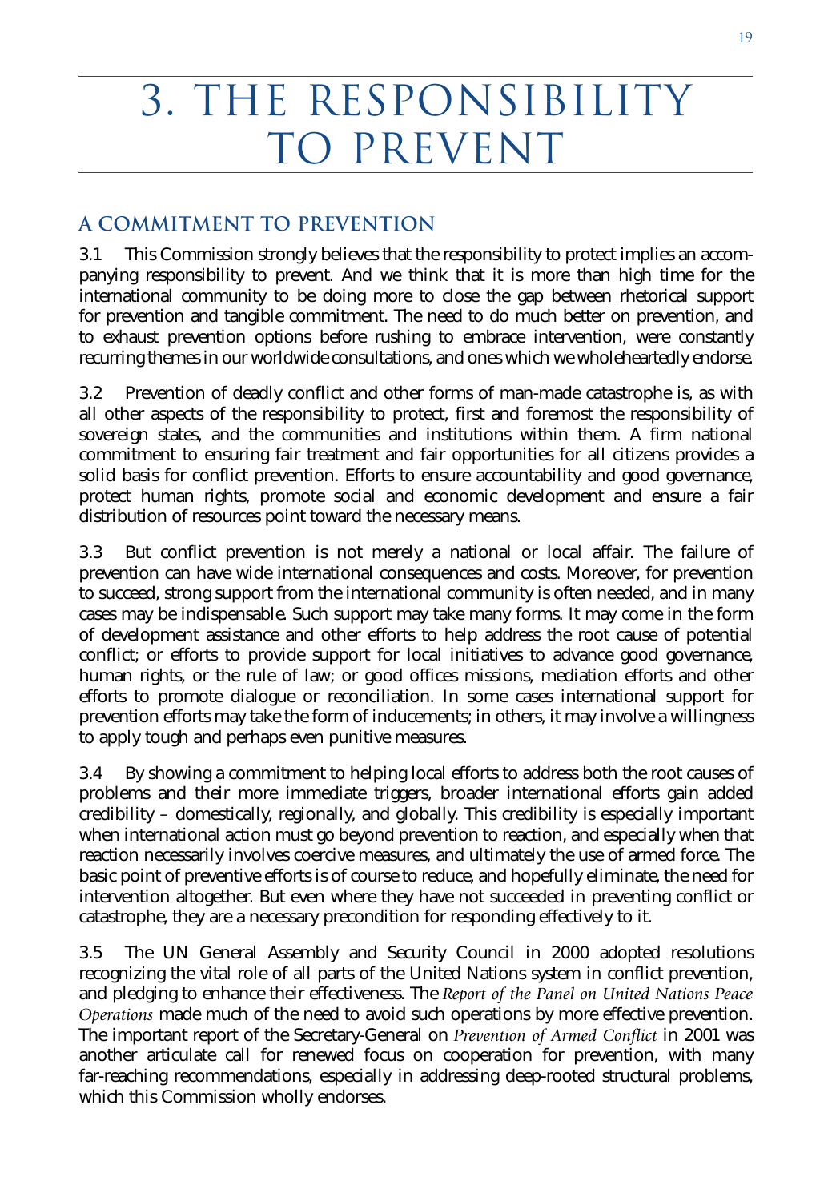# 3. THE RESPONSIBILITY TO PREVENT

## A COMMITMENT TO PREVENTION

3.1 This Commission strongly believes that the responsibility to protect implies an accompanying responsibility to prevent. And we think that it is more than high time for the international community to be doing more to close the gap between rhetorical support for prevention and tangible commitment. The need to do much better on prevention, and to exhaust prevention options before rushing to embrace intervention, were constantly recurring themes in our worldwide consultations, and ones which we wholeheartedly endorse.

3.2 Prevention of deadly conflict and other forms of man-made catastrophe is, as with all other aspects of the responsibility to protect, first and foremost the responsibility of sovereign states, and the communities and institutions within them. A firm national commitment to ensuring fair treatment and fair opportunities for all citizens provides a solid basis for conflict prevention. Efforts to ensure accountability and good governance, protect human rights, promote social and economic development and ensure a fair distribution of resources point toward the necessary means.

3.3 But conflict prevention is not merely a national or local affair. The failure of prevention can have wide international consequences and costs. Moreover, for prevention to succeed, strong support from the international community is often needed, and in many cases may be indispensable. Such support may take many forms. It may come in the form of development assistance and other efforts to help address the root cause of potential conflict; or efforts to provide support for local initiatives to advance good governance, human rights, or the rule of law; or good offices missions, mediation efforts and other efforts to promote dialogue or reconciliation. In some cases international support for prevention efforts may take the form of inducements; in others, it may involve a willingness to apply tough and perhaps even punitive measures.

3.4 By showing a commitment to helping local efforts to address both the root causes of problems and their more immediate triggers, broader international efforts gain added credibility – domestically, regionally, and globally. This credibility is especially important when international action must go beyond prevention to reaction, and especially when that reaction necessarily involves coercive measures, and ultimately the use of armed force. The basic point of preventive efforts is of course to reduce, and hopefully eliminate, the need for intervention altogether. But even where they have not succeeded in preventing conflict or catastrophe, they are a necessary precondition for responding effectively to it.

3.5 The UN General Assembly and Security Council in 2000 adopted resolutions recognizing the vital role of all parts of the United Nations system in conflict prevention, and pledging to enhance their effectiveness. The *Report of the Panel on United Nations Peace Operations* made much of the need to avoid such operations by more effective prevention. The important report of the Secretary-General on *Prevention of Armed Conflict* in 2001 was another articulate call for renewed focus on cooperation for prevention, with many far-reaching recommendations, especially in addressing deep-rooted structural problems, which this Commission wholly endorses.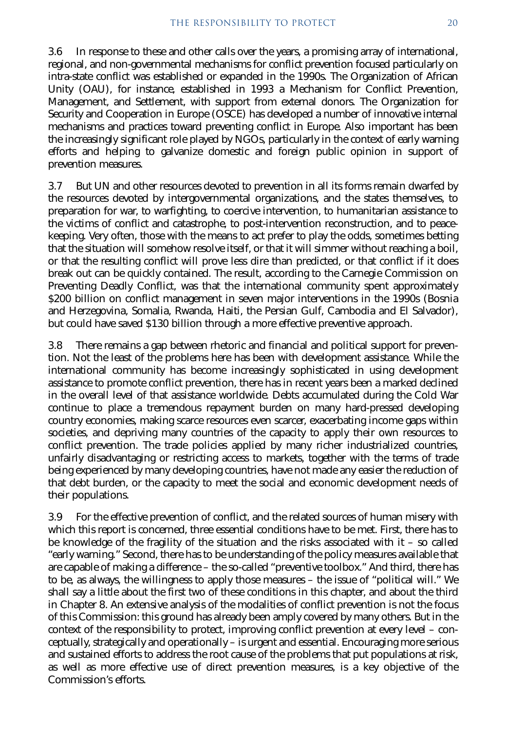3.6 In response to these and other calls over the years, a promising array of international, regional, and non-governmental mechanisms for conflict prevention focused particularly on intra-state conflict was established or expanded in the 1990s. The Organization of African Unity (OAU), for instance, established in 1993 a Mechanism for Conflict Prevention, Management, and Settlement, with support from external donors. The Organization for Security and Cooperation in Europe (OSCE) has developed a number of innovative internal mechanisms and practices toward preventing conflict in Europe. Also important has been the increasingly significant role played by NGOs, particularly in the context of early warning efforts and helping to galvanize domestic and foreign public opinion in support of prevention measures.

3.7 But UN and other resources devoted to prevention in all its forms remain dwarfed by the resources devoted by intergovernmental organizations, and the states themselves, to preparation for war, to warfighting, to coercive intervention, to humanitarian assistance to the victims of conflict and catastrophe, to post-intervention reconstruction, and to peacekeeping. Very often, those with the means to act prefer to play the odds, sometimes betting that the situation will somehow resolve itself, or that it will simmer without reaching a boil, or that the resulting conflict will prove less dire than predicted, or that conflict if it does break out can be quickly contained. The result, according to the Carnegie Commission on Preventing Deadly Conflict, was that the international community spent approximately $200 billion on conflict management in seven major interventions in the 1990s (Bosnia and Herzegovina, Somalia, Rwanda, Haiti, the Persian Gulf, Cambodia and El Salvador), but could have saved $130 billion through a more effective preventive approach.

3.8 There remains a gap between rhetoric and financial and political support for prevention. Not the least of the problems here has been with development assistance. While the international community has become increasingly sophisticated in using development assistance to promote conflict prevention, there has in recent years been a marked declined in the overall level of that assistance worldwide. Debts accumulated during the Cold War continue to place a tremendous repayment burden on many hard-pressed developing country economies, making scarce resources even scarcer, exacerbating income gaps within societies, and depriving many countries of the capacity to apply their own resources to conflict prevention. The trade policies applied by many richer industrialized countries, unfairly disadvantaging or restricting access to markets, together with the terms of trade being experienced by many developing countries, have not made any easier the reduction of that debt burden, or the capacity to meet the social and economic development needs of their populations.

3.9 For the effective prevention of conflict, and the related sources of human misery with which this report is concerned, three essential conditions have to be met. First, there has to be knowledge of the fragility of the situation and the risks associated with it – so called "early warning." Second, there has to be understanding of the policy measures available that are capable of making a difference – the so-called "preventive toolbox." And third, there has to be, as always, the willingness to apply those measures – the issue of "political will." We shall say a little about the first two of these conditions in this chapter, and about the third in Chapter 8. An extensive analysis of the modalities of conflict prevention is not the focus of this Commission: this ground has already been amply covered by many others. But in the context of the responsibility to protect, improving conflict prevention at every level – conceptually, strategically and operationally – is urgent and essential. Encouraging more serious and sustained efforts to address the root cause of the problems that put populations at risk, as well as more effective use of direct prevention measures, is a key objective of the Commission's efforts.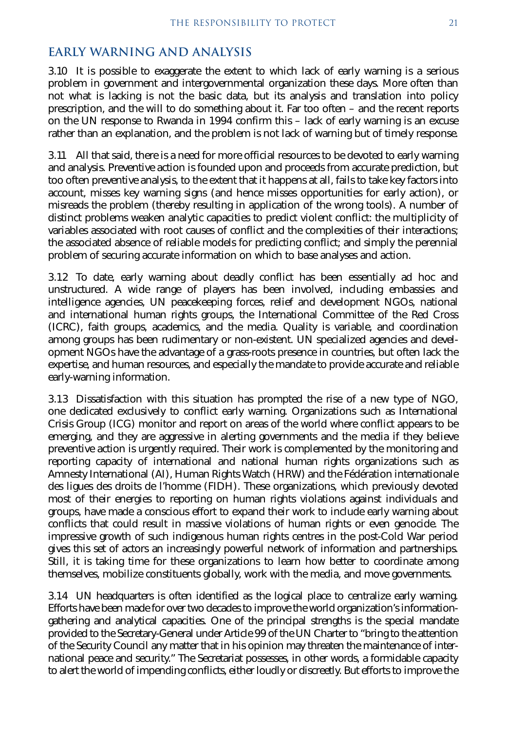## EARLY WARNING AND ANALYSIS

3.10 It is possible to exaggerate the extent to which lack of early warning is a serious problem in government and intergovernmental organization these days. More often than not what is lacking is not the basic data, but its analysis and translation into policy prescription, and the will to do something about it. Far too often – and the recent reports on the UN response to Rwanda in 1994 confirm this – lack of early warning is an excuse rather than an explanation, and the problem is not lack of warning but of timely response.

3.11 All that said, there is a need for more official resources to be devoted to early warning and analysis. Preventive action is founded upon and proceeds from accurate prediction, but too often preventive analysis, to the extent that it happens at all, fails to take key factors into account, misses key warning signs (and hence misses opportunities for early action), or misreads the problem (thereby resulting in application of the wrong tools). A number of distinct problems weaken analytic capacities to predict violent conflict: the multiplicity of variables associated with root causes of conflict and the complexities of their interactions; the associated absence of reliable models for predicting conflict; and simply the perennial problem of securing accurate information on which to base analyses and action.

3.12 To date, early warning about deadly conflict has been essentially ad hoc and unstructured. A wide range of players has been involved, including embassies and intelligence agencies, UN peacekeeping forces, relief and development NGOs, national and international human rights groups, the International Committee of the Red Cross (ICRC), faith groups, academics, and the media. Quality is variable, and coordination among groups has been rudimentary or non-existent. UN specialized agencies and development NGOs have the advantage of a grass-roots presence in countries, but often lack the expertise, and human resources, and especially the mandate to provide accurate and reliable early-warning information.

3.13 Dissatisfaction with this situation has prompted the rise of a new type of NGO, one dedicated exclusively to conflict early warning. Organizations such as International Crisis Group (ICG) monitor and report on areas of the world where conflict appears to be emerging, and they are aggressive in alerting governments and the media if they believe preventive action is urgently required. Their work is complemented by the monitoring and reporting capacity of international and national human rights organizations such as Amnesty International (AI), Human Rights Watch (HRW) and the Fédération internationale des ligues des droits de l'homme (FIDH). These organizations, which previously devoted most of their energies to reporting on human rights violations against individuals and groups, have made a conscious effort to expand their work to include early warning about conflicts that could result in massive violations of human rights or even genocide. The impressive growth of such indigenous human rights centres in the post-Cold War period gives this set of actors an increasingly powerful network of information and partnerships. Still, it is taking time for these organizations to learn how better to coordinate among themselves, mobilize constituents globally, work with the media, and move governments.

3.14 UN headquarters is often identified as the logical place to centralize early warning. Efforts have been made for over two decades to improve the world organization's information-gathering and analytical capacities. One of the principal strengths is the special mandate provided to the Secretary-General under Article 99 of the UN Charter to "bring to the attention of the Security Council any matter that in his opinion may threaten the maintenance of international peace and security." The Secretariat possesses, in other words, a formidable capacity to alert the world of impending conflicts, either loudly or discreetly. But efforts to improve the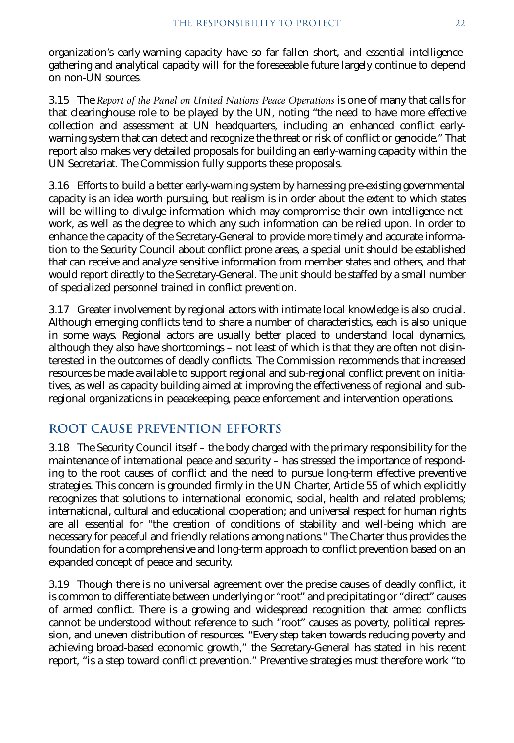organization's early-warning capacity have so far fallen short, and essential intelligence-gathering and analytical capacity will for the foreseeable future largely continue to depend on non-UN sources.

3.15 The *Report of the Panel on United Nations Peace Operations* is one of many that calls for that clearinghouse role to be played by the UN, noting "the need to have more effective collection and assessment at UN headquarters, including an enhanced conflict early-warning system that can detect and recognize the threat or risk of conflict or genocide." That report also makes very detailed proposals for building an early-warning capacity within the UN Secretariat. The Commission fully supports these proposals.

3.16 Efforts to build a better early-warning system by harnessing pre-existing governmental capacity is an idea worth pursuing, but realism is in order about the extent to which states will be willing to divulge information which may compromise their own intelligence network, as well as the degree to which any such information can be relied upon. In order to enhance the capacity of the Secretary-General to provide more timely and accurate information to the Security Council about conflict prone areas, a special unit should be established that can receive and analyze sensitive information from member states and others, and that would report directly to the Secretary-General. The unit should be staffed by a small number of specialized personnel trained in conflict prevention.

3.17 Greater involvement by regional actors with intimate local knowledge is also crucial. Although emerging conflicts tend to share a number of characteristics, each is also unique in some ways. Regional actors are usually better placed to understand local dynamics, although they also have shortcomings – not least of which is that they are often not disinterested in the outcomes of deadly conflicts. The Commission recommends that increased resources be made available to support regional and sub-regional conflict prevention initiatives, as well as capacity building aimed at improving the effectiveness of regional and sub-regional organizations in peacekeeping, peace enforcement and intervention operations.

## ROOT CAUSE PREVENTION EFFORTS

3.18 The Security Council itself – the body charged with the primary responsibility for the maintenance of international peace and security – has stressed the importance of responding to the root causes of conflict and the need to pursue long-term effective preventive strategies. This concern is grounded firmly in the UN Charter, Article 55 of which explicitly recognizes that solutions to international economic, social, health and related problems; international, cultural and educational cooperation; and universal respect for human rights are all essential for "the creation of conditions of stability and well-being which are necessary for peaceful and friendly relations among nations." The Charter thus provides the foundation for a comprehensive and long-term approach to conflict prevention based on an expanded concept of peace and security.

3.19 Though there is no universal agreement over the precise causes of deadly conflict, it is common to differentiate between underlying or "root" and precipitating or "direct" causes of armed conflict. There is a growing and widespread recognition that armed conflicts cannot be understood without reference to such "root" causes as poverty, political repression, and uneven distribution of resources. "Every step taken towards reducing poverty and achieving broad-based economic growth," the Secretary-General has stated in his recent report, "is a step toward conflict prevention." Preventive strategies must therefore work "to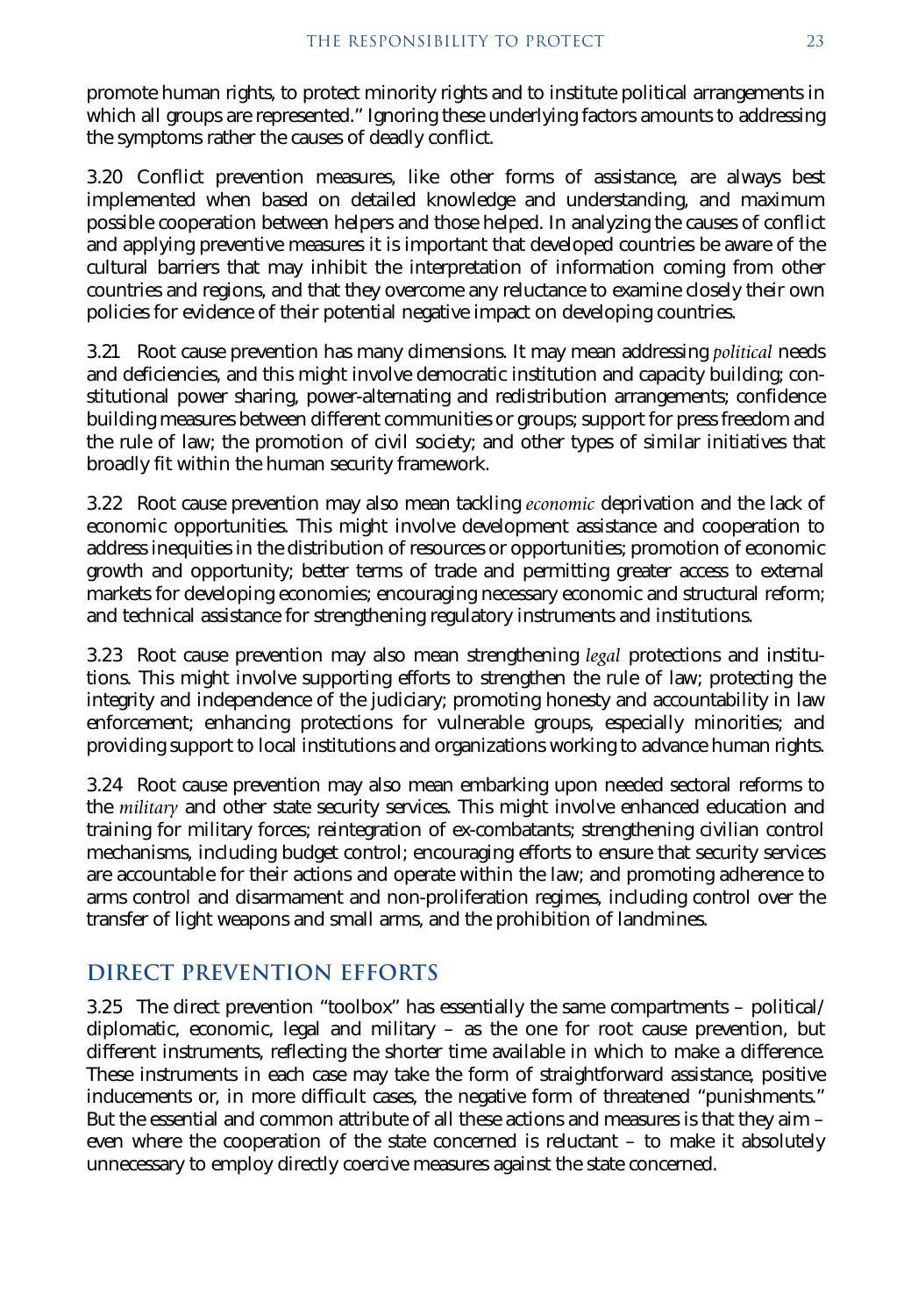promote human rights, to protect minority rights and to institute political arrangements in which all groups are represented." Ignoring these underlying factors amounts to addressing the symptoms rather the causes of deadly conflict.

3.20 Conflict prevention measures, like other forms of assistance, are always best implemented when based on detailed knowledge and understanding, and maximum possible cooperation between helpers and those helped. In analyzing the causes of conflict and applying preventive measures it is important that developed countries be aware of the cultural barriers that may inhibit the interpretation of information coming from other countries and regions, and that they overcome any reluctance to examine closely their own policies for evidence of their potential negative impact on developing countries.

3.21 Root cause prevention has many dimensions. It may mean addressing *political* needs and deficiencies, and this might involve democratic institution and capacity building; constitutional power sharing, power-alternating and redistribution arrangements; confidence building measures between different communities or groups; support for press freedom and the rule of law; the promotion of civil society; and other types of similar initiatives that broadly fit within the human security framework.

3.22 Root cause prevention may also mean tackling *economic* deprivation and the lack of economic opportunities. This might involve development assistance and cooperation to address inequities in the distribution of resources or opportunities; promotion of economic growth and opportunity; better terms of trade and permitting greater access to external markets for developing economies; encouraging necessary economic and structural reform; and technical assistance for strengthening regulatory instruments and institutions.

3.23 Root cause prevention may also mean strengthening *legal* protections and institutions. This might involve supporting efforts to strengthen the rule of law; protecting the integrity and independence of the judiciary; promoting honesty and accountability in law enforcement; enhancing protections for vulnerable groups, especially minorities; and providing support to local institutions and organizations working to advance human rights.

3.24 Root cause prevention may also mean embarking upon needed sectoral reforms to the *military* and other state security services. This might involve enhanced education and training for military forces; reintegration of ex-combatants; strengthening civilian control mechanisms, including budget control; encouraging efforts to ensure that security services are accountable for their actions and operate within the law; and promoting adherence to arms control and disarmament and non-proliferation regimes, including control over the transfer of light weapons and small arms, and the prohibition of landmines.

## DIRECT PREVENTION EFFORTS

3.25 The direct prevention "toolbox" has essentially the same compartments – political/diplomatic, economic, legal and military – as the one for root cause prevention, but different instruments, reflecting the shorter time available in which to make a difference. These instruments in each case may take the form of straightforward assistance, positive inducements or, in more difficult cases, the negative form of threatened "punishments." But the essential and common attribute of all these actions and measures is that they aim – even where the cooperation of the state concerned is reluctant – to make it absolutely unnecessary to employ directly coercive measures against the state concerned.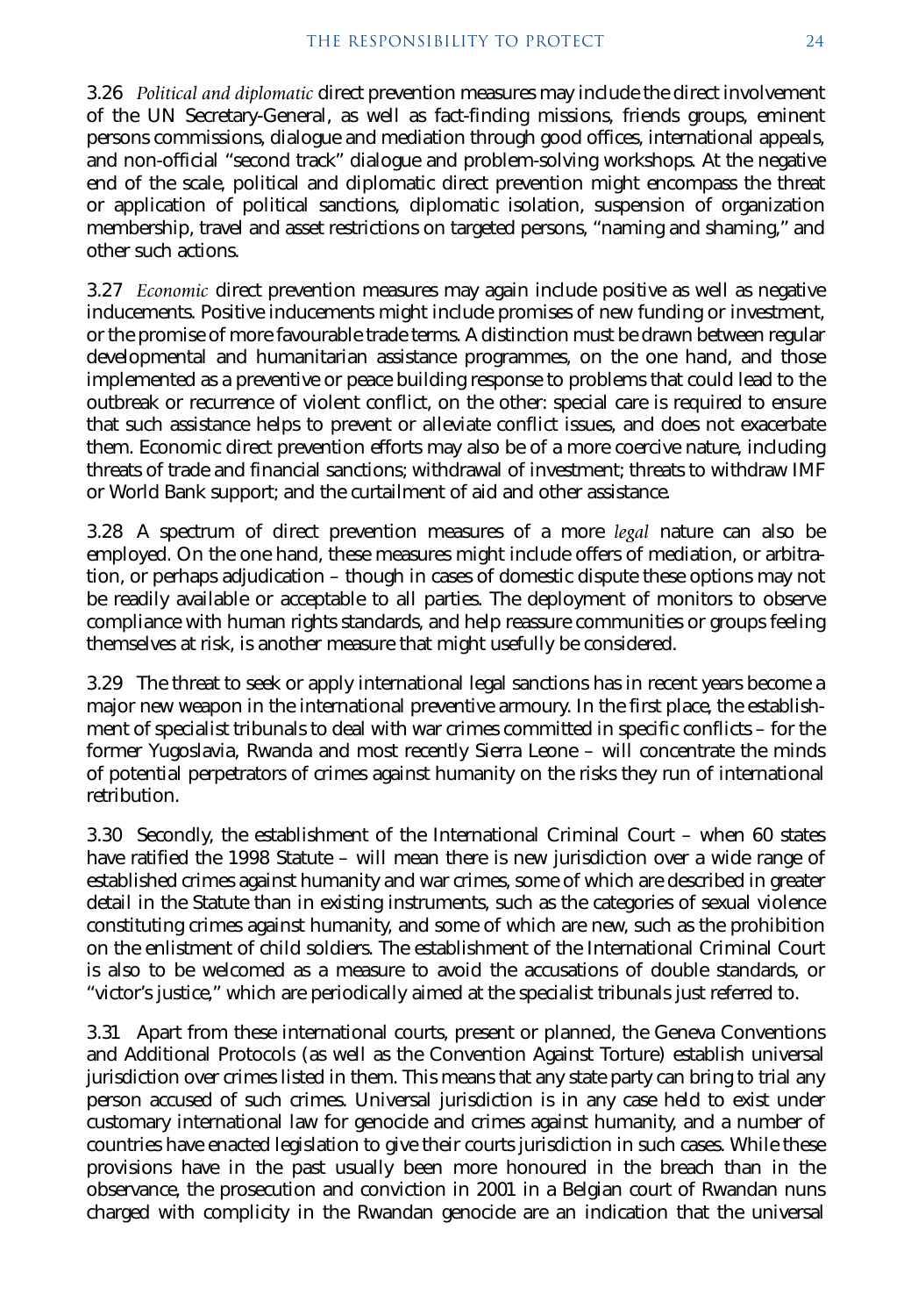3.26 *Political and diplomatic* direct prevention measures may include the direct involvement of the UN Secretary-General, as well as fact-finding missions, friends groups, eminent persons commissions, dialogue and mediation through good offices, international appeals, and non-official "second track" dialogue and problem-solving workshops. At the negative end of the scale, political and diplomatic direct prevention might encompass the threat or application of political sanctions, diplomatic isolation, suspension of organization membership, travel and asset restrictions on targeted persons, "naming and shaming," and other such actions.

3.27 *Economic* direct prevention measures may again include positive as well as negative inducements. Positive inducements might include promises of new funding or investment, or the promise of more favourable trade terms. A distinction must be drawn between regular developmental and humanitarian assistance programmes, on the one hand, and those implemented as a preventive or peace building response to problems that could lead to the outbreak or recurrence of violent conflict, on the other: special care is required to ensure that such assistance helps to prevent or alleviate conflict issues, and does not exacerbate them. Economic direct prevention efforts may also be of a more coercive nature, including threats of trade and financial sanctions; withdrawal of investment; threats to withdraw IMF or World Bank support; and the curtailment of aid and other assistance.

3.28 A spectrum of direct prevention measures of a more *legal* nature can also be employed. On the one hand, these measures might include offers of mediation, or arbitration, or perhaps adjudication – though in cases of domestic dispute these options may not be readily available or acceptable to all parties. The deployment of monitors to observe compliance with human rights standards, and help reassure communities or groups feeling themselves at risk, is another measure that might usefully be considered.

3.29 The threat to seek or apply international legal sanctions has in recent years become a major new weapon in the international preventive armoury. In the first place, the establishment of specialist tribunals to deal with war crimes committed in specific conflicts – for the former Yugoslavia, Rwanda and most recently Sierra Leone – will concentrate the minds of potential perpetrators of crimes against humanity on the risks they run of international retribution.

3.30 Secondly, the establishment of the International Criminal Court – when 60 states have ratified the 1998 Statute – will mean there is new jurisdiction over a wide range of established crimes against humanity and war crimes, some of which are described in greater detail in the Statute than in existing instruments, such as the categories of sexual violence constituting crimes against humanity, and some of which are new, such as the prohibition on the enlistment of child soldiers. The establishment of the International Criminal Court is also to be welcomed as a measure to avoid the accusations of double standards, or "victor's justice," which are periodically aimed at the specialist tribunals just referred to.

3.31 Apart from these international courts, present or planned, the Geneva Conventions and Additional Protocols (as well as the Convention Against Torture) establish universal jurisdiction over crimes listed in them. This means that any state party can bring to trial any person accused of such crimes. Universal jurisdiction is in any case held to exist under customary international law for genocide and crimes against humanity, and a number of countries have enacted legislation to give their courts jurisdiction in such cases. While these provisions have in the past usually been more honoured in the breach than in the observance, the prosecution and conviction in 2001 in a Belgian court of Rwandan nuns charged with complicity in the Rwandan genocide are an indication that the universal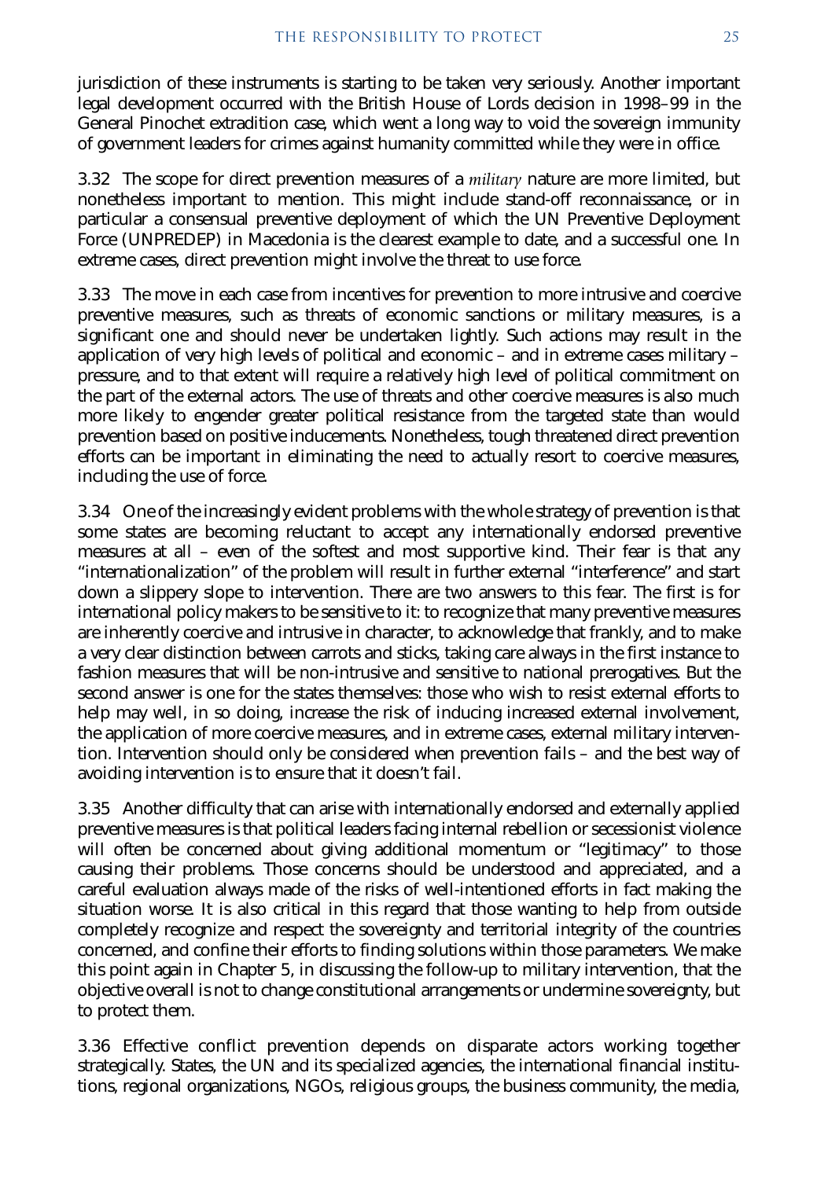jurisdiction of these instruments is starting to be taken very seriously. Another important legal development occurred with the British House of Lords decision in 1998–99 in the General Pinochet extradition case, which went a long way to void the sovereign immunity of government leaders for crimes against humanity committed while they were in office.

3.32 The scope for direct prevention measures of a *military* nature are more limited, but nonetheless important to mention. This might include stand-off reconnaissance, or in particular a consensual preventive deployment of which the UN Preventive Deployment Force (UNPREDEP) in Macedonia is the clearest example to date, and a successful one. In extreme cases, direct prevention might involve the threat to use force.

3.33 The move in each case from incentives for prevention to more intrusive and coercive preventive measures, such as threats of economic sanctions or military measures, is a significant one and should never be undertaken lightly. Such actions may result in the application of very high levels of political and economic – and in extreme cases military – pressure, and to that extent will require a relatively high level of political commitment on the part of the external actors. The use of threats and other coercive measures is also much more likely to engender greater political resistance from the targeted state than would prevention based on positive inducements. Nonetheless, tough threatened direct prevention efforts can be important in eliminating the need to actually resort to coercive measures, including the use of force.

3.34 One of the increasingly evident problems with the whole strategy of prevention is that some states are becoming reluctant to accept any internationally endorsed preventive measures at all – even of the softest and most supportive kind. Their fear is that any "internationalization" of the problem will result in further external "interference" and start down a slippery slope to intervention. There are two answers to this fear. The first is for international policy makers to be sensitive to it: to recognize that many preventive measures are inherently coercive and intrusive in character, to acknowledge that frankly, and to make a very clear distinction between carrots and sticks, taking care always in the first instance to fashion measures that will be non-intrusive and sensitive to national prerogatives. But the second answer is one for the states themselves: those who wish to resist external efforts to help may well, in so doing, increase the risk of inducing increased external involvement, the application of more coercive measures, and in extreme cases, external military intervention. Intervention should only be considered when prevention fails – and the best way of avoiding intervention is to ensure that it doesn't fail.

3.35 Another difficulty that can arise with internationally endorsed and externally applied preventive measures is that political leaders facing internal rebellion or secessionist violence will often be concerned about giving additional momentum or "legitimacy" to those causing their problems. Those concerns should be understood and appreciated, and a careful evaluation always made of the risks of well-intentioned efforts in fact making the situation worse. It is also critical in this regard that those wanting to help from outside completely recognize and respect the sovereignty and territorial integrity of the countries concerned, and confine their efforts to finding solutions within those parameters. We make this point again in Chapter 5, in discussing the follow-up to military intervention, that the objective overall is not to change constitutional arrangements or undermine sovereignty, but to protect them.

3.36 Effective conflict prevention depends on disparate actors working together strategically. States, the UN and its specialized agencies, the international financial institutions, regional organizations, NGOs, religious groups, the business community, the media,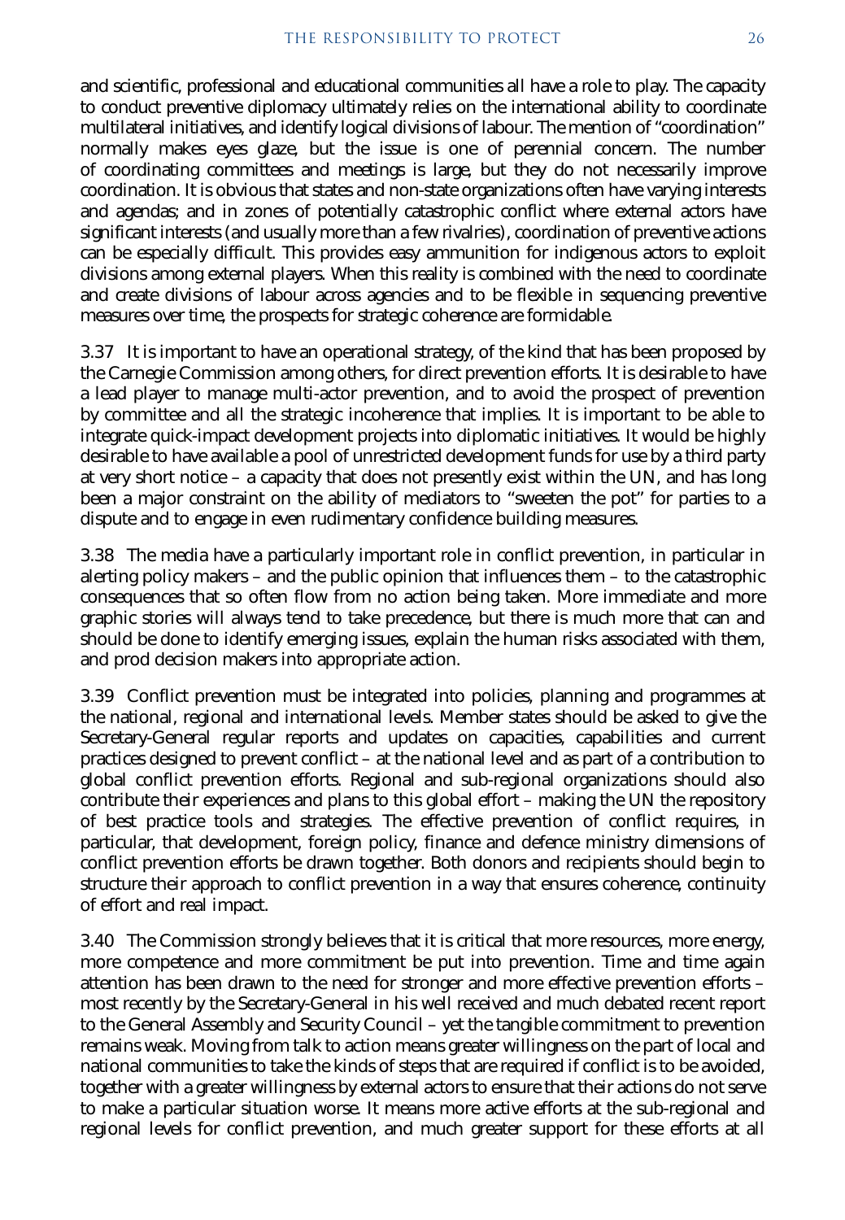and scientific, professional and educational communities all have a role to play. The capacity to conduct preventive diplomacy ultimately relies on the international ability to coordinate multilateral initiatives, and identify logical divisions of labour. The mention of "coordination" normally makes eyes glaze, but the issue is one of perennial concern. The number of coordinating committees and meetings is large, but they do not necessarily improve coordination. It is obvious that states and non-state organizations often have varying interests and agendas; and in zones of potentially catastrophic conflict where external actors have significant interests (and usually more than a few rivalries), coordination of preventive actions can be especially difficult. This provides easy ammunition for indigenous actors to exploit divisions among external players. When this reality is combined with the need to coordinate and create divisions of labour across agencies and to be flexible in sequencing preventive measures over time, the prospects for strategic coherence are formidable.

3.37 It is important to have an operational strategy, of the kind that has been proposed by the Carnegie Commission among others, for direct prevention efforts. It is desirable to have a lead player to manage multi-actor prevention, and to avoid the prospect of prevention by committee and all the strategic incoherence that implies. It is important to be able to integrate quick-impact development projects into diplomatic initiatives. It would be highly desirable to have available a pool of unrestricted development funds for use by a third party at very short notice – a capacity that does not presently exist within the UN, and has long been a major constraint on the ability of mediators to "sweeten the pot" for parties to a dispute and to engage in even rudimentary confidence building measures.

3.38 The media have a particularly important role in conflict prevention, in particular in alerting policy makers – and the public opinion that influences them – to the catastrophic consequences that so often flow from no action being taken. More immediate and more graphic stories will always tend to take precedence, but there is much more that can and should be done to identify emerging issues, explain the human risks associated with them, and prod decision makers into appropriate action.

3.39 Conflict prevention must be integrated into policies, planning and programmes at the national, regional and international levels. Member states should be asked to give the Secretary-General regular reports and updates on capacities, capabilities and current practices designed to prevent conflict – at the national level and as part of a contribution to global conflict prevention efforts. Regional and sub-regional organizations should also contribute their experiences and plans to this global effort – making the UN the repository of best practice tools and strategies. The effective prevention of conflict requires, in particular, that development, foreign policy, finance and defence ministry dimensions of conflict prevention efforts be drawn together. Both donors and recipients should begin to structure their approach to conflict prevention in a way that ensures coherence, continuity of effort and real impact.

3.40 The Commission strongly believes that it is critical that more resources, more energy, more competence and more commitment be put into prevention. Time and time again attention has been drawn to the need for stronger and more effective prevention efforts – most recently by the Secretary-General in his well received and much debated recent report to the General Assembly and Security Council – yet the tangible commitment to prevention remains weak. Moving from talk to action means greater willingness on the part of local and national communities to take the kinds of steps that are required if conflict is to be avoided, together with a greater willingness by external actors to ensure that their actions do not serve to make a particular situation worse. It means more active efforts at the sub-regional and regional levels for conflict prevention, and much greater support for these efforts at all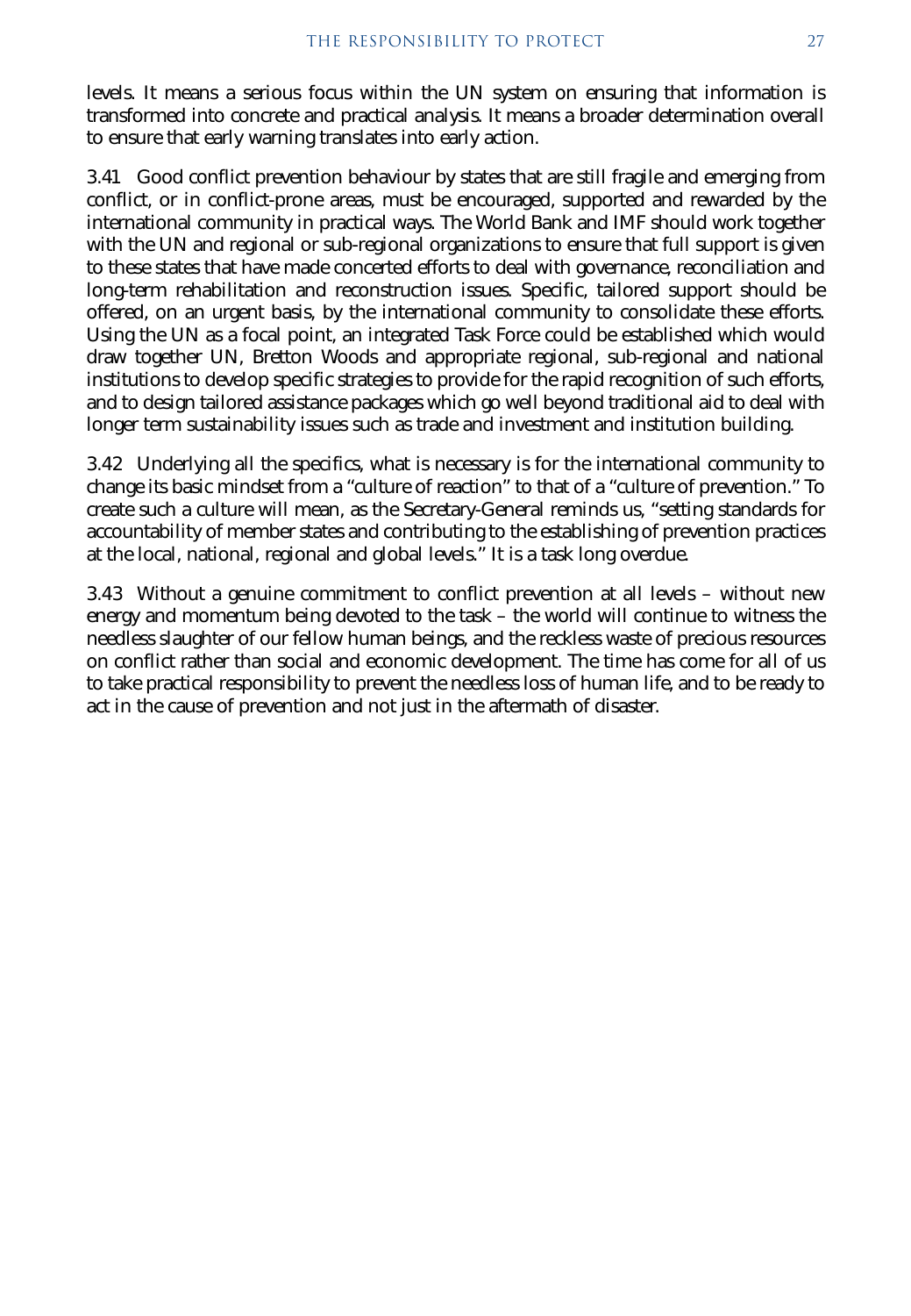levels. It means a serious focus within the UN system on ensuring that information is transformed into concrete and practical analysis. It means a broader determination overall to ensure that early warning translates into early action.

3.41 Good conflict prevention behaviour by states that are still fragile and emerging from conflict, or in conflict-prone areas, must be encouraged, supported and rewarded by the international community in practical ways. The World Bank and IMF should work together with the UN and regional or sub-regional organizations to ensure that full support is given to these states that have made concerted efforts to deal with governance, reconciliation and long-term rehabilitation and reconstruction issues. Specific, tailored support should be offered, on an urgent basis, by the international community to consolidate these efforts. Using the UN as a focal point, an integrated Task Force could be established which would draw together UN, Bretton Woods and appropriate regional, sub-regional and national institutions to develop specific strategies to provide for the rapid recognition of such efforts, and to design tailored assistance packages which go well beyond traditional aid to deal with longer term sustainability issues such as trade and investment and institution building.

3.42 Underlying all the specifics, what is necessary is for the international community to change its basic mindset from a "culture of reaction" to that of a "culture of prevention." To create such a culture will mean, as the Secretary-General reminds us, "setting standards for accountability of member states and contributing to the establishing of prevention practices at the local, national, regional and global levels." It is a task long overdue.

3.43 Without a genuine commitment to conflict prevention at all levels – without new energy and momentum being devoted to the task – the world will continue to witness the needless slaughter of our fellow human beings, and the reckless waste of precious resources on conflict rather than social and economic development. The time has come for all of us to take practical responsibility to prevent the needless loss of human life, and to be ready to act in the cause of prevention and not just in the aftermath of disaster.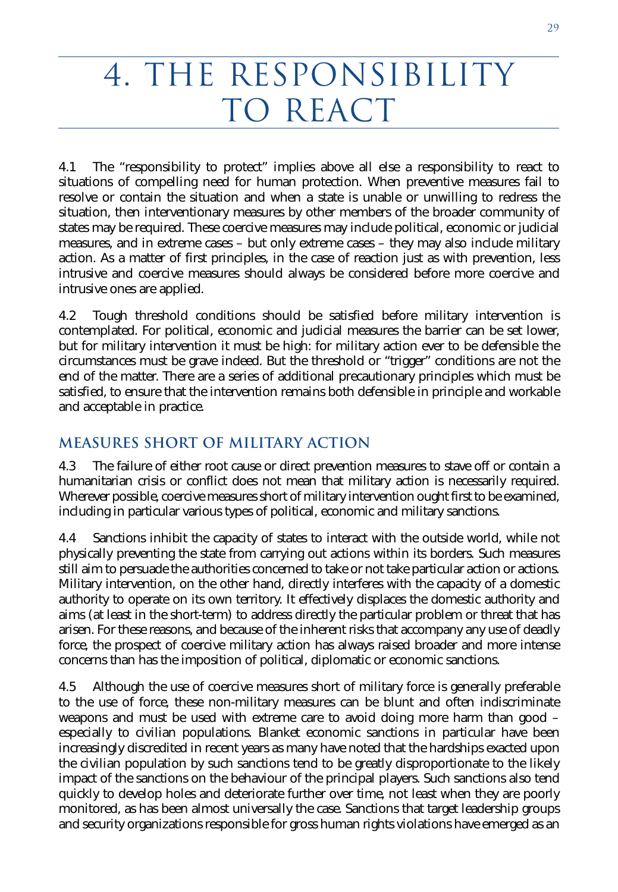# 4. THE RESPONSIBILITY TO REACT

4.1 The "responsibility to protect" implies above all else a responsibility to react to situations of compelling need for human protection. When preventive measures fail to resolve or contain the situation and when a state is unable or unwilling to redress the situation, then interventionary measures by other members of the broader community of states may be required. These coercive measures may include political, economic or judicial measures, and in extreme cases – but only extreme cases – they may also include military action. As a matter of first principles, in the case of reaction just as with prevention, less intrusive and coercive measures should always be considered before more coercive and intrusive ones are applied.

4.2 Tough threshold conditions should be satisfied before military intervention is contemplated. For political, economic and judicial measures the barrier can be set lower, but for military intervention it must be high: for military action ever to be defensible the circumstances must be grave indeed. But the threshold or "trigger" conditions are not the end of the matter. There are a series of additional precautionary principles which must be satisfied, to ensure that the intervention remains both defensible in principle and workable and acceptable in practice.

## MEASURES SHORT OF MILITARY ACTION

4.3 The failure of either root cause or direct prevention measures to stave off or contain a humanitarian crisis or conflict does not mean that military action is necessarily required. Wherever possible, coercive measures short of military intervention ought first to be examined, including in particular various types of political, economic and military sanctions.

4.4 Sanctions inhibit the capacity of states to interact with the outside world, while not physically preventing the state from carrying out actions within its borders. Such measures still aim to persuade the authorities concerned to take or not take particular action or actions. Military intervention, on the other hand, directly interferes with the capacity of a domestic authority to operate on its own territory. It effectively displaces the domestic authority and aims (at least in the short-term) to address directly the particular problem or threat that has arisen. For these reasons, and because of the inherent risks that accompany any use of deadly force, the prospect of coercive military action has always raised broader and more intense concerns than has the imposition of political, diplomatic or economic sanctions.

4.5 Although the use of coercive measures short of military force is generally preferable to the use of force, these non-military measures can be blunt and often indiscriminate weapons and must be used with extreme care to avoid doing more harm than good – especially to civilian populations. Blanket economic sanctions in particular have been increasingly discredited in recent years as many have noted that the hardships exacted upon the civilian population by such sanctions tend to be greatly disproportionate to the likely impact of the sanctions on the behaviour of the principal players. Such sanctions also tend quickly to develop holes and deteriorate further over time, not least when they are poorly monitored, as has been almost universally the case. Sanctions that target leadership groups and security organizations responsible for gross human rights violations have emerged as an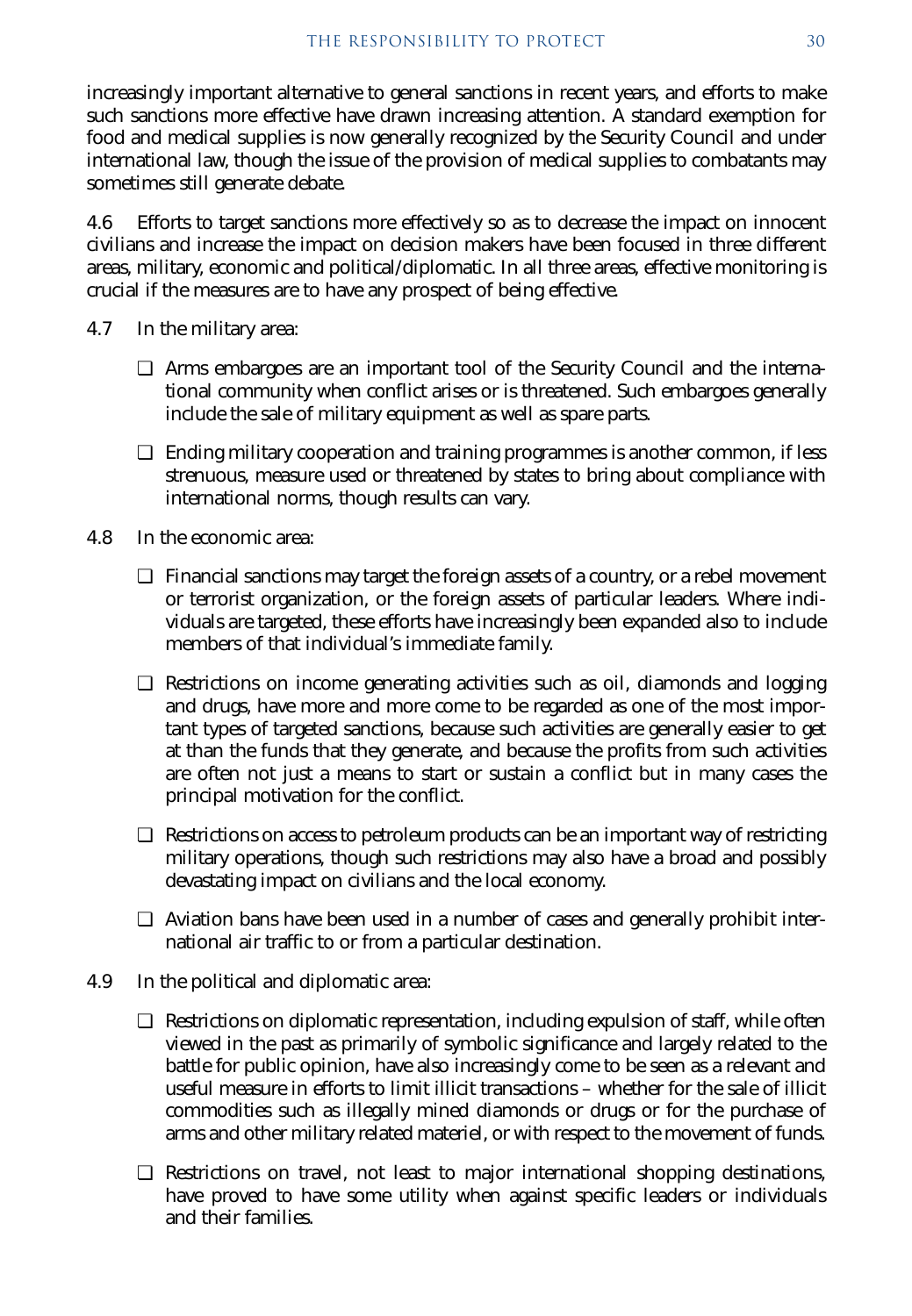increasingly important alternative to general sanctions in recent years, and efforts to make such sanctions more effective have drawn increasing attention. A standard exemption for food and medical supplies is now generally recognized by the Security Council and under international law, though the issue of the provision of medical supplies to combatants may sometimes still generate debate.

4.6 Efforts to target sanctions more effectively so as to decrease the impact on innocent civilians and increase the impact on decision makers have been focused in three different areas, military, economic and political/diplomatic. In all three areas, effective monitoring is crucial if the measures are to have any prospect of being effective.

4.7 In the military area:

- Arms embargoes are an important tool of the Security Council and the international community when conflict arises or is threatened. Such embargoes generally include the sale of military equipment as well as spare parts.
- Ending military cooperation and training programmes is another common, if less strenuous, measure used or threatened by states to bring about compliance with international norms, though results can vary.

4.8 In the economic area:

- Financial sanctions may target the foreign assets of a country, or a rebel movement or terrorist organization, or the foreign assets of particular leaders. Where individuals are targeted, these efforts have increasingly been expanded also to include members of that individual's immediate family.
- Restrictions on income generating activities such as oil, diamonds and logging and drugs, have more and more come to be regarded as one of the most important types of targeted sanctions, because such activities are generally easier to get at than the funds that they generate, and because the profits from such activities are often not just a means to start or sustain a conflict but in many cases the principal motivation for the conflict.
- Restrictions on access to petroleum products can be an important way of restricting military operations, though such restrictions may also have a broad and possibly devastating impact on civilians and the local economy.
- Aviation bans have been used in a number of cases and generally prohibit international air traffic to or from a particular destination.

4.9 In the political and diplomatic area:

- Restrictions on diplomatic representation, including expulsion of staff, while often viewed in the past as primarily of symbolic significance and largely related to the battle for public opinion, have also increasingly come to be seen as a relevant and useful measure in efforts to limit illicit transactions – whether for the sale of illicit commodities such as illegally mined diamonds or drugs or for the purchase of arms and other military related materiel, or with respect to the movement of funds.
- Restrictions on travel, not least to major international shopping destinations, have proved to have some utility when against specific leaders or individuals and their families.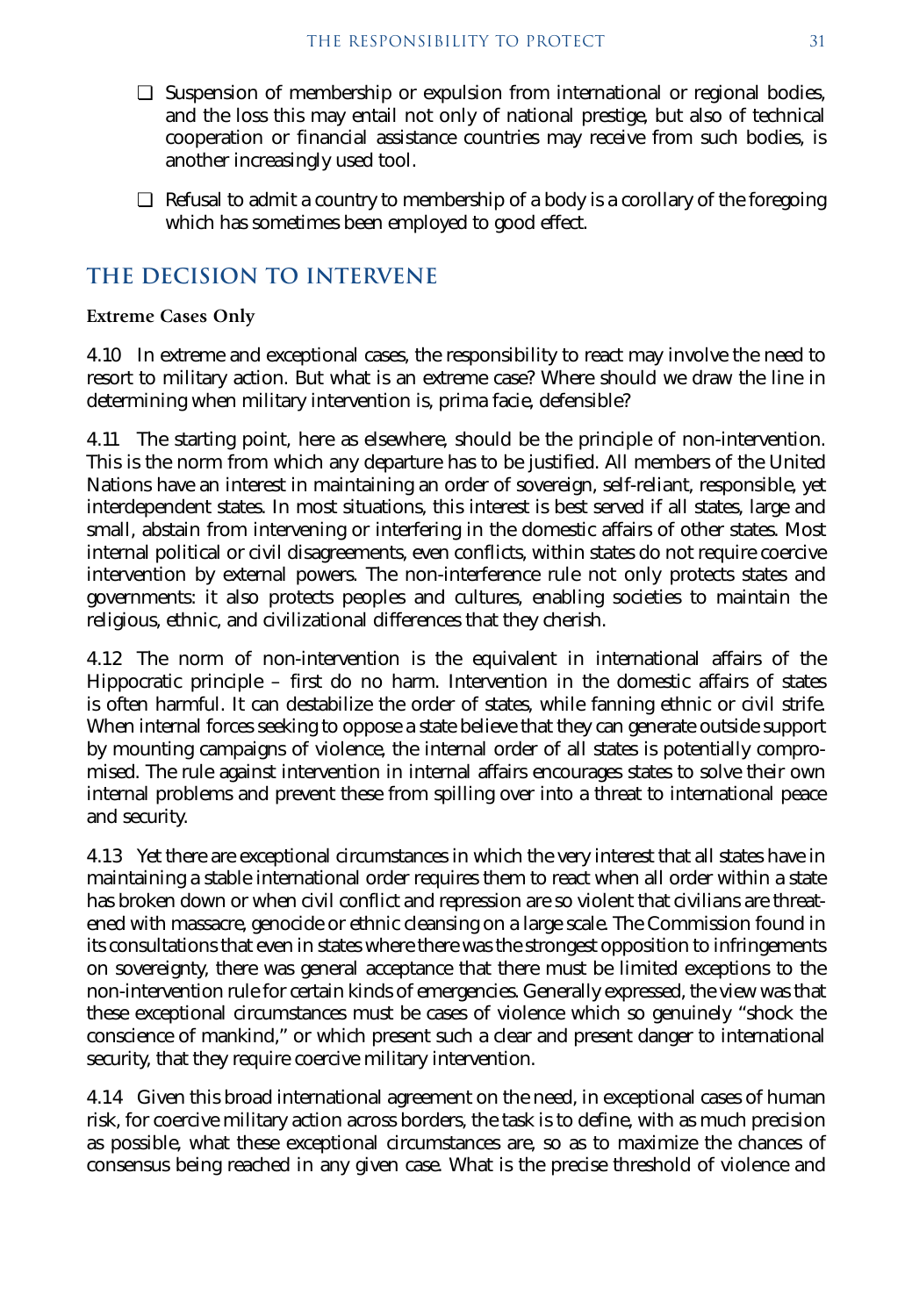- Suspension of membership or expulsion from international or regional bodies, and the loss this may entail not only of national prestige, but also of technical cooperation or financial assistance countries may receive from such bodies, is another increasingly used tool.
- Refusal to admit a country to membership of a body is a corollary of the foregoing which has sometimes been employed to good effect.

## THE DECISION TO INTERVENE

### Extreme Cases Only

4.10 In extreme and exceptional cases, the responsibility to react may involve the need to resort to military action. But what is an extreme case? Where should we draw the line in determining when military intervention is, prima facie, defensible?

4.11 The starting point, here as elsewhere, should be the principle of non-intervention. This is the norm from which any departure has to be justified. All members of the United Nations have an interest in maintaining an order of sovereign, self-reliant, responsible, yet interdependent states. In most situations, this interest is best served if all states, large and small, abstain from intervening or interfering in the domestic affairs of other states. Most internal political or civil disagreements, even conflicts, within states do not require coercive intervention by external powers. The non-interference rule not only protects states and governments: it also protects peoples and cultures, enabling societies to maintain the religious, ethnic, and civilizational differences that they cherish.

4.12 The norm of non-intervention is the equivalent in international affairs of the Hippocratic principle – first do no harm. Intervention in the domestic affairs of states is often harmful. It can destabilize the order of states, while fanning ethnic or civil strife. When internal forces seeking to oppose a state believe that they can generate outside support by mounting campaigns of violence, the internal order of all states is potentially compromised. The rule against intervention in internal affairs encourages states to solve their own internal problems and prevent these from spilling over into a threat to international peace and security.

4.13 Yet there are exceptional circumstances in which the very interest that all states have in maintaining a stable international order requires them to react when all order within a state has broken down or when civil conflict and repression are so violent that civilians are threatened with massacre, genocide or ethnic cleansing on a large scale. The Commission found in its consultations that even in states where there was the strongest opposition to infringements on sovereignty, there was general acceptance that there must be limited exceptions to the non-intervention rule for certain kinds of emergencies. Generally expressed, the view was that these exceptional circumstances must be cases of violence which so genuinely "shock the conscience of mankind," or which present such a clear and present danger to international security, that they require coercive military intervention.

4.14 Given this broad international agreement on the need, in exceptional cases of human risk, for coercive military action across borders, the task is to define, with as much precision as possible, what these exceptional circumstances are, so as to maximize the chances of consensus being reached in any given case. What is the precise threshold of violence and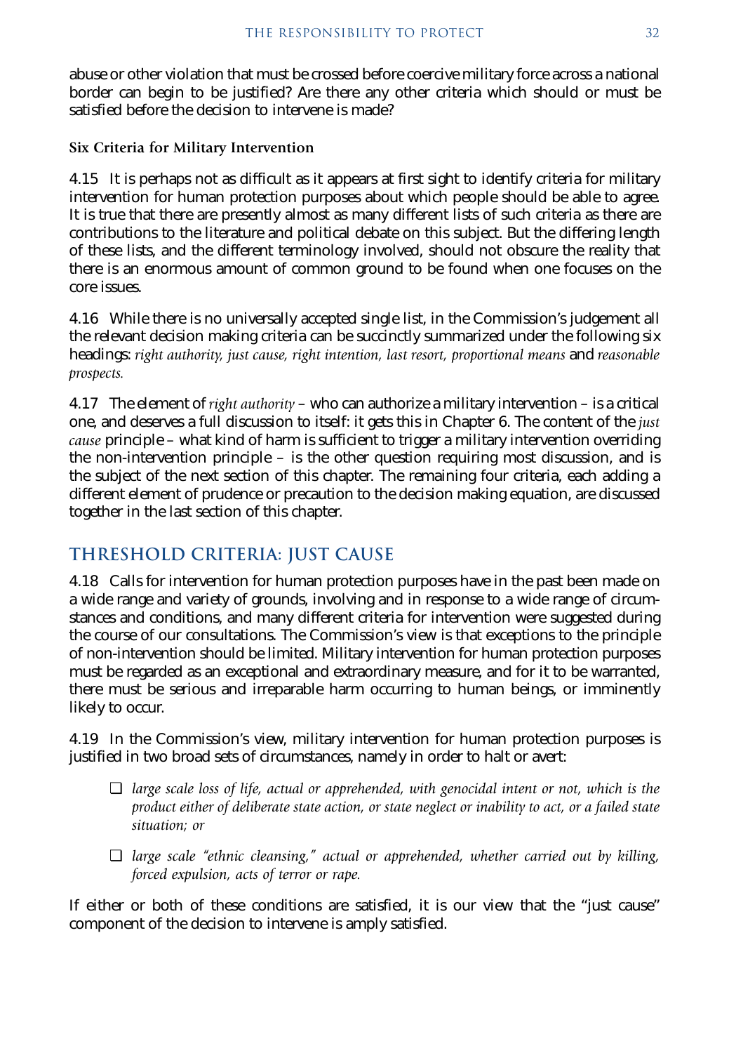abuse or other violation that must be crossed before coercive military force across a national border can begin to be justified? Are there any other criteria which should or must be satisfied before the decision to intervene is made?

### Six Criteria for Military Intervention

4.15 It is perhaps not as difficult as it appears at first sight to identify criteria for military intervention for human protection purposes about which people should be able to agree. It is true that there are presently almost as many different lists of such criteria as there are contributions to the literature and political debate on this subject. But the differing length of these lists, and the different terminology involved, should not obscure the reality that there is an enormous amount of common ground to be found when one focuses on the core issues.

4.16 While there is no universally accepted single list, in the Commission's judgement all the relevant decision making criteria can be succinctly summarized under the following six headings: *right authority, just cause, right intention, last resort, proportional means* and *reasonable prospects.*

4.17 The element of *right authority* – who can authorize a military intervention – is a critical one, and deserves a full discussion to itself: it gets this in Chapter 6. The content of the *just cause* principle – what kind of harm is sufficient to trigger a military intervention overriding the non-intervention principle – is the other question requiring most discussion, and is the subject of the next section of this chapter. The remaining four criteria, each adding a different element of prudence or precaution to the decision making equation, are discussed together in the last section of this chapter.

## THRESHOLD CRITERIA: JUST CAUSE

4.18 Calls for intervention for human protection purposes have in the past been made on a wide range and variety of grounds, involving and in response to a wide range of circumstances and conditions, and many different criteria for intervention were suggested during the course of our consultations. The Commission's view is that exceptions to the principle of non-intervention should be limited. Military intervention for human protection purposes must be regarded as an exceptional and extraordinary measure, and for it to be warranted, there must be serious and irreparable harm occurring to human beings, or imminently likely to occur.

4.19 In the Commission's view, military intervention for human protection purposes is justified in two broad sets of circumstances, namely in order to halt or avert:

- *large scale loss of life, actual or apprehended, with genocidal intent or not, which is the product either of deliberate state action, or state neglect or inability to act, or a failed state situation; or*
- *large scale "ethnic cleansing," actual or apprehended, whether carried out by killing, forced expulsion, acts of terror or rape.*

If either or both of these conditions are satisfied, it is our view that the "just cause" component of the decision to intervene is amply satisfied.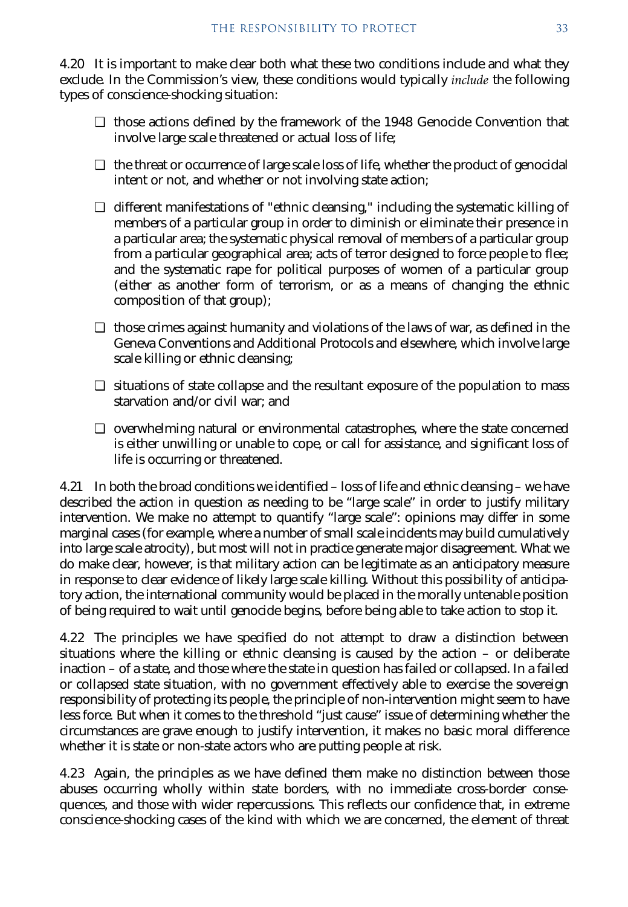4.20 It is important to make clear both what these two conditions include and what they exclude. In the Commission's view, these conditions would typically *include* the following types of conscience-shocking situation:

- those actions defined by the framework of the 1948 Genocide Convention that involve large scale threatened or actual loss of life;
- the threat or occurrence of large scale loss of life, whether the product of genocidal intent or not, and whether or not involving state action;
- different manifestations of "ethnic cleansing," including the systematic killing of members of a particular group in order to diminish or eliminate their presence in a particular area; the systematic physical removal of members of a particular group from a particular geographical area; acts of terror designed to force people to flee; and the systematic rape for political purposes of women of a particular group (either as another form of terrorism, or as a means of changing the ethnic composition of that group);
- those crimes against humanity and violations of the laws of war, as defined in the Geneva Conventions and Additional Protocols and elsewhere, which involve large scale killing or ethnic cleansing;
- situations of state collapse and the resultant exposure of the population to mass starvation and/or civil war; and
- overwhelming natural or environmental catastrophes, where the state concerned is either unwilling or unable to cope, or call for assistance, and significant loss of life is occurring or threatened.

4.21 In both the broad conditions we identified – loss of life and ethnic cleansing – we have described the action in question as needing to be "large scale" in order to justify military intervention. We make no attempt to quantify "large scale": opinions may differ in some marginal cases (for example, where a number of small scale incidents may build cumulatively into large scale atrocity), but most will not in practice generate major disagreement. What we do make clear, however, is that military action can be legitimate as an anticipatory measure in response to clear evidence of likely large scale killing. Without this possibility of anticipatory action, the international community would be placed in the morally untenable position of being required to wait until genocide begins, before being able to take action to stop it.

4.22 The principles we have specified do not attempt to draw a distinction between situations where the killing or ethnic cleansing is caused by the action – or deliberate inaction – of a state, and those where the state in question has failed or collapsed. In a failed or collapsed state situation, with no government effectively able to exercise the sovereign responsibility of protecting its people, the principle of non-intervention might seem to have less force. But when it comes to the threshold "just cause" issue of determining whether the circumstances are grave enough to justify intervention, it makes no basic moral difference whether it is state or non-state actors who are putting people at risk.

4.23 Again, the principles as we have defined them make no distinction between those abuses occurring wholly within state borders, with no immediate cross-border consequences, and those with wider repercussions. This reflects our confidence that, in extreme conscience-shocking cases of the kind with which we are concerned, the element of threat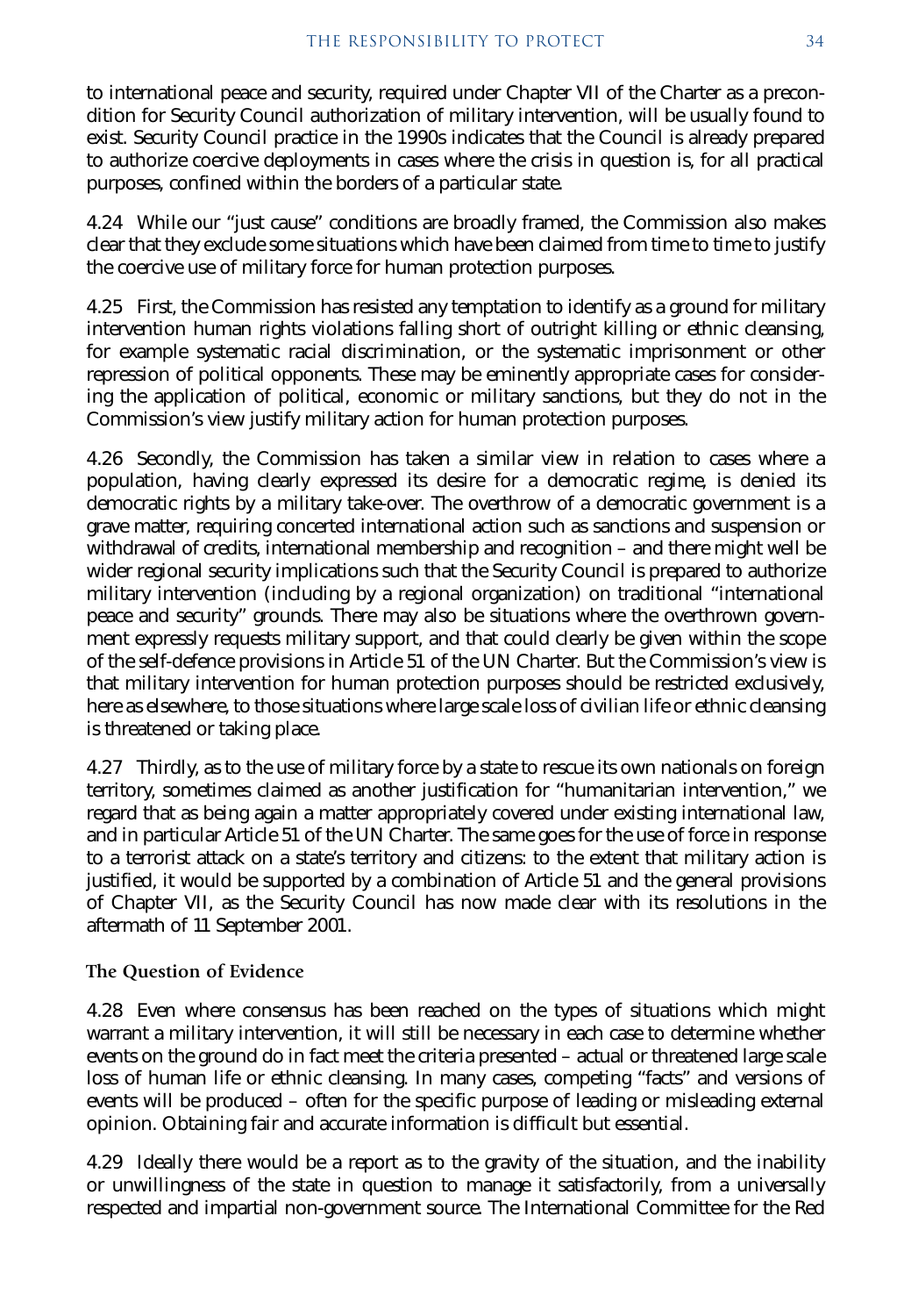to international peace and security, required under Chapter VII of the Charter as a precondition for Security Council authorization of military intervention, will be usually found to exist. Security Council practice in the 1990s indicates that the Council is already prepared to authorize coercive deployments in cases where the crisis in question is, for all practical purposes, confined within the borders of a particular state.

4.24 While our "just cause" conditions are broadly framed, the Commission also makes clear that they exclude some situations which have been claimed from time to time to justify the coercive use of military force for human protection purposes.

4.25 First, the Commission has resisted any temptation to identify as a ground for military intervention human rights violations falling short of outright killing or ethnic cleansing, for example systematic racial discrimination, or the systematic imprisonment or other repression of political opponents. These may be eminently appropriate cases for considering the application of political, economic or military sanctions, but they do not in the Commission's view justify military action for human protection purposes.

4.26 Secondly, the Commission has taken a similar view in relation to cases where a population, having clearly expressed its desire for a democratic regime, is denied its democratic rights by a military take-over. The overthrow of a democratic government is a grave matter, requiring concerted international action such as sanctions and suspension or withdrawal of credits, international membership and recognition – and there might well be wider regional security implications such that the Security Council is prepared to authorize military intervention (including by a regional organization) on traditional "international peace and security" grounds. There may also be situations where the overthrown government expressly requests military support, and that could clearly be given within the scope of the self-defence provisions in Article 51 of the UN Charter. But the Commission's view is that military intervention for human protection purposes should be restricted exclusively, here as elsewhere, to those situations where large scale loss of civilian life or ethnic cleansing is threatened or taking place.

4.27 Thirdly, as to the use of military force by a state to rescue its own nationals on foreign territory, sometimes claimed as another justification for "humanitarian intervention," we regard that as being again a matter appropriately covered under existing international law, and in particular Article 51 of the UN Charter. The same goes for the use of force in response to a terrorist attack on a state's territory and citizens: to the extent that military action is justified, it would be supported by a combination of Article 51 and the general provisions of Chapter VII, as the Security Council has now made clear with its resolutions in the aftermath of 11 September 2001.

### The Question of Evidence

4.28 Even where consensus has been reached on the types of situations which might warrant a military intervention, it will still be necessary in each case to determine whether events on the ground do in fact meet the criteria presented – actual or threatened large scale loss of human life or ethnic cleansing. In many cases, competing "facts" and versions of events will be produced – often for the specific purpose of leading or misleading external opinion. Obtaining fair and accurate information is difficult but essential.

4.29 Ideally there would be a report as to the gravity of the situation, and the inability or unwillingness of the state in question to manage it satisfactorily, from a universally respected and impartial non-government source. The International Committee for the Red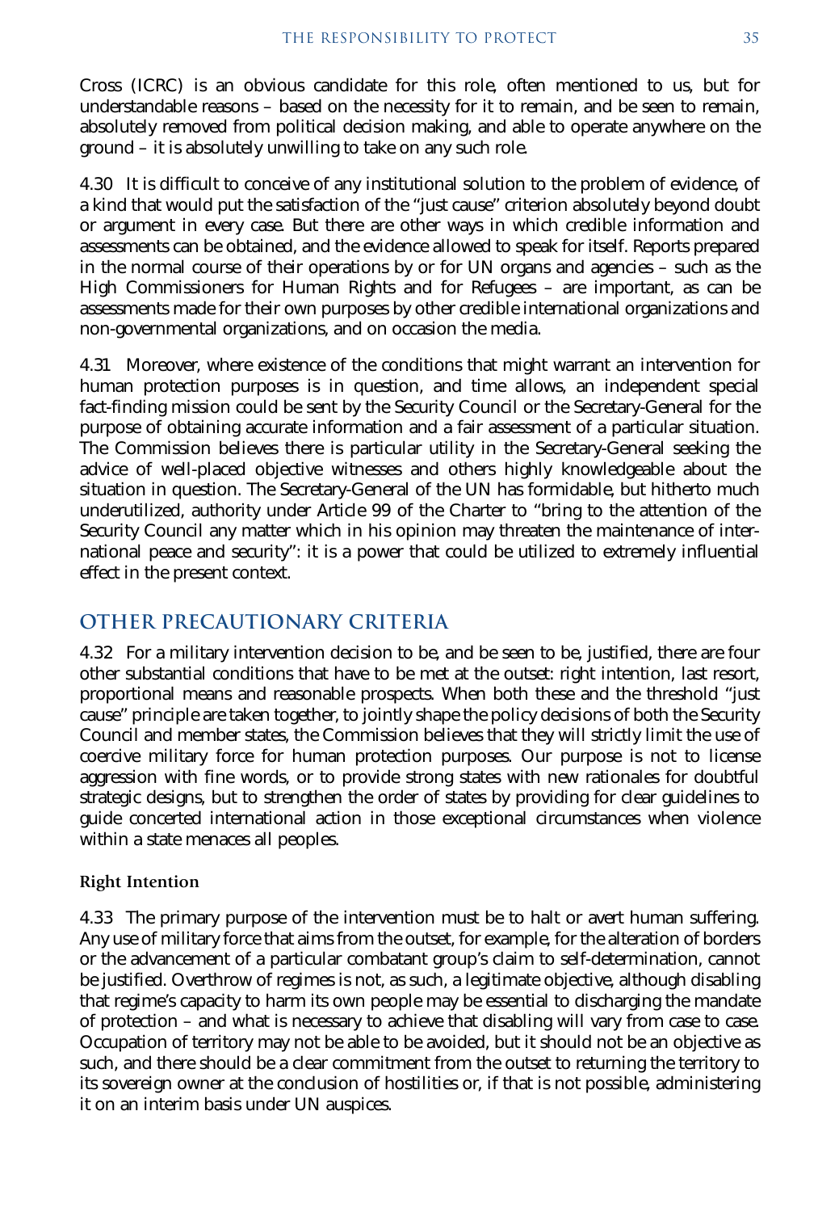Cross (ICRC) is an obvious candidate for this role, often mentioned to us, but for understandable reasons – based on the necessity for it to remain, and be seen to remain, absolutely removed from political decision making, and able to operate anywhere on the ground – it is absolutely unwilling to take on any such role.

4.30 It is difficult to conceive of any institutional solution to the problem of evidence, of a kind that would put the satisfaction of the "just cause" criterion absolutely beyond doubt or argument in every case. But there are other ways in which credible information and assessments can be obtained, and the evidence allowed to speak for itself. Reports prepared in the normal course of their operations by or for UN organs and agencies – such as the High Commissioners for Human Rights and for Refugees – are important, as can be assessments made for their own purposes by other credible international organizations and non-governmental organizations, and on occasion the media.

4.31 Moreover, where existence of the conditions that might warrant an intervention for human protection purposes is in question, and time allows, an independent special fact-finding mission could be sent by the Security Council or the Secretary-General for the purpose of obtaining accurate information and a fair assessment of a particular situation. The Commission believes there is particular utility in the Secretary-General seeking the advice of well-placed objective witnesses and others highly knowledgeable about the situation in question. The Secretary-General of the UN has formidable, but hitherto much underutilized, authority under Article 99 of the Charter to "bring to the attention of the Security Council any matter which in his opinion may threaten the maintenance of international peace and security": it is a power that could be utilized to extremely influential effect in the present context.

## OTHER PRECAUTIONARY CRITERIA

4.32 For a military intervention decision to be, and be seen to be, justified, there are four other substantial conditions that have to be met at the outset: right intention, last resort, proportional means and reasonable prospects. When both these and the threshold "just cause" principle are taken together, to jointly shape the policy decisions of both the Security Council and member states, the Commission believes that they will strictly limit the use of coercive military force for human protection purposes. Our purpose is not to license aggression with fine words, or to provide strong states with new rationales for doubtful strategic designs, but to strengthen the order of states by providing for clear guidelines to guide concerted international action in those exceptional circumstances when violence within a state menaces all peoples.

### Right Intention

4.33 The primary purpose of the intervention must be to halt or avert human suffering. Any use of military force that aims from the outset, for example, for the alteration of borders or the advancement of a particular combatant group's claim to self-determination, cannot be justified. Overthrow of regimes is not, as such, a legitimate objective, although disabling that regime's capacity to harm its own people may be essential to discharging the mandate of protection – and what is necessary to achieve that disabling will vary from case to case. Occupation of territory may not be able to be avoided, but it should not be an objective as such, and there should be a clear commitment from the outset to returning the territory to its sovereign owner at the conclusion of hostilities or, if that is not possible, administering it on an interim basis under UN auspices.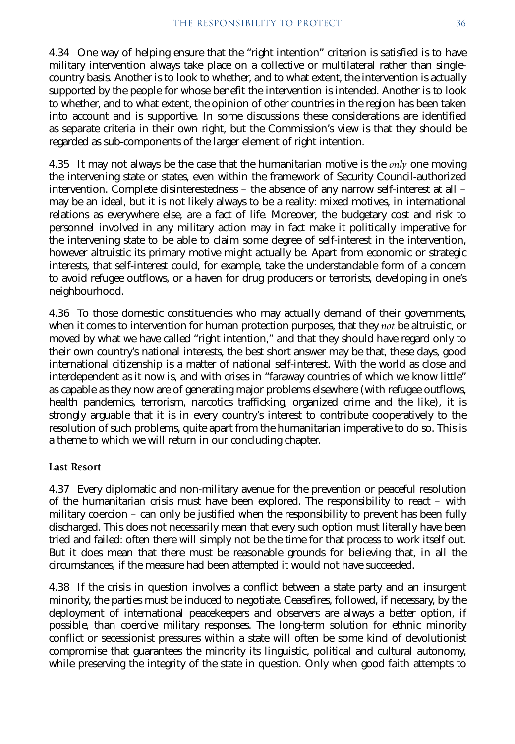4.34 One way of helping ensure that the "right intention" criterion is satisfied is to have military intervention always take place on a collective or multilateral rather than single-country basis. Another is to look to whether, and to what extent, the intervention is actually supported by the people for whose benefit the intervention is intended. Another is to look to whether, and to what extent, the opinion of other countries in the region has been taken into account and is supportive. In some discussions these considerations are identified as separate criteria in their own right, but the Commission's view is that they should be regarded as sub-components of the larger element of right intention.

4.35 It may not always be the case that the humanitarian motive is the *only* one moving the intervening state or states, even within the framework of Security Council-authorized intervention. Complete disinterestedness – the absence of any narrow self-interest at all – may be an ideal, but it is not likely always to be a reality: mixed motives, in international relations as everywhere else, are a fact of life. Moreover, the budgetary cost and risk to personnel involved in any military action may in fact make it politically imperative for the intervening state to be able to claim some degree of self-interest in the intervention, however altruistic its primary motive might actually be. Apart from economic or strategic interests, that self-interest could, for example, take the understandable form of a concern to avoid refugee outflows, or a haven for drug producers or terrorists, developing in one's neighbourhood.

4.36 To those domestic constituencies who may actually demand of their governments, when it comes to intervention for human protection purposes, that they *not* be altruistic, or moved by what we have called "right intention," and that they should have regard only to their own country's national interests, the best short answer may be that, these days, good international citizenship is a matter of national self-interest. With the world as close and interdependent as it now is, and with crises in "faraway countries of which we know little" as capable as they now are of generating major problems elsewhere (with refugee outflows, health pandemics, terrorism, narcotics trafficking, organized crime and the like), it is strongly arguable that it is in every country's interest to contribute cooperatively to the resolution of such problems, quite apart from the humanitarian imperative to do so. This is a theme to which we will return in our concluding chapter.

### Last Resort

4.37 Every diplomatic and non-military avenue for the prevention or peaceful resolution of the humanitarian crisis must have been explored. The responsibility to react – with military coercion – can only be justified when the responsibility to prevent has been fully discharged. This does not necessarily mean that every such option must literally have been tried and failed: often there will simply not be the time for that process to work itself out. But it does mean that there must be reasonable grounds for believing that, in all the circumstances, if the measure had been attempted it would not have succeeded.

4.38 If the crisis in question involves a conflict between a state party and an insurgent minority, the parties must be induced to negotiate. Ceasefires, followed, if necessary, by the deployment of international peacekeepers and observers are always a better option, if possible, than coercive military responses. The long-term solution for ethnic minority conflict or secessionist pressures within a state will often be some kind of devolutionist compromise that guarantees the minority its linguistic, political and cultural autonomy, while preserving the integrity of the state in question. Only when good faith attempts to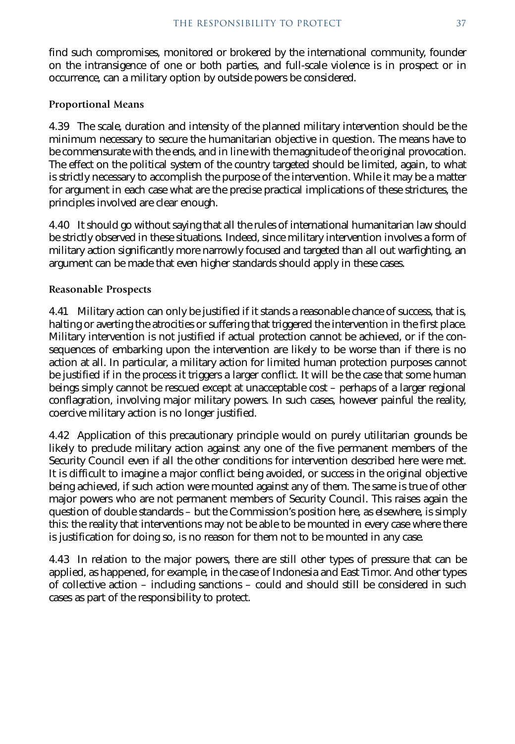find such compromises, monitored or brokered by the international community, founder on the intransigence of one or both parties, and full-scale violence is in prospect or in occurrence, can a military option by outside powers be considered.

### Proportional Means

4.39 The scale, duration and intensity of the planned military intervention should be the minimum necessary to secure the humanitarian objective in question. The means have to be commensurate with the ends, and in line with the magnitude of the original provocation. The effect on the political system of the country targeted should be limited, again, to what is strictly necessary to accomplish the purpose of the intervention. While it may be a matter for argument in each case what are the precise practical implications of these strictures, the principles involved are clear enough.

4.40 It should go without saying that all the rules of international humanitarian law should be strictly observed in these situations. Indeed, since military intervention involves a form of military action significantly more narrowly focused and targeted than all out warfighting, an argument can be made that even higher standards should apply in these cases.

### Reasonable Prospects

4.41 Military action can only be justified if it stands a reasonable chance of success, that is, halting or averting the atrocities or suffering that triggered the intervention in the first place. Military intervention is not justified if actual protection cannot be achieved, or if the consequences of embarking upon the intervention are likely to be worse than if there is no action at all. In particular, a military action for limited human protection purposes cannot be justified if in the process it triggers a larger conflict. It will be the case that some human beings simply cannot be rescued except at unacceptable cost – perhaps of a larger regional conflagration, involving major military powers. In such cases, however painful the reality, coercive military action is no longer justified.

4.42 Application of this precautionary principle would on purely utilitarian grounds be likely to preclude military action against any one of the five permanent members of the Security Council even if all the other conditions for intervention described here were met. It is difficult to imagine a major conflict being avoided, or success in the original objective being achieved, if such action were mounted against any of them. The same is true of other major powers who are not permanent members of Security Council. This raises again the question of double standards – but the Commission's position here, as elsewhere, is simply this: the reality that interventions may not be able to be mounted in every case where there is justification for doing so, is no reason for them not to be mounted in any case.

4.43 In relation to the major powers, there are still other types of pressure that can be applied, as happened, for example, in the case of Indonesia and East Timor. And other types of collective action – including sanctions – could and should still be considered in such cases as part of the responsibility to protect.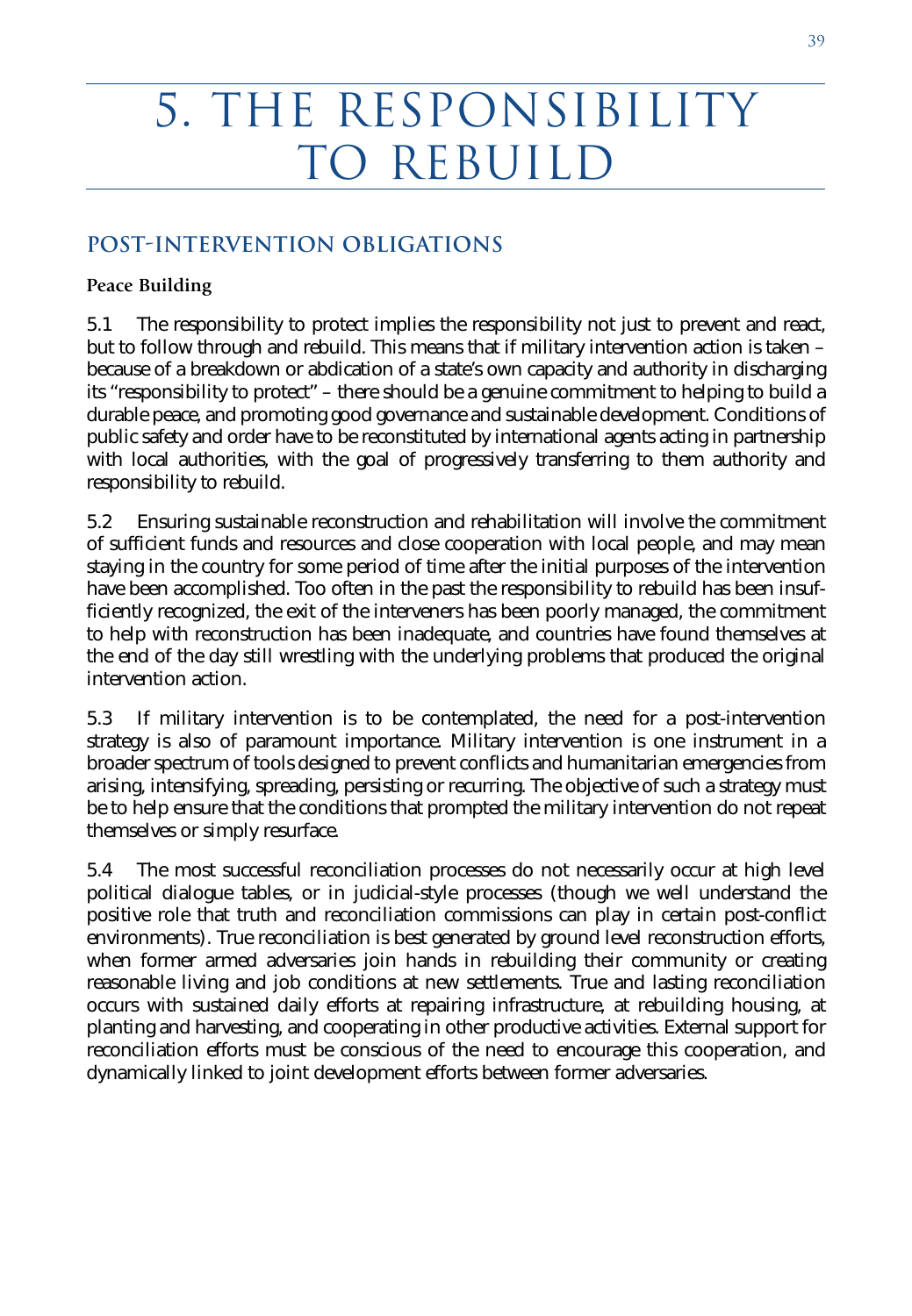# 5. THE RESPONSIBILITY TO REBUILD

## POST-INTERVENTION OBLIGATIONS

### Peace Building

5.1 The responsibility to protect implies the responsibility not just to prevent and react, but to follow through and rebuild. This means that if military intervention action is taken – because of a breakdown or abdication of a state's own capacity and authority in discharging its "responsibility to protect" – there should be a genuine commitment to helping to build a durable peace, and promoting good governance and sustainable development. Conditions of public safety and order have to be reconstituted by international agents acting in partnership with local authorities, with the goal of progressively transferring to them authority and responsibility to rebuild.

5.2 Ensuring sustainable reconstruction and rehabilitation will involve the commitment of sufficient funds and resources and close cooperation with local people, and may mean staying in the country for some period of time after the initial purposes of the intervention have been accomplished. Too often in the past the responsibility to rebuild has been insufficiently recognized, the exit of the interveners has been poorly managed, the commitment to help with reconstruction has been inadequate, and countries have found themselves at the end of the day still wrestling with the underlying problems that produced the original intervention action.

5.3 If military intervention is to be contemplated, the need for a post-intervention strategy is also of paramount importance. Military intervention is one instrument in a broader spectrum of tools designed to prevent conflicts and humanitarian emergencies from arising, intensifying, spreading, persisting or recurring. The objective of such a strategy must be to help ensure that the conditions that prompted the military intervention do not repeat themselves or simply resurface.

5.4 The most successful reconciliation processes do not necessarily occur at high level political dialogue tables, or in judicial-style processes (though we well understand the positive role that truth and reconciliation commissions can play in certain post-conflict environments). True reconciliation is best generated by ground level reconstruction efforts, when former armed adversaries join hands in rebuilding their community or creating reasonable living and job conditions at new settlements. True and lasting reconciliation occurs with sustained daily efforts at repairing infrastructure, at rebuilding housing, at planting and harvesting, and cooperating in other productive activities. External support for reconciliation efforts must be conscious of the need to encourage this cooperation, and dynamically linked to joint development efforts between former adversaries.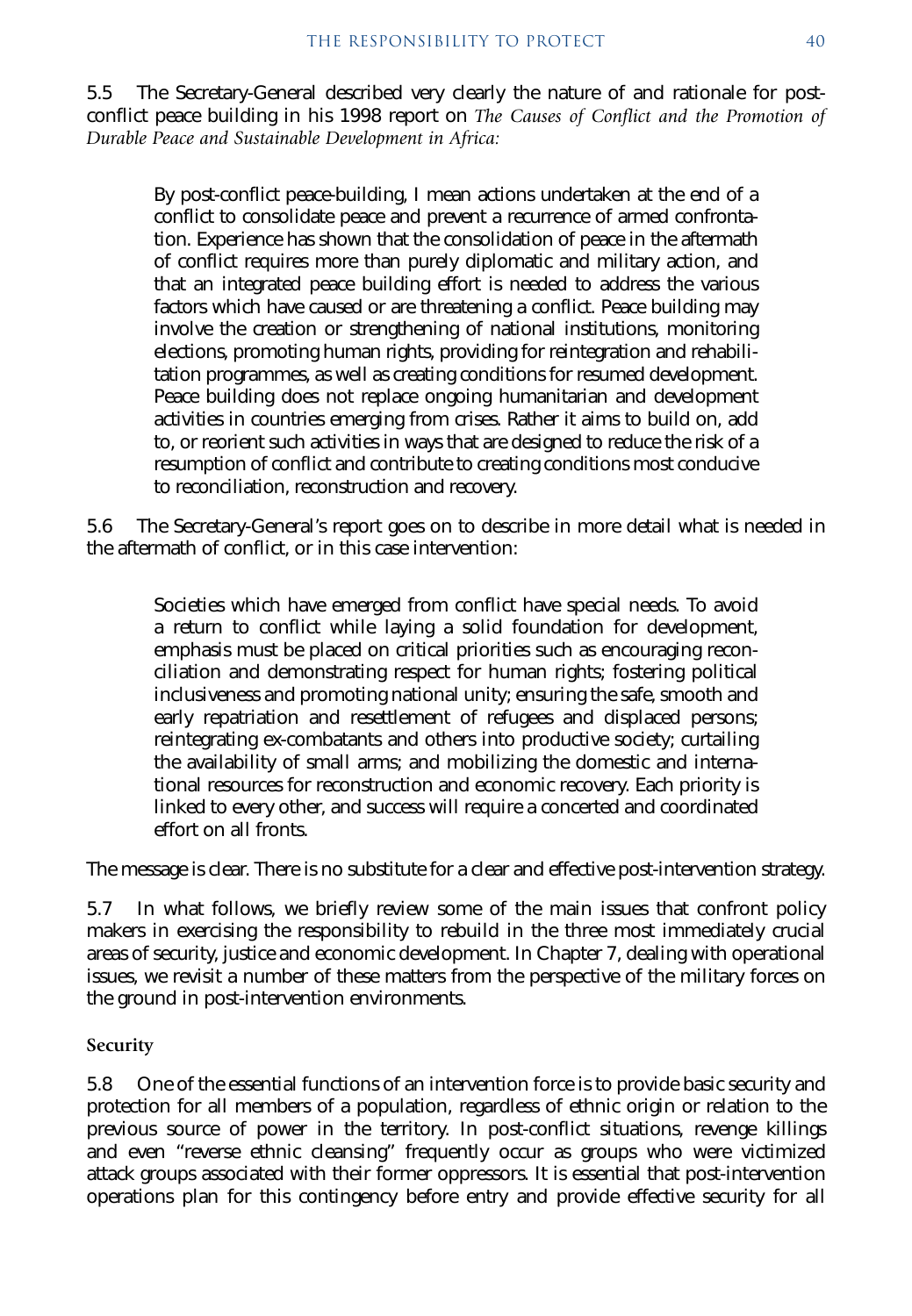5.5 The Secretary-General described very clearly the nature of and rationale for post-conflict peace building in his 1998 report on *The Causes of Conflict and the Promotion of Durable Peace and Sustainable Development in Africa:*

> By post-conflict peace-building, I mean actions undertaken at the end of a conflict to consolidate peace and prevent a recurrence of armed confrontation. Experience has shown that the consolidation of peace in the aftermath of conflict requires more than purely diplomatic and military action, and that an integrated peace building effort is needed to address the various factors which have caused or are threatening a conflict. Peace building may involve the creation or strengthening of national institutions, monitoring elections, promoting human rights, providing for reintegration and rehabilitation programmes, as well as creating conditions for resumed development. Peace building does not replace ongoing humanitarian and development activities in countries emerging from crises. Rather it aims to build on, add to, or reorient such activities in ways that are designed to reduce the risk of a resumption of conflict and contribute to creating conditions most conducive to reconciliation, reconstruction and recovery.

5.6 The Secretary-General's report goes on to describe in more detail what is needed in the aftermath of conflict, or in this case intervention:

> Societies which have emerged from conflict have special needs. To avoid a return to conflict while laying a solid foundation for development, emphasis must be placed on critical priorities such as encouraging reconciliation and demonstrating respect for human rights; fostering political inclusiveness and promoting national unity; ensuring the safe, smooth and early repatriation and resettlement of refugees and displaced persons; reintegrating ex-combatants and others into productive society; curtailing the availability of small arms; and mobilizing the domestic and international resources for reconstruction and economic recovery. Each priority is linked to every other, and success will require a concerted and coordinated effort on all fronts.

The message is clear. There is no substitute for a clear and effective post-intervention strategy.

5.7 In what follows, we briefly review some of the main issues that confront policy makers in exercising the responsibility to rebuild in the three most immediately crucial areas of security, justice and economic development. In Chapter 7, dealing with operational issues, we revisit a number of these matters from the perspective of the military forces on the ground in post-intervention environments.

### Security

5.8 One of the essential functions of an intervention force is to provide basic security and protection for all members of a population, regardless of ethnic origin or relation to the previous source of power in the territory. In post-conflict situations, revenge killings and even "reverse ethnic cleansing" frequently occur as groups who were victimized attack groups associated with their former oppressors. It is essential that post-intervention operations plan for this contingency before entry and provide effective security for all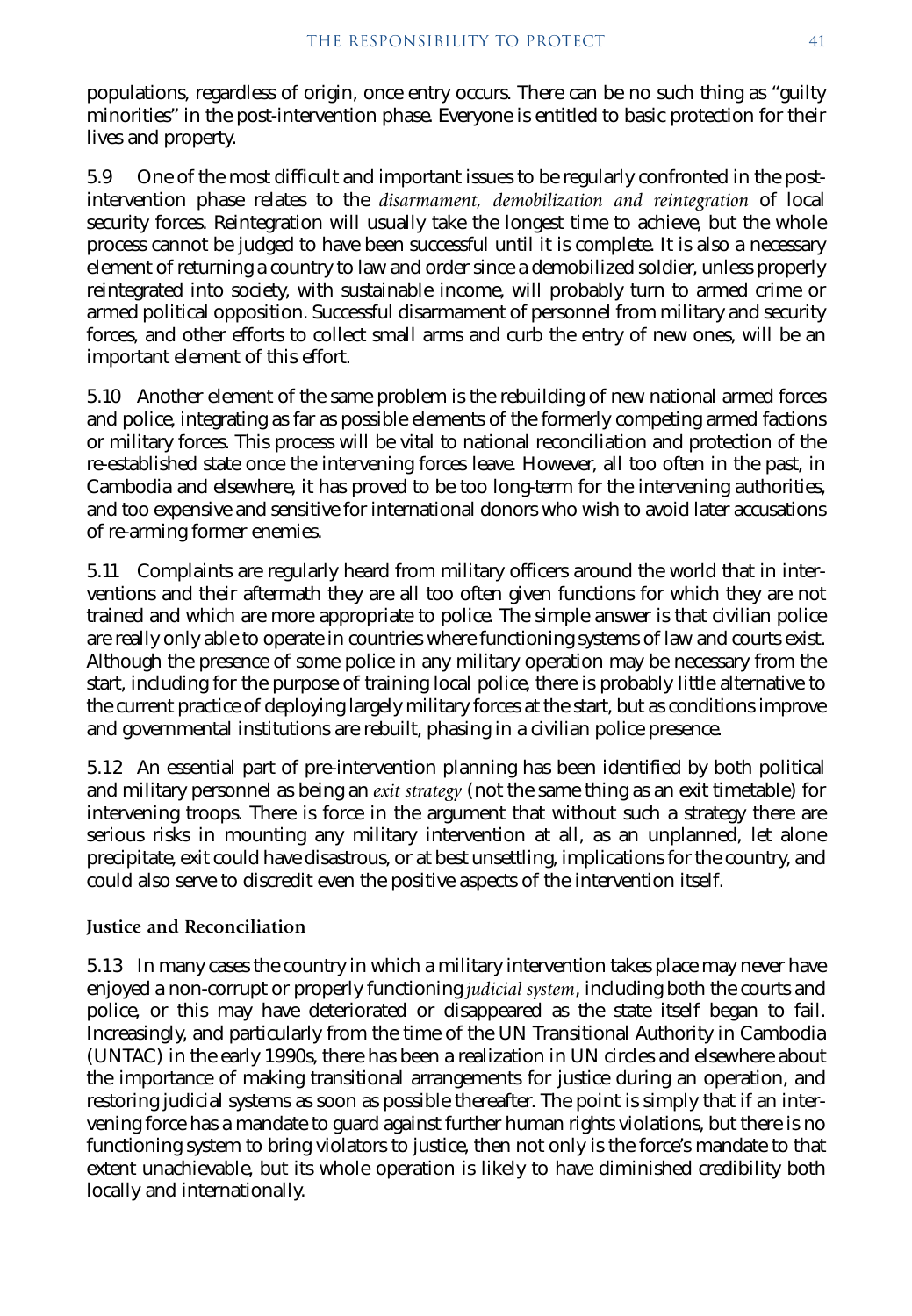populations, regardless of origin, once entry occurs. There can be no such thing as "guilty minorities" in the post-intervention phase. Everyone is entitled to basic protection for their lives and property.

5.9 One of the most difficult and important issues to be regularly confronted in the post-intervention phase relates to the *disarmament, demobilization and reintegration* of local security forces. Reintegration will usually take the longest time to achieve, but the whole process cannot be judged to have been successful until it is complete. It is also a necessary element of returning a country to law and order since a demobilized soldier, unless properly reintegrated into society, with sustainable income, will probably turn to armed crime or armed political opposition. Successful disarmament of personnel from military and security forces, and other efforts to collect small arms and curb the entry of new ones, will be an important element of this effort.

5.10 Another element of the same problem is the rebuilding of new national armed forces and police, integrating as far as possible elements of the formerly competing armed factions or military forces. This process will be vital to national reconciliation and protection of the re-established state once the intervening forces leave. However, all too often in the past, in Cambodia and elsewhere, it has proved to be too long-term for the intervening authorities, and too expensive and sensitive for international donors who wish to avoid later accusations of re-arming former enemies.

5.11 Complaints are regularly heard from military officers around the world that in interventions and their aftermath they are all too often given functions for which they are not trained and which are more appropriate to police. The simple answer is that civilian police are really only able to operate in countries where functioning systems of law and courts exist. Although the presence of some police in any military operation may be necessary from the start, including for the purpose of training local police, there is probably little alternative to the current practice of deploying largely military forces at the start, but as conditions improve and governmental institutions are rebuilt, phasing in a civilian police presence.

5.12 An essential part of pre-intervention planning has been identified by both political and military personnel as being an *exit strategy* (not the same thing as an exit timetable) for intervening troops. There is force in the argument that without such a strategy there are serious risks in mounting any military intervention at all, as an unplanned, let alone precipitate, exit could have disastrous, or at best unsettling, implications for the country, and could also serve to discredit even the positive aspects of the intervention itself.

### Justice and Reconciliation

5.13 In many cases the country in which a military intervention takes place may never have enjoyed a non-corrupt or properly functioning *judicial system*, including both the courts and police, or this may have deteriorated or disappeared as the state itself began to fail. Increasingly, and particularly from the time of the UN Transitional Authority in Cambodia (UNTAC) in the early 1990s, there has been a realization in UN circles and elsewhere about the importance of making transitional arrangements for justice during an operation, and restoring judicial systems as soon as possible thereafter. The point is simply that if an intervening force has a mandate to guard against further human rights violations, but there is no functioning system to bring violators to justice, then not only is the force's mandate to that extent unachievable, but its whole operation is likely to have diminished credibility both locally and internationally.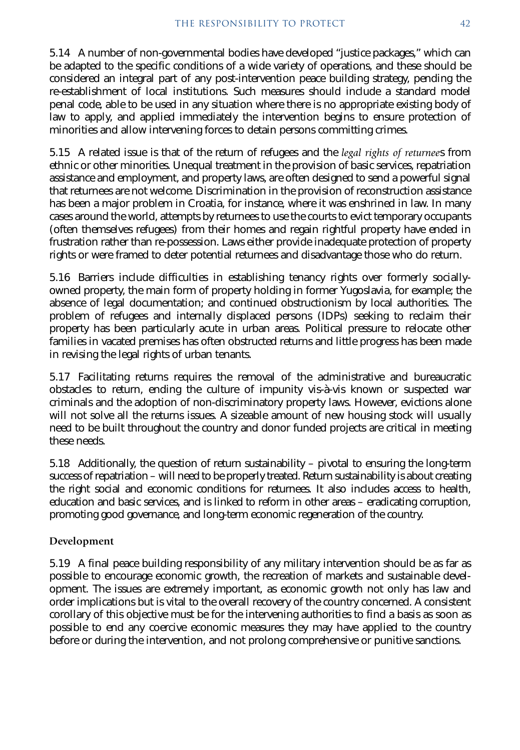5.14 A number of non-governmental bodies have developed "justice packages," which can be adapted to the specific conditions of a wide variety of operations, and these should be considered an integral part of any post-intervention peace building strategy, pending the re-establishment of local institutions. Such measures should include a standard model penal code, able to be used in any situation where there is no appropriate existing body of law to apply, and applied immediately the intervention begins to ensure protection of minorities and allow intervening forces to detain persons committing crimes.

5.15 A related issue is that of the return of refugees and the *legal rights of returnee*s from ethnic or other minorities. Unequal treatment in the provision of basic services, repatriation assistance and employment, and property laws, are often designed to send a powerful signal that returnees are not welcome. Discrimination in the provision of reconstruction assistance has been a major problem in Croatia, for instance, where it was enshrined in law. In many cases around the world, attempts by returnees to use the courts to evict temporary occupants (often themselves refugees) from their homes and regain rightful property have ended in frustration rather than re-possession. Laws either provide inadequate protection of property rights or were framed to deter potential returnees and disadvantage those who do return.

5.16 Barriers include difficulties in establishing tenancy rights over formerly socially-owned property, the main form of property holding in former Yugoslavia, for example; the absence of legal documentation; and continued obstructionism by local authorities. The problem of refugees and internally displaced persons (IDPs) seeking to reclaim their property has been particularly acute in urban areas. Political pressure to relocate other families in vacated premises has often obstructed returns and little progress has been made in revising the legal rights of urban tenants.

5.17 Facilitating returns requires the removal of the administrative and bureaucratic obstacles to return, ending the culture of impunity vis-à-vis known or suspected war criminals and the adoption of non-discriminatory property laws. However, evictions alone will not solve all the returns issues. A sizeable amount of new housing stock will usually need to be built throughout the country and donor funded projects are critical in meeting these needs.

5.18 Additionally, the question of return sustainability – pivotal to ensuring the long-term success of repatriation – will need to be properly treated. Return sustainability is about creating the right social and economic conditions for returnees. It also includes access to health, education and basic services, and is linked to reform in other areas – eradicating corruption, promoting good governance, and long-term economic regeneration of the country.

### Development

5.19 A final peace building responsibility of any military intervention should be as far as possible to encourage economic growth, the recreation of markets and sustainable development. The issues are extremely important, as economic growth not only has law and order implications but is vital to the overall recovery of the country concerned. A consistent corollary of this objective must be for the intervening authorities to find a basis as soon as possible to end any coercive economic measures they may have applied to the country before or during the intervention, and not prolong comprehensive or punitive sanctions.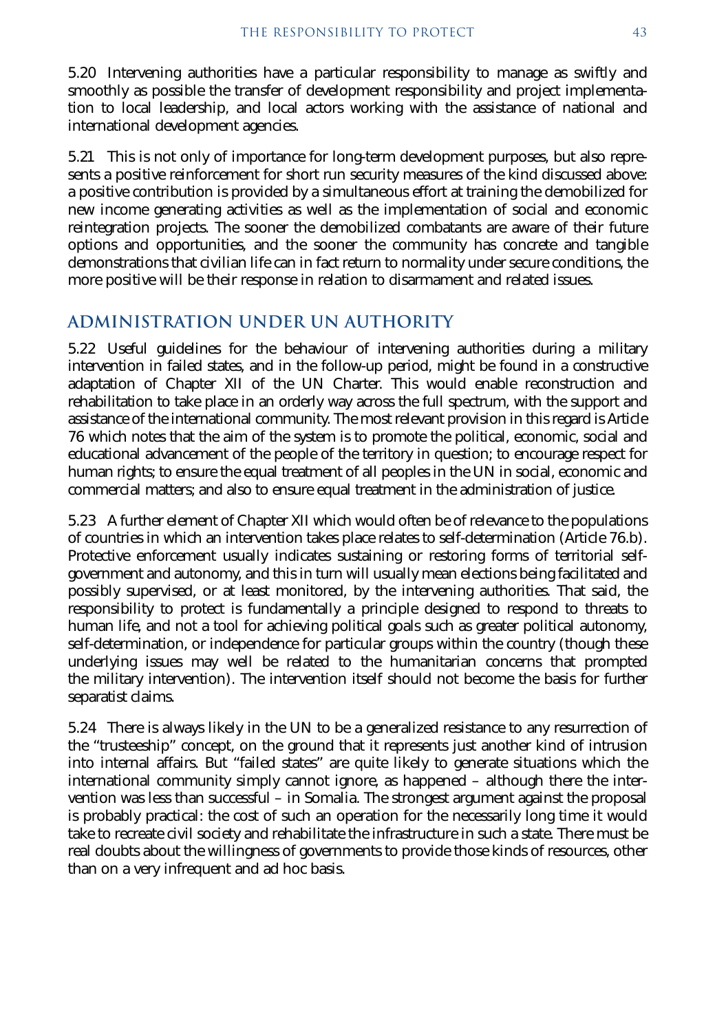5.20 Intervening authorities have a particular responsibility to manage as swiftly and smoothly as possible the transfer of development responsibility and project implementation to local leadership, and local actors working with the assistance of national and international development agencies.

5.21 This is not only of importance for long-term development purposes, but also represents a positive reinforcement for short run security measures of the kind discussed above: a positive contribution is provided by a simultaneous effort at training the demobilized for new income generating activities as well as the implementation of social and economic reintegration projects. The sooner the demobilized combatants are aware of their future options and opportunities, and the sooner the community has concrete and tangible demonstrations that civilian life can in fact return to normality under secure conditions, the more positive will be their response in relation to disarmament and related issues.

## ADMINISTRATION UNDER UN AUTHORITY

5.22 Useful guidelines for the behaviour of intervening authorities during a military intervention in failed states, and in the follow-up period, might be found in a constructive adaptation of Chapter XII of the UN Charter. This would enable reconstruction and rehabilitation to take place in an orderly way across the full spectrum, with the support and assistance of the international community. The most relevant provision in this regard is Article 76 which notes that the aim of the system is to promote the political, economic, social and educational advancement of the people of the territory in question; to encourage respect for human rights; to ensure the equal treatment of all peoples in the UN in social, economic and commercial matters; and also to ensure equal treatment in the administration of justice.

5.23 A further element of Chapter XII which would often be of relevance to the populations of countries in which an intervention takes place relates to self-determination (Article 76.b). Protective enforcement usually indicates sustaining or restoring forms of territorial self-government and autonomy, and this in turn will usually mean elections being facilitated and possibly supervised, or at least monitored, by the intervening authorities. That said, the responsibility to protect is fundamentally a principle designed to respond to threats to human life, and not a tool for achieving political goals such as greater political autonomy, self-determination, or independence for particular groups within the country (though these underlying issues may well be related to the humanitarian concerns that prompted the military intervention). The intervention itself should not become the basis for further separatist claims.

5.24 There is always likely in the UN to be a generalized resistance to any resurrection of the "trusteeship" concept, on the ground that it represents just another kind of intrusion into internal affairs. But "failed states" are quite likely to generate situations which the international community simply cannot ignore, as happened – although there the intervention was less than successful – in Somalia. The strongest argument against the proposal is probably practical: the cost of such an operation for the necessarily long time it would take to recreate civil society and rehabilitate the infrastructure in such a state. There must be real doubts about the willingness of governments to provide those kinds of resources, other than on a very infrequent and ad hoc basis.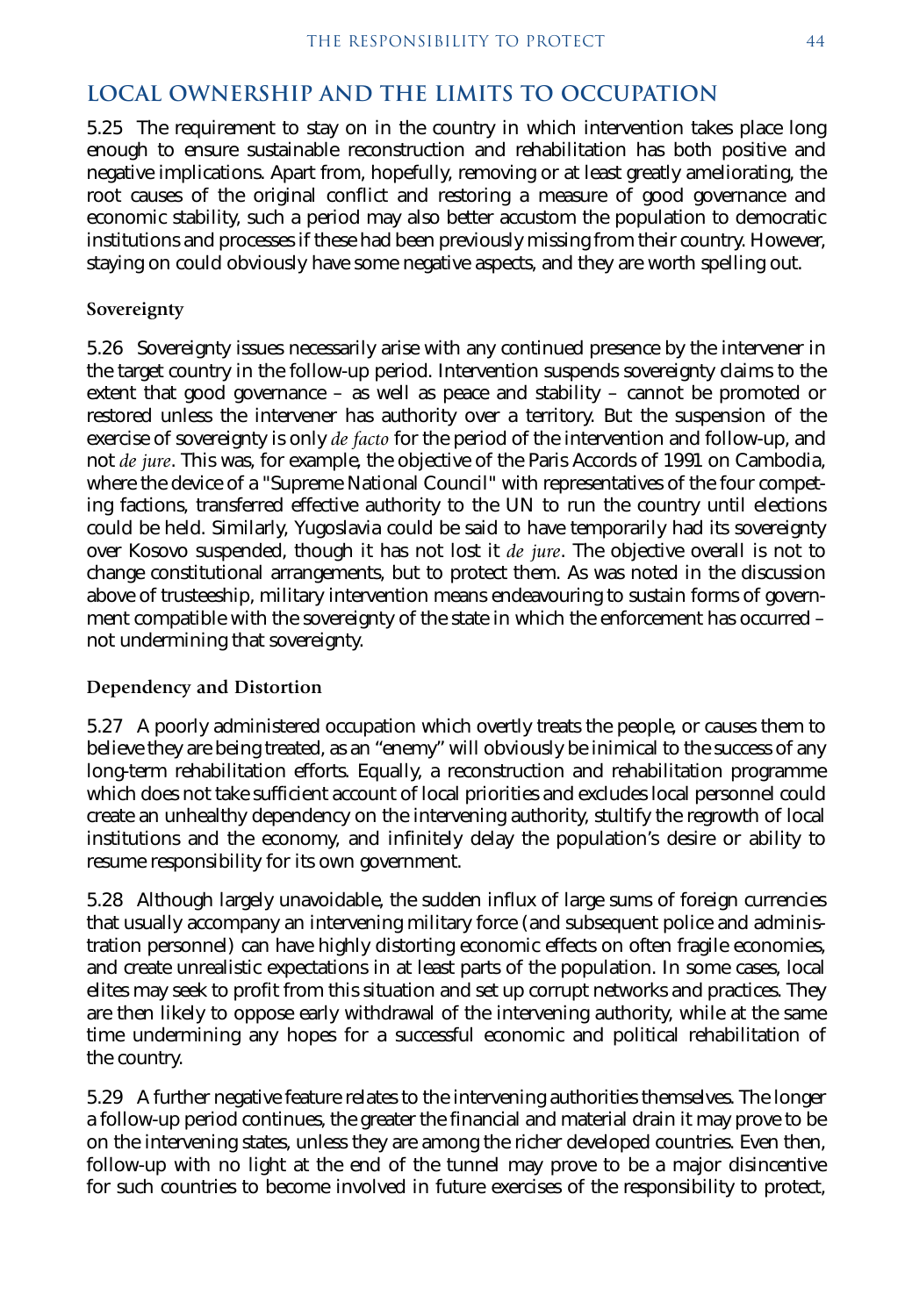## LOCAL OWNERSHIP AND THE LIMITS TO OCCUPATION

5.25 The requirement to stay on in the country in which intervention takes place long enough to ensure sustainable reconstruction and rehabilitation has both positive and negative implications. Apart from, hopefully, removing or at least greatly ameliorating, the root causes of the original conflict and restoring a measure of good governance and economic stability, such a period may also better accustom the population to democratic institutions and processes if these had been previously missing from their country. However, staying on could obviously have some negative aspects, and they are worth spelling out.

### Sovereignty

5.26 Sovereignty issues necessarily arise with any continued presence by the intervener in the target country in the follow-up period. Intervention suspends sovereignty claims to the extent that good governance – as well as peace and stability – cannot be promoted or restored unless the intervener has authority over a territory. But the suspension of the exercise of sovereignty is only *de facto* for the period of the intervention and follow-up, and not *de jure*. This was, for example, the objective of the Paris Accords of 1991 on Cambodia, where the device of a "Supreme National Council" with representatives of the four competing factions, transferred effective authority to the UN to run the country until elections could be held. Similarly, Yugoslavia could be said to have temporarily had its sovereignty over Kosovo suspended, though it has not lost it *de jure*. The objective overall is not to change constitutional arrangements, but to protect them. As was noted in the discussion above of trusteeship, military intervention means endeavouring to sustain forms of government compatible with the sovereignty of the state in which the enforcement has occurred – not undermining that sovereignty.

### Dependency and Distortion

5.27 A poorly administered occupation which overtly treats the people, or causes them to believe they are being treated, as an "enemy" will obviously be inimical to the success of any long-term rehabilitation efforts. Equally, a reconstruction and rehabilitation programme which does not take sufficient account of local priorities and excludes local personnel could create an unhealthy dependency on the intervening authority, stultify the regrowth of local institutions and the economy, and infinitely delay the population's desire or ability to resume responsibility for its own government.

5.28 Although largely unavoidable, the sudden influx of large sums of foreign currencies that usually accompany an intervening military force (and subsequent police and administration personnel) can have highly distorting economic effects on often fragile economies, and create unrealistic expectations in at least parts of the population. In some cases, local elites may seek to profit from this situation and set up corrupt networks and practices. They are then likely to oppose early withdrawal of the intervening authority, while at the same time undermining any hopes for a successful economic and political rehabilitation of the country.

5.29 A further negative feature relates to the intervening authorities themselves. The longer a follow-up period continues, the greater the financial and material drain it may prove to be on the intervening states, unless they are among the richer developed countries. Even then, follow-up with no light at the end of the tunnel may prove to be a major disincentive for such countries to become involved in future exercises of the responsibility to protect,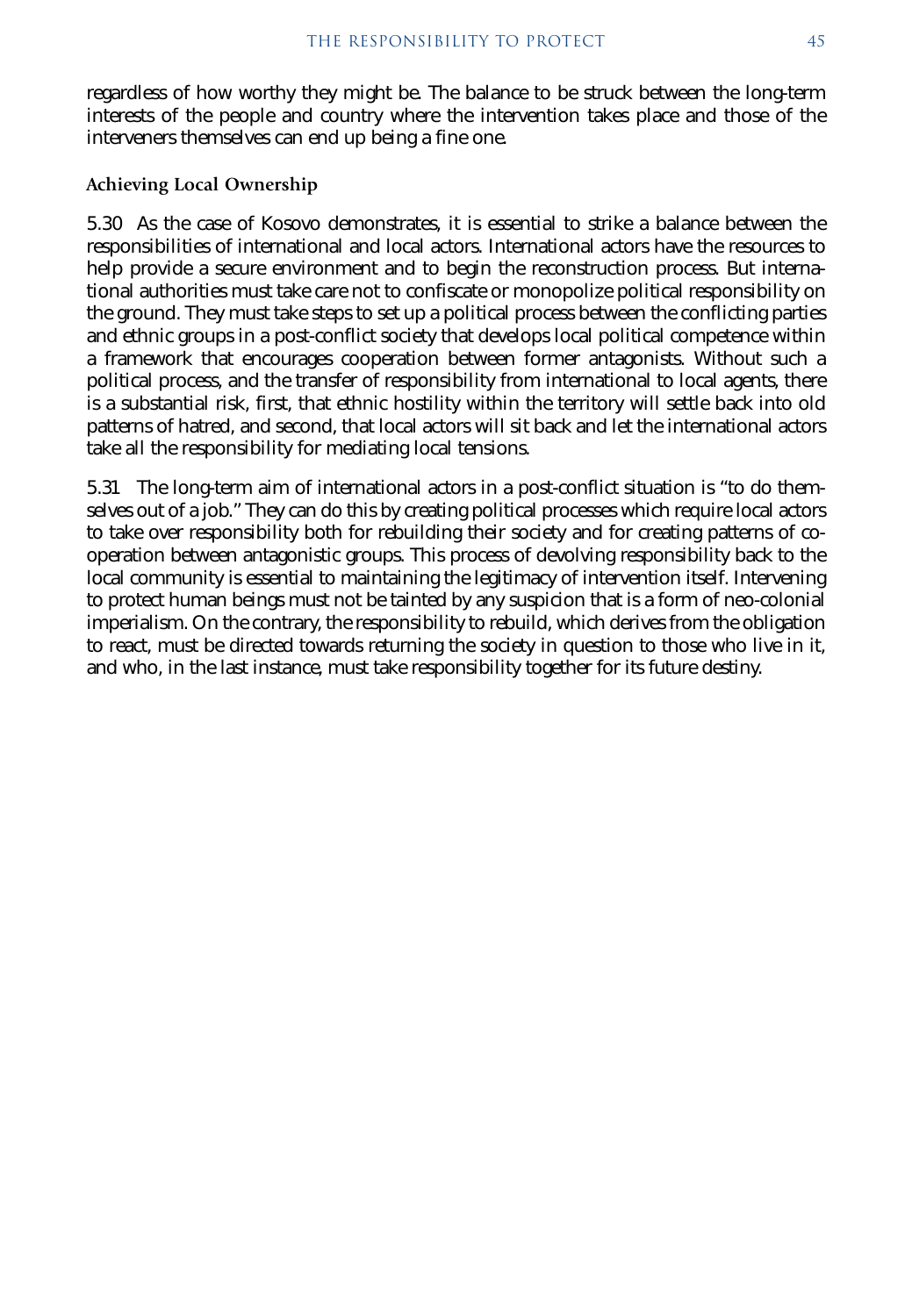regardless of how worthy they might be. The balance to be struck between the long-term interests of the people and country where the intervention takes place and those of the interveners themselves can end up being a fine one.

### Achieving Local Ownership

5.30 As the case of Kosovo demonstrates, it is essential to strike a balance between the responsibilities of international and local actors. International actors have the resources to help provide a secure environment and to begin the reconstruction process. But international authorities must take care not to confiscate or monopolize political responsibility on the ground. They must take steps to set up a political process between the conflicting parties and ethnic groups in a post-conflict society that develops local political competence within a framework that encourages cooperation between former antagonists. Without such a political process, and the transfer of responsibility from international to local agents, there is a substantial risk, first, that ethnic hostility within the territory will settle back into old patterns of hatred, and second, that local actors will sit back and let the international actors take all the responsibility for mediating local tensions.

5.31 The long-term aim of international actors in a post-conflict situation is "to do themselves out of a job." They can do this by creating political processes which require local actors to take over responsibility both for rebuilding their society and for creating patterns of co-operation between antagonistic groups. This process of devolving responsibility back to the local community is essential to maintaining the legitimacy of intervention itself. Intervening to protect human beings must not be tainted by any suspicion that is a form of neo-colonial imperialism. On the contrary, the responsibility to rebuild, which derives from the obligation to react, must be directed towards returning the society in question to those who live in it, and who, in the last instance, must take responsibility together for its future destiny.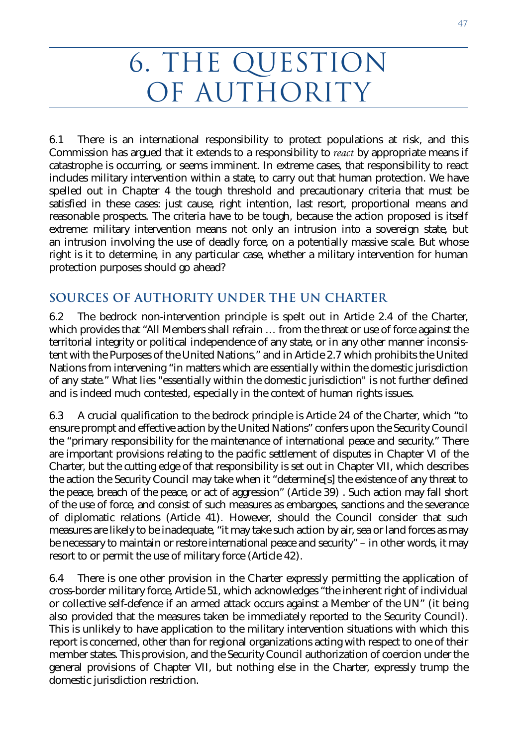# 6. THE QUESTION OF AUTHORITY

6.1 There is an international responsibility to protect populations at risk, and this Commission has argued that it extends to a responsibility to *react* by appropriate means if catastrophe is occurring, or seems imminent. In extreme cases, that responsibility to react includes military intervention within a state, to carry out that human protection. We have spelled out in Chapter 4 the tough threshold and precautionary criteria that must be satisfied in these cases: just cause, right intention, last resort, proportional means and reasonable prospects. The criteria have to be tough, because the action proposed is itself extreme: military intervention means not only an intrusion into a sovereign state, but an intrusion involving the use of deadly force, on a potentially massive scale. But whose right is it to determine, in any particular case, whether a military intervention for human protection purposes should go ahead?

## SOURCES OF AUTHORITY UNDER THE UN CHARTER

6.2 The bedrock non-intervention principle is spelt out in Article 2.4 of the Charter, which provides that "All Members shall refrain … from the threat or use of force against the territorial integrity or political independence of any state, or in any other manner inconsistent with the Purposes of the United Nations," and in Article 2.7 which prohibits the United Nations from intervening "in matters which are essentially within the domestic jurisdiction of any state." What lies "essentially within the domestic jurisdiction" is not further defined and is indeed much contested, especially in the context of human rights issues.

6.3 A crucial qualification to the bedrock principle is Article 24 of the Charter, which "to ensure prompt and effective action by the United Nations" confers upon the Security Council the "primary responsibility for the maintenance of international peace and security." There are important provisions relating to the pacific settlement of disputes in Chapter VI of the Charter, but the cutting edge of that responsibility is set out in Chapter VII, which describes the action the Security Council may take when it "determine[s] the existence of any threat to the peace, breach of the peace, or act of aggression" (Article 39) . Such action may fall short of the use of force, and consist of such measures as embargoes, sanctions and the severance of diplomatic relations (Article 41). However, should the Council consider that such measures are likely to be inadequate, "it may take such action by air, sea or land forces as may be necessary to maintain or restore international peace and security" – in other words, it may resort to or permit the use of military force (Article 42).

6.4 There is one other provision in the Charter expressly permitting the application of cross-border military force, Article 51, which acknowledges "the inherent right of individual or collective self-defence if an armed attack occurs against a Member of the UN" (it being also provided that the measures taken be immediately reported to the Security Council). This is unlikely to have application to the military intervention situations with which this report is concerned, other than for regional organizations acting with respect to one of their member states. This provision, and the Security Council authorization of coercion under the general provisions of Chapter VII, but nothing else in the Charter, expressly trump the domestic jurisdiction restriction.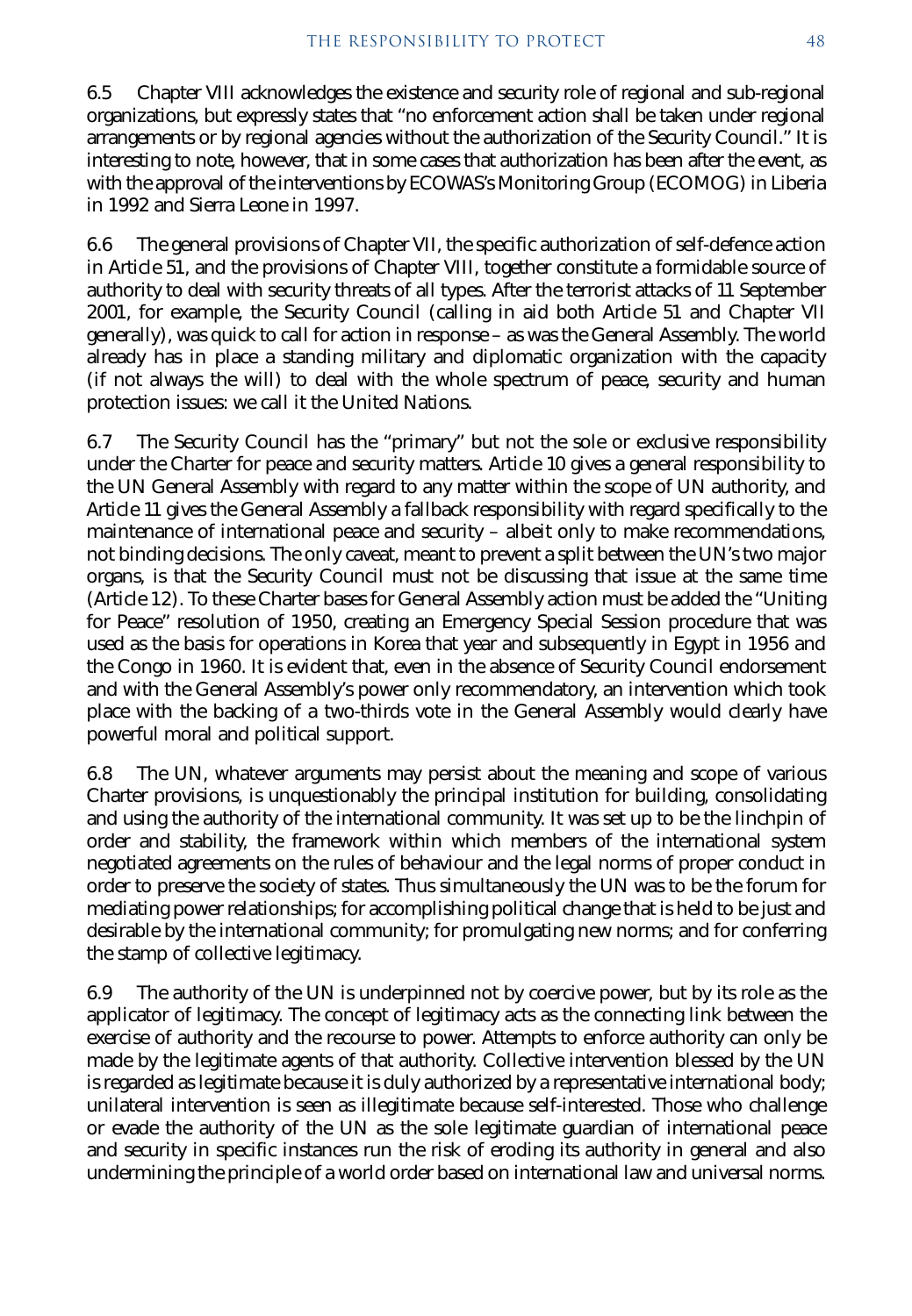6.5 Chapter VIII acknowledges the existence and security role of regional and sub-regional organizations, but expressly states that "no enforcement action shall be taken under regional arrangements or by regional agencies without the authorization of the Security Council." It is interesting to note, however, that in some cases that authorization has been after the event, as with the approval of the interventions by ECOWAS's Monitoring Group (ECOMOG) in Liberia in 1992 and Sierra Leone in 1997.

6.6 The general provisions of Chapter VII, the specific authorization of self-defence action in Article 51, and the provisions of Chapter VIII, together constitute a formidable source of authority to deal with security threats of all types. After the terrorist attacks of 11 September 2001, for example, the Security Council (calling in aid both Article 51 and Chapter VII generally), was quick to call for action in response – as was the General Assembly. The world already has in place a standing military and diplomatic organization with the capacity (if not always the will) to deal with the whole spectrum of peace, security and human protection issues: we call it the United Nations.

6.7 The Security Council has the "primary" but not the sole or exclusive responsibility under the Charter for peace and security matters. Article 10 gives a general responsibility to the UN General Assembly with regard to any matter within the scope of UN authority, and Article 11 gives the General Assembly a fallback responsibility with regard specifically to the maintenance of international peace and security – albeit only to make recommendations, not binding decisions. The only caveat, meant to prevent a split between the UN's two major organs, is that the Security Council must not be discussing that issue at the same time (Article 12). To these Charter bases for General Assembly action must be added the "Uniting for Peace" resolution of 1950, creating an Emergency Special Session procedure that was used as the basis for operations in Korea that year and subsequently in Egypt in 1956 and the Congo in 1960. It is evident that, even in the absence of Security Council endorsement and with the General Assembly's power only recommendatory, an intervention which took place with the backing of a two-thirds vote in the General Assembly would clearly have powerful moral and political support.

6.8 The UN, whatever arguments may persist about the meaning and scope of various Charter provisions, is unquestionably the principal institution for building, consolidating and using the authority of the international community. It was set up to be the linchpin of order and stability, the framework within which members of the international system negotiated agreements on the rules of behaviour and the legal norms of proper conduct in order to preserve the society of states. Thus simultaneously the UN was to be the forum for mediating power relationships; for accomplishing political change that is held to be just and desirable by the international community; for promulgating new norms; and for conferring the stamp of collective legitimacy.

6.9 The authority of the UN is underpinned not by coercive power, but by its role as the applicator of legitimacy. The concept of legitimacy acts as the connecting link between the exercise of authority and the recourse to power. Attempts to enforce authority can only be made by the legitimate agents of that authority. Collective intervention blessed by the UN is regarded as legitimate because it is duly authorized by a representative international body; unilateral intervention is seen as illegitimate because self-interested. Those who challenge or evade the authority of the UN as the sole legitimate guardian of international peace and security in specific instances run the risk of eroding its authority in general and also undermining the principle of a world order based on international law and universal norms.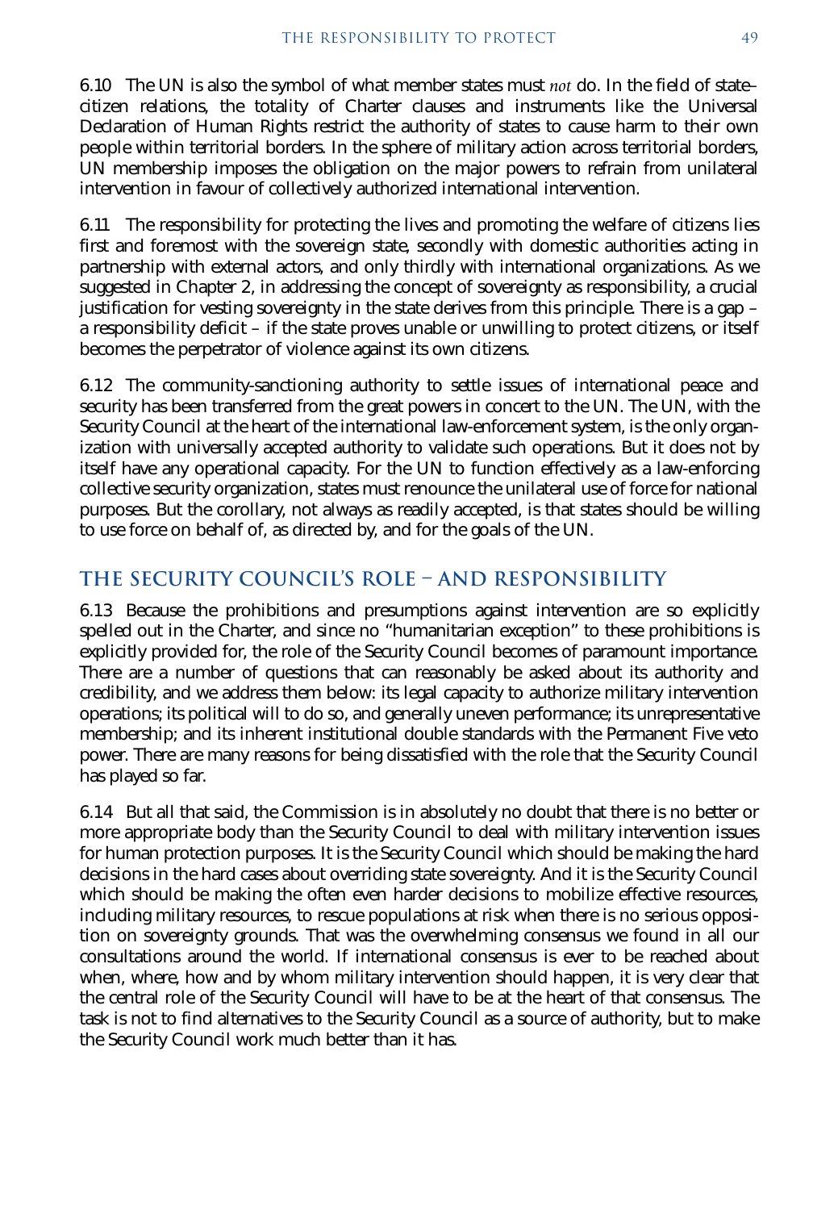6.10 The UN is also the symbol of what member states must *not* do. In the field of state–citizen relations, the totality of Charter clauses and instruments like the Universal Declaration of Human Rights restrict the authority of states to cause harm to their own people within territorial borders. In the sphere of military action across territorial borders, UN membership imposes the obligation on the major powers to refrain from unilateral intervention in favour of collectively authorized international intervention.

6.11 The responsibility for protecting the lives and promoting the welfare of citizens lies first and foremost with the sovereign state, secondly with domestic authorities acting in partnership with external actors, and only thirdly with international organizations. As we suggested in Chapter 2, in addressing the concept of sovereignty as responsibility, a crucial justification for vesting sovereignty in the state derives from this principle. There is a gap – a responsibility deficit – if the state proves unable or unwilling to protect citizens, or itself becomes the perpetrator of violence against its own citizens.

6.12 The community-sanctioning authority to settle issues of international peace and security has been transferred from the great powers in concert to the UN. The UN, with the Security Council at the heart of the international law-enforcement system, is the only organization with universally accepted authority to validate such operations. But it does not by itself have any operational capacity. For the UN to function effectively as a law-enforcing collective security organization, states must renounce the unilateral use of force for national purposes. But the corollary, not always as readily accepted, is that states should be willing to use force on behalf of, as directed by, and for the goals of the UN.

## THE SECURITY COUNCIL'S ROLE – AND RESPONSIBILITY

6.13 Because the prohibitions and presumptions against intervention are so explicitly spelled out in the Charter, and since no "humanitarian exception" to these prohibitions is explicitly provided for, the role of the Security Council becomes of paramount importance. There are a number of questions that can reasonably be asked about its authority and credibility, and we address them below: its legal capacity to authorize military intervention operations; its political will to do so, and generally uneven performance; its unrepresentative membership; and its inherent institutional double standards with the Permanent Five veto power. There are many reasons for being dissatisfied with the role that the Security Council has played so far.

6.14 But all that said, the Commission is in absolutely no doubt that there is no better or more appropriate body than the Security Council to deal with military intervention issues for human protection purposes. It is the Security Council which should be making the hard decisions in the hard cases about overriding state sovereignty. And it is the Security Council which should be making the often even harder decisions to mobilize effective resources, including military resources, to rescue populations at risk when there is no serious opposition on sovereignty grounds. That was the overwhelming consensus we found in all our consultations around the world. If international consensus is ever to be reached about when, where, how and by whom military intervention should happen, it is very clear that the central role of the Security Council will have to be at the heart of that consensus. The task is not to find alternatives to the Security Council as a source of authority, but to make the Security Council work much better than it has.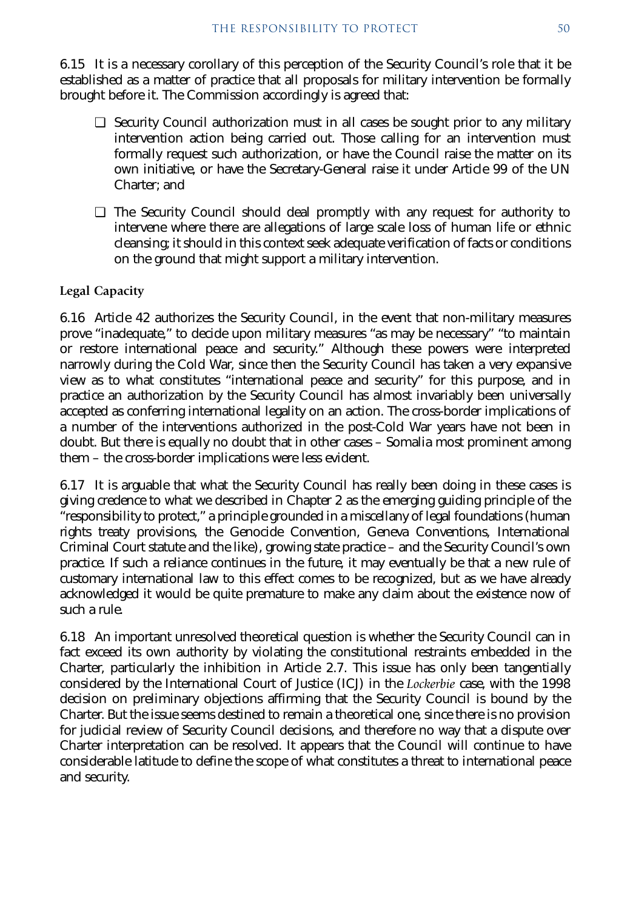6.15 It is a necessary corollary of this perception of the Security Council's role that it be established as a matter of practice that all proposals for military intervention be formally brought before it. The Commission accordingly is agreed that:

- Security Council authorization must in all cases be sought prior to any military intervention action being carried out. Those calling for an intervention must formally request such authorization, or have the Council raise the matter on its own initiative, or have the Secretary-General raise it under Article 99 of the UN Charter; and
- The Security Council should deal promptly with any request for authority to intervene where there are allegations of large scale loss of human life or ethnic cleansing; it should in this context seek adequate verification of facts or conditions on the ground that might support a military intervention.

### Legal Capacity

6.16 Article 42 authorizes the Security Council, in the event that non-military measures prove "inadequate," to decide upon military measures "as may be necessary" "to maintain or restore international peace and security." Although these powers were interpreted narrowly during the Cold War, since then the Security Council has taken a very expansive view as to what constitutes "international peace and security" for this purpose, and in practice an authorization by the Security Council has almost invariably been universally accepted as conferring international legality on an action. The cross-border implications of a number of the interventions authorized in the post-Cold War years have not been in doubt. But there is equally no doubt that in other cases – Somalia most prominent among them – the cross-border implications were less evident.

6.17 It is arguable that what the Security Council has really been doing in these cases is giving credence to what we described in Chapter 2 as the emerging guiding principle of the "responsibility to protect," a principle grounded in a miscellany of legal foundations (human rights treaty provisions, the Genocide Convention, Geneva Conventions, International Criminal Court statute and the like), growing state practice – and the Security Council's own practice. If such a reliance continues in the future, it may eventually be that a new rule of customary international law to this effect comes to be recognized, but as we have already acknowledged it would be quite premature to make any claim about the existence now of such a rule.

6.18 An important unresolved theoretical question is whether the Security Council can in fact exceed its own authority by violating the constitutional restraints embedded in the Charter, particularly the inhibition in Article 2.7. This issue has only been tangentially considered by the International Court of Justice (ICJ) in the *Lockerbie* case, with the 1998 decision on preliminary objections affirming that the Security Council is bound by the Charter. But the issue seems destined to remain a theoretical one, since there is no provision for judicial review of Security Council decisions, and therefore no way that a dispute over Charter interpretation can be resolved. It appears that the Council will continue to have considerable latitude to define the scope of what constitutes a threat to international peace and security.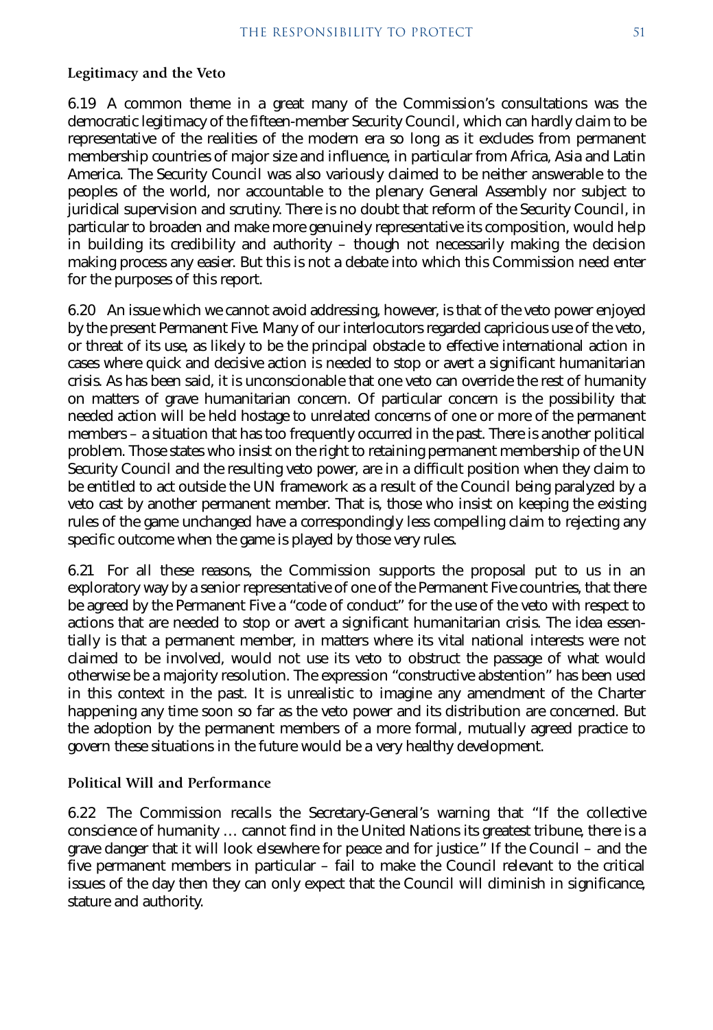### Legitimacy and the Veto

6.19 A common theme in a great many of the Commission's consultations was the democratic legitimacy of the fifteen-member Security Council, which can hardly claim to be representative of the realities of the modern era so long as it excludes from permanent membership countries of major size and influence, in particular from Africa, Asia and Latin America. The Security Council was also variously claimed to be neither answerable to the peoples of the world, nor accountable to the plenary General Assembly nor subject to juridical supervision and scrutiny. There is no doubt that reform of the Security Council, in particular to broaden and make more genuinely representative its composition, would help in building its credibility and authority – though not necessarily making the decision making process any easier. But this is not a debate into which this Commission need enter for the purposes of this report.

6.20 An issue which we cannot avoid addressing, however, is that of the veto power enjoyed by the present Permanent Five. Many of our interlocutors regarded capricious use of the veto, or threat of its use, as likely to be the principal obstacle to effective international action in cases where quick and decisive action is needed to stop or avert a significant humanitarian crisis. As has been said, it is unconscionable that one veto can override the rest of humanity on matters of grave humanitarian concern. Of particular concern is the possibility that needed action will be held hostage to unrelated concerns of one or more of the permanent members – a situation that has too frequently occurred in the past. There is another political problem. Those states who insist on the right to retaining permanent membership of the UN Security Council and the resulting veto power, are in a difficult position when they claim to be entitled to act outside the UN framework as a result of the Council being paralyzed by a veto cast by another permanent member. That is, those who insist on keeping the existing rules of the game unchanged have a correspondingly less compelling claim to rejecting any specific outcome when the game is played by those very rules.

6.21 For all these reasons, the Commission supports the proposal put to us in an exploratory way by a senior representative of one of the Permanent Five countries, that there be agreed by the Permanent Five a "code of conduct" for the use of the veto with respect to actions that are needed to stop or avert a significant humanitarian crisis. The idea essentially is that a permanent member, in matters where its vital national interests were not claimed to be involved, would not use its veto to obstruct the passage of what would otherwise be a majority resolution. The expression "constructive abstention" has been used in this context in the past. It is unrealistic to imagine any amendment of the Charter happening any time soon so far as the veto power and its distribution are concerned. But the adoption by the permanent members of a more formal, mutually agreed practice to govern these situations in the future would be a very healthy development.

### Political Will and Performance

6.22 The Commission recalls the Secretary-General's warning that "If the collective conscience of humanity … cannot find in the United Nations its greatest tribune, there is a grave danger that it will look elsewhere for peace and for justice." If the Council – and the five permanent members in particular – fail to make the Council relevant to the critical issues of the day then they can only expect that the Council will diminish in significance, stature and authority.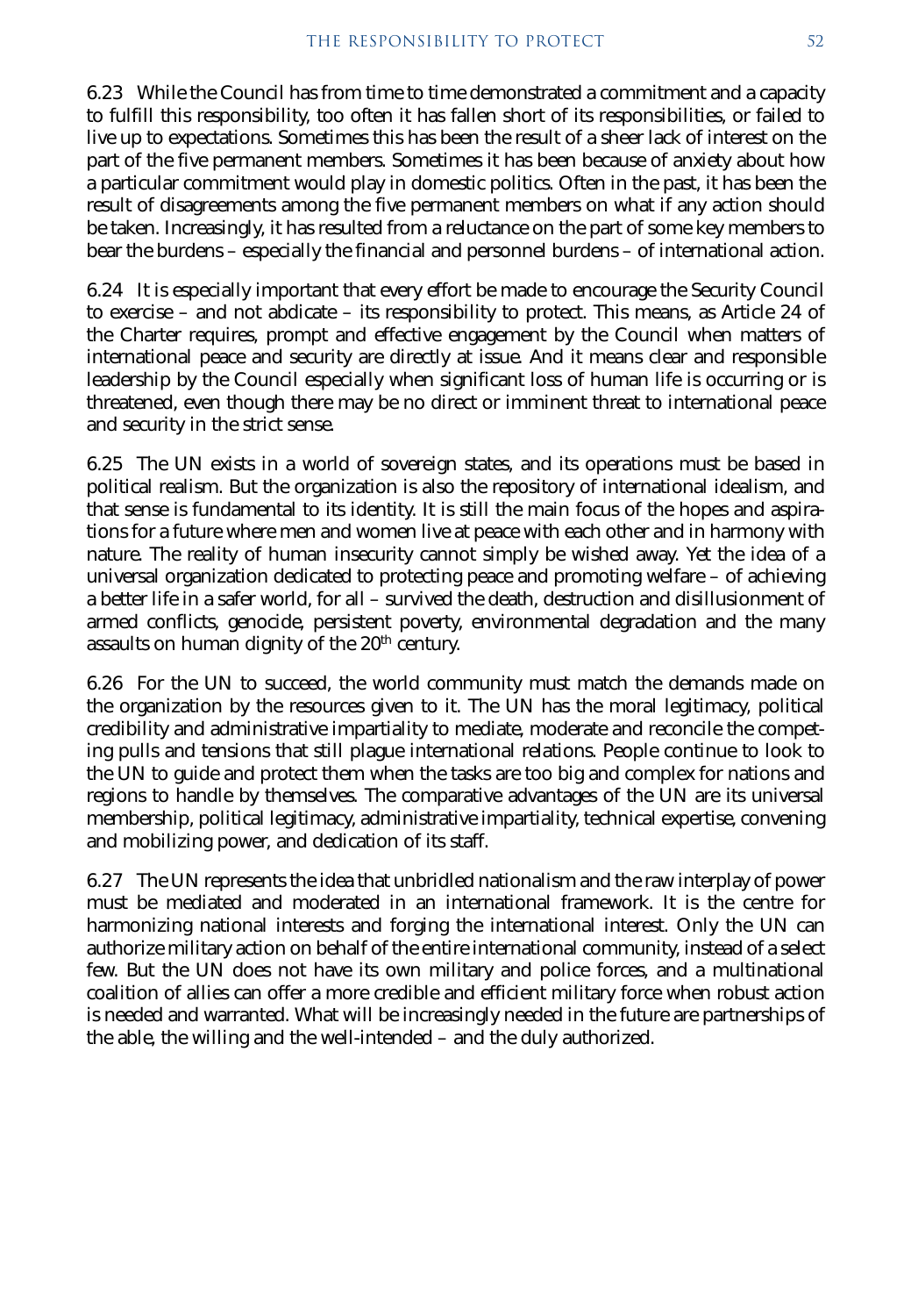6.23 While the Council has from time to time demonstrated a commitment and a capacity to fulfill this responsibility, too often it has fallen short of its responsibilities, or failed to live up to expectations. Sometimes this has been the result of a sheer lack of interest on the part of the five permanent members. Sometimes it has been because of anxiety about how a particular commitment would play in domestic politics. Often in the past, it has been the result of disagreements among the five permanent members on what if any action should be taken. Increasingly, it has resulted from a reluctance on the part of some key members to bear the burdens – especially the financial and personnel burdens – of international action.

6.24 It is especially important that every effort be made to encourage the Security Council to exercise – and not abdicate – its responsibility to protect. This means, as Article 24 of the Charter requires, prompt and effective engagement by the Council when matters of international peace and security are directly at issue. And it means clear and responsible leadership by the Council especially when significant loss of human life is occurring or is threatened, even though there may be no direct or imminent threat to international peace and security in the strict sense.

6.25 The UN exists in a world of sovereign states, and its operations must be based in political realism. But the organization is also the repository of international idealism, and that sense is fundamental to its identity. It is still the main focus of the hopes and aspirations for a future where men and women live at peace with each other and in harmony with nature. The reality of human insecurity cannot simply be wished away. Yet the idea of a universal organization dedicated to protecting peace and promoting welfare – of achieving a better life in a safer world, for all – survived the death, destruction and disillusionment of armed conflicts, genocide, persistent poverty, environmental degradation and the many assaults on human dignity of the 20th century.

6.26 For the UN to succeed, the world community must match the demands made on the organization by the resources given to it. The UN has the moral legitimacy, political credibility and administrative impartiality to mediate, moderate and reconcile the competing pulls and tensions that still plague international relations. People continue to look to the UN to guide and protect them when the tasks are too big and complex for nations and regions to handle by themselves. The comparative advantages of the UN are its universal membership, political legitimacy, administrative impartiality, technical expertise, convening and mobilizing power, and dedication of its staff.

6.27 The UN represents the idea that unbridled nationalism and the raw interplay of power must be mediated and moderated in an international framework. It is the centre for harmonizing national interests and forging the international interest. Only the UN can authorize military action on behalf of the entire international community, instead of a select few. But the UN does not have its own military and police forces, and a multinational coalition of allies can offer a more credible and efficient military force when robust action is needed and warranted. What will be increasingly needed in the future are partnerships of the able, the willing and the well-intended – and the duly authorized.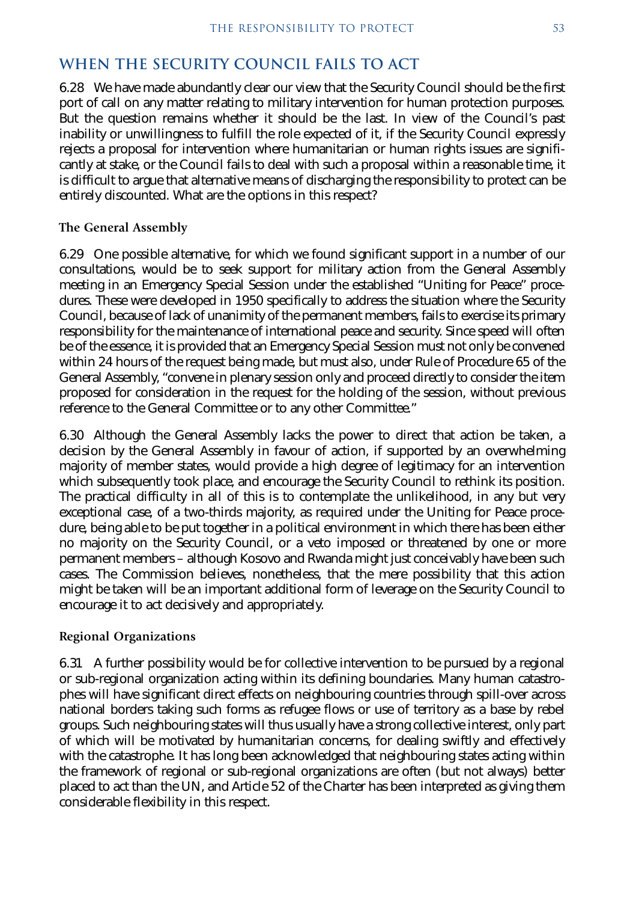## WHEN THE SECURITY COUNCIL FAILS TO ACT

6.28 We have made abundantly clear our view that the Security Council should be the first port of call on any matter relating to military intervention for human protection purposes. But the question remains whether it should be the last. In view of the Council's past inability or unwillingness to fulfill the role expected of it, if the Security Council expressly rejects a proposal for intervention where humanitarian or human rights issues are significantly at stake, or the Council fails to deal with such a proposal within a reasonable time, it is difficult to argue that alternative means of discharging the responsibility to protect can be entirely discounted. What are the options in this respect?

### The General Assembly

6.29 One possible alternative, for which we found significant support in a number of our consultations, would be to seek support for military action from the General Assembly meeting in an Emergency Special Session under the established "Uniting for Peace" procedures. These were developed in 1950 specifically to address the situation where the Security Council, because of lack of unanimity of the permanent members, fails to exercise its primary responsibility for the maintenance of international peace and security. Since speed will often be of the essence, it is provided that an Emergency Special Session must not only be convened within 24 hours of the request being made, but must also, under Rule of Procedure 65 of the General Assembly, "convene in plenary session only and proceed directly to consider the item proposed for consideration in the request for the holding of the session, without previous reference to the General Committee or to any other Committee."

6.30 Although the General Assembly lacks the power to direct that action be taken, a decision by the General Assembly in favour of action, if supported by an overwhelming majority of member states, would provide a high degree of legitimacy for an intervention which subsequently took place, and encourage the Security Council to rethink its position. The practical difficulty in all of this is to contemplate the unlikelihood, in any but very exceptional case, of a two-thirds majority, as required under the Uniting for Peace procedure, being able to be put together in a political environment in which there has been either no majority on the Security Council, or a veto imposed or threatened by one or more permanent members – although Kosovo and Rwanda might just conceivably have been such cases. The Commission believes, nonetheless, that the mere possibility that this action might be taken will be an important additional form of leverage on the Security Council to encourage it to act decisively and appropriately.

### Regional Organizations

6.31 A further possibility would be for collective intervention to be pursued by a regional or sub-regional organization acting within its defining boundaries. Many human catastrophes will have significant direct effects on neighbouring countries through spill-over across national borders taking such forms as refugee flows or use of territory as a base by rebel groups. Such neighbouring states will thus usually have a strong collective interest, only part of which will be motivated by humanitarian concerns, for dealing swiftly and effectively with the catastrophe. It has long been acknowledged that neighbouring states acting within the framework of regional or sub-regional organizations are often (but not always) better placed to act than the UN, and Article 52 of the Charter has been interpreted as giving them considerable flexibility in this respect.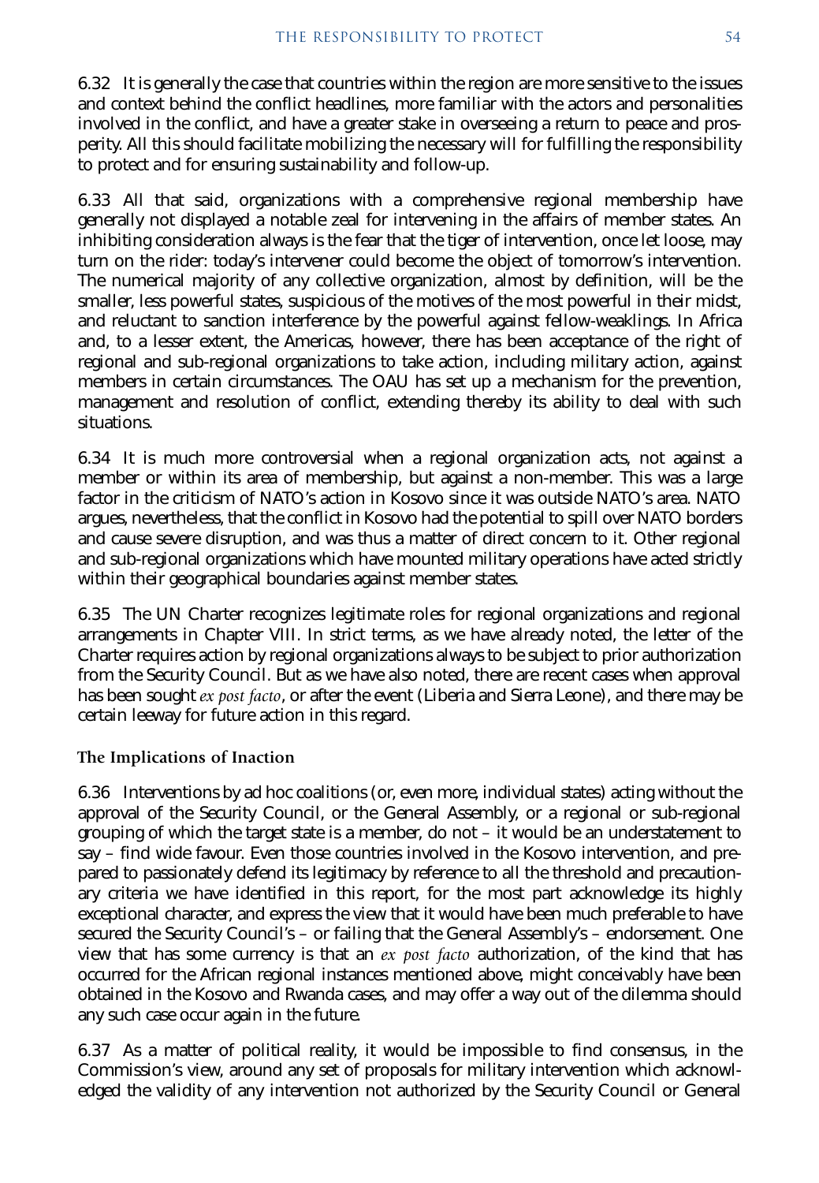6.32 It is generally the case that countries within the region are more sensitive to the issues and context behind the conflict headlines, more familiar with the actors and personalities involved in the conflict, and have a greater stake in overseeing a return to peace and prosperity. All this should facilitate mobilizing the necessary will for fulfilling the responsibility to protect and for ensuring sustainability and follow-up.

6.33 All that said, organizations with a comprehensive regional membership have generally not displayed a notable zeal for intervening in the affairs of member states. An inhibiting consideration always is the fear that the tiger of intervention, once let loose, may turn on the rider: today's intervener could become the object of tomorrow's intervention. The numerical majority of any collective organization, almost by definition, will be the smaller, less powerful states, suspicious of the motives of the most powerful in their midst, and reluctant to sanction interference by the powerful against fellow-weaklings. In Africa and, to a lesser extent, the Americas, however, there has been acceptance of the right of regional and sub-regional organizations to take action, including military action, against members in certain circumstances. The OAU has set up a mechanism for the prevention, management and resolution of conflict, extending thereby its ability to deal with such situations.

6.34 It is much more controversial when a regional organization acts, not against a member or within its area of membership, but against a non-member. This was a large factor in the criticism of NATO's action in Kosovo since it was outside NATO's area. NATO argues, nevertheless, that the conflict in Kosovo had the potential to spill over NATO borders and cause severe disruption, and was thus a matter of direct concern to it. Other regional and sub-regional organizations which have mounted military operations have acted strictly within their geographical boundaries against member states.

6.35 The UN Charter recognizes legitimate roles for regional organizations and regional arrangements in Chapter VIII. In strict terms, as we have already noted, the letter of the Charter requires action by regional organizations always to be subject to prior authorization from the Security Council. But as we have also noted, there are recent cases when approval has been sought *ex post facto*, or after the event (Liberia and Sierra Leone), and there may be certain leeway for future action in this regard.

### The Implications of Inaction

6.36 Interventions by ad hoc coalitions (or, even more, individual states) acting without the approval of the Security Council, or the General Assembly, or a regional or sub-regional grouping of which the target state is a member, do not – it would be an understatement to say – find wide favour. Even those countries involved in the Kosovo intervention, and prepared to passionately defend its legitimacy by reference to all the threshold and precautionary criteria we have identified in this report, for the most part acknowledge its highly exceptional character, and express the view that it would have been much preferable to have secured the Security Council's – or failing that the General Assembly's – endorsement. One view that has some currency is that an *ex post facto* authorization, of the kind that has occurred for the African regional instances mentioned above, might conceivably have been obtained in the Kosovo and Rwanda cases, and may offer a way out of the dilemma should any such case occur again in the future.

6.37 As a matter of political reality, it would be impossible to find consensus, in the Commission's view, around any set of proposals for military intervention which acknowledged the validity of any intervention not authorized by the Security Council or General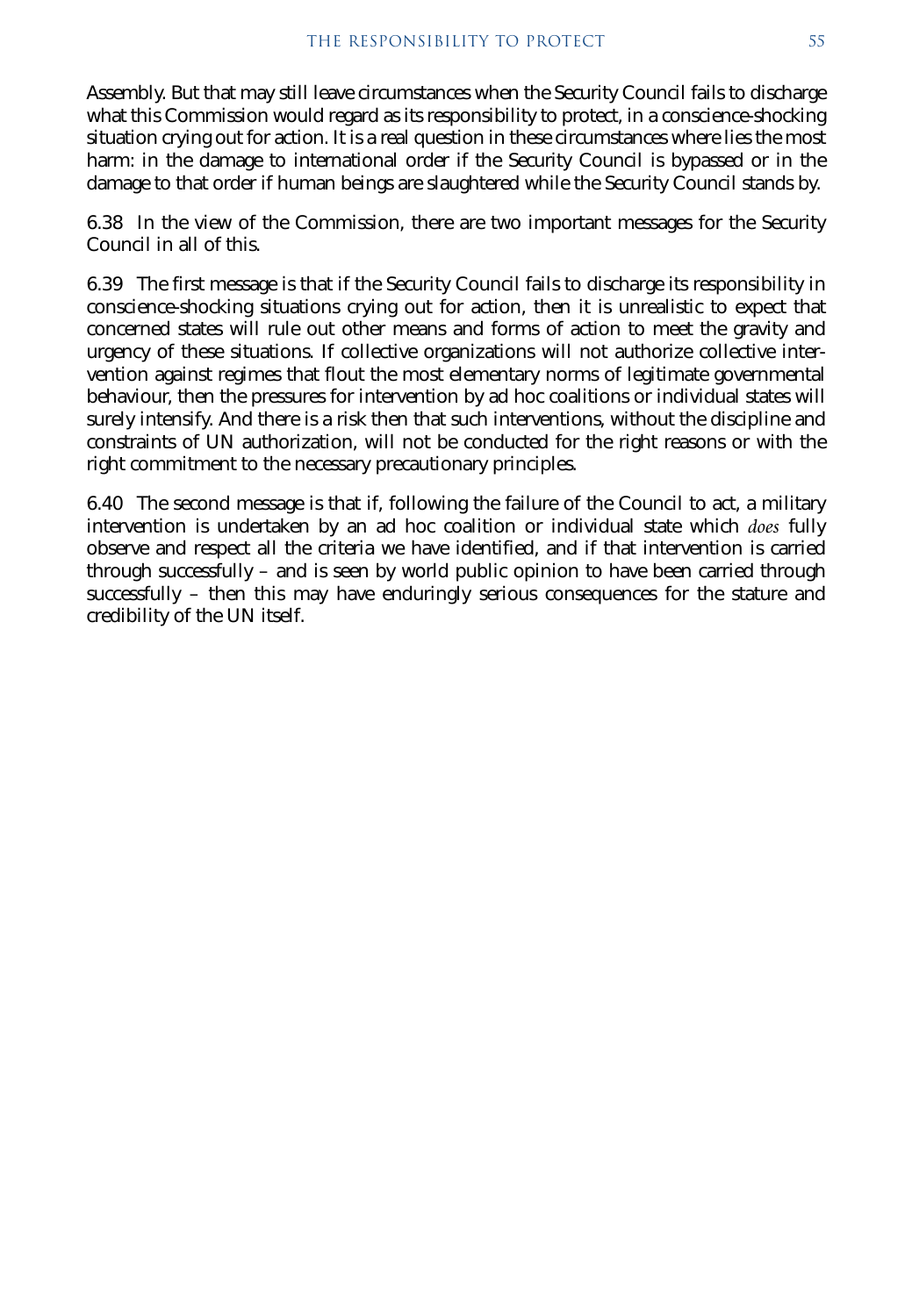Assembly. But that may still leave circumstances when the Security Council fails to discharge what this Commission would regard as its responsibility to protect, in a conscience-shocking situation crying out for action. It is a real question in these circumstances where lies the most harm: in the damage to international order if the Security Council is bypassed or in the damage to that order if human beings are slaughtered while the Security Council stands by.

6.38 In the view of the Commission, there are two important messages for the Security Council in all of this.

6.39 The first message is that if the Security Council fails to discharge its responsibility in conscience-shocking situations crying out for action, then it is unrealistic to expect that concerned states will rule out other means and forms of action to meet the gravity and urgency of these situations. If collective organizations will not authorize collective intervention against regimes that flout the most elementary norms of legitimate governmental behaviour, then the pressures for intervention by ad hoc coalitions or individual states will surely intensify. And there is a risk then that such interventions, without the discipline and constraints of UN authorization, will not be conducted for the right reasons or with the right commitment to the necessary precautionary principles.

6.40 The second message is that if, following the failure of the Council to act, a military intervention is undertaken by an ad hoc coalition or individual state which *does* fully observe and respect all the criteria we have identified, and if that intervention is carried through successfully – and is seen by world public opinion to have been carried through successfully – then this may have enduringly serious consequences for the stature and credibility of the UN itself.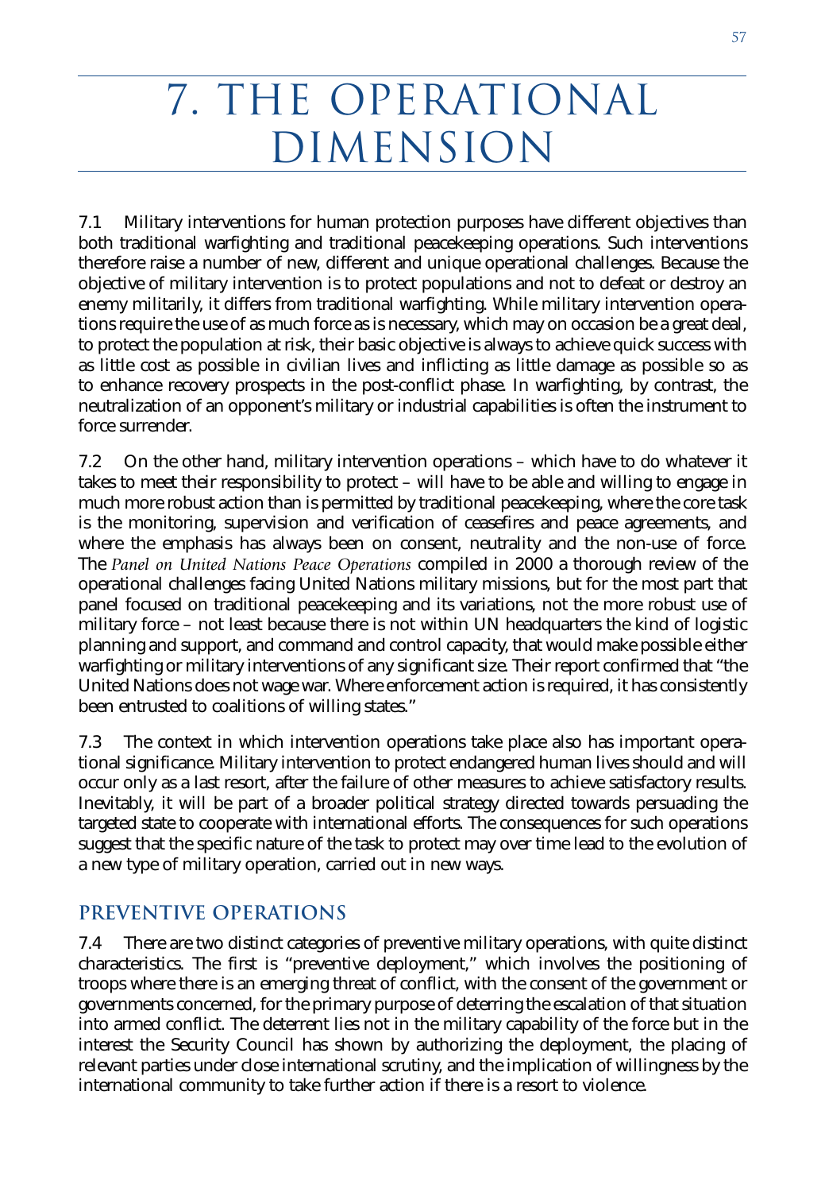# 7. THE OPERATIONAL DIMENSION

7.1 Military interventions for human protection purposes have different objectives than both traditional warfighting and traditional peacekeeping operations. Such interventions therefore raise a number of new, different and unique operational challenges. Because the objective of military intervention is to protect populations and not to defeat or destroy an enemy militarily, it differs from traditional warfighting. While military intervention operations require the use of as much force as is necessary, which may on occasion be a great deal, to protect the population at risk, their basic objective is always to achieve quick success with as little cost as possible in civilian lives and inflicting as little damage as possible so as to enhance recovery prospects in the post-conflict phase. In warfighting, by contrast, the neutralization of an opponent's military or industrial capabilities is often the instrument to force surrender.

7.2 On the other hand, military intervention operations – which have to do whatever it takes to meet their responsibility to protect – will have to be able and willing to engage in much more robust action than is permitted by traditional peacekeeping, where the core task is the monitoring, supervision and verification of ceasefires and peace agreements, and where the emphasis has always been on consent, neutrality and the non-use of force. The *Panel on United Nations Peace Operations* compiled in 2000 a thorough review of the operational challenges facing United Nations military missions, but for the most part that panel focused on traditional peacekeeping and its variations, not the more robust use of military force – not least because there is not within UN headquarters the kind of logistic planning and support, and command and control capacity, that would make possible either warfighting or military interventions of any significant size. Their report confirmed that "the United Nations does not wage war. Where enforcement action is required, it has consistently been entrusted to coalitions of willing states."

7.3 The context in which intervention operations take place also has important operational significance. Military intervention to protect endangered human lives should and will occur only as a last resort, after the failure of other measures to achieve satisfactory results. Inevitably, it will be part of a broader political strategy directed towards persuading the targeted state to cooperate with international efforts. The consequences for such operations suggest that the specific nature of the task to protect may over time lead to the evolution of a new type of military operation, carried out in new ways.

## PREVENTIVE OPERATIONS

7.4 There are two distinct categories of preventive military operations, with quite distinct characteristics. The first is "preventive deployment," which involves the positioning of troops where there is an emerging threat of conflict, with the consent of the government or governments concerned, for the primary purpose of deterring the escalation of that situation into armed conflict. The deterrent lies not in the military capability of the force but in the interest the Security Council has shown by authorizing the deployment, the placing of relevant parties under close international scrutiny, and the implication of willingness by the international community to take further action if there is a resort to violence.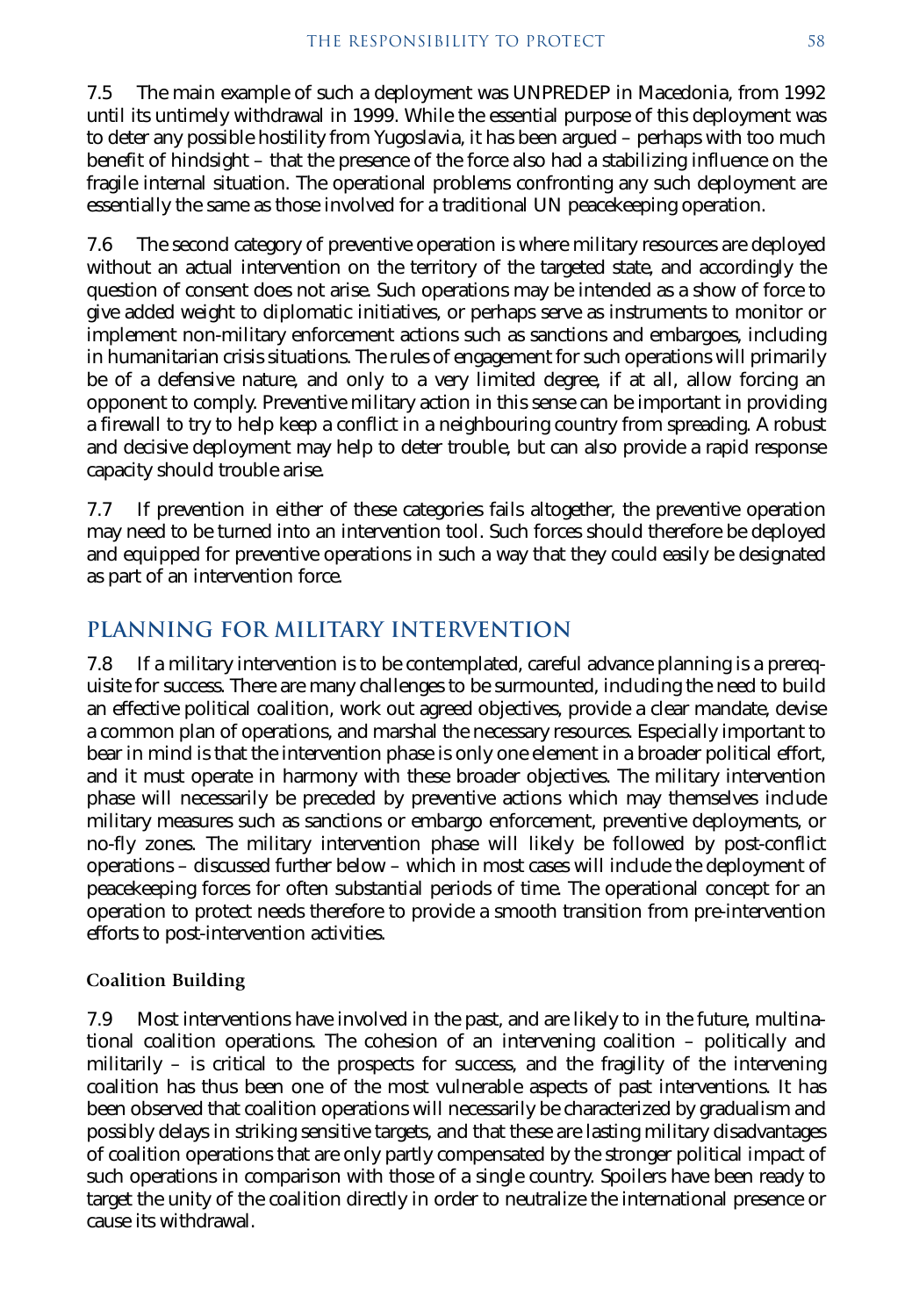7.5 The main example of such a deployment was UNPREDEP in Macedonia, from 1992 until its untimely withdrawal in 1999. While the essential purpose of this deployment was to deter any possible hostility from Yugoslavia, it has been argued – perhaps with too much benefit of hindsight – that the presence of the force also had a stabilizing influence on the fragile internal situation. The operational problems confronting any such deployment are essentially the same as those involved for a traditional UN peacekeeping operation.

7.6 The second category of preventive operation is where military resources are deployed without an actual intervention on the territory of the targeted state, and accordingly the question of consent does not arise. Such operations may be intended as a show of force to give added weight to diplomatic initiatives, or perhaps serve as instruments to monitor or implement non-military enforcement actions such as sanctions and embargoes, including in humanitarian crisis situations. The rules of engagement for such operations will primarily be of a defensive nature, and only to a very limited degree, if at all, allow forcing an opponent to comply. Preventive military action in this sense can be important in providing a firewall to try to help keep a conflict in a neighbouring country from spreading. A robust and decisive deployment may help to deter trouble, but can also provide a rapid response capacity should trouble arise.

7.7 If prevention in either of these categories fails altogether, the preventive operation may need to be turned into an intervention tool. Such forces should therefore be deployed and equipped for preventive operations in such a way that they could easily be designated as part of an intervention force.

## PLANNING FOR MILITARY INTERVENTION

7.8 If a military intervention is to be contemplated, careful advance planning is a prerequisite for success. There are many challenges to be surmounted, including the need to build an effective political coalition, work out agreed objectives, provide a clear mandate, devise a common plan of operations, and marshal the necessary resources. Especially important to bear in mind is that the intervention phase is only one element in a broader political effort, and it must operate in harmony with these broader objectives. The military intervention phase will necessarily be preceded by preventive actions which may themselves include military measures such as sanctions or embargo enforcement, preventive deployments, or no-fly zones. The military intervention phase will likely be followed by post-conflict operations – discussed further below – which in most cases will include the deployment of peacekeeping forces for often substantial periods of time. The operational concept for an operation to protect needs therefore to provide a smooth transition from pre-intervention efforts to post-intervention activities.

### Coalition Building

7.9 Most interventions have involved in the past, and are likely to in the future, multinational coalition operations. The cohesion of an intervening coalition – politically and militarily – is critical to the prospects for success, and the fragility of the intervening coalition has thus been one of the most vulnerable aspects of past interventions. It has been observed that coalition operations will necessarily be characterized by gradualism and possibly delays in striking sensitive targets, and that these are lasting military disadvantages of coalition operations that are only partly compensated by the stronger political impact of such operations in comparison with those of a single country. Spoilers have been ready to target the unity of the coalition directly in order to neutralize the international presence or cause its withdrawal.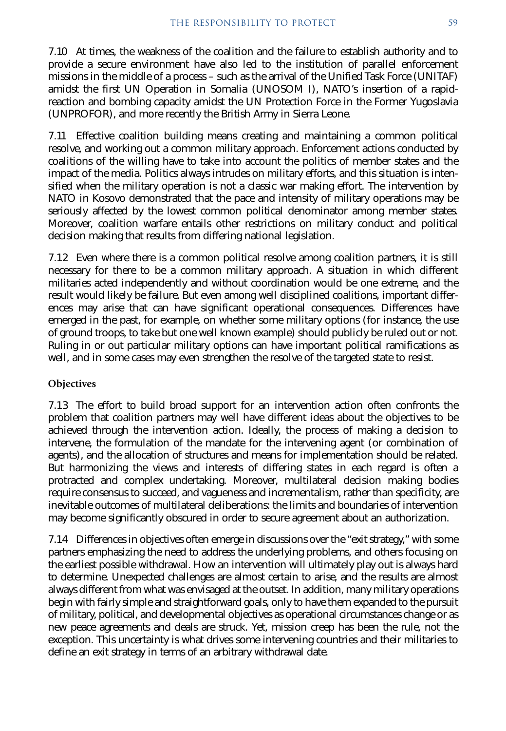7.10 At times, the weakness of the coalition and the failure to establish authority and to provide a secure environment have also led to the institution of parallel enforcement missions in the middle of a process – such as the arrival of the Unified Task Force (UNITAF) amidst the first UN Operation in Somalia (UNOSOM I), NATO's insertion of a rapid-reaction and bombing capacity amidst the UN Protection Force in the Former Yugoslavia (UNPROFOR), and more recently the British Army in Sierra Leone.

7.11 Effective coalition building means creating and maintaining a common political resolve, and working out a common military approach. Enforcement actions conducted by coalitions of the willing have to take into account the politics of member states and the impact of the media. Politics always intrudes on military efforts, and this situation is intensified when the military operation is not a classic war making effort. The intervention by NATO in Kosovo demonstrated that the pace and intensity of military operations may be seriously affected by the lowest common political denominator among member states. Moreover, coalition warfare entails other restrictions on military conduct and political decision making that results from differing national legislation.

7.12 Even where there is a common political resolve among coalition partners, it is still necessary for there to be a common military approach. A situation in which different militaries acted independently and without coordination would be one extreme, and the result would likely be failure. But even among well disciplined coalitions, important differences may arise that can have significant operational consequences. Differences have emerged in the past, for example, on whether some military options (for instance, the use of ground troops, to take but one well known example) should publicly be ruled out or not. Ruling in or out particular military options can have important political ramifications as well, and in some cases may even strengthen the resolve of the targeted state to resist.

### Objectives

7.13 The effort to build broad support for an intervention action often confronts the problem that coalition partners may well have different ideas about the objectives to be achieved through the intervention action. Ideally, the process of making a decision to intervene, the formulation of the mandate for the intervening agent (or combination of agents), and the allocation of structures and means for implementation should be related. But harmonizing the views and interests of differing states in each regard is often a protracted and complex undertaking. Moreover, multilateral decision making bodies require consensus to succeed, and vagueness and incrementalism, rather than specificity, are inevitable outcomes of multilateral deliberations: the limits and boundaries of intervention may become significantly obscured in order to secure agreement about an authorization.

7.14 Differences in objectives often emerge in discussions over the "exit strategy," with some partners emphasizing the need to address the underlying problems, and others focusing on the earliest possible withdrawal. How an intervention will ultimately play out is always hard to determine. Unexpected challenges are almost certain to arise, and the results are almost always different from what was envisaged at the outset. In addition, many military operations begin with fairly simple and straightforward goals, only to have them expanded to the pursuit of military, political, and developmental objectives as operational circumstances change or as new peace agreements and deals are struck. Yet, mission creep has been the rule, not the exception. This uncertainty is what drives some intervening countries and their militaries to define an exit strategy in terms of an arbitrary withdrawal date.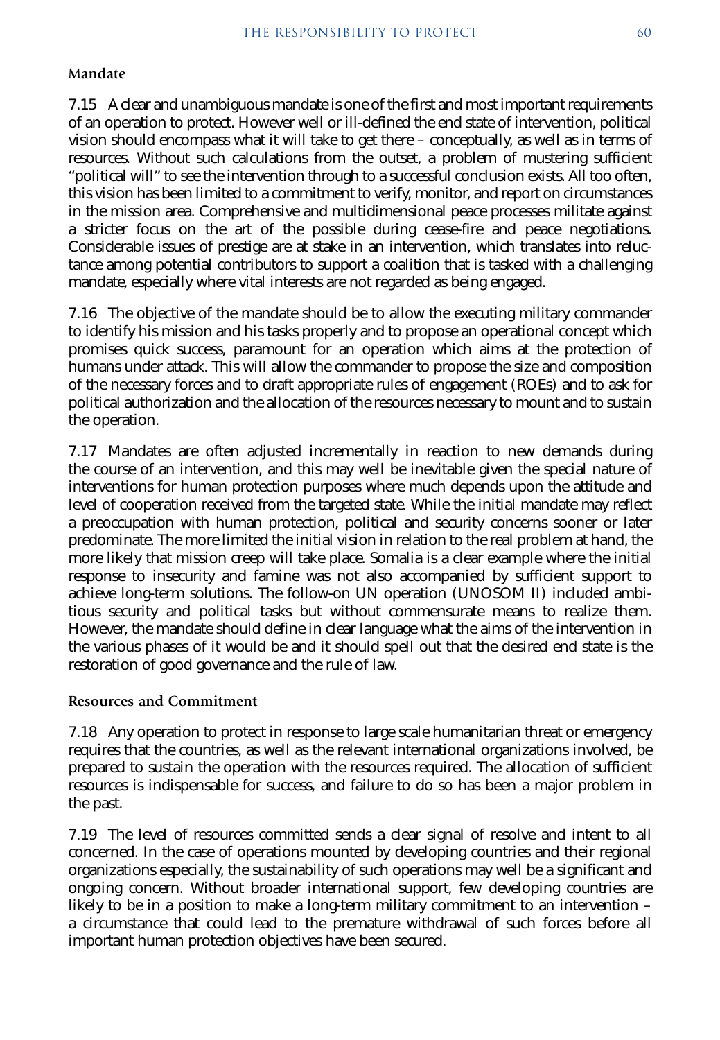### Mandate

7.15 A clear and unambiguous mandate is one of the first and most important requirements of an operation to protect. However well or ill-defined the end state of intervention, political vision should encompass what it will take to get there – conceptually, as well as in terms of resources. Without such calculations from the outset, a problem of mustering sufficient "political will" to see the intervention through to a successful conclusion exists. All too often, this vision has been limited to a commitment to verify, monitor, and report on circumstances in the mission area. Comprehensive and multidimensional peace processes militate against a stricter focus on the art of the possible during cease-fire and peace negotiations. Considerable issues of prestige are at stake in an intervention, which translates into reluctance among potential contributors to support a coalition that is tasked with a challenging mandate, especially where vital interests are not regarded as being engaged.

7.16 The objective of the mandate should be to allow the executing military commander to identify his mission and his tasks properly and to propose an operational concept which promises quick success, paramount for an operation which aims at the protection of humans under attack. This will allow the commander to propose the size and composition of the necessary forces and to draft appropriate rules of engagement (ROEs) and to ask for political authorization and the allocation of the resources necessary to mount and to sustain the operation.

7.17 Mandates are often adjusted incrementally in reaction to new demands during the course of an intervention, and this may well be inevitable given the special nature of interventions for human protection purposes where much depends upon the attitude and level of cooperation received from the targeted state. While the initial mandate may reflect a preoccupation with human protection, political and security concerns sooner or later predominate. The more limited the initial vision in relation to the real problem at hand, the more likely that mission creep will take place. Somalia is a clear example where the initial response to insecurity and famine was not also accompanied by sufficient support to achieve long-term solutions. The follow-on UN operation (UNOSOM II) included ambitious security and political tasks but without commensurate means to realize them. However, the mandate should define in clear language what the aims of the intervention in the various phases of it would be and it should spell out that the desired end state is the restoration of good governance and the rule of law.

### Resources and Commitment

7.18 Any operation to protect in response to large scale humanitarian threat or emergency requires that the countries, as well as the relevant international organizations involved, be prepared to sustain the operation with the resources required. The allocation of sufficient resources is indispensable for success, and failure to do so has been a major problem in the past.

7.19 The level of resources committed sends a clear signal of resolve and intent to all concerned. In the case of operations mounted by developing countries and their regional organizations especially, the sustainability of such operations may well be a significant and ongoing concern. Without broader international support, few developing countries are likely to be in a position to make a long-term military commitment to an intervention – a circumstance that could lead to the premature withdrawal of such forces before all important human protection objectives have been secured.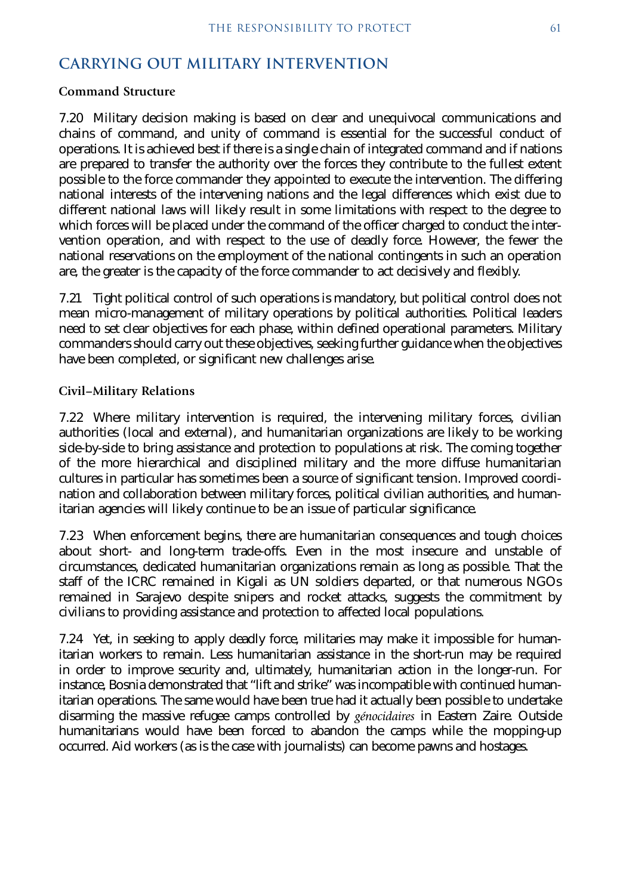## CARRYING OUT MILITARY INTERVENTION

### Command Structure

7.20 Military decision making is based on clear and unequivocal communications and chains of command, and unity of command is essential for the successful conduct of operations. It is achieved best if there is a single chain of integrated command and if nations are prepared to transfer the authority over the forces they contribute to the fullest extent possible to the force commander they appointed to execute the intervention. The differing national interests of the intervening nations and the legal differences which exist due to different national laws will likely result in some limitations with respect to the degree to which forces will be placed under the command of the officer charged to conduct the intervention operation, and with respect to the use of deadly force. However, the fewer the national reservations on the employment of the national contingents in such an operation are, the greater is the capacity of the force commander to act decisively and flexibly.

7.21 Tight political control of such operations is mandatory, but political control does not mean micro-management of military operations by political authorities. Political leaders need to set clear objectives for each phase, within defined operational parameters. Military commanders should carry out these objectives, seeking further guidance when the objectives have been completed, or significant new challenges arise.

### Civil–Military Relations

7.22 Where military intervention is required, the intervening military forces, civilian authorities (local and external), and humanitarian organizations are likely to be working side-by-side to bring assistance and protection to populations at risk. The coming together of the more hierarchical and disciplined military and the more diffuse humanitarian cultures in particular has sometimes been a source of significant tension. Improved coordination and collaboration between military forces, political civilian authorities, and humanitarian agencies will likely continue to be an issue of particular significance.

7.23 When enforcement begins, there are humanitarian consequences and tough choices about short- and long-term trade-offs. Even in the most insecure and unstable of circumstances, dedicated humanitarian organizations remain as long as possible. That the staff of the ICRC remained in Kigali as UN soldiers departed, or that numerous NGOs remained in Sarajevo despite snipers and rocket attacks, suggests the commitment by civilians to providing assistance and protection to affected local populations.

7.24 Yet, in seeking to apply deadly force, militaries may make it impossible for humanitarian workers to remain. Less humanitarian assistance in the short-run may be required in order to improve security and, ultimately, humanitarian action in the longer-run. For instance, Bosnia demonstrated that "lift and strike" was incompatible with continued humanitarian operations. The same would have been true had it actually been possible to undertake disarming the massive refugee camps controlled by *génocidaires* in Eastern Zaire. Outside humanitarians would have been forced to abandon the camps while the mopping-up occurred. Aid workers (as is the case with journalists) can become pawns and hostages.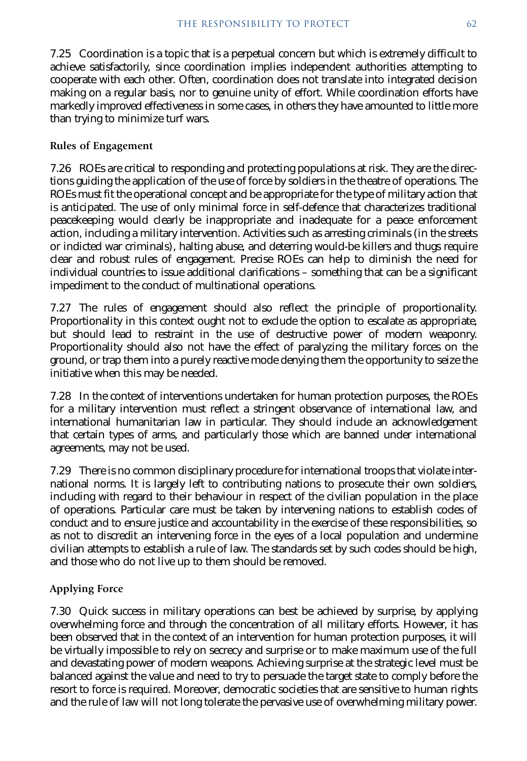7.25 Coordination is a topic that is a perpetual concern but which is extremely difficult to achieve satisfactorily, since coordination implies independent authorities attempting to cooperate with each other. Often, coordination does not translate into integrated decision making on a regular basis, nor to genuine unity of effort. While coordination efforts have markedly improved effectiveness in some cases, in others they have amounted to little more than trying to minimize turf wars.

### Rules of Engagement

7.26 ROEs are critical to responding and protecting populations at risk. They are the directions guiding the application of the use of force by soldiers in the theatre of operations. The ROEs must fit the operational concept and be appropriate for the type of military action that is anticipated. The use of only minimal force in self-defence that characterizes traditional peacekeeping would clearly be inappropriate and inadequate for a peace enforcement action, including a military intervention. Activities such as arresting criminals (in the streets or indicted war criminals), halting abuse, and deterring would-be killers and thugs require clear and robust rules of engagement. Precise ROEs can help to diminish the need for individual countries to issue additional clarifications – something that can be a significant impediment to the conduct of multinational operations.

7.27 The rules of engagement should also reflect the principle of proportionality. Proportionality in this context ought not to exclude the option to escalate as appropriate, but should lead to restraint in the use of destructive power of modern weaponry. Proportionality should also not have the effect of paralyzing the military forces on the ground, or trap them into a purely reactive mode denying them the opportunity to seize the initiative when this may be needed.

7.28 In the context of interventions undertaken for human protection purposes, the ROEs for a military intervention must reflect a stringent observance of international law, and international humanitarian law in particular. They should include an acknowledgement that certain types of arms, and particularly those which are banned under international agreements, may not be used.

7.29 There is no common disciplinary procedure for international troops that violate international norms. It is largely left to contributing nations to prosecute their own soldiers, including with regard to their behaviour in respect of the civilian population in the place of operations. Particular care must be taken by intervening nations to establish codes of conduct and to ensure justice and accountability in the exercise of these responsibilities, so as not to discredit an intervening force in the eyes of a local population and undermine civilian attempts to establish a rule of law. The standards set by such codes should be high, and those who do not live up to them should be removed.

### Applying Force

7.30 Quick success in military operations can best be achieved by surprise, by applying overwhelming force and through the concentration of all military efforts. However, it has been observed that in the context of an intervention for human protection purposes, it will be virtually impossible to rely on secrecy and surprise or to make maximum use of the full and devastating power of modern weapons. Achieving surprise at the strategic level must be balanced against the value and need to try to persuade the target state to comply before the resort to force is required. Moreover, democratic societies that are sensitive to human rights and the rule of law will not long tolerate the pervasive use of overwhelming military power.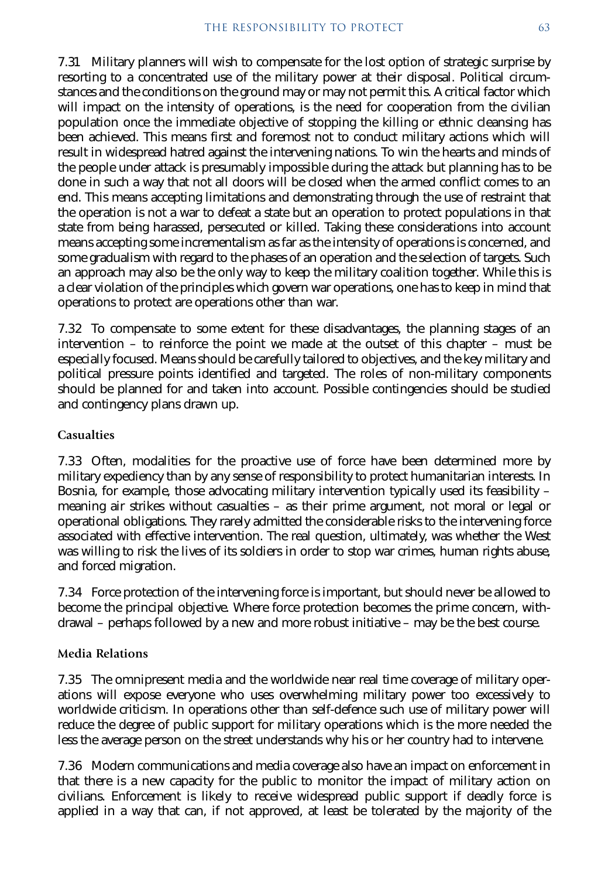7.31 Military planners will wish to compensate for the lost option of strategic surprise by resorting to a concentrated use of the military power at their disposal. Political circumstances and the conditions on the ground may or may not permit this. A critical factor which will impact on the intensity of operations, is the need for cooperation from the civilian population once the immediate objective of stopping the killing or ethnic cleansing has been achieved. This means first and foremost not to conduct military actions which will result in widespread hatred against the intervening nations. To win the hearts and minds of the people under attack is presumably impossible during the attack but planning has to be done in such a way that not all doors will be closed when the armed conflict comes to an end. This means accepting limitations and demonstrating through the use of restraint that the operation is not a war to defeat a state but an operation to protect populations in that state from being harassed, persecuted or killed. Taking these considerations into account means accepting some incrementalism as far as the intensity of operations is concerned, and some gradualism with regard to the phases of an operation and the selection of targets. Such an approach may also be the only way to keep the military coalition together. While this is a clear violation of the principles which govern war operations, one has to keep in mind that operations to protect are operations other than war.

7.32 To compensate to some extent for these disadvantages, the planning stages of an intervention – to reinforce the point we made at the outset of this chapter – must be especially focused. Means should be carefully tailored to objectives, and the key military and political pressure points identified and targeted. The roles of non-military components should be planned for and taken into account. Possible contingencies should be studied and contingency plans drawn up.

### Casualties

7.33 Often, modalities for the proactive use of force have been determined more by military expediency than by any sense of responsibility to protect humanitarian interests. In Bosnia, for example, those advocating military intervention typically used its feasibility – meaning air strikes without casualties – as their prime argument, not moral or legal or operational obligations. They rarely admitted the considerable risks to the intervening force associated with effective intervention. The real question, ultimately, was whether the West was willing to risk the lives of its soldiers in order to stop war crimes, human rights abuse, and forced migration.

7.34 Force protection of the intervening force is important, but should never be allowed to become the principal objective. Where force protection becomes the prime concern, withdrawal – perhaps followed by a new and more robust initiative – may be the best course.

### Media Relations

7.35 The omnipresent media and the worldwide near real time coverage of military operations will expose everyone who uses overwhelming military power too excessively to worldwide criticism. In operations other than self-defence such use of military power will reduce the degree of public support for military operations which is the more needed the less the average person on the street understands why his or her country had to intervene.

7.36 Modern communications and media coverage also have an impact on enforcement in that there is a new capacity for the public to monitor the impact of military action on civilians. Enforcement is likely to receive widespread public support if deadly force is applied in a way that can, if not approved, at least be tolerated by the majority of the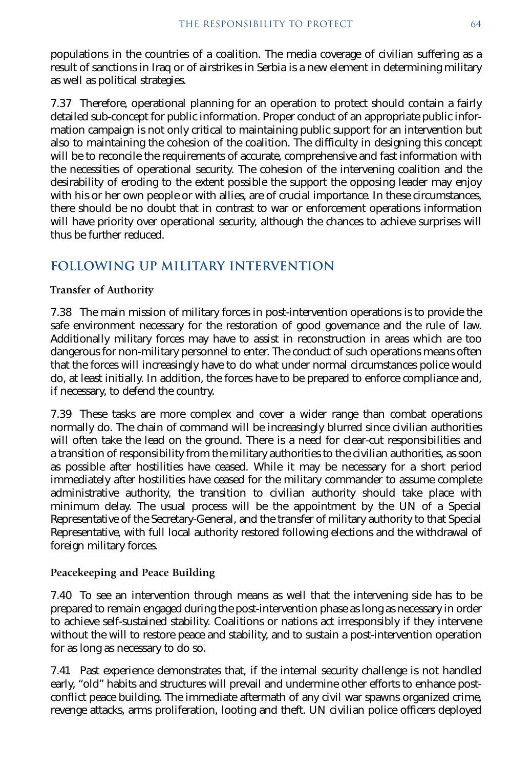populations in the countries of a coalition. The media coverage of civilian suffering as a result of sanctions in Iraq or of airstrikes in Serbia is a new element in determining military as well as political strategies.

7.37 Therefore, operational planning for an operation to protect should contain a fairly detailed sub-concept for public information. Proper conduct of an appropriate public information campaign is not only critical to maintaining public support for an intervention but also to maintaining the cohesion of the coalition. The difficulty in designing this concept will be to reconcile the requirements of accurate, comprehensive and fast information with the necessities of operational security. The cohesion of the intervening coalition and the desirability of eroding to the extent possible the support the opposing leader may enjoy with his or her own people or with allies, are of crucial importance. In these circumstances, there should be no doubt that in contrast to war or enforcement operations information will have priority over operational security, although the chances to achieve surprises will thus be further reduced.

## FOLLOWING UP MILITARY INTERVENTION

### Transfer of Authority

7.38 The main mission of military forces in post-intervention operations is to provide the safe environment necessary for the restoration of good governance and the rule of law. Additionally military forces may have to assist in reconstruction in areas which are too dangerous for non-military personnel to enter. The conduct of such operations means often that the forces will increasingly have to do what under normal circumstances police would do, at least initially. In addition, the forces have to be prepared to enforce compliance and, if necessary, to defend the country.

7.39 These tasks are more complex and cover a wider range than combat operations normally do. The chain of command will be increasingly blurred since civilian authorities will often take the lead on the ground. There is a need for clear-cut responsibilities and a transition of responsibility from the military authorities to the civilian authorities, as soon as possible after hostilities have ceased. While it may be necessary for a short period immediately after hostilities have ceased for the military commander to assume complete administrative authority, the transition to civilian authority should take place with minimum delay. The usual process will be the appointment by the UN of a Special Representative of the Secretary-General, and the transfer of military authority to that Special Representative, with full local authority restored following elections and the withdrawal of foreign military forces.

### Peacekeeping and Peace Building

7.40 To see an intervention through means as well that the intervening side has to be prepared to remain engaged during the post-intervention phase as long as necessary in order to achieve self-sustained stability. Coalitions or nations act irresponsibly if they intervene without the will to restore peace and stability, and to sustain a post-intervention operation for as long as necessary to do so.

7.41 Past experience demonstrates that, if the internal security challenge is not handled early, "old" habits and structures will prevail and undermine other efforts to enhance post-conflict peace building. The immediate aftermath of any civil war spawns organized crime, revenge attacks, arms proliferation, looting and theft. UN civilian police officers deployed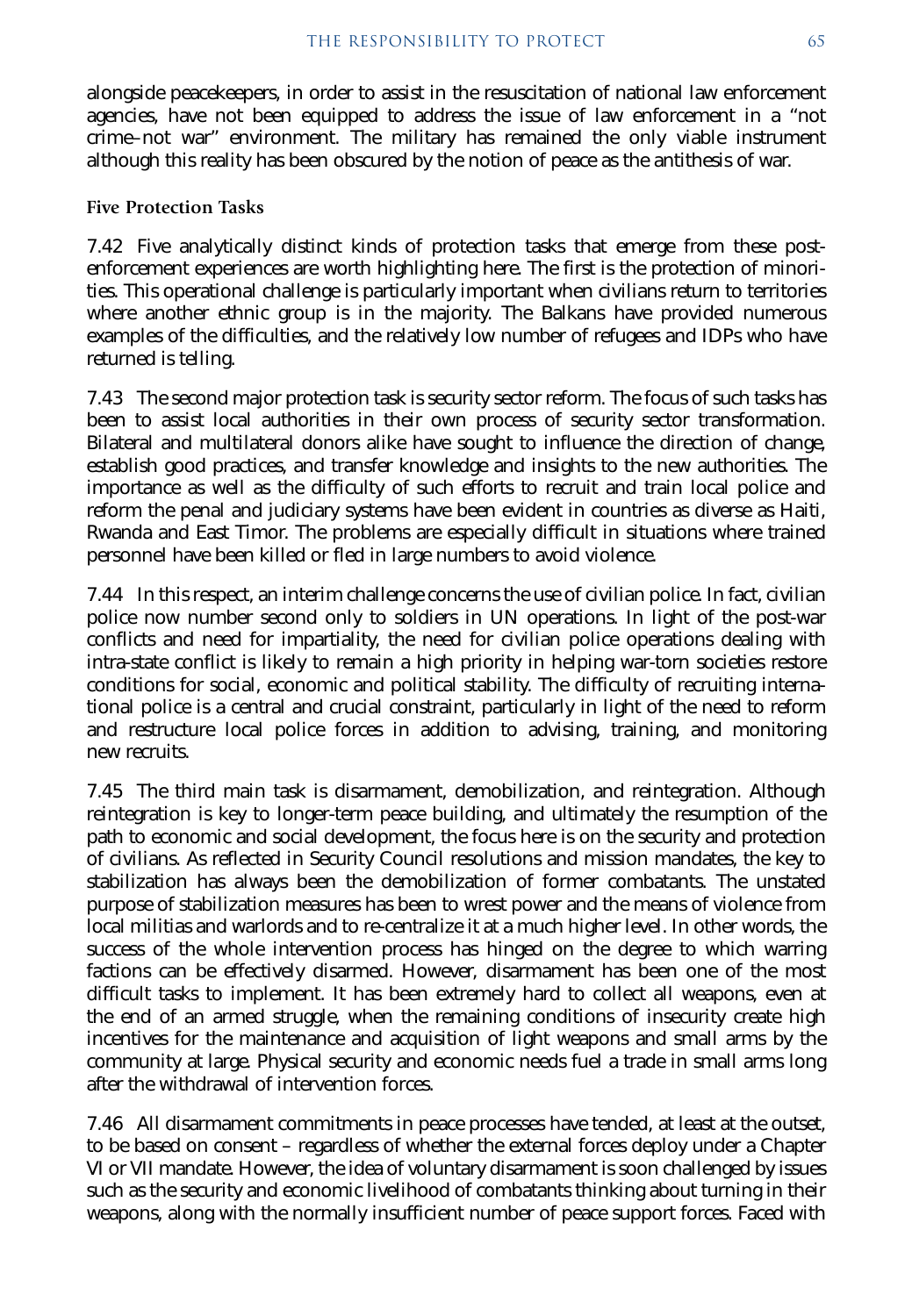alongside peacekeepers, in order to assist in the resuscitation of national law enforcement agencies, have not been equipped to address the issue of law enforcement in a "not crime–not war" environment. The military has remained the only viable instrument although this reality has been obscured by the notion of peace as the antithesis of war.

### Five Protection Tasks

7.42 Five analytically distinct kinds of protection tasks that emerge from these post-enforcement experiences are worth highlighting here. The first is the protection of minorities. This operational challenge is particularly important when civilians return to territories where another ethnic group is in the majority. The Balkans have provided numerous examples of the difficulties, and the relatively low number of refugees and IDPs who have returned is telling.

7.43 The second major protection task is security sector reform. The focus of such tasks has been to assist local authorities in their own process of security sector transformation. Bilateral and multilateral donors alike have sought to influence the direction of change, establish good practices, and transfer knowledge and insights to the new authorities. The importance as well as the difficulty of such efforts to recruit and train local police and reform the penal and judiciary systems have been evident in countries as diverse as Haiti, Rwanda and East Timor. The problems are especially difficult in situations where trained personnel have been killed or fled in large numbers to avoid violence.

7.44 In this respect, an interim challenge concerns the use of civilian police. In fact, civilian police now number second only to soldiers in UN operations. In light of the post-war conflicts and need for impartiality, the need for civilian police operations dealing with intra-state conflict is likely to remain a high priority in helping war-torn societies restore conditions for social, economic and political stability. The difficulty of recruiting international police is a central and crucial constraint, particularly in light of the need to reform and restructure local police forces in addition to advising, training, and monitoring new recruits.

7.45 The third main task is disarmament, demobilization, and reintegration. Although reintegration is key to longer-term peace building, and ultimately the resumption of the path to economic and social development, the focus here is on the security and protection of civilians. As reflected in Security Council resolutions and mission mandates, the key to stabilization has always been the demobilization of former combatants. The unstated purpose of stabilization measures has been to wrest power and the means of violence from local militias and warlords and to re-centralize it at a much higher level. In other words, the success of the whole intervention process has hinged on the degree to which warring factions can be effectively disarmed. However, disarmament has been one of the most difficult tasks to implement. It has been extremely hard to collect all weapons, even at the end of an armed struggle, when the remaining conditions of insecurity create high incentives for the maintenance and acquisition of light weapons and small arms by the community at large. Physical security and economic needs fuel a trade in small arms long after the withdrawal of intervention forces.

7.46 All disarmament commitments in peace processes have tended, at least at the outset, to be based on consent – regardless of whether the external forces deploy under a Chapter VI or VII mandate. However, the idea of voluntary disarmament is soon challenged by issues such as the security and economic livelihood of combatants thinking about turning in their weapons, along with the normally insufficient number of peace support forces. Faced with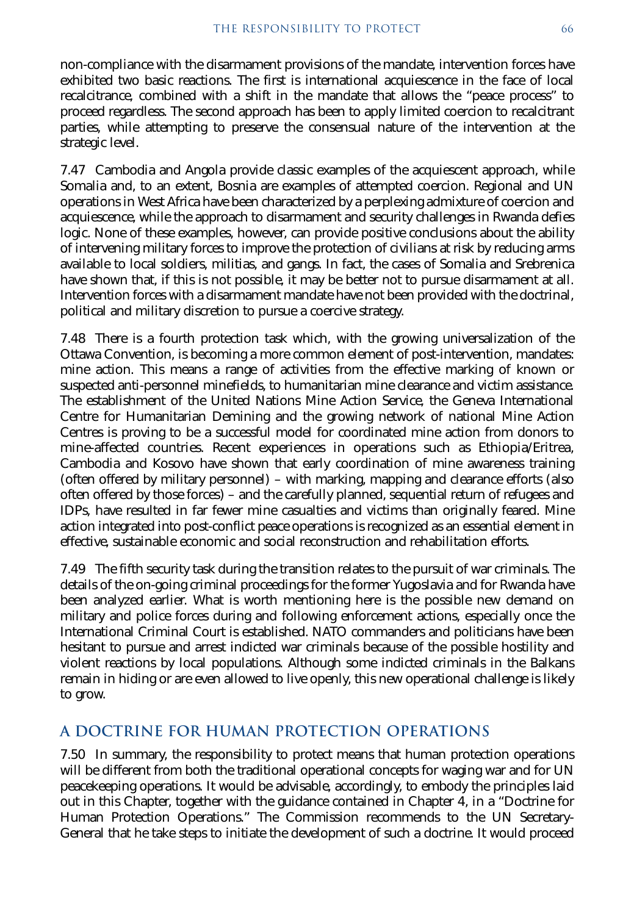non-compliance with the disarmament provisions of the mandate, intervention forces have exhibited two basic reactions. The first is international acquiescence in the face of local recalcitrance, combined with a shift in the mandate that allows the "peace process" to proceed regardless. The second approach has been to apply limited coercion to recalcitrant parties, while attempting to preserve the consensual nature of the intervention at the strategic level.

7.47 Cambodia and Angola provide classic examples of the acquiescent approach, while Somalia and, to an extent, Bosnia are examples of attempted coercion. Regional and UN operations in West Africa have been characterized by a perplexing admixture of coercion and acquiescence, while the approach to disarmament and security challenges in Rwanda defies logic. None of these examples, however, can provide positive conclusions about the ability of intervening military forces to improve the protection of civilians at risk by reducing arms available to local soldiers, militias, and gangs. In fact, the cases of Somalia and Srebrenica have shown that, if this is not possible, it may be better not to pursue disarmament at all. Intervention forces with a disarmament mandate have not been provided with the doctrinal, political and military discretion to pursue a coercive strategy.

7.48 There is a fourth protection task which, with the growing universalization of the Ottawa Convention, is becoming a more common element of post-intervention, mandates: mine action. This means a range of activities from the effective marking of known or suspected anti-personnel minefields, to humanitarian mine clearance and victim assistance. The establishment of the United Nations Mine Action Service, the Geneva International Centre for Humanitarian Demining and the growing network of national Mine Action Centres is proving to be a successful model for coordinated mine action from donors to mine-affected countries. Recent experiences in operations such as Ethiopia/Eritrea, Cambodia and Kosovo have shown that early coordination of mine awareness training (often offered by military personnel) – with marking, mapping and clearance efforts (also often offered by those forces) – and the carefully planned, sequential return of refugees and IDPs, have resulted in far fewer mine casualties and victims than originally feared. Mine action integrated into post-conflict peace operations is recognized as an essential element in effective, sustainable economic and social reconstruction and rehabilitation efforts.

7.49 The fifth security task during the transition relates to the pursuit of war criminals. The details of the on-going criminal proceedings for the former Yugoslavia and for Rwanda have been analyzed earlier. What is worth mentioning here is the possible new demand on military and police forces during and following enforcement actions, especially once the International Criminal Court is established. NATO commanders and politicians have been hesitant to pursue and arrest indicted war criminals because of the possible hostility and violent reactions by local populations. Although some indicted criminals in the Balkans remain in hiding or are even allowed to live openly, this new operational challenge is likely to grow.

## A DOCTRINE FOR HUMAN PROTECTION OPERATIONS

7.50 In summary, the responsibility to protect means that human protection operations will be different from both the traditional operational concepts for waging war and for UN peacekeeping operations. It would be advisable, accordingly, to embody the principles laid out in this Chapter, together with the guidance contained in Chapter 4, in a "Doctrine for Human Protection Operations." The Commission recommends to the UN Secretary-General that he take steps to initiate the development of such a doctrine. It would proceed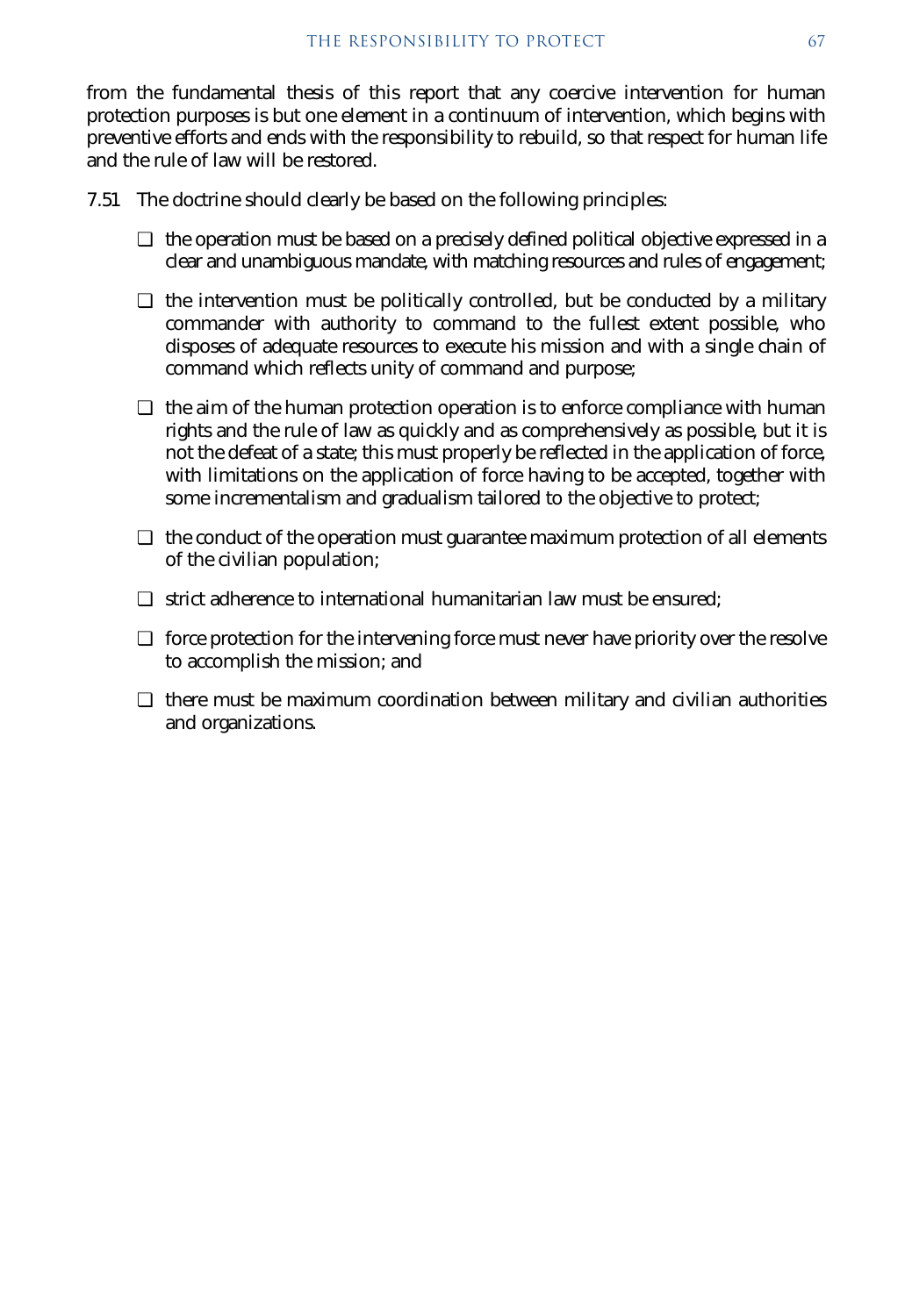from the fundamental thesis of this report that any coercive intervention for human protection purposes is but one element in a continuum of intervention, which begins with preventive efforts and ends with the responsibility to rebuild, so that respect for human life and the rule of law will be restored.

7.51 The doctrine should clearly be based on the following principles:

- the operation must be based on a precisely defined political objective expressed in a clear and unambiguous mandate, with matching resources and rules of engagement;
- the intervention must be politically controlled, but be conducted by a military commander with authority to command to the fullest extent possible, who disposes of adequate resources to execute his mission and with a single chain of command which reflects unity of command and purpose;
- the aim of the human protection operation is to enforce compliance with human rights and the rule of law as quickly and as comprehensively as possible, but it is not the defeat of a state; this must properly be reflected in the application of force, with limitations on the application of force having to be accepted, together with some incrementalism and gradualism tailored to the objective to protect;
- the conduct of the operation must guarantee maximum protection of all elements of the civilian population;
- strict adherence to international humanitarian law must be ensured;
- force protection for the intervening force must never have priority over the resolve to accomplish the mission; and
- there must be maximum coordination between military and civilian authorities and organizations.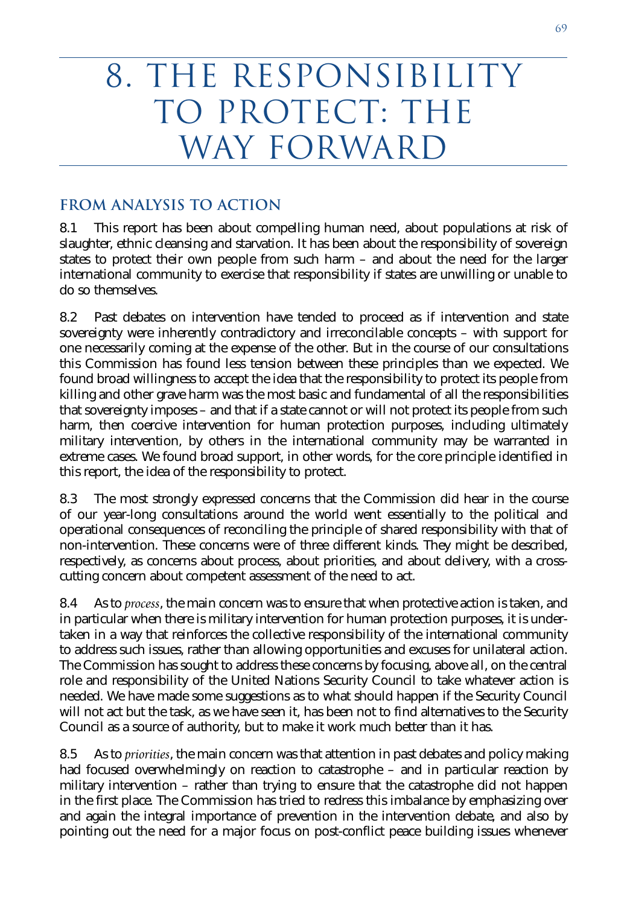# 8. THE RESPONSIBILITY TO PROTECT: THE WAY FORWARD

## FROM ANALYSIS TO ACTION

8.1 This report has been about compelling human need, about populations at risk of slaughter, ethnic cleansing and starvation. It has been about the responsibility of sovereign states to protect their own people from such harm – and about the need for the larger international community to exercise that responsibility if states are unwilling or unable to do so themselves.

8.2 Past debates on intervention have tended to proceed as if intervention and state sovereignty were inherently contradictory and irreconcilable concepts – with support for one necessarily coming at the expense of the other. But in the course of our consultations this Commission has found less tension between these principles than we expected. We found broad willingness to accept the idea that the responsibility to protect its people from killing and other grave harm was the most basic and fundamental of all the responsibilities that sovereignty imposes – and that if a state cannot or will not protect its people from such harm, then coercive intervention for human protection purposes, including ultimately military intervention, by others in the international community may be warranted in extreme cases. We found broad support, in other words, for the core principle identified in this report, the idea of the responsibility to protect.

8.3 The most strongly expressed concerns that the Commission did hear in the course of our year-long consultations around the world went essentially to the political and operational consequences of reconciling the principle of shared responsibility with that of non-intervention. These concerns were of three different kinds. They might be described, respectively, as concerns about process, about priorities, and about delivery, with a cross-cutting concern about competent assessment of the need to act.

8.4 As to *process*, the main concern was to ensure that when protective action is taken, and in particular when there is military intervention for human protection purposes, it is undertaken in a way that reinforces the collective responsibility of the international community to address such issues, rather than allowing opportunities and excuses for unilateral action. The Commission has sought to address these concerns by focusing, above all, on the central role and responsibility of the United Nations Security Council to take whatever action is needed. We have made some suggestions as to what should happen if the Security Council will not act but the task, as we have seen it, has been not to find alternatives to the Security Council as a source of authority, but to make it work much better than it has.

8.5 As to *priorities*, the main concern was that attention in past debates and policy making had focused overwhelmingly on reaction to catastrophe – and in particular reaction by military intervention – rather than trying to ensure that the catastrophe did not happen in the first place. The Commission has tried to redress this imbalance by emphasizing over and again the integral importance of prevention in the intervention debate, and also by pointing out the need for a major focus on post-conflict peace building issues whenever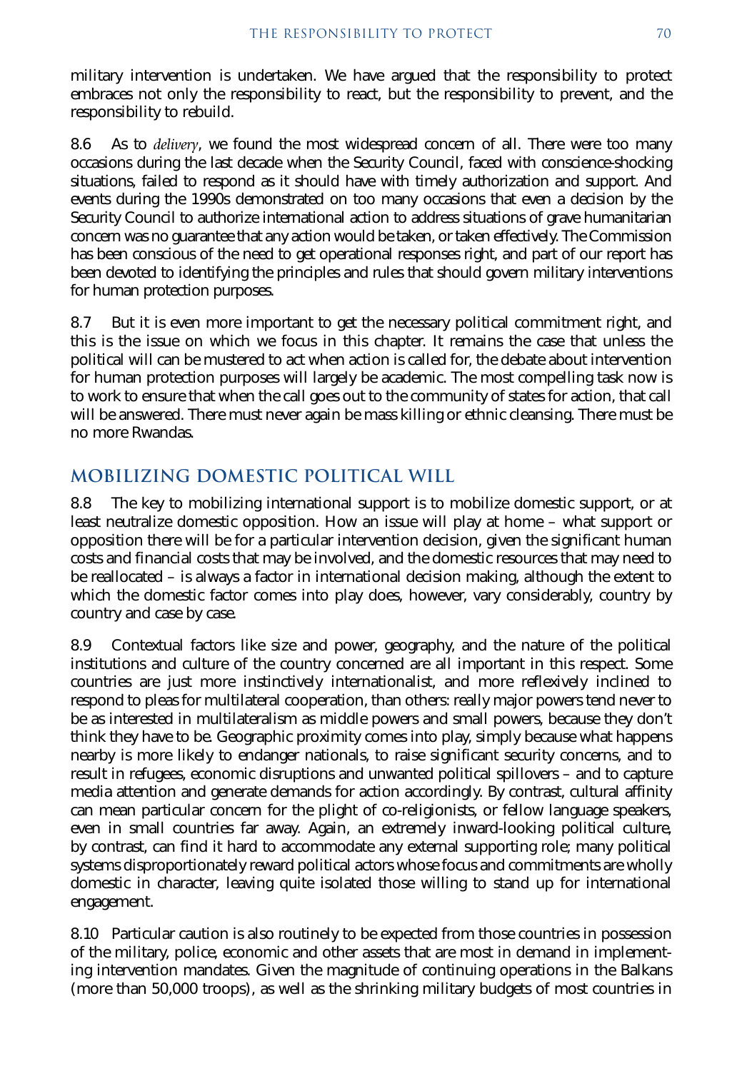military intervention is undertaken. We have argued that the responsibility to protect embraces not only the responsibility to react, but the responsibility to prevent, and the responsibility to rebuild.

8.6 As to *delivery*, we found the most widespread concern of all. There were too many occasions during the last decade when the Security Council, faced with conscience-shocking situations, failed to respond as it should have with timely authorization and support. And events during the 1990s demonstrated on too many occasions that even a decision by the Security Council to authorize international action to address situations of grave humanitarian concern was no guarantee that any action would be taken, or taken effectively. The Commission has been conscious of the need to get operational responses right, and part of our report has been devoted to identifying the principles and rules that should govern military interventions for human protection purposes.

8.7 But it is even more important to get the necessary political commitment right, and this is the issue on which we focus in this chapter. It remains the case that unless the political will can be mustered to act when action is called for, the debate about intervention for human protection purposes will largely be academic. The most compelling task now is to work to ensure that when the call goes out to the community of states for action, that call will be answered. There must never again be mass killing or ethnic cleansing. There must be no more Rwandas.

## MOBILIZING DOMESTIC POLITICAL WILL

8.8 The key to mobilizing international support is to mobilize domestic support, or at least neutralize domestic opposition. How an issue will play at home – what support or opposition there will be for a particular intervention decision, given the significant human costs and financial costs that may be involved, and the domestic resources that may need to be reallocated – is always a factor in international decision making, although the extent to which the domestic factor comes into play does, however, vary considerably, country by country and case by case.

8.9 Contextual factors like size and power, geography, and the nature of the political institutions and culture of the country concerned are all important in this respect. Some countries are just more instinctively internationalist, and more reflexively inclined to respond to pleas for multilateral cooperation, than others: really major powers tend never to be as interested in multilateralism as middle powers and small powers, because they don't think they have to be. Geographic proximity comes into play, simply because what happens nearby is more likely to endanger nationals, to raise significant security concerns, and to result in refugees, economic disruptions and unwanted political spillovers – and to capture media attention and generate demands for action accordingly. By contrast, cultural affinity can mean particular concern for the plight of co-religionists, or fellow language speakers, even in small countries far away. Again, an extremely inward-looking political culture, by contrast, can find it hard to accommodate any external supporting role; many political systems disproportionately reward political actors whose focus and commitments are wholly domestic in character, leaving quite isolated those willing to stand up for international engagement.

8.10 Particular caution is also routinely to be expected from those countries in possession of the military, police, economic and other assets that are most in demand in implementing intervention mandates. Given the magnitude of continuing operations in the Balkans (more than 50,000 troops), as well as the shrinking military budgets of most countries in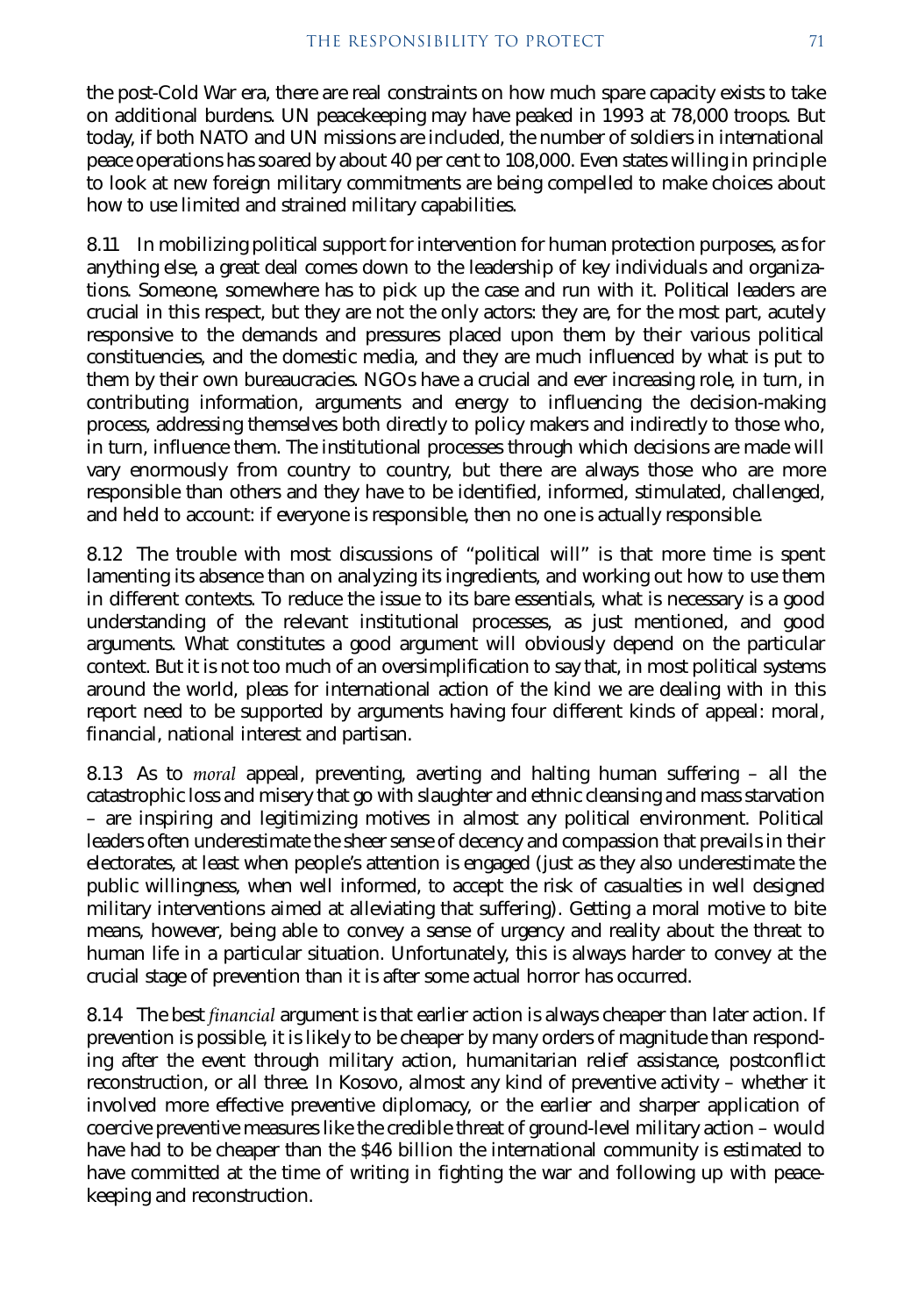the post-Cold War era, there are real constraints on how much spare capacity exists to take on additional burdens. UN peacekeeping may have peaked in 1993 at 78,000 troops. But today, if both NATO and UN missions are included, the number of soldiers in international peace operations has soared by about 40 per cent to 108,000. Even states willing in principle to look at new foreign military commitments are being compelled to make choices about how to use limited and strained military capabilities.

8.11 In mobilizing political support for intervention for human protection purposes, as for anything else, a great deal comes down to the leadership of key individuals and organizations. Someone, somewhere has to pick up the case and run with it. Political leaders are crucial in this respect, but they are not the only actors: they are, for the most part, acutely responsive to the demands and pressures placed upon them by their various political constituencies, and the domestic media, and they are much influenced by what is put to them by their own bureaucracies. NGOs have a crucial and ever increasing role, in turn, in contributing information, arguments and energy to influencing the decision-making process, addressing themselves both directly to policy makers and indirectly to those who, in turn, influence them. The institutional processes through which decisions are made will vary enormously from country to country, but there are always those who are more responsible than others and they have to be identified, informed, stimulated, challenged, and held to account: if everyone is responsible, then no one is actually responsible.

8.12 The trouble with most discussions of "political will" is that more time is spent lamenting its absence than on analyzing its ingredients, and working out how to use them in different contexts. To reduce the issue to its bare essentials, what is necessary is a good understanding of the relevant institutional processes, as just mentioned, and good arguments. What constitutes a good argument will obviously depend on the particular context. But it is not too much of an oversimplification to say that, in most political systems around the world, pleas for international action of the kind we are dealing with in this report need to be supported by arguments having four different kinds of appeal: moral, financial, national interest and partisan.

8.13 As to *moral* appeal, preventing, averting and halting human suffering – all the catastrophic loss and misery that go with slaughter and ethnic cleansing and mass starvation – are inspiring and legitimizing motives in almost any political environment. Political leaders often underestimate the sheer sense of decency and compassion that prevails in their electorates, at least when people's attention is engaged (just as they also underestimate the public willingness, when well informed, to accept the risk of casualties in well designed military interventions aimed at alleviating that suffering). Getting a moral motive to bite means, however, being able to convey a sense of urgency and reality about the threat to human life in a particular situation. Unfortunately, this is always harder to convey at the crucial stage of prevention than it is after some actual horror has occurred.

8.14 The best *financial* argument is that earlier action is always cheaper than later action. If prevention is possible, it is likely to be cheaper by many orders of magnitude than responding after the event through military action, humanitarian relief assistance, postconflict reconstruction, or all three. In Kosovo, almost any kind of preventive activity – whether it involved more effective preventive diplomacy, or the earlier and sharper application of coercive preventive measures like the credible threat of ground-level military action – would have had to be cheaper than the $46 billion the international community is estimated to have committed at the time of writing in fighting the war and following up with peacekeeping and reconstruction.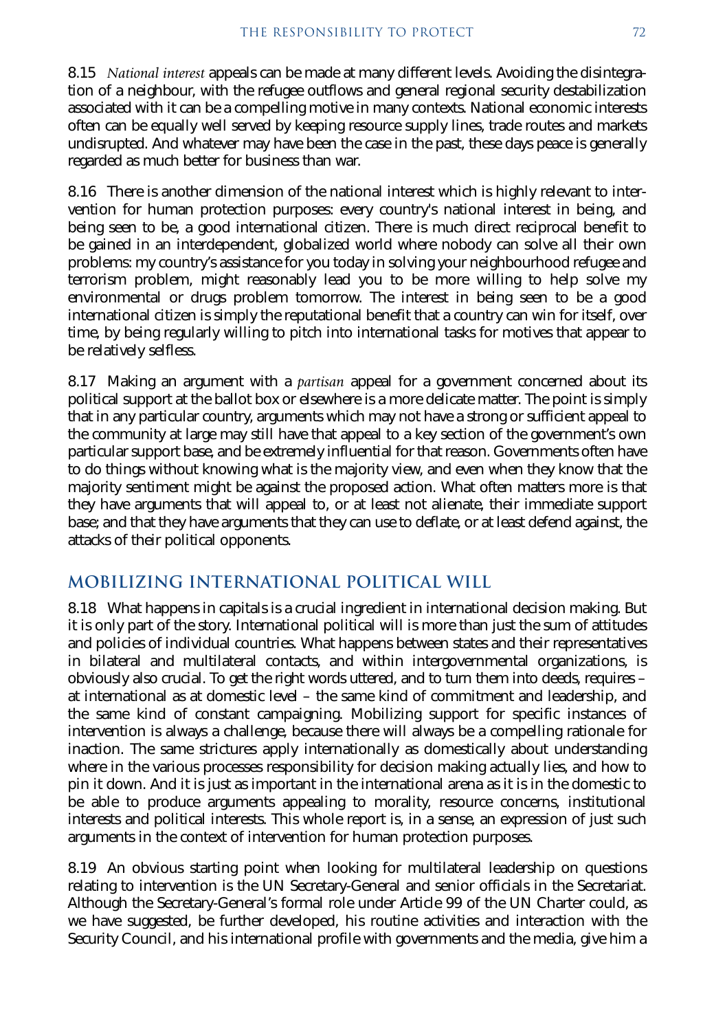8.15 *National interest* appeals can be made at many different levels. Avoiding the disintegration of a neighbour, with the refugee outflows and general regional security destabilization associated with it can be a compelling motive in many contexts. National economic interests often can be equally well served by keeping resource supply lines, trade routes and markets undisrupted. And whatever may have been the case in the past, these days peace is generally regarded as much better for business than war.

8.16 There is another dimension of the national interest which is highly relevant to intervention for human protection purposes: every country's national interest in being, and being seen to be, a good international citizen. There is much direct reciprocal benefit to be gained in an interdependent, globalized world where nobody can solve all their own problems: my country's assistance for you today in solving your neighbourhood refugee and terrorism problem, might reasonably lead you to be more willing to help solve my environmental or drugs problem tomorrow. The interest in being seen to be a good international citizen is simply the reputational benefit that a country can win for itself, over time, by being regularly willing to pitch into international tasks for motives that appear to be relatively selfless.

8.17 Making an argument with a *partisan* appeal for a government concerned about its political support at the ballot box or elsewhere is a more delicate matter. The point is simply that in any particular country, arguments which may not have a strong or sufficient appeal to the community at large may still have that appeal to a key section of the government's own particular support base, and be extremely influential for that reason. Governments often have to do things without knowing what is the majority view, and even when they know that the majority sentiment might be against the proposed action. What often matters more is that they have arguments that will appeal to, or at least not alienate, their immediate support base; and that they have arguments that they can use to deflate, or at least defend against, the attacks of their political opponents.

## MOBILIZING INTERNATIONAL POLITICAL WILL

8.18 What happens in capitals is a crucial ingredient in international decision making. But it is only part of the story. International political will is more than just the sum of attitudes and policies of individual countries. What happens between states and their representatives in bilateral and multilateral contacts, and within intergovernmental organizations, is obviously also crucial. To get the right words uttered, and to turn them into deeds, requires – at international as at domestic level – the same kind of commitment and leadership, and the same kind of constant campaigning. Mobilizing support for specific instances of intervention is always a challenge, because there will always be a compelling rationale for inaction. The same strictures apply internationally as domestically about understanding where in the various processes responsibility for decision making actually lies, and how to pin it down. And it is just as important in the international arena as it is in the domestic to be able to produce arguments appealing to morality, resource concerns, institutional interests and political interests. This whole report is, in a sense, an expression of just such arguments in the context of intervention for human protection purposes.

8.19 An obvious starting point when looking for multilateral leadership on questions relating to intervention is the UN Secretary-General and senior officials in the Secretariat. Although the Secretary-General's formal role under Article 99 of the UN Charter could, as we have suggested, be further developed, his routine activities and interaction with the Security Council, and his international profile with governments and the media, give him a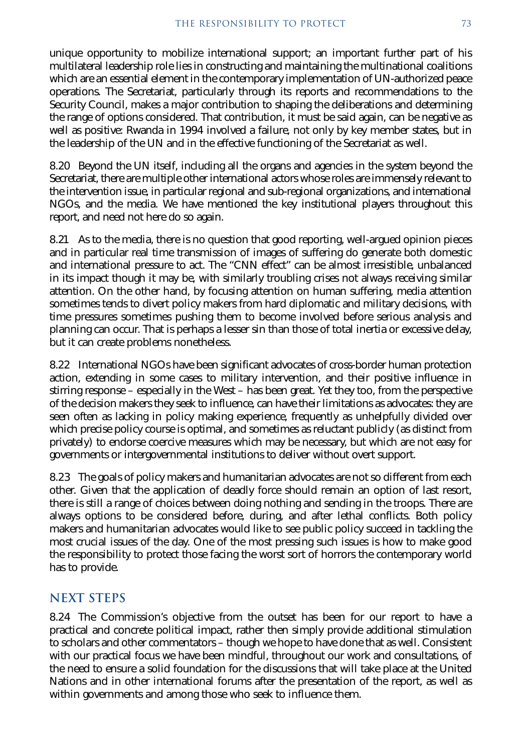unique opportunity to mobilize international support; an important further part of his multilateral leadership role lies in constructing and maintaining the multinational coalitions which are an essential element in the contemporary implementation of UN-authorized peace operations. The Secretariat, particularly through its reports and recommendations to the Security Council, makes a major contribution to shaping the deliberations and determining the range of options considered. That contribution, it must be said again, can be negative as well as positive: Rwanda in 1994 involved a failure, not only by key member states, but in the leadership of the UN and in the effective functioning of the Secretariat as well.

8.20 Beyond the UN itself, including all the organs and agencies in the system beyond the Secretariat, there are multiple other international actors whose roles are immensely relevant to the intervention issue, in particular regional and sub-regional organizations, and international NGOs, and the media. We have mentioned the key institutional players throughout this report, and need not here do so again.

8.21 As to the media, there is no question that good reporting, well-argued opinion pieces and in particular real time transmission of images of suffering do generate both domestic and international pressure to act. The "CNN effect" can be almost irresistible, unbalanced in its impact though it may be, with similarly troubling crises not always receiving similar attention. On the other hand, by focusing attention on human suffering, media attention sometimes tends to divert policy makers from hard diplomatic and military decisions, with time pressures sometimes pushing them to become involved before serious analysis and planning can occur. That is perhaps a lesser sin than those of total inertia or excessive delay, but it can create problems nonetheless.

8.22 International NGOs have been significant advocates of cross-border human protection action, extending in some cases to military intervention, and their positive influence in stirring response – especially in the West – has been great. Yet they too, from the perspective of the decision makers they seek to influence, can have their limitations as advocates: they are seen often as lacking in policy making experience, frequently as unhelpfully divided over which precise policy course is optimal, and sometimes as reluctant publicly (as distinct from privately) to endorse coercive measures which may be necessary, but which are not easy for governments or intergovernmental institutions to deliver without overt support.

8.23 The goals of policy makers and humanitarian advocates are not so different from each other. Given that the application of deadly force should remain an option of last resort, there is still a range of choices between doing nothing and sending in the troops. There are always options to be considered before, during, and after lethal conflicts. Both policy makers and humanitarian advocates would like to see public policy succeed in tackling the most crucial issues of the day. One of the most pressing such issues is how to make good the responsibility to protect those facing the worst sort of horrors the contemporary world has to provide.

## NEXT STEPS

8.24 The Commission's objective from the outset has been for our report to have a practical and concrete political impact, rather then simply provide additional stimulation to scholars and other commentators – though we hope to have done that as well. Consistent with our practical focus we have been mindful, throughout our work and consultations, of the need to ensure a solid foundation for the discussions that will take place at the United Nations and in other international forums after the presentation of the report, as well as within governments and among those who seek to influence them.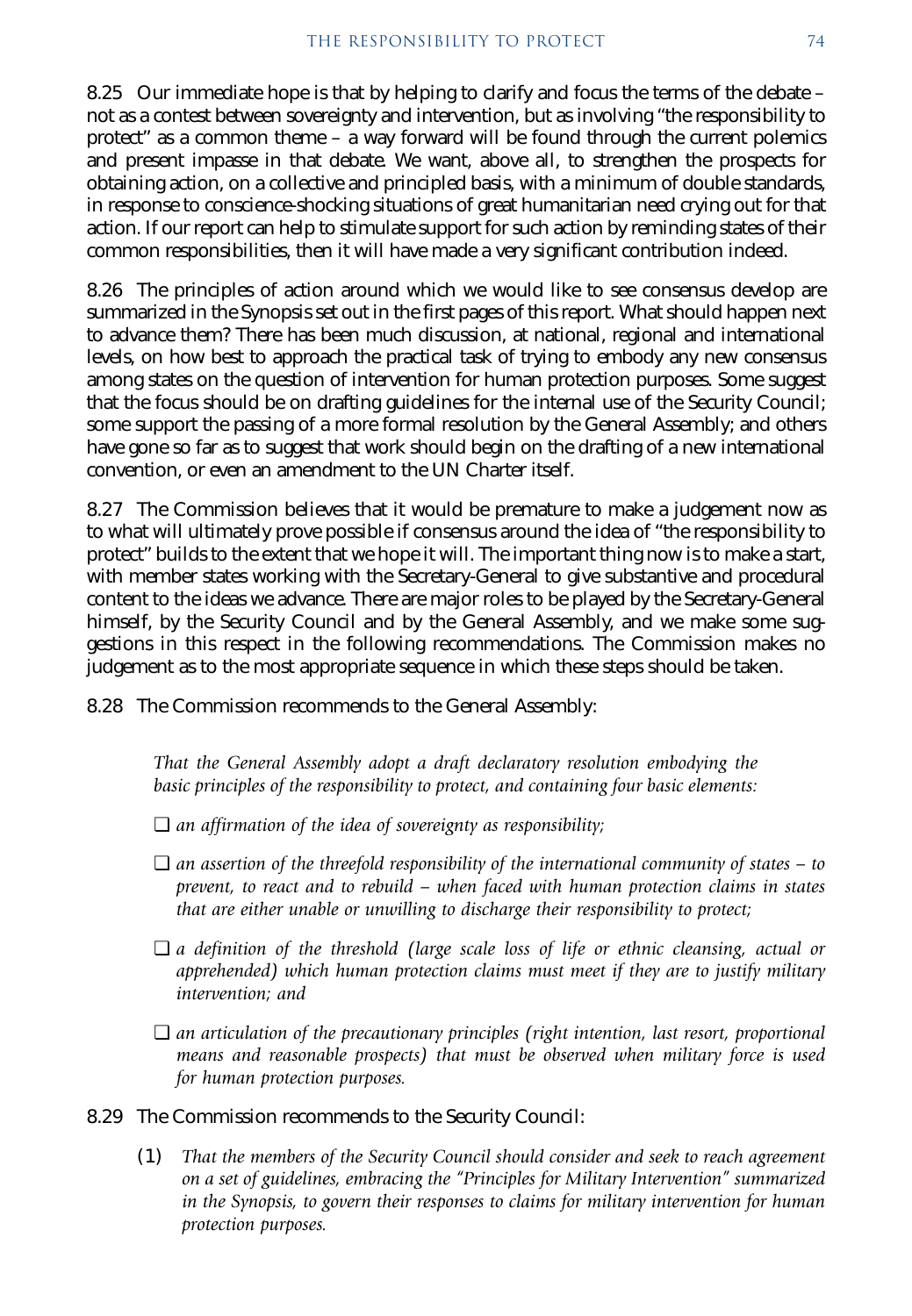8.25 Our immediate hope is that by helping to clarify and focus the terms of the debate – not as a contest between sovereignty and intervention, but as involving "the responsibility to protect" as a common theme – a way forward will be found through the current polemics and present impasse in that debate. We want, above all, to strengthen the prospects for obtaining action, on a collective and principled basis, with a minimum of double standards, in response to conscience-shocking situations of great humanitarian need crying out for that action. If our report can help to stimulate support for such action by reminding states of their common responsibilities, then it will have made a very significant contribution indeed.

8.26 The principles of action around which we would like to see consensus develop are summarized in the Synopsis set out in the first pages of this report. What should happen next to advance them? There has been much discussion, at national, regional and international levels, on how best to approach the practical task of trying to embody any new consensus among states on the question of intervention for human protection purposes. Some suggest that the focus should be on drafting guidelines for the internal use of the Security Council; some support the passing of a more formal resolution by the General Assembly; and others have gone so far as to suggest that work should begin on the drafting of a new international convention, or even an amendment to the UN Charter itself.

8.27 The Commission believes that it would be premature to make a judgement now as to what will ultimately prove possible if consensus around the idea of "the responsibility to protect" builds to the extent that we hope it will. The important thing now is to make a start, with member states working with the Secretary-General to give substantive and procedural content to the ideas we advance. There are major roles to be played by the Secretary-General himself, by the Security Council and by the General Assembly, and we make some suggestions in this respect in the following recommendations. The Commission makes no judgement as to the most appropriate sequence in which these steps should be taken.

8.28 The Commission recommends to the General Assembly:

*That the General Assembly adopt a draft declaratory resolution embodying the basic principles of the responsibility to protect, and containing four basic elements:*

- *an affirmation of the idea of sovereignty as responsibility;*
- *an assertion of the threefold responsibility of the international community of states – to prevent, to react and to rebuild – when faced with human protection claims in states that are either unable or unwilling to discharge their responsibility to protect;*
- *a definition of the threshold (large scale loss of life or ethnic cleansing, actual or apprehended) which human protection claims must meet if they are to justify military intervention; and*
- *an articulation of the precautionary principles (right intention, last resort, proportional means and reasonable prospects) that must be observed when military force is used for human protection purposes.*

8.29 The Commission recommends to the Security Council:

(1) *That the members of the Security Council should consider and seek to reach agreement on a set of guidelines, embracing the "Principles for Military Intervention" summarized in the Synopsis, to govern their responses to claims for military intervention for human protection purposes.*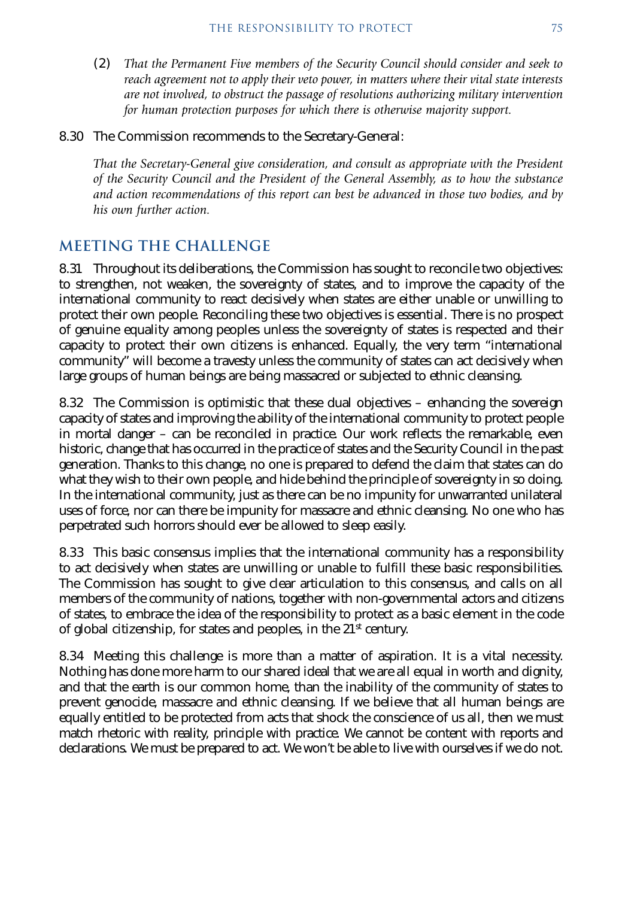(2) *That the Permanent Five members of the Security Council should consider and seek to reach agreement not to apply their veto power, in matters where their vital state interests are not involved, to obstruct the passage of resolutions authorizing military intervention for human protection purposes for which there is otherwise majority support.*

8.30 The Commission recommends to the Secretary-General:

*That the Secretary-General give consideration, and consult as appropriate with the President of the Security Council and the President of the General Assembly, as to how the substance and action recommendations of this report can best be advanced in those two bodies, and by his own further action.*

## MEETING THE CHALLENGE

8.31 Throughout its deliberations, the Commission has sought to reconcile two objectives: to strengthen, not weaken, the sovereignty of states, and to improve the capacity of the international community to react decisively when states are either unable or unwilling to protect their own people. Reconciling these two objectives is essential. There is no prospect of genuine equality among peoples unless the sovereignty of states is respected and their capacity to protect their own citizens is enhanced. Equally, the very term "international community" will become a travesty unless the community of states can act decisively when large groups of human beings are being massacred or subjected to ethnic cleansing.

8.32 The Commission is optimistic that these dual objectives – enhancing the sovereign capacity of states and improving the ability of the international community to protect people in mortal danger – can be reconciled in practice. Our work reflects the remarkable, even historic, change that has occurred in the practice of states and the Security Council in the past generation. Thanks to this change, no one is prepared to defend the claim that states can do what they wish to their own people, and hide behind the principle of sovereignty in so doing. In the international community, just as there can be no impunity for unwarranted unilateral uses of force, nor can there be impunity for massacre and ethnic cleansing. No one who has perpetrated such horrors should ever be allowed to sleep easily.

8.33 This basic consensus implies that the international community has a responsibility to act decisively when states are unwilling or unable to fulfill these basic responsibilities. The Commission has sought to give clear articulation to this consensus, and calls on all members of the community of nations, together with non-governmental actors and citizens of states, to embrace the idea of the responsibility to protect as a basic element in the code of global citizenship, for states and peoples, in the 21st century.

8.34 Meeting this challenge is more than a matter of aspiration. It is a vital necessity. Nothing has done more harm to our shared ideal that we are all equal in worth and dignity, and that the earth is our common home, than the inability of the community of states to prevent genocide, massacre and ethnic cleansing. If we believe that all human beings are equally entitled to be protected from acts that shock the conscience of us all, then we must match rhetoric with reality, principle with practice. We cannot be content with reports and declarations. We must be prepared to act. We won't be able to live with ourselves if we do not.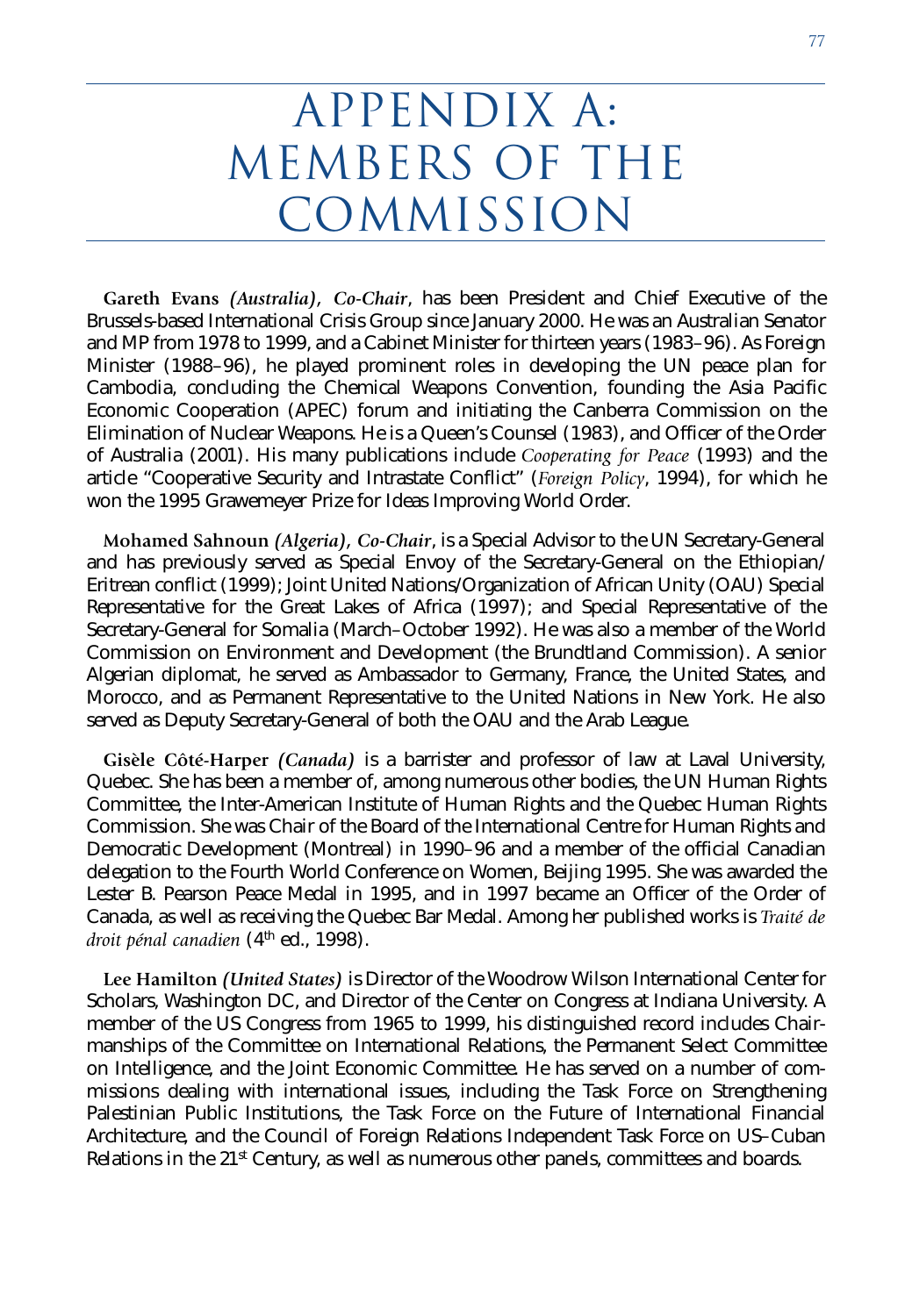# APPENDIX A: MEMBERS OF THE COMMISSION

**Gareth Evans** *(Australia), Co-Chair*, has been President and Chief Executive of the Brussels-based International Crisis Group since January 2000. He was an Australian Senator and MP from 1978 to 1999, and a Cabinet Minister for thirteen years (1983–96). As Foreign Minister (1988–96), he played prominent roles in developing the UN peace plan for Cambodia, concluding the Chemical Weapons Convention, founding the Asia Pacific Economic Cooperation (APEC) forum and initiating the Canberra Commission on the Elimination of Nuclear Weapons. He is a Queen's Counsel (1983), and Officer of the Order of Australia (2001). His many publications include *Cooperating for Peace* (1993) and the article "Cooperative Security and Intrastate Conflict" (*Foreign Policy*, 1994), for which he won the 1995 Grawemeyer Prize for Ideas Improving World Order.

**Mohamed Sahnoun** *(Algeria), Co-Chair*, is a Special Advisor to the UN Secretary-General and has previously served as Special Envoy of the Secretary-General on the Ethiopian/Eritrean conflict (1999); Joint United Nations/Organization of African Unity (OAU) Special Representative for the Great Lakes of Africa (1997); and Special Representative of the Secretary-General for Somalia (March–October 1992). He was also a member of the World Commission on Environment and Development (the Brundtland Commission). A senior Algerian diplomat, he served as Ambassador to Germany, France, the United States, and Morocco, and as Permanent Representative to the United Nations in New York. He also served as Deputy Secretary-General of both the OAU and the Arab League.

**Gisèle Côté-Harper** *(Canada)* is a barrister and professor of law at Laval University, Quebec. She has been a member of, among numerous other bodies, the UN Human Rights Committee, the Inter-American Institute of Human Rights and the Quebec Human Rights Commission. She was Chair of the Board of the International Centre for Human Rights and Democratic Development (Montreal) in 1990–96 and a member of the official Canadian delegation to the Fourth World Conference on Women, Beijing 1995. She was awarded the Lester B. Pearson Peace Medal in 1995, and in 1997 became an Officer of the Order of Canada, as well as receiving the Quebec Bar Medal. Among her published works is *Traité de droit pénal canadien* (4th ed., 1998).

**Lee Hamilton** *(United States)* is Director of the Woodrow Wilson International Center for Scholars, Washington DC, and Director of the Center on Congress at Indiana University. A member of the US Congress from 1965 to 1999, his distinguished record includes Chairmanships of the Committee on International Relations, the Permanent Select Committee on Intelligence, and the Joint Economic Committee. He has served on a number of commissions dealing with international issues, including the Task Force on Strengthening Palestinian Public Institutions, the Task Force on the Future of International Financial Architecture, and the Council of Foreign Relations Independent Task Force on US–Cuban Relations in the 21st Century, as well as numerous other panels, committees and boards.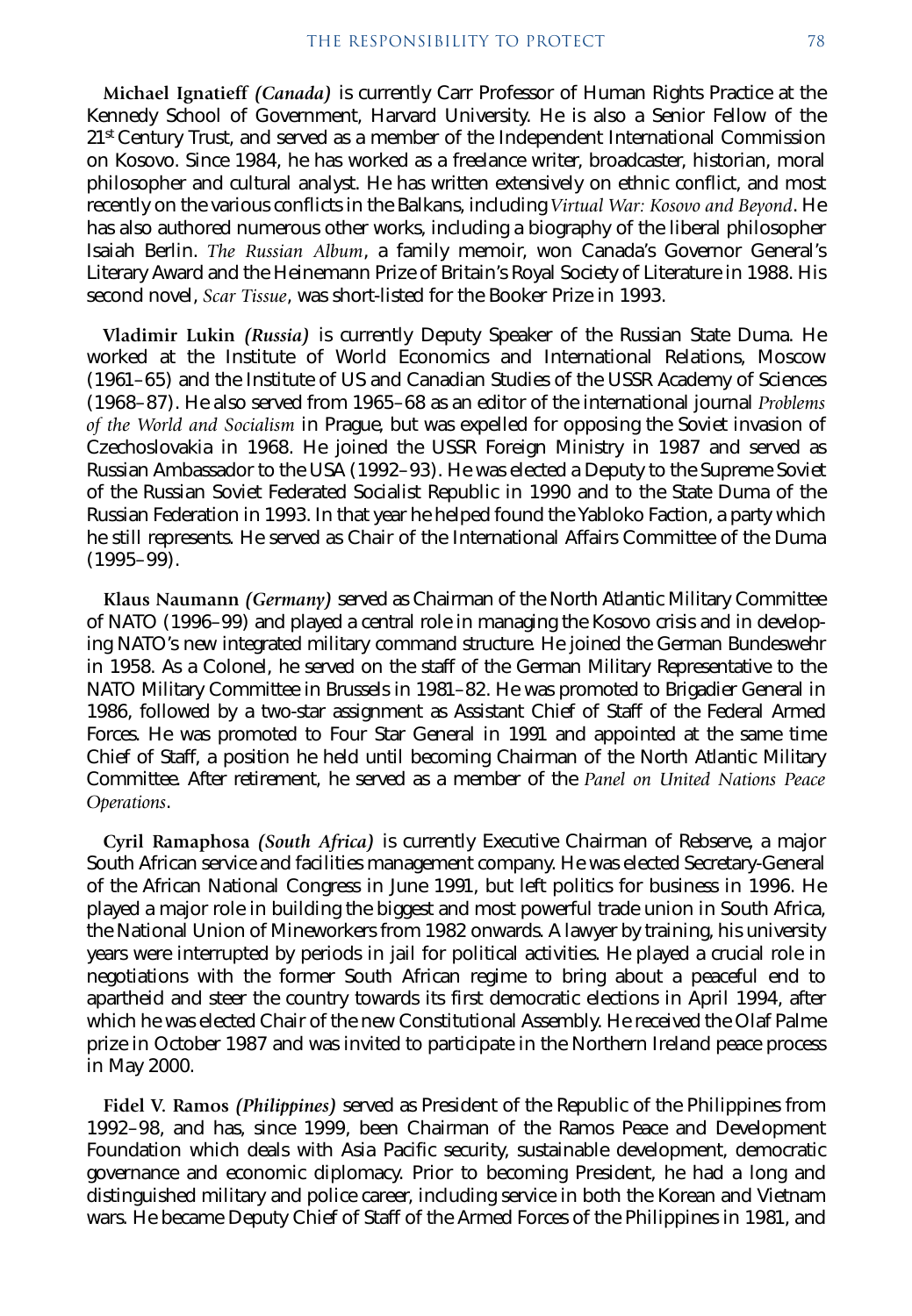**Michael Ignatieff** *(Canada)* is currently Carr Professor of Human Rights Practice at the Kennedy School of Government, Harvard University. He is also a Senior Fellow of the 21st Century Trust, and served as a member of the Independent International Commission on Kosovo. Since 1984, he has worked as a freelance writer, broadcaster, historian, moral philosopher and cultural analyst. He has written extensively on ethnic conflict, and most recently on the various conflicts in the Balkans, including *Virtual War: Kosovo and Beyond*. He has also authored numerous other works, including a biography of the liberal philosopher Isaiah Berlin. *The Russian Album*, a family memoir, won Canada's Governor General's Literary Award and the Heinemann Prize of Britain's Royal Society of Literature in 1988. His second novel, *Scar Tissue*, was short-listed for the Booker Prize in 1993.

**Vladimir Lukin** *(Russia)* is currently Deputy Speaker of the Russian State Duma. He worked at the Institute of World Economics and International Relations, Moscow (1961–65) and the Institute of US and Canadian Studies of the USSR Academy of Sciences (1968–87). He also served from 1965–68 as an editor of the international journal *Problems of the World and Socialism* in Prague, but was expelled for opposing the Soviet invasion of Czechoslovakia in 1968. He joined the USSR Foreign Ministry in 1987 and served as Russian Ambassador to the USA (1992–93). He was elected a Deputy to the Supreme Soviet of the Russian Soviet Federated Socialist Republic in 1990 and to the State Duma of the Russian Federation in 1993. In that year he helped found the Yabloko Faction, a party which he still represents. He served as Chair of the International Affairs Committee of the Duma (1995–99).

**Klaus Naumann** *(Germany)* served as Chairman of the North Atlantic Military Committee of NATO (1996–99) and played a central role in managing the Kosovo crisis and in developing NATO's new integrated military command structure. He joined the German Bundeswehr in 1958. As a Colonel, he served on the staff of the German Military Representative to the NATO Military Committee in Brussels in 1981–82. He was promoted to Brigadier General in 1986, followed by a two-star assignment as Assistant Chief of Staff of the Federal Armed Forces. He was promoted to Four Star General in 1991 and appointed at the same time Chief of Staff, a position he held until becoming Chairman of the North Atlantic Military Committee. After retirement, he served as a member of the *Panel on United Nations Peace Operations*.

**Cyril Ramaphosa** *(South Africa)* is currently Executive Chairman of Rebserve, a major South African service and facilities management company. He was elected Secretary-General of the African National Congress in June 1991, but left politics for business in 1996. He played a major role in building the biggest and most powerful trade union in South Africa, the National Union of Mineworkers from 1982 onwards. A lawyer by training, his university years were interrupted by periods in jail for political activities. He played a crucial role in negotiations with the former South African regime to bring about a peaceful end to apartheid and steer the country towards its first democratic elections in April 1994, after which he was elected Chair of the new Constitutional Assembly. He received the Olaf Palme prize in October 1987 and was invited to participate in the Northern Ireland peace process in May 2000.

**Fidel V. Ramos** *(Philippines)* served as President of the Republic of the Philippines from 1992–98, and has, since 1999, been Chairman of the Ramos Peace and Development Foundation which deals with Asia Pacific security, sustainable development, democratic governance and economic diplomacy. Prior to becoming President, he had a long and distinguished military and police career, including service in both the Korean and Vietnam wars. He became Deputy Chief of Staff of the Armed Forces of the Philippines in 1981, and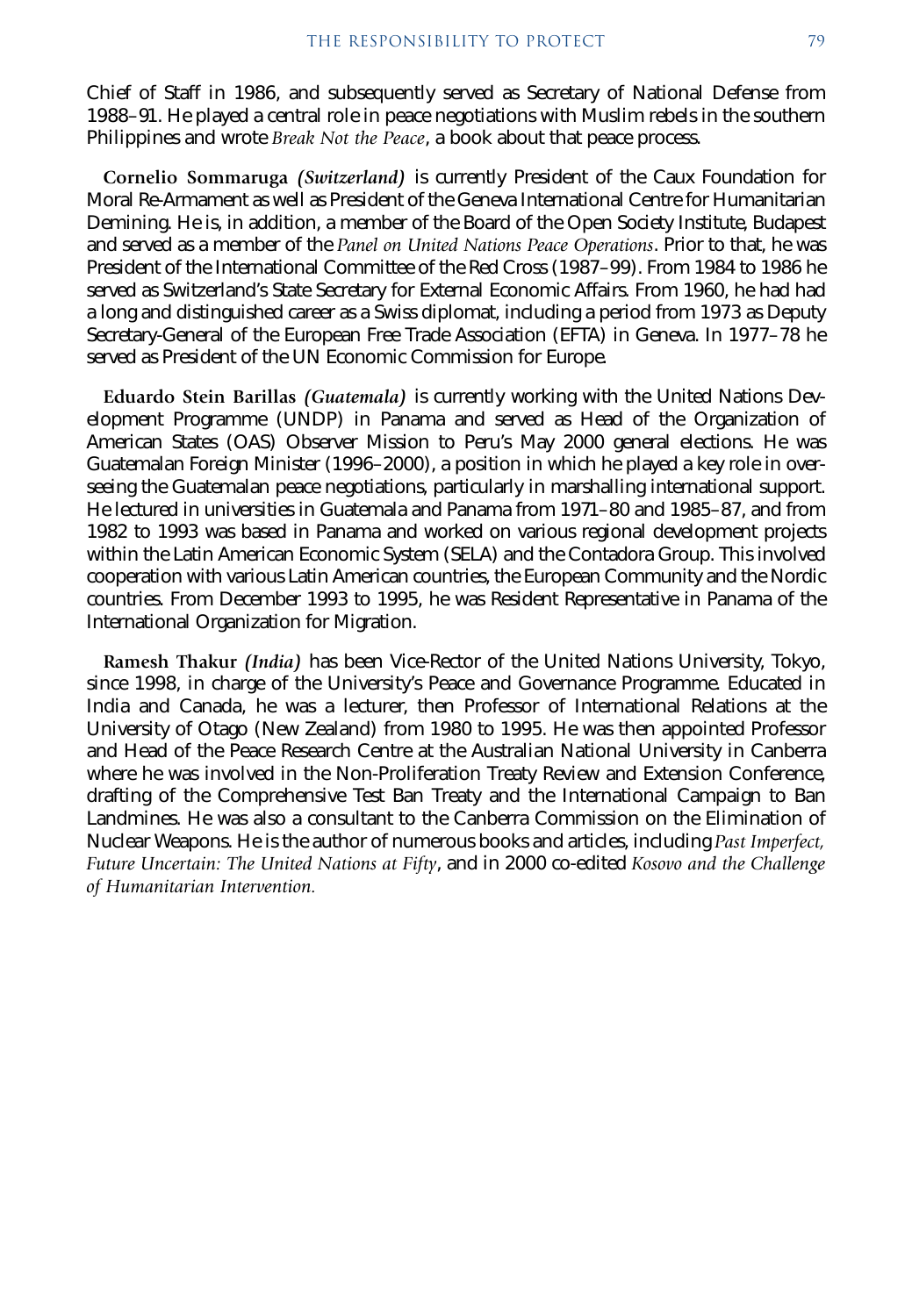Chief of Staff in 1986, and subsequently served as Secretary of National Defense from 1988–91. He played a central role in peace negotiations with Muslim rebels in the southern Philippines and wrote *Break Not the Peace*, a book about that peace process.

**Cornelio Sommaruga** ***(Switzerland)*** is currently President of the Caux Foundation for Moral Re-Armament as well as President of the Geneva International Centre for Humanitarian Demining. He is, in addition, a member of the Board of the Open Society Institute, Budapest and served as a member of the *Panel on United Nations Peace Operations*. Prior to that, he was President of the International Committee of the Red Cross (1987–99). From 1984 to 1986 he served as Switzerland's State Secretary for External Economic Affairs. From 1960, he had had a long and distinguished career as a Swiss diplomat, including a period from 1973 as Deputy Secretary-General of the European Free Trade Association (EFTA) in Geneva. In 1977–78 he served as President of the UN Economic Commission for Europe.

**Eduardo Stein Barillas** ***(Guatemala)*** is currently working with the United Nations Development Programme (UNDP) in Panama and served as Head of the Organization of American States (OAS) Observer Mission to Peru's May 2000 general elections. He was Guatemalan Foreign Minister (1996–2000), a position in which he played a key role in overseeing the Guatemalan peace negotiations, particularly in marshalling international support. He lectured in universities in Guatemala and Panama from 1971–80 and 1985–87, and from 1982 to 1993 was based in Panama and worked on various regional development projects within the Latin American Economic System (SELA) and the Contadora Group. This involved cooperation with various Latin American countries, the European Community and the Nordic countries. From December 1993 to 1995, he was Resident Representative in Panama of the International Organization for Migration.

**Ramesh Thakur** ***(India)*** has been Vice-Rector of the United Nations University, Tokyo, since 1998, in charge of the University's Peace and Governance Programme. Educated in India and Canada, he was a lecturer, then Professor of International Relations at the University of Otago (New Zealand) from 1980 to 1995. He was then appointed Professor and Head of the Peace Research Centre at the Australian National University in Canberra where he was involved in the Non-Proliferation Treaty Review and Extension Conference, drafting of the Comprehensive Test Ban Treaty and the International Campaign to Ban Landmines. He was also a consultant to the Canberra Commission on the Elimination of Nuclear Weapons. He is the author of numerous books and articles, including *Past Imperfect, Future Uncertain: The United Nations at Fifty*, and in 2000 co-edited *Kosovo and the Challenge of Humanitarian Intervention.*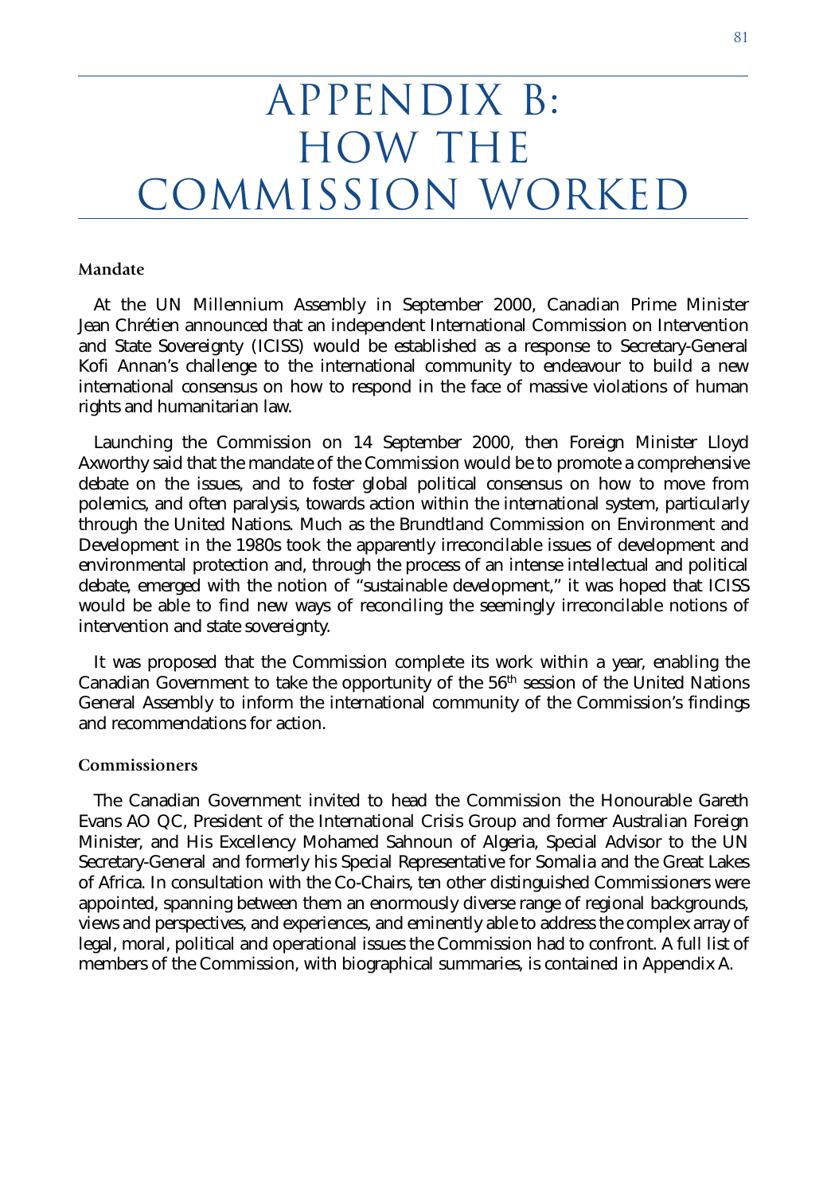# APPENDIX B: HOW THE COMMISSION WORKED

### Mandate

At the UN Millennium Assembly in September 2000, Canadian Prime Minister Jean Chrétien announced that an independent International Commission on Intervention and State Sovereignty (ICISS) would be established as a response to Secretary-General Kofi Annan's challenge to the international community to endeavour to build a new international consensus on how to respond in the face of massive violations of human rights and humanitarian law.

Launching the Commission on 14 September 2000, then Foreign Minister Lloyd Axworthy said that the mandate of the Commission would be to promote a comprehensive debate on the issues, and to foster global political consensus on how to move from polemics, and often paralysis, towards action within the international system, particularly through the United Nations. Much as the Brundtland Commission on Environment and Development in the 1980s took the apparently irreconcilable issues of development and environmental protection and, through the process of an intense intellectual and political debate, emerged with the notion of "sustainable development," it was hoped that ICISS would be able to find new ways of reconciling the seemingly irreconcilable notions of intervention and state sovereignty.

It was proposed that the Commission complete its work within a year, enabling the Canadian Government to take the opportunity of the 56th session of the United Nations General Assembly to inform the international community of the Commission's findings and recommendations for action.

### Commissioners

The Canadian Government invited to head the Commission the Honourable Gareth Evans AO QC, President of the International Crisis Group and former Australian Foreign Minister, and His Excellency Mohamed Sahnoun of Algeria, Special Advisor to the UN Secretary-General and formerly his Special Representative for Somalia and the Great Lakes of Africa. In consultation with the Co-Chairs, ten other distinguished Commissioners were appointed, spanning between them an enormously diverse range of regional backgrounds, views and perspectives, and experiences, and eminently able to address the complex array of legal, moral, political and operational issues the Commission had to confront. A full list of members of the Commission, with biographical summaries, is contained in Appendix A.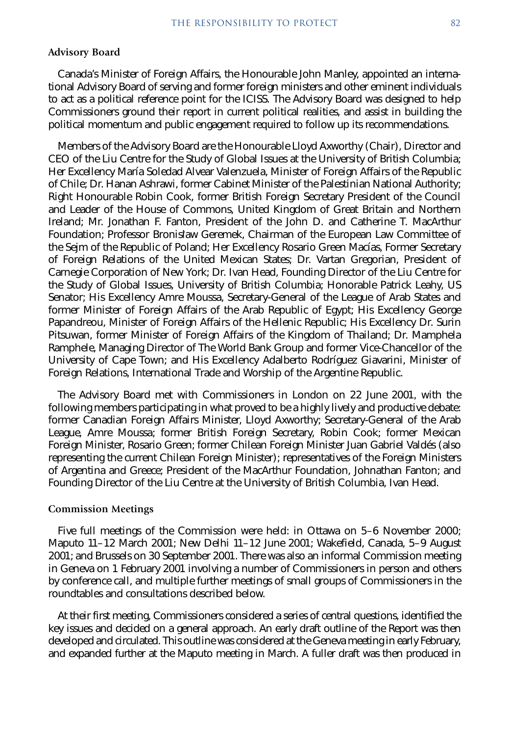### Advisory Board

Canada's Minister of Foreign Affairs, the Honourable John Manley, appointed an international Advisory Board of serving and former foreign ministers and other eminent individuals to act as a political reference point for the ICISS. The Advisory Board was designed to help Commissioners ground their report in current political realities, and assist in building the political momentum and public engagement required to follow up its recommendations.

Members of the Advisory Board are the Honourable Lloyd Axworthy (Chair), Director and CEO of the Liu Centre for the Study of Global Issues at the University of British Columbia; Her Excellency María Soledad Alvear Valenzuela, Minister of Foreign Affairs of the Republic of Chile; Dr. Hanan Ashrawi, former Cabinet Minister of the Palestinian National Authority; Right Honourable Robin Cook, former British Foreign Secretary President of the Council and Leader of the House of Commons, United Kingdom of Great Britain and Northern Ireland; Mr. Jonathan F. Fanton, President of the John D. and Catherine T. MacArthur Foundation; Professor Bronisław Geremek, Chairman of the European Law Committee of the Sejm of the Republic of Poland; Her Excellency Rosario Green Macías, Former Secretary of Foreign Relations of the United Mexican States; Dr. Vartan Gregorian, President of Carnegie Corporation of New York; Dr. Ivan Head, Founding Director of the Liu Centre for the Study of Global Issues, University of British Columbia; Honorable Patrick Leahy, US Senator; His Excellency Amre Moussa, Secretary-General of the League of Arab States and former Minister of Foreign Affairs of the Arab Republic of Egypt; His Excellency George Papandreou, Minister of Foreign Affairs of the Hellenic Republic; His Excellency Dr. Surin Pitsuwan, former Minister of Foreign Affairs of the Kingdom of Thailand; Dr. Mamphela Ramphele, Managing Director of The World Bank Group and former Vice-Chancellor of the University of Cape Town; and His Excellency Adalberto Rodríguez Giavarini, Minister of Foreign Relations, International Trade and Worship of the Argentine Republic.

The Advisory Board met with Commissioners in London on 22 June 2001, with the following members participating in what proved to be a highly lively and productive debate: former Canadian Foreign Affairs Minister, Lloyd Axworthy; Secretary-General of the Arab League, Amre Moussa; former British Foreign Secretary, Robin Cook; former Mexican Foreign Minister, Rosario Green; former Chilean Foreign Minister Juan Gabriel Valdés (also representing the current Chilean Foreign Minister); representatives of the Foreign Ministers of Argentina and Greece; President of the MacArthur Foundation, Johnathan Fanton; and Founding Director of the Liu Centre at the University of British Columbia, Ivan Head.

### Commission Meetings

Five full meetings of the Commission were held: in Ottawa on 5–6 November 2000; Maputo 11–12 March 2001; New Delhi 11–12 June 2001; Wakefield, Canada, 5–9 August 2001; and Brussels on 30 September 2001. There was also an informal Commission meeting in Geneva on 1 February 2001 involving a number of Commissioners in person and others by conference call, and multiple further meetings of small groups of Commissioners in the roundtables and consultations described below.

At their first meeting, Commissioners considered a series of central questions, identified the key issues and decided on a general approach. An early draft outline of the Report was then developed and circulated. This outline was considered at the Geneva meeting in early February, and expanded further at the Maputo meeting in March. A fuller draft was then produced in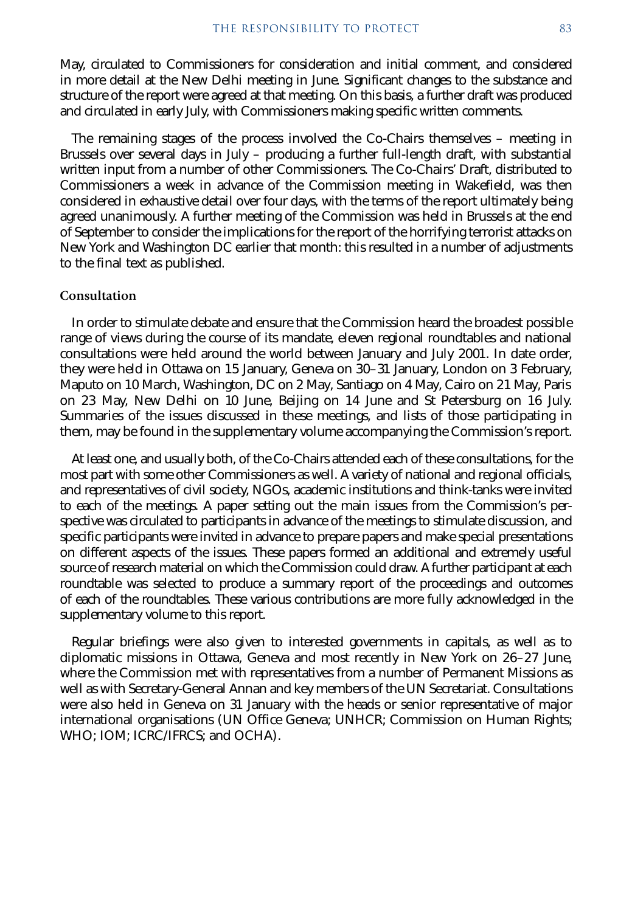May, circulated to Commissioners for consideration and initial comment, and considered in more detail at the New Delhi meeting in June. Significant changes to the substance and structure of the report were agreed at that meeting. On this basis, a further draft was produced and circulated in early July, with Commissioners making specific written comments.

The remaining stages of the process involved the Co-Chairs themselves – meeting in Brussels over several days in July – producing a further full-length draft, with substantial written input from a number of other Commissioners. The Co-Chairs' Draft, distributed to Commissioners a week in advance of the Commission meeting in Wakefield, was then considered in exhaustive detail over four days, with the terms of the report ultimately being agreed unanimously. A further meeting of the Commission was held in Brussels at the end of September to consider the implications for the report of the horrifying terrorist attacks on New York and Washington DC earlier that month: this resulted in a number of adjustments to the final text as published.

### Consultation

In order to stimulate debate and ensure that the Commission heard the broadest possible range of views during the course of its mandate, eleven regional roundtables and national consultations were held around the world between January and July 2001. In date order, they were held in Ottawa on 15 January, Geneva on 30–31 January, London on 3 February, Maputo on 10 March, Washington, DC on 2 May, Santiago on 4 May, Cairo on 21 May, Paris on 23 May, New Delhi on 10 June, Beijing on 14 June and St Petersburg on 16 July. Summaries of the issues discussed in these meetings, and lists of those participating in them, may be found in the supplementary volume accompanying the Commission's report.

At least one, and usually both, of the Co-Chairs attended each of these consultations, for the most part with some other Commissioners as well. A variety of national and regional officials, and representatives of civil society, NGOs, academic institutions and think-tanks were invited to each of the meetings. A paper setting out the main issues from the Commission's perspective was circulated to participants in advance of the meetings to stimulate discussion, and specific participants were invited in advance to prepare papers and make special presentations on different aspects of the issues. These papers formed an additional and extremely useful source of research material on which the Commission could draw. A further participant at each roundtable was selected to produce a summary report of the proceedings and outcomes of each of the roundtables. These various contributions are more fully acknowledged in the supplementary volume to this report.

Regular briefings were also given to interested governments in capitals, as well as to diplomatic missions in Ottawa, Geneva and most recently in New York on 26–27 June, where the Commission met with representatives from a number of Permanent Missions as well as with Secretary-General Annan and key members of the UN Secretariat. Consultations were also held in Geneva on 31 January with the heads or senior representative of major international organisations (UN Office Geneva; UNHCR; Commission on Human Rights; WHO; IOM; ICRC/IFRCS; and OCHA).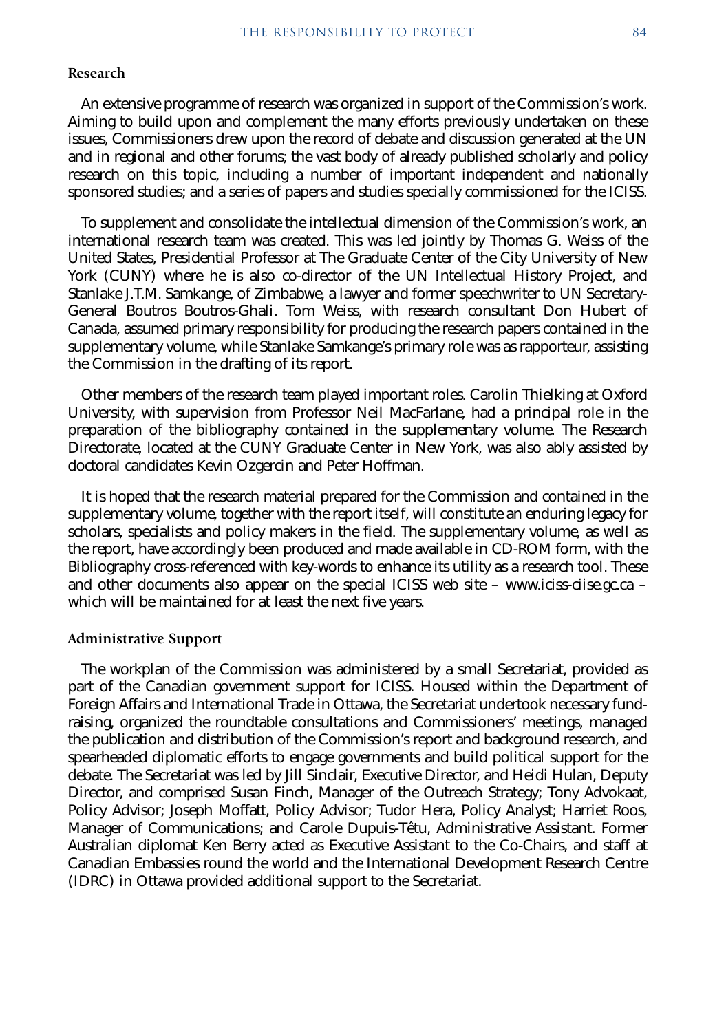### Research

An extensive programme of research was organized in support of the Commission's work. Aiming to build upon and complement the many efforts previously undertaken on these issues, Commissioners drew upon the record of debate and discussion generated at the UN and in regional and other forums; the vast body of already published scholarly and policy research on this topic, including a number of important independent and nationally sponsored studies; and a series of papers and studies specially commissioned for the ICISS.

To supplement and consolidate the intellectual dimension of the Commission's work, an international research team was created. This was led jointly by Thomas G. Weiss of the United States, Presidential Professor at The Graduate Center of the City University of New York (CUNY) where he is also co-director of the UN Intellectual History Project, and Stanlake J.T.M. Samkange, of Zimbabwe, a lawyer and former speechwriter to UN Secretary-General Boutros Boutros-Ghali. Tom Weiss, with research consultant Don Hubert of Canada, assumed primary responsibility for producing the research papers contained in the supplementary volume, while Stanlake Samkange's primary role was as rapporteur, assisting the Commission in the drafting of its report.

Other members of the research team played important roles. Carolin Thielking at Oxford University, with supervision from Professor Neil MacFarlane, had a principal role in the preparation of the bibliography contained in the supplementary volume. The Research Directorate, located at the CUNY Graduate Center in New York, was also ably assisted by doctoral candidates Kevin Ozgercin and Peter Hoffman.

It is hoped that the research material prepared for the Commission and contained in the supplementary volume, together with the report itself, will constitute an enduring legacy for scholars, specialists and policy makers in the field. The supplementary volume, as well as the report, have accordingly been produced and made available in CD-ROM form, with the Bibliography cross-referenced with key-words to enhance its utility as a research tool. These and other documents also appear on the special ICISS web site – www.iciss-ciise.gc.ca – which will be maintained for at least the next five years.

### Administrative Support

The workplan of the Commission was administered by a small Secretariat, provided as part of the Canadian government support for ICISS. Housed within the Department of Foreign Affairs and International Trade in Ottawa, the Secretariat undertook necessary fund-raising, organized the roundtable consultations and Commissioners' meetings, managed the publication and distribution of the Commission's report and background research, and spearheaded diplomatic efforts to engage governments and build political support for the debate. The Secretariat was led by Jill Sinclair, Executive Director, and Heidi Hulan, Deputy Director, and comprised Susan Finch, Manager of the Outreach Strategy; Tony Advokaat, Policy Advisor; Joseph Moffatt, Policy Advisor; Tudor Hera, Policy Analyst; Harriet Roos, Manager of Communications; and Carole Dupuis-Têtu, Administrative Assistant. Former Australian diplomat Ken Berry acted as Executive Assistant to the Co-Chairs, and staff at Canadian Embassies round the world and the International Development Research Centre (IDRC) in Ottawa provided additional support to the Secretariat.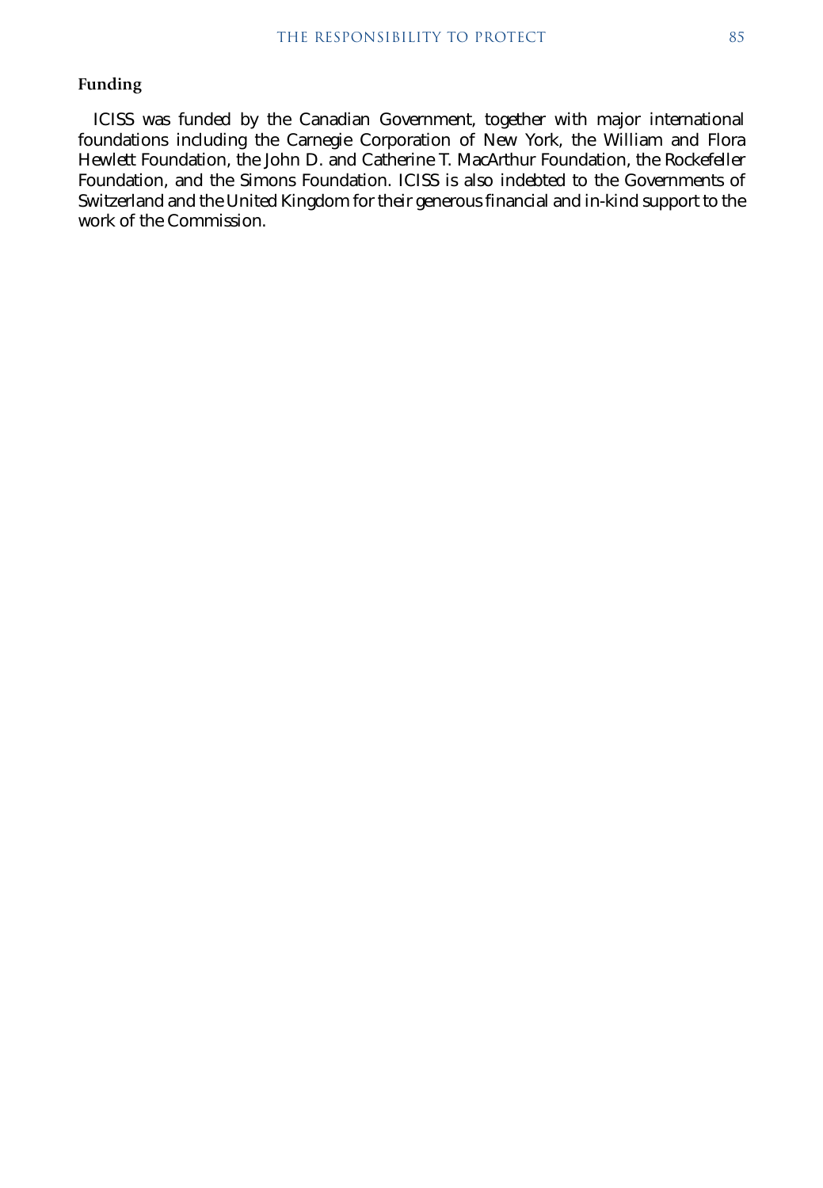### Funding

ICISS was funded by the Canadian Government, together with major international foundations including the Carnegie Corporation of New York, the William and Flora Hewlett Foundation, the John D. and Catherine T. MacArthur Foundation, the Rockefeller Foundation, and the Simons Foundation. ICISS is also indebted to the Governments of Switzerland and the United Kingdom for their generous financial and in-kind support to the work of the Commission.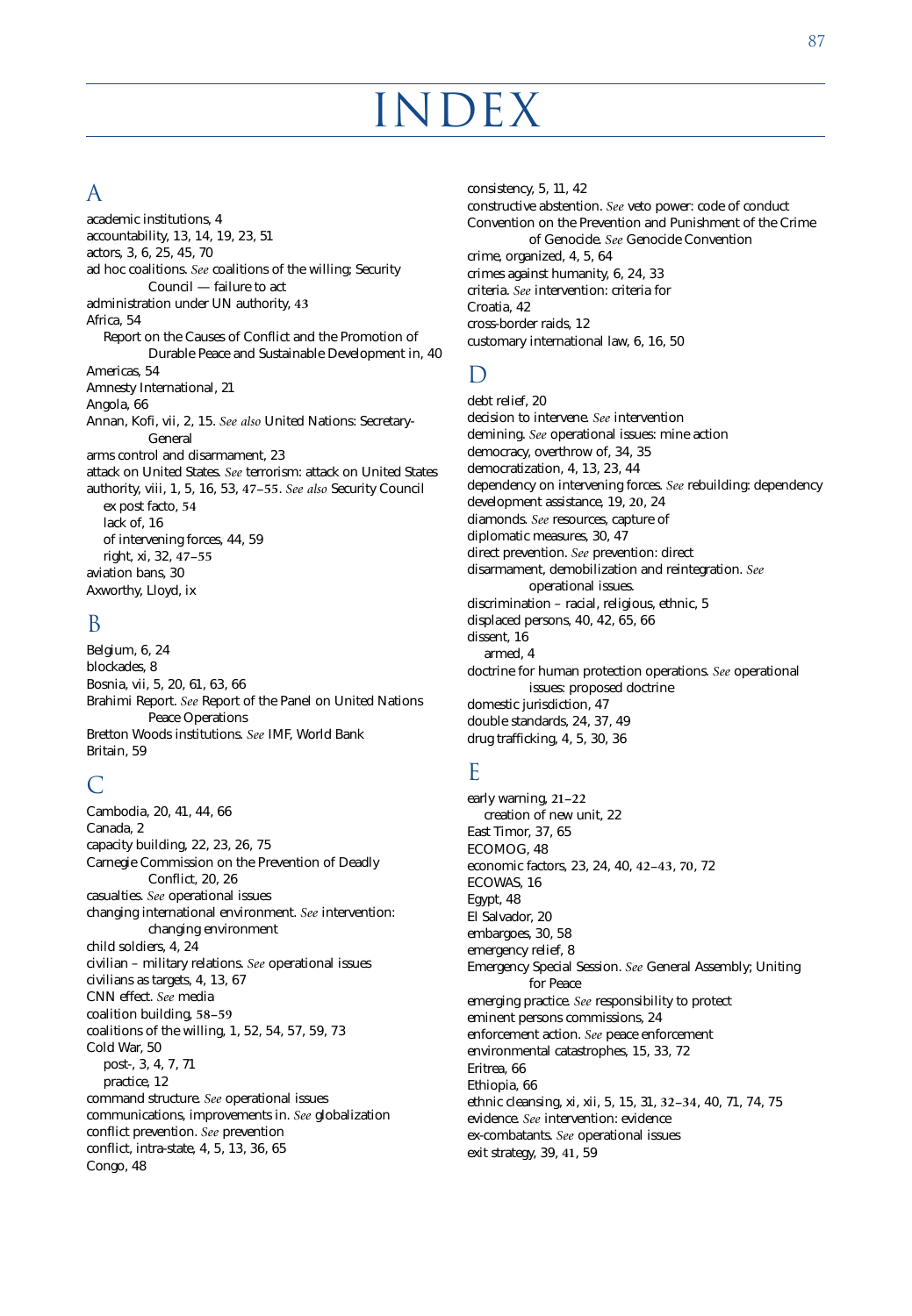# INDEX

## A

academic institutions, 4
accountability, 13, 14, 19, 23, 51
actors, 3, 6, 25, 45, 70
ad hoc coalitions. *See* coalitions of the willing; Security Council — failure to act
administration under UN authority, **43**
Africa, 54
  Report on the Causes of Conflict and the Promotion of Durable Peace and Sustainable Development in, 40
Americas, 54
Amnesty International, 21
Angola, 66
Annan, Kofi, vii, 2, 15. *See also* United Nations: Secretary-General
arms control and disarmament, 23
attack on United States. *See* terrorism: attack on United States
authority, viii, 1, 5, 16, 53, **47–55**. *See also* Security Council
  ex post facto, **54**
  lack of, 16
  of intervening forces, 44, 59
  right, xi, 32, **47–55**
aviation bans, 30
Axworthy, Lloyd, ix

## B

Belgium, 6, 24
blockades, 8
Bosnia, vii, 5, 20, 61, 63, 66
Brahimi Report. *See* Report of the Panel on United Nations Peace Operations
Bretton Woods institutions. *See* IMF, World Bank
Britain, 59

## C

Cambodia, 20, 41, 44, 66
Canada, 2
capacity building, 22, 23, 26, 75
Carnegie Commission on the Prevention of Deadly Conflict, 20, 26
casualties. *See* operational issues
changing international environment. *See* intervention: changing environment
child soldiers, 4, 24
civilian – military relations. *See* operational issues
civilians as targets, 4, 13, 67
CNN effect. *See* media
coalition building, **58–59**
coalitions of the willing, 1, 52, 54, 57, 59, 73
Cold War, 50
  post-, 3, 4, 7, 71
  practice, 12
command structure. *See* operational issues
communications, improvements in. *See* globalization
conflict prevention. *See* prevention
conflict, intra-state, 4, 5, 13, 36, 65
Congo, 48
consistency, 5, 11, 42
constructive abstention. *See* veto power: code of conduct
Convention on the Prevention and Punishment of the Crime of Genocide. *See* Genocide Convention
crime, organized, 4, 5, 64
crimes against humanity, 6, 24, 33
criteria. *See* intervention: criteria for
Croatia, 42
cross-border raids, 12
customary international law, 6, 16, 50

## D

debt relief, 20
decision to intervene. *See* intervention
demining. *See* operational issues: mine action
democracy, overthrow of, 34, 35
democratization, 4, 13, 23, 44
dependency on intervening forces. *See* rebuilding: dependency
development assistance, 19, **20**, 24
diamonds. *See* resources, capture of
diplomatic measures, 30, 47
direct prevention. *See* prevention: direct
disarmament, demobilization and reintegration. *See* operational issues.
discrimination – racial, religious, ethnic, 5
displaced persons, 40, 42, 65, 66
dissent, 16
  armed, 4
doctrine for human protection operations. *See* operational issues: proposed doctrine
domestic jurisdiction, 47
double standards, 24, 37, 49
drug trafficking, 4, 5, 30, 36

## E

early warning, **21–22**
  creation of new unit, 22
East Timor, 37, 65
ECOMOG, 48
economic factors, 23, 24, 40, **42–43**, **70**, 72
ECOWAS, 16
Egypt, 48
El Salvador, 20
embargoes, 30, 58
emergency relief, 8
Emergency Special Session. *See* General Assembly; Uniting for Peace
emerging practice. *See* responsibility to protect
eminent persons commissions, 24
enforcement action. *See* peace enforcement
environmental catastrophes, 15, 33, 72
Eritrea, 66
Ethiopia, 66
ethnic cleansing, xi, xii, 5, 15, 31, **32–34**, 40, 71, 74, 75
evidence. *See* intervention: evidence
ex-combatants. *See* operational issues
exit strategy, 39, **41**, 59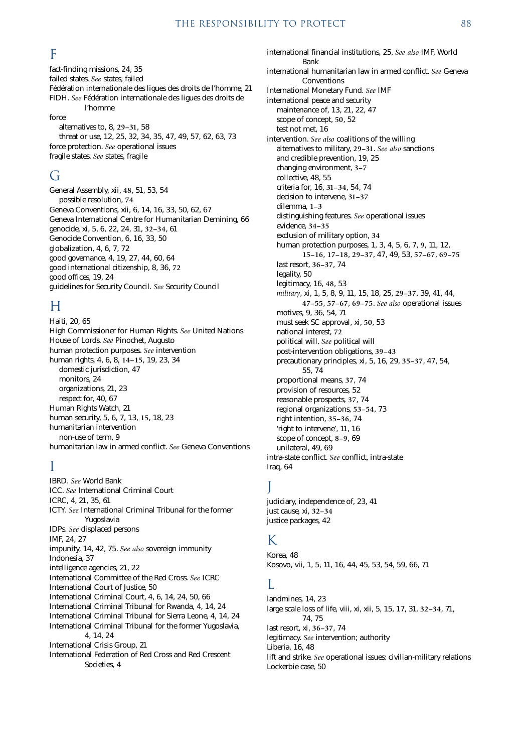## F

fact-finding missions, 24, 35
failed states. *See* states, failed
Fédération internationale des ligues des droits de l'homme, 21
FIDH. *See* Fédération internationale des ligues des droits de l'homme
force
- alternatives to, 8, **29–31**, 58
- threat or use, 12, 25, 32, 34, 35, 47, 49, 57, 62, 63, 73

force protection. *See* operational issues
fragile states. *See* states, fragile

## G

General Assembly, xii, **48**, 51, 53, 54
- possible resolution, **74**

Geneva Conventions, xii, 6, 14, 16, 33, 50, 62, 67
Geneva International Centre for Humanitarian Demining, 66
genocide, xi, 5, 6, 22, 24, 31, **32–34**, 61
Genocide Convention, 6, 16, 33, 50
globalization, 4, 6, 7, 72
good governance, 4, 19, 27, 44, 60, 64
good international citizenship, 8, 36, **72**
good offices, 19, 24
guidelines for Security Council. *See* Security Council

## H

Haiti, 20, 65
High Commissioner for Human Rights. *See* United Nations
House of Lords. *See* Pinochet, Augusto
human protection purposes. *See* intervention
human rights, 4, 6, 8, **14–15**, 19, 23, 34
- domestic jurisdiction, 47
- monitors, 24
- organizations, 21, 23
- respect for, 40, 67

Human Rights Watch, 21
human security, 5, 6, 7, 13, **15**, 18, 23
humanitarian intervention
- non-use of term, 9

humanitarian law in armed conflict. *See* Geneva Conventions

## I

IBRD. *See* World Bank
ICC. *See* International Criminal Court
ICRC, 4, 21, 35, 61
ICTY. *See* International Criminal Tribunal for the former Yugoslavia
IDPs. *See* displaced persons
IMF, 24, 27
impunity, 14, 42, 75. *See also* sovereign immunity
Indonesia, 37
intelligence agencies, 21, 22
International Committee of the Red Cross. *See* ICRC
International Court of Justice, 50
International Criminal Court, 4, 6, 14, 24, 50, 66
International Criminal Tribunal for Rwanda, 4, 14, 24
International Criminal Tribunal for Sierra Leone, 4, 14, 24
International Criminal Tribunal for the former Yugoslavia, 4, 14, 24
International Crisis Group, 21
International Federation of Red Cross and Red Crescent Societies, 4
international financial institutions, 25. *See also* IMF, World Bank
international humanitarian law in armed conflict. *See* Geneva Conventions
International Monetary Fund. *See* IMF
international peace and security
- maintenance of, 13, 21, 22, 47
- scope of concept, **50**, 52
- test not met, 16

intervention. *See also* coalitions of the willing
- alternatives to military, **29–31**. *See also* sanctions
- and credible prevention, 19, 25
- changing environment, **3–7**
- collective, 48, 55
- criteria for, 16, **31–34**, 54, 74
- decision to intervene, **31–37**
- dilemma, **1–3**
- distinguishing features. *See* operational issues
- evidence, **34–35**
- exclusion of military option, **34**
- human protection purposes, 1, 3, 4, 5, 6, 7, **9**, 11, 12, **15–16**, **17–18**, **29–37**, 47, 49, 53, **57–67**, **69–75**
- last resort, **36–37**, 74
- legality, 50
- legitimacy, 16, **48**, 53
- *military*, xi, 1, 5, 8, 9, 11, 15, 18, 25, **29–37**, 39, 41, 44, **47–55**, **57–67**, **69–75**. *See also* operational issues
- motives, 9, 36, 54, 71
- must seek SC approval, xi, **50**, 53
- national interest, **72**
- political will. *See* political will
- post-intervention obligations, **39–43**
- precautionary principles, xi, 5, 16, 29, **35–37**, 47, 54, 55, 74
- proportional means, **37**, 74
- provision of resources, 52
- reasonable prospects, **37**, 74
- regional organizations, **53–54**, 73
- right intention, **35–36**, 74
- 'right to intervene', 11, 16
- scope of concept, **8–9**, 69
- unilateral, 49, 69

intra-state conflict. *See* conflict, intra-state
Iraq, 64

## J

judiciary, independence of, 23, 41
just cause, xi, **32–34**
justice packages, 42

## K

Korea, 48
Kosovo, vii, 1, 5, 11, 16, 44, 45, 53, 54, 59, 66, 71

## L

landmines, 14, 23
large scale loss of life, viii, xi, xii, 5, 15, 17, 31, **32–34**, 71, 74, 75
last resort, xi, **36–37**, 74
legitimacy. *See* intervention; authority
Liberia, 16, 48
lift and strike. *See* operational issues: civilian-military relations
Lockerbie case, 50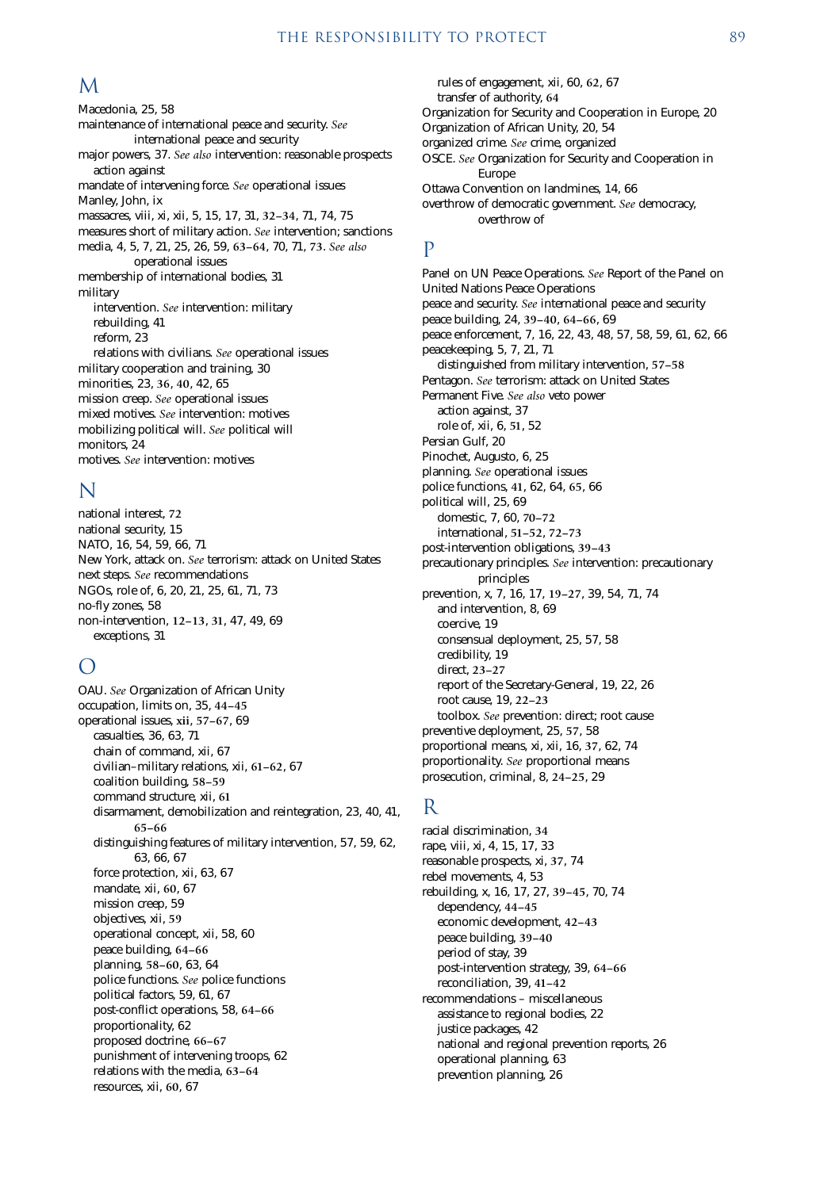## M

Macedonia, 25, 58
maintenance of international peace and security. *See* international peace and security
major powers, 37. *See also* intervention: reasonable prospects action against
mandate of intervening force. *See* operational issues
Manley, John, ix
massacres, viii, xi, xii, 5, 15, 17, 31, **32–34**, 71, 74, 75
measures short of military action. *See* intervention; sanctions
media, 4, 5, 7, 21, 25, 26, 59, **63–64**, 70, 71, **73**. *See also* operational issues
membership of international bodies, 31
military
- intervention. *See* intervention: military
- rebuilding, 41
- reform, 23
- relations with civilians. *See* operational issues

military cooperation and training, 30
minorities, 23, **36**, **40**, 42, 65
mission creep. *See* operational issues
mixed motives. *See* intervention: motives
mobilizing political will. *See* political will
monitors, 24
motives. *See* intervention: motives

## N

national interest, **72**
national security, 15
NATO, 16, 54, 59, 66, 71
New York, attack on. *See* terrorism: attack on United States
next steps. *See* recommendations
NGOs, role of, 6, 20, 21, 25, 61, 71, 73
no-fly zones, 58
non-intervention, **12–13**, **31**, 47, 49, 69
- exceptions, 31

## O

OAU. *See* Organization of African Unity
occupation, limits on, 35, **44–45**
operational issues, **xii**, **57–67**, 69
- casualties, 36, 63, 71
- chain of command, xii, 67
- civilian–military relations, xii, **61–62**, 67
- coalition building, **58–59**
- command structure, xii, **61**
- disarmament, demobilization and reintegration, 23, 40, 41, **65–66**
- distinguishing features of military intervention, 57, 59, 62, 63, 66, 67
- force protection, xii, 63, 67
- mandate, xii, **60**, 67
- mission creep, 59
- objectives, xii, **59**
- operational concept, xii, 58, 60
- peace building, **64–66**
- planning, **58–60**, 63, 64
- police functions. *See* police functions
- political factors, 59, 61, 67
- post-conflict operations, 58, **64–66**
- proportionality, 62
- proposed doctrine, **66–67**
- punishment of intervening troops, 62
- relations with the media, **63–64**
- resources, xii, **60**, 67
- rules of engagement, xii, 60, **62**, 67
- transfer of authority, **64**

Organization for Security and Cooperation in Europe, 20
Organization of African Unity, 20, 54
organized crime. *See* crime, organized
OSCE. *See* Organization for Security and Cooperation in Europe
Ottawa Convention on landmines, 14, 66
overthrow of democratic government. *See* democracy, overthrow of

## P

Panel on UN Peace Operations. *See* Report of the Panel on United Nations Peace Operations
peace and security. *See* international peace and security
peace building, 24, **39–40**, **64–66**, 69
peace enforcement, 7, 16, 22, 43, 48, 57, 58, 59, 61, 62, 66
peacekeeping, 5, 7, 21, 71
- distinguished from military intervention, **57–58**

Pentagon. *See* terrorism: attack on United States
Permanent Five. *See also* veto power
- action against, 37
- role of, xii, 6, **51**, 52

Persian Gulf, 20
Pinochet, Augusto, 6, 25
planning. *See* operational issues
police functions, **41**, 62, 64, **65**, 66
political will, 25, 69
- domestic, 7, 60, **70–72**
- international, **51–52**, **72–73**

post-intervention obligations, **39–43**
precautionary principles. *See* intervention: precautionary principles
prevention, x, 7, 16, 17, **19–27**, 39, 54, 71, 74
- and intervention, 8, 69
- coercive, 19
- consensual deployment, 25, 57, 58
- credibility, 19
- direct, **23–27**
- report of the Secretary-General, 19, 22, 26
- root cause, 19, **22–23**
- toolbox. *See* prevention: direct; root cause

preventive deployment, 25, **57**, 58
proportional means, xi, xii, 16, **37**, 62, 74
proportionality. *See* proportional means
prosecution, criminal, 8, **24–25**, 29

## R

racial discrimination, **34**
rape, viii, xi, 4, 15, 17, 33
reasonable prospects, xi, **37**, 74
rebel movements, 4, 53
rebuilding, x, 16, 17, 27, **39–45**, 70, 74
- dependency, **44–45**
- economic development, **42–43**
- peace building, **39–40**
- period of stay, 39
- post-intervention strategy, 39, **64–66**
- reconciliation, 39, **41–42**

recommendations – miscellaneous
- assistance to regional bodies, 22
- justice packages, 42
- national and regional prevention reports, 26
- operational planning, 63
- prevention planning, 26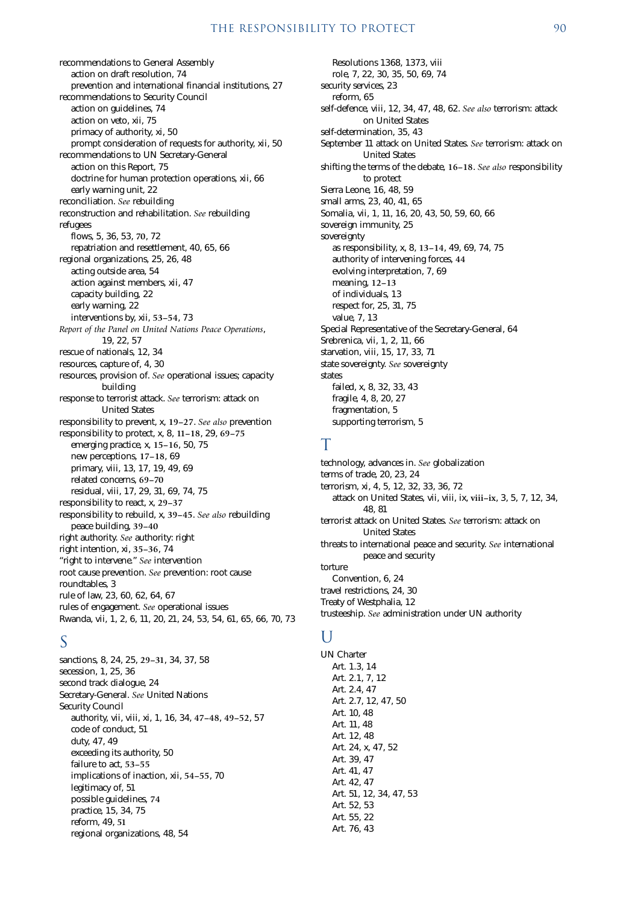recommendations to General Assembly
  action on draft resolution, 74
  prevention and international financial institutions, 27
recommendations to Security Council
  action on guidelines, 74
  action on veto, xii, 75
  primacy of authority, xi, 50
  prompt consideration of requests for authority, xii, 50
recommendations to UN Secretary-General
  action on this Report, 75
  doctrine for human protection operations, xii, 66
  early warning unit, 22
reconciliation. *See* rebuilding
reconstruction and rehabilitation. *See* rebuilding
refugees
  flows, 5, 36, 53, **70**, 72
  repatriation and resettlement, 40, 65, 66
regional organizations, 25, 26, 48
  acting outside area, 54
  action against members, xii, 47
  capacity building, 22
  early warning, 22
  interventions by, xii, **53–54**, 73
*Report of the Panel on United Nations Peace Operations*, 19, 22, 57
rescue of nationals, 12, 34
resources, capture of, 4, 30
resources, provision of. *See* operational issues; capacity building
response to terrorist attack. *See* terrorism: attack on United States
responsibility to prevent, x, **19–27**. *See also* prevention
responsibility to protect, x, 8, **11–18**, 29, **69–75**
  emerging practice, x, **15–16**, 50, 75
  new perceptions, **17–18**, 69
  primary, viii, 13, 17, 19, 49, 69
  related concerns, **69–70**
  residual, viii, 17, 29, 31, 69, 74, 75
responsibility to react, x, **29–37**
responsibility to rebuild, x, **39–45**. *See also* rebuilding
  peace building, **39–40**
right authority. *See* authority: right
right intention, xi, **35–36**, 74
"right to intervene." *See* intervention
root cause prevention. *See* prevention: root cause
roundtables, 3
rule of law, 23, 60, 62, 64, 67
rules of engagement. *See* operational issues
Rwanda, vii, 1, 2, 6, 11, 20, 21, 24, 53, 54, 61, 65, 66, 70, 73

## S

sanctions, 8, 24, 25, **29–31**, 34, 37, 58
secession, 1, 25, 36
second track dialogue, 24
Secretary-General. *See* United Nations
Security Council
  authority, vii, viii, xi, 1, 16, 34, **47–48**, **49–52**, 57
  code of conduct, 51
  duty, 47, 49
  exceeding its authority, 50
  failure to act, **53–55**
  implications of inaction, xii, **54–55**, 70
  legitimacy of, 51
  possible guidelines, **74**
  practice, 15, 34, 75
  reform, 49, **51**
  regional organizations, 48, 54
  Resolutions 1368, 1373, viii
  role, 7, 22, 30, 35, 50, 69, 74
security services, 23
  reform, 65
self-defence, viii, 12, 34, 47, 48, 62. *See also* terrorism: attack on United States
self-determination, 35, 43
September 11 attack on United States. *See* terrorism: attack on United States
shifting the terms of the debate, **16–18**. *See also* responsibility to protect
Sierra Leone, 16, 48, 59
small arms, 23, 40, 41, 65
Somalia, vii, 1, 11, 16, 20, 43, 50, 59, 60, 66
sovereign immunity, 25
sovereignty
  as responsibility, x, 8, **13–14**, 49, 69, 74, 75
  authority of intervening forces, **44**
  evolving interpretation, 7, 69
  meaning, **12–13**
  of individuals, 13
  respect for, 25, 31, 75
  value, 7, 13
Special Representative of the Secretary-General, 64
Srebrenica, vii, 1, 2, 11, 66
starvation, viii, 15, 17, 33, 71
state sovereignty. *See* sovereignty
states
  failed, x, 8, 32, 33, 43
  fragile, 4, 8, 20, 27
  fragmentation, 5
  supporting terrorism, 5

## T

technology, advances in. *See* globalization
terms of trade, 20, 23, 24
terrorism, xi, 4, 5, 12, 32, 33, 36, 72
  attack on United States, vii, viii, ix, **viii–ix**, 3, 5, 7, 12, 34, 48, 81
terrorist attack on United States. *See* terrorism: attack on United States
threats to international peace and security. *See* international peace and security
torture
  Convention, 6, 24
travel restrictions, 24, 30
Treaty of Westphalia, 12
trusteeship. *See* administration under UN authority

## U

UN Charter
  Art. 1.3, 14
  Art. 2.1, 7, 12
  Art. 2.4, 47
  Art. 2.7, 12, 47, 50
  Art. 10, 48
  Art. 11, 48
  Art. 12, 48
  Art. 24, x, 47, 52
  Art. 39, 47
  Art. 41, 47
  Art. 42, 47
  Art. 51, 12, 34, 47, 53
  Art. 52, 53
  Art. 55, 22
  Art. 76, 43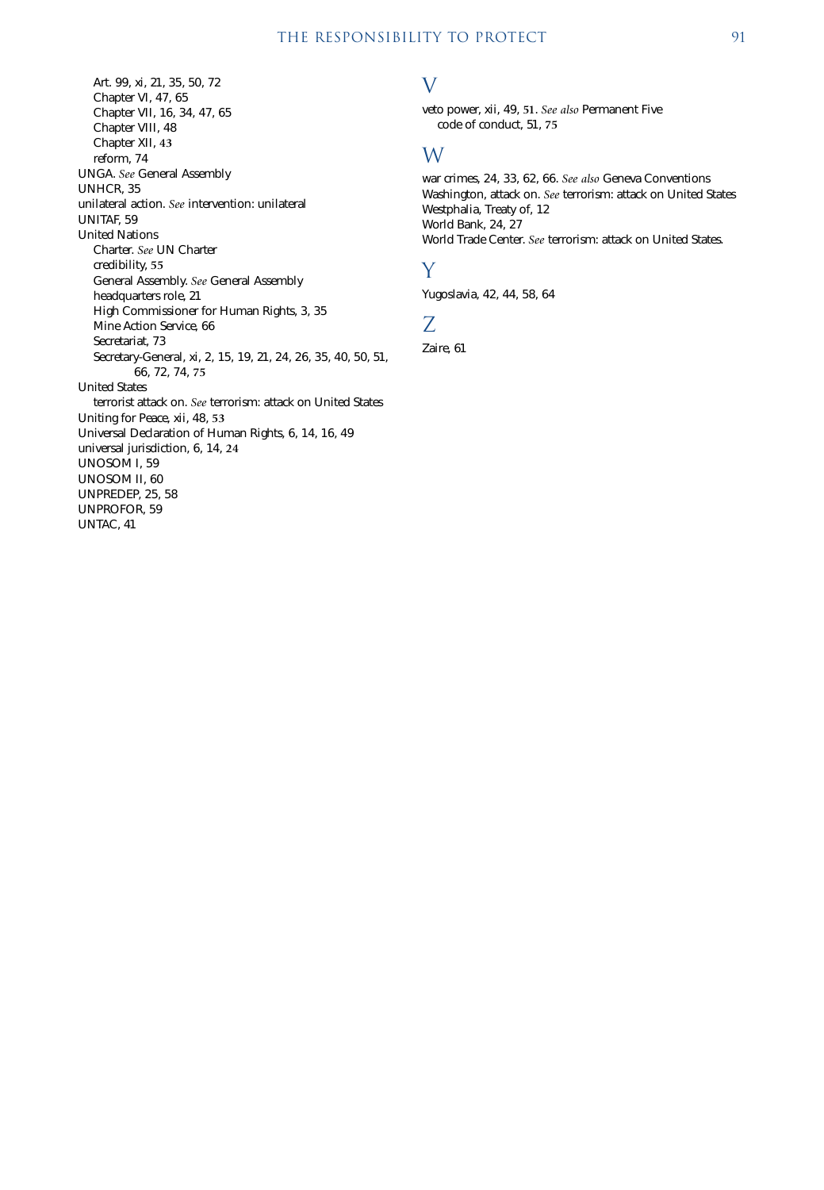Art. 99, xi, 21, 35, 50, 72
Chapter VI, 47, 65
Chapter VII, 16, 34, 47, 65
Chapter VIII, 48
Chapter XII, **43**
reform, 74

UNGA. *See* General Assembly
UNHCR, 35
unilateral action. *See* intervention: unilateral
UNITAF, 59
United Nations
Charter. *See* UN Charter
credibility, **55**
General Assembly. *See* General Assembly
headquarters role, 21
High Commissioner for Human Rights, 3, 35
Mine Action Service, 66
Secretariat, 73
Secretary-General, xi, 2, 15, 19, 21, 24, 26, 35, 40, 50, 51, 66, 72, 74, **75**

United States
terrorist attack on. *See* terrorism: attack on United States

Uniting for Peace, xii, 48, **53**
Universal Declaration of Human Rights, 6, 14, 16, 49
universal jurisdiction, 6, 14, **24**
UNOSOM I, 59
UNOSOM II, 60
UNPREDEP, 25, 58
UNPROFOR, 59
UNTAC, 41

## V

veto power, xii, 49, **51**. *See also* Permanent Five
code of conduct, 51, **75**

## W

war crimes, 24, 33, 62, 66. *See also* Geneva Conventions
Washington, attack on. *See* terrorism: attack on United States
Westphalia, Treaty of, 12
World Bank, 24, 27
World Trade Center. *See* terrorism: attack on United States.

## Y

Yugoslavia, 42, 44, 58, 64

## Z

Zaire, 61